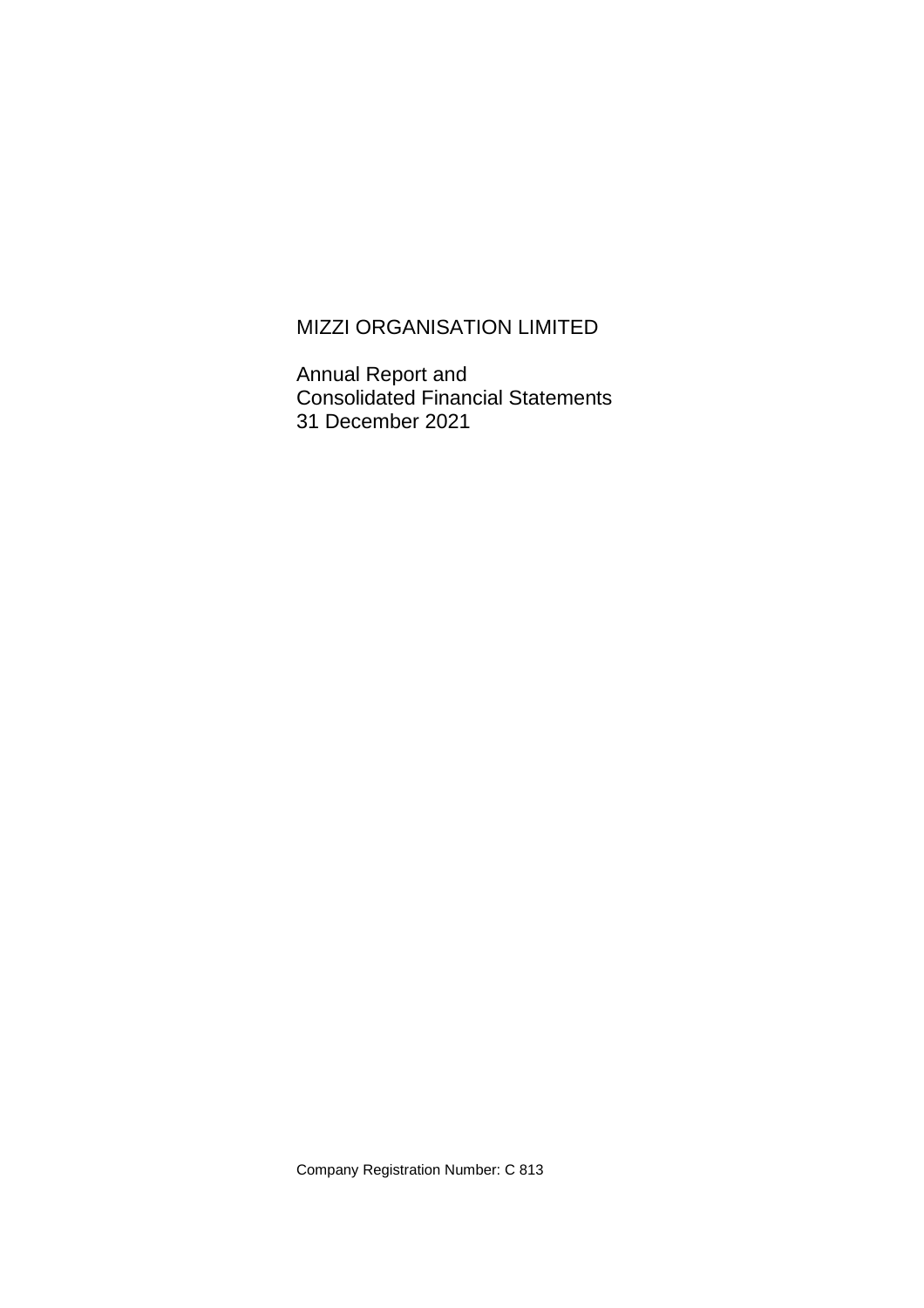# MIZZI ORGANISATION LIMITED

Annual Report and
Consolidated Financial Statements
31 December 2021

Company Registration Number: C 813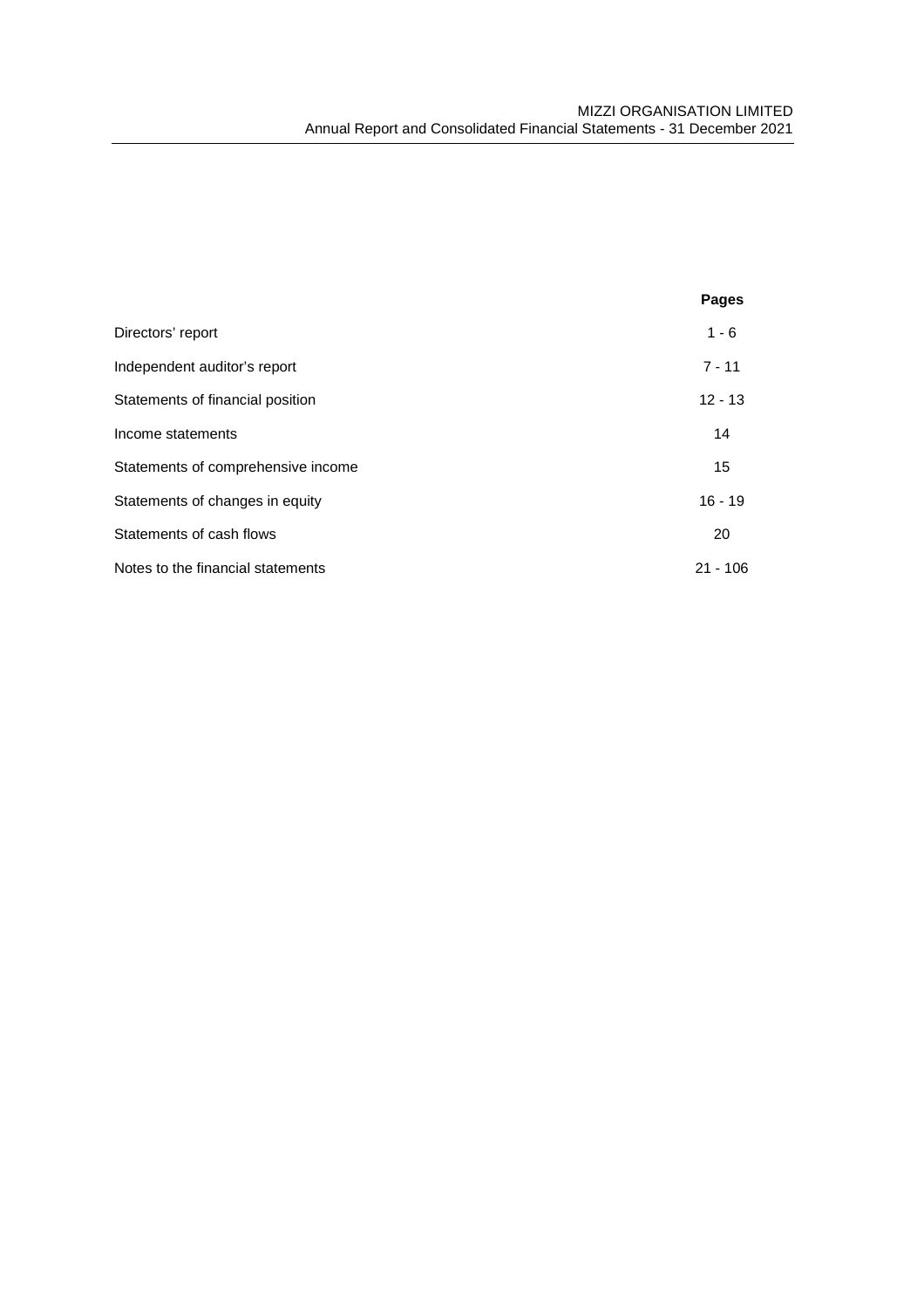| | Pages |
|---|---|
| Directors' report | 1 - 6 |
| Independent auditor's report | 7 - 11 |
| Statements of financial position | 12 - 13 |
| Income statements | 14 |
| Statements of comprehensive income | 15 |
| Statements of changes in equity | 16 - 19 |
| Statements of cash flows | 20 |
| Notes to the financial statements | 21 - 106 |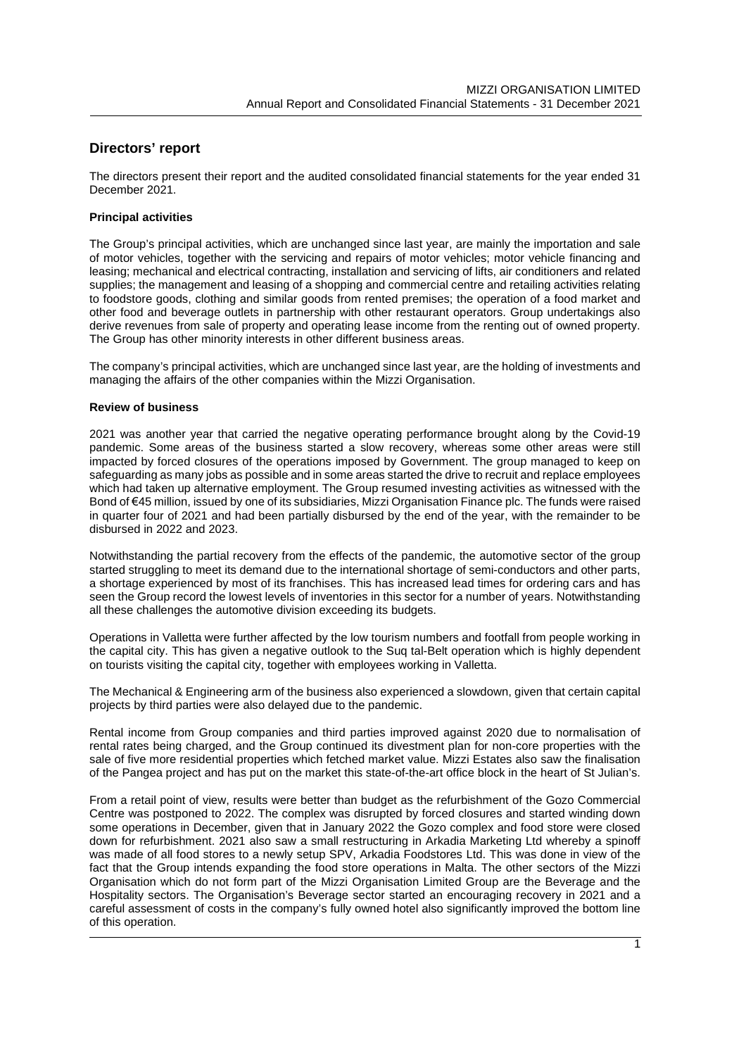## Directors' report

The directors present their report and the audited consolidated financial statements for the year ended 31 December 2021.

### Principal activities

The Group's principal activities, which are unchanged since last year, are mainly the importation and sale of motor vehicles, together with the servicing and repairs of motor vehicles; motor vehicle financing and leasing; mechanical and electrical contracting, installation and servicing of lifts, air conditioners and related supplies; the management and leasing of a shopping and commercial centre and retailing activities relating to foodstore goods, clothing and similar goods from rented premises; the operation of a food market and other food and beverage outlets in partnership with other restaurant operators. Group undertakings also derive revenues from sale of property and operating lease income from the renting out of owned property. The Group has other minority interests in other different business areas.

The company's principal activities, which are unchanged since last year, are the holding of investments and managing the affairs of the other companies within the Mizzi Organisation.

### Review of business

2021 was another year that carried the negative operating performance brought along by the Covid-19 pandemic. Some areas of the business started a slow recovery, whereas some other areas were still impacted by forced closures of the operations imposed by Government. The group managed to keep on safeguarding as many jobs as possible and in some areas started the drive to recruit and replace employees which had taken up alternative employment. The Group resumed investing activities as witnessed with the Bond of €45 million, issued by one of its subsidiaries, Mizzi Organisation Finance plc. The funds were raised in quarter four of 2021 and had been partially disbursed by the end of the year, with the remainder to be disbursed in 2022 and 2023.

Notwithstanding the partial recovery from the effects of the pandemic, the automotive sector of the group started struggling to meet its demand due to the international shortage of semi-conductors and other parts, a shortage experienced by most of its franchises. This has increased lead times for ordering cars and has seen the Group record the lowest levels of inventories in this sector for a number of years. Notwithstanding all these challenges the automotive division exceeding its budgets.

Operations in Valletta were further affected by the low tourism numbers and footfall from people working in the capital city. This has given a negative outlook to the Suq tal-Belt operation which is highly dependent on tourists visiting the capital city, together with employees working in Valletta.

The Mechanical & Engineering arm of the business also experienced a slowdown, given that certain capital projects by third parties were also delayed due to the pandemic.

Rental income from Group companies and third parties improved against 2020 due to normalisation of rental rates being charged, and the Group continued its divestment plan for non-core properties with the sale of five more residential properties which fetched market value. Mizzi Estates also saw the finalisation of the Pangea project and has put on the market this state-of-the-art office block in the heart of St Julian's.

From a retail point of view, results were better than budget as the refurbishment of the Gozo Commercial Centre was postponed to 2022. The complex was disrupted by forced closures and started winding down some operations in December, given that in January 2022 the Gozo complex and food store were closed down for refurbishment. 2021 also saw a small restructuring in Arkadia Marketing Ltd whereby a spinoff was made of all food stores to a newly setup SPV, Arkadia Foodstores Ltd. This was done in view of the fact that the Group intends expanding the food store operations in Malta. The other sectors of the Mizzi Organisation which do not form part of the Mizzi Organisation Limited Group are the Beverage and the Hospitality sectors. The Organisation's Beverage sector started an encouraging recovery in 2021 and a careful assessment of costs in the company's fully owned hotel also significantly improved the bottom line of this operation.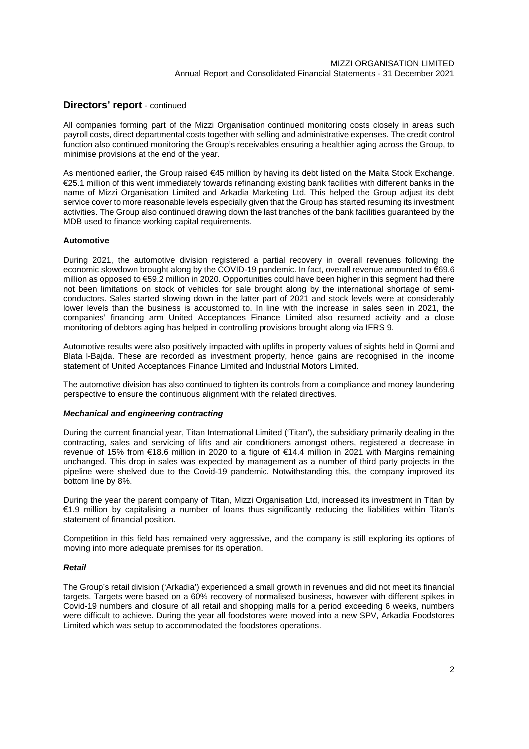## Directors' report - continued

All companies forming part of the Mizzi Organisation continued monitoring costs closely in areas such payroll costs, direct departmental costs together with selling and administrative expenses. The credit control function also continued monitoring the Group's receivables ensuring a healthier aging across the Group, to minimise provisions at the end of the year.

As mentioned earlier, the Group raised €45 million by having its debt listed on the Malta Stock Exchange. €25.1 million of this went immediately towards refinancing existing bank facilities with different banks in the name of Mizzi Organisation Limited and Arkadia Marketing Ltd. This helped the Group adjust its debt service cover to more reasonable levels especially given that the Group has started resuming its investment activities. The Group also continued drawing down the last tranches of the bank facilities guaranteed by the MDB used to finance working capital requirements.

**Automotive**

During 2021, the automotive division registered a partial recovery in overall revenues following the economic slowdown brought along by the COVID-19 pandemic. In fact, overall revenue amounted to €69.6 million as opposed to €59.2 million in 2020. Opportunities could have been higher in this segment had there not been limitations on stock of vehicles for sale brought along by the international shortage of semi-conductors. Sales started slowing down in the latter part of 2021 and stock levels were at considerably lower levels than the business is accustomed to. In line with the increase in sales seen in 2021, the companies' financing arm United Acceptances Finance Limited also resumed activity and a close monitoring of debtors aging has helped in controlling provisions brought along via IFRS 9.

Automotive results were also positively impacted with uplifts in property values of sights held in Qormi and Blata l-Bajda. These are recorded as investment property, hence gains are recognised in the income statement of United Acceptances Finance Limited and Industrial Motors Limited.

The automotive division has also continued to tighten its controls from a compliance and money laundering perspective to ensure the continuous alignment with the related directives.

***Mechanical and engineering contracting***

During the current financial year, Titan International Limited ('Titan'), the subsidiary primarily dealing in the contracting, sales and servicing of lifts and air conditioners amongst others, registered a decrease in revenue of 15% from €18.6 million in 2020 to a figure of €14.4 million in 2021 with Margins remaining unchanged. This drop in sales was expected by management as a number of third party projects in the pipeline were shelved due to the Covid-19 pandemic. Notwithstanding this, the company improved its bottom line by 8%.

During the year the parent company of Titan, Mizzi Organisation Ltd, increased its investment in Titan by €1.9 million by capitalising a number of loans thus significantly reducing the liabilities within Titan's statement of financial position.

Competition in this field has remained very aggressive, and the company is still exploring its options of moving into more adequate premises for its operation.

***Retail***

The Group's retail division ('Arkadia') experienced a small growth in revenues and did not meet its financial targets. Targets were based on a 60% recovery of normalised business, however with different spikes in Covid-19 numbers and closure of all retail and shopping malls for a period exceeding 6 weeks, numbers were difficult to achieve. During the year all foodstores were moved into a new SPV, Arkadia Foodstores Limited which was setup to accommodated the foodstores operations.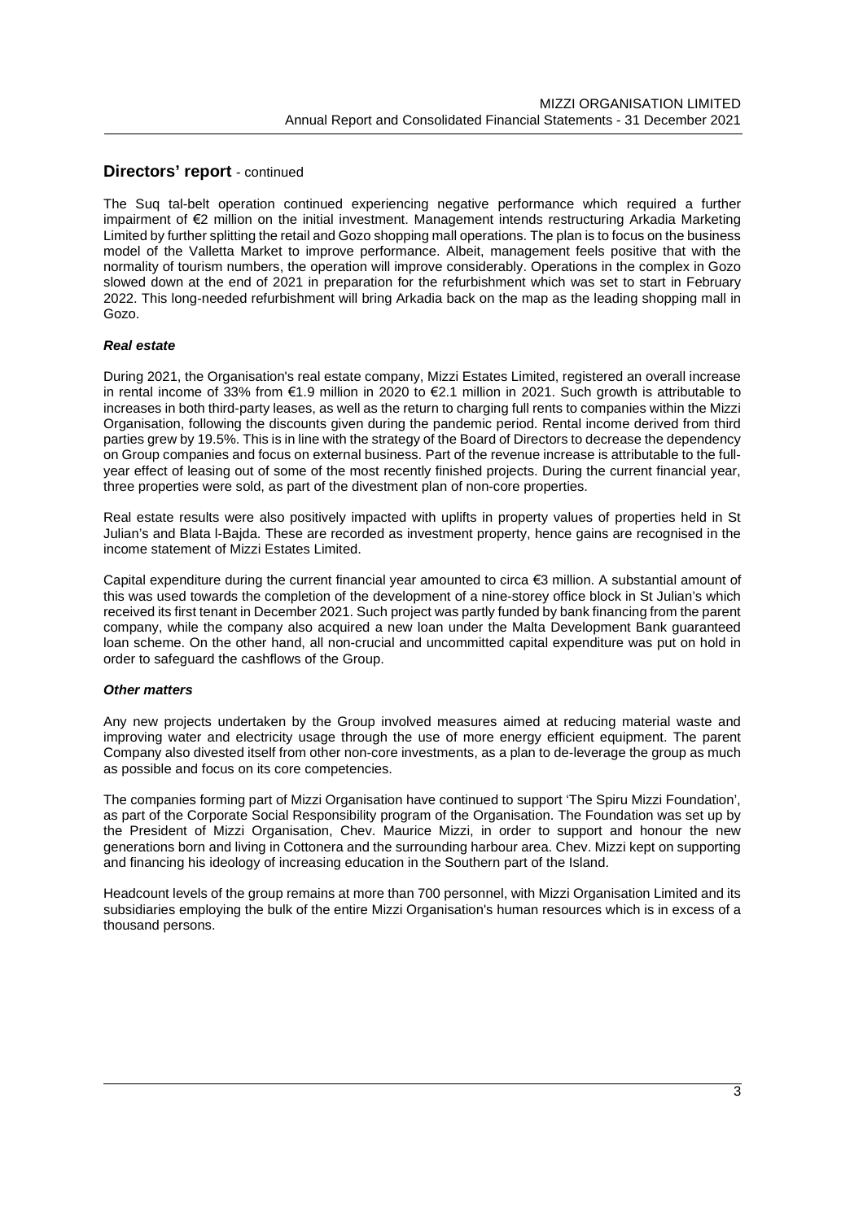## Directors' report - continued

The Suq tal-belt operation continued experiencing negative performance which required a further impairment of €2 million on the initial investment. Management intends restructuring Arkadia Marketing Limited by further splitting the retail and Gozo shopping mall operations. The plan is to focus on the business model of the Valletta Market to improve performance. Albeit, management feels positive that with the normality of tourism numbers, the operation will improve considerably. Operations in the complex in Gozo slowed down at the end of 2021 in preparation for the refurbishment which was set to start in February 2022. This long-needed refurbishment will bring Arkadia back on the map as the leading shopping mall in Gozo.

### ***Real estate***

During 2021, the Organisation's real estate company, Mizzi Estates Limited, registered an overall increase in rental income of 33% from €1.9 million in 2020 to €2.1 million in 2021. Such growth is attributable to increases in both third-party leases, as well as the return to charging full rents to companies within the Mizzi Organisation, following the discounts given during the pandemic period. Rental income derived from third parties grew by 19.5%. This is in line with the strategy of the Board of Directors to decrease the dependency on Group companies and focus on external business. Part of the revenue increase is attributable to the full-year effect of leasing out of some of the most recently finished projects. During the current financial year, three properties were sold, as part of the divestment plan of non-core properties.

Real estate results were also positively impacted with uplifts in property values of properties held in St Julian's and Blata l-Bajda. These are recorded as investment property, hence gains are recognised in the income statement of Mizzi Estates Limited.

Capital expenditure during the current financial year amounted to circa €3 million. A substantial amount of this was used towards the completion of the development of a nine-storey office block in St Julian's which received its first tenant in December 2021. Such project was partly funded by bank financing from the parent company, while the company also acquired a new loan under the Malta Development Bank guaranteed loan scheme. On the other hand, all non-crucial and uncommitted capital expenditure was put on hold in order to safeguard the cashflows of the Group.

### ***Other matters***

Any new projects undertaken by the Group involved measures aimed at reducing material waste and improving water and electricity usage through the use of more energy efficient equipment. The parent Company also divested itself from other non-core investments, as a plan to de-leverage the group as much as possible and focus on its core competencies.

The companies forming part of Mizzi Organisation have continued to support 'The Spiru Mizzi Foundation', as part of the Corporate Social Responsibility program of the Organisation. The Foundation was set up by the President of Mizzi Organisation, Chev. Maurice Mizzi, in order to support and honour the new generations born and living in Cottonera and the surrounding harbour area. Chev. Mizzi kept on supporting and financing his ideology of increasing education in the Southern part of the Island.

Headcount levels of the group remains at more than 700 personnel, with Mizzi Organisation Limited and its subsidiaries employing the bulk of the entire Mizzi Organisation's human resources which is in excess of a thousand persons.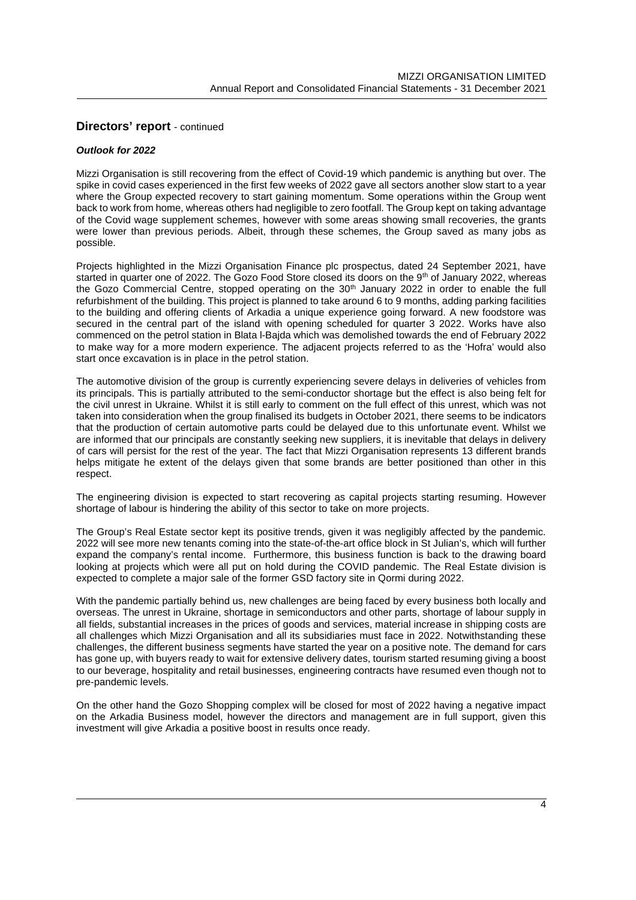## Directors' report - continued

### *Outlook for 2022*

Mizzi Organisation is still recovering from the effect of Covid-19 which pandemic is anything but over. The spike in covid cases experienced in the first few weeks of 2022 gave all sectors another slow start to a year where the Group expected recovery to start gaining momentum. Some operations within the Group went back to work from home, whereas others had negligible to zero footfall. The Group kept on taking advantage of the Covid wage supplement schemes, however with some areas showing small recoveries, the grants were lower than previous periods. Albeit, through these schemes, the Group saved as many jobs as possible.

Projects highlighted in the Mizzi Organisation Finance plc prospectus, dated 24 September 2021, have started in quarter one of 2022. The Gozo Food Store closed its doors on the 9th of January 2022, whereas the Gozo Commercial Centre, stopped operating on the 30th January 2022 in order to enable the full refurbishment of the building. This project is planned to take around 6 to 9 months, adding parking facilities to the building and offering clients of Arkadia a unique experience going forward. A new foodstore was secured in the central part of the island with opening scheduled for quarter 3 2022. Works have also commenced on the petrol station in Blata l-Bajda which was demolished towards the end of February 2022 to make way for a more modern experience. The adjacent projects referred to as the 'Hofra' would also start once excavation is in place in the petrol station.

The automotive division of the group is currently experiencing severe delays in deliveries of vehicles from its principals. This is partially attributed to the semi-conductor shortage but the effect is also being felt for the civil unrest in Ukraine. Whilst it is still early to comment on the full effect of this unrest, which was not taken into consideration when the group finalised its budgets in October 2021, there seems to be indicators that the production of certain automotive parts could be delayed due to this unfortunate event. Whilst we are informed that our principals are constantly seeking new suppliers, it is inevitable that delays in delivery of cars will persist for the rest of the year. The fact that Mizzi Organisation represents 13 different brands helps mitigate he extent of the delays given that some brands are better positioned than other in this respect.

The engineering division is expected to start recovering as capital projects starting resuming. However shortage of labour is hindering the ability of this sector to take on more projects.

The Group's Real Estate sector kept its positive trends, given it was negligibly affected by the pandemic. 2022 will see more new tenants coming into the state-of-the-art office block in St Julian's, which will further expand the company's rental income. Furthermore, this business function is back to the drawing board looking at projects which were all put on hold during the COVID pandemic. The Real Estate division is expected to complete a major sale of the former GSD factory site in Qormi during 2022.

With the pandemic partially behind us, new challenges are being faced by every business both locally and overseas. The unrest in Ukraine, shortage in semiconductors and other parts, shortage of labour supply in all fields, substantial increases in the prices of goods and services, material increase in shipping costs are all challenges which Mizzi Organisation and all its subsidiaries must face in 2022. Notwithstanding these challenges, the different business segments have started the year on a positive note. The demand for cars has gone up, with buyers ready to wait for extensive delivery dates, tourism started resuming giving a boost to our beverage, hospitality and retail businesses, engineering contracts have resumed even though not to pre-pandemic levels.

On the other hand the Gozo Shopping complex will be closed for most of 2022 having a negative impact on the Arkadia Business model, however the directors and management are in full support, given this investment will give Arkadia a positive boost in results once ready.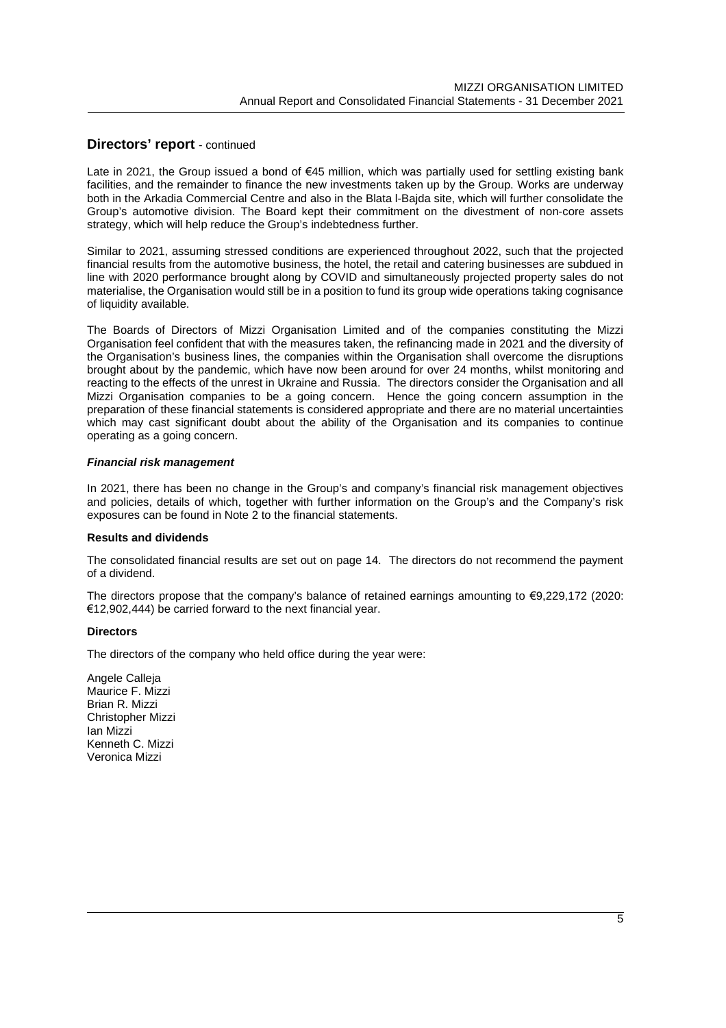## Directors' report - continued

Late in 2021, the Group issued a bond of €45 million, which was partially used for settling existing bank facilities, and the remainder to finance the new investments taken up by the Group. Works are underway both in the Arkadia Commercial Centre and also in the Blata l-Bajda site, which will further consolidate the Group's automotive division. The Board kept their commitment on the divestment of non-core assets strategy, which will help reduce the Group's indebtedness further.

Similar to 2021, assuming stressed conditions are experienced throughout 2022, such that the projected financial results from the automotive business, the hotel, the retail and catering businesses are subdued in line with 2020 performance brought along by COVID and simultaneously projected property sales do not materialise, the Organisation would still be in a position to fund its group wide operations taking cognisance of liquidity available.

The Boards of Directors of Mizzi Organisation Limited and of the companies constituting the Mizzi Organisation feel confident that with the measures taken, the refinancing made in 2021 and the diversity of the Organisation's business lines, the companies within the Organisation shall overcome the disruptions brought about by the pandemic, which have now been around for over 24 months, whilst monitoring and reacting to the effects of the unrest in Ukraine and Russia. The directors consider the Organisation and all Mizzi Organisation companies to be a going concern. Hence the going concern assumption in the preparation of these financial statements is considered appropriate and there are no material uncertainties which may cast significant doubt about the ability of the Organisation and its companies to continue operating as a going concern.

***Financial risk management***

In 2021, there has been no change in the Group's and company's financial risk management objectives and policies, details of which, together with further information on the Group's and the Company's risk exposures can be found in Note 2 to the financial statements.

**Results and dividends**

The consolidated financial results are set out on page 14. The directors do not recommend the payment of a dividend.

The directors propose that the company's balance of retained earnings amounting to €9,229,172 (2020: €12,902,444) be carried forward to the next financial year.

**Directors**

The directors of the company who held office during the year were:

Angele Calleja
Maurice F. Mizzi
Brian R. Mizzi
Christopher Mizzi
Ian Mizzi
Kenneth C. Mizzi
Veronica Mizzi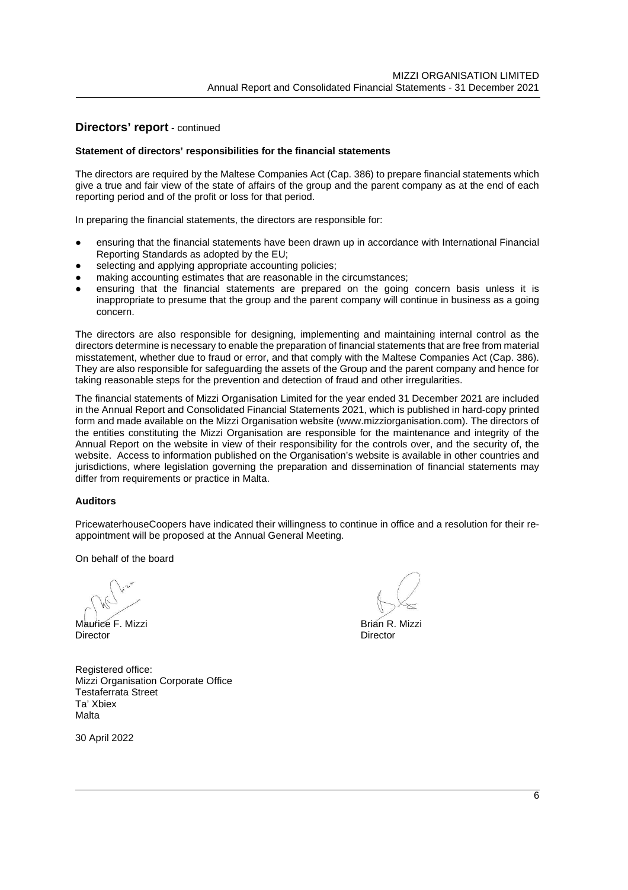## Directors' report - continued

**Statement of directors' responsibilities for the financial statements**

The directors are required by the Maltese Companies Act (Cap. 386) to prepare financial statements which give a true and fair view of the state of affairs of the group and the parent company as at the end of each reporting period and of the profit or loss for that period.

In preparing the financial statements, the directors are responsible for:

- ensuring that the financial statements have been drawn up in accordance with International Financial Reporting Standards as adopted by the EU;
- selecting and applying appropriate accounting policies;
- making accounting estimates that are reasonable in the circumstances;
- ensuring that the financial statements are prepared on the going concern basis unless it is inappropriate to presume that the group and the parent company will continue in business as a going concern.

The directors are also responsible for designing, implementing and maintaining internal control as the directors determine is necessary to enable the preparation of financial statements that are free from material misstatement, whether due to fraud or error, and that comply with the Maltese Companies Act (Cap. 386). They are also responsible for safeguarding the assets of the Group and the parent company and hence for taking reasonable steps for the prevention and detection of fraud and other irregularities.

The financial statements of Mizzi Organisation Limited for the year ended 31 December 2021 are included in the Annual Report and Consolidated Financial Statements 2021, which is published in hard-copy printed form and made available on the Mizzi Organisation website (www.mizziorganisation.com). The directors of the entities constituting the Mizzi Organisation are responsible for the maintenance and integrity of the Annual Report on the website in view of their responsibility for the controls over, and the security of, the website. Access to information published on the Organisation's website is available in other countries and jurisdictions, where legislation governing the preparation and dissemination of financial statements may differ from requirements or practice in Malta.

**Auditors**

PricewaterhouseCoopers have indicated their willingness to continue in office and a resolution for their re-appointment will be proposed at the Annual General Meeting.

On behalf of the board

Maurice F. Mizzi
Director

Brian R. Mizzi
Director

Registered office:
Mizzi Organisation Corporate Office
Testaferrata Street
Ta' Xbiex
Malta

30 April 2022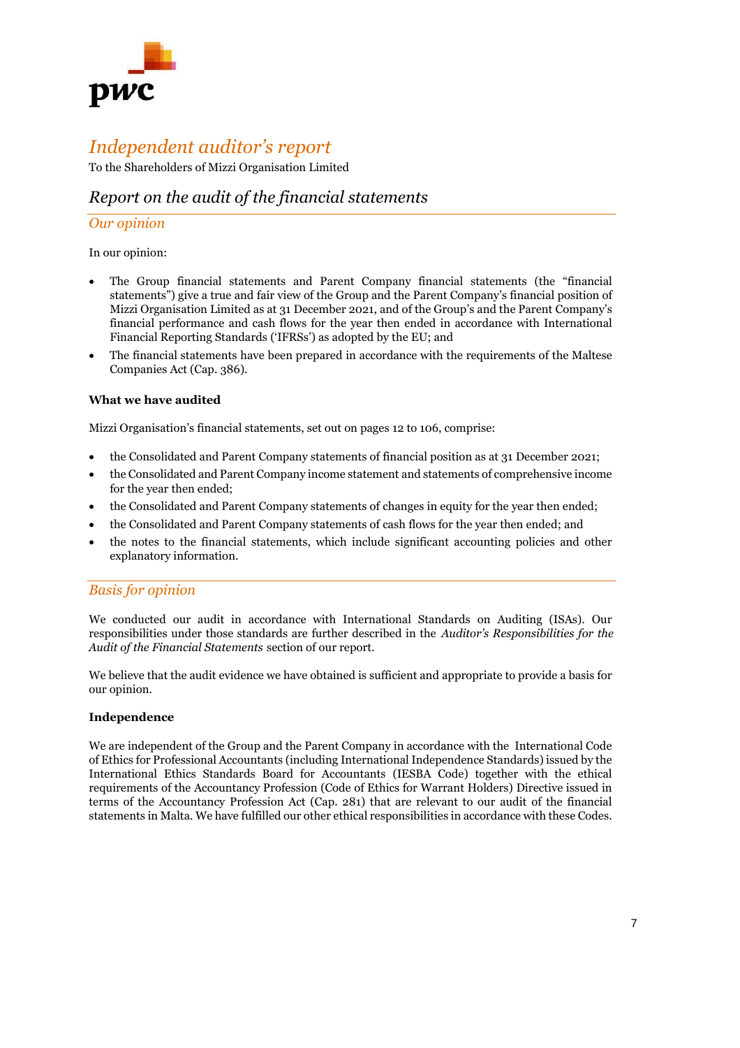# *Independent auditor's report*

To the Shareholders of Mizzi Organisation Limited

## *Report on the audit of the financial statements*

### *Our opinion*

In our opinion:

- The Group financial statements and Parent Company financial statements (the "financial statements") give a true and fair view of the Group and the Parent Company's financial position of Mizzi Organisation Limited as at 31 December 2021, and of the Group's and the Parent Company's financial performance and cash flows for the year then ended in accordance with International Financial Reporting Standards ('IFRSs') as adopted by the EU; and
- The financial statements have been prepared in accordance with the requirements of the Maltese Companies Act (Cap. 386).

**What we have audited**

Mizzi Organisation's financial statements, set out on pages 12 to 106, comprise:

- the Consolidated and Parent Company statements of financial position as at 31 December 2021;
- the Consolidated and Parent Company income statement and statements of comprehensive income for the year then ended;
- the Consolidated and Parent Company statements of changes in equity for the year then ended;
- the Consolidated and Parent Company statements of cash flows for the year then ended; and
- the notes to the financial statements, which include significant accounting policies and other explanatory information.

### *Basis for opinion*

We conducted our audit in accordance with International Standards on Auditing (ISAs). Our responsibilities under those standards are further described in the *Auditor's Responsibilities for the Audit of the Financial Statements* section of our report.

We believe that the audit evidence we have obtained is sufficient and appropriate to provide a basis for our opinion.

**Independence**

We are independent of the Group and the Parent Company in accordance with the International Code of Ethics for Professional Accountants (including International Independence Standards) issued by the International Ethics Standards Board for Accountants (IESBA Code) together with the ethical requirements of the Accountancy Profession (Code of Ethics for Warrant Holders) Directive issued in terms of the Accountancy Profession Act (Cap. 281) that are relevant to our audit of the financial statements in Malta. We have fulfilled our other ethical responsibilities in accordance with these Codes.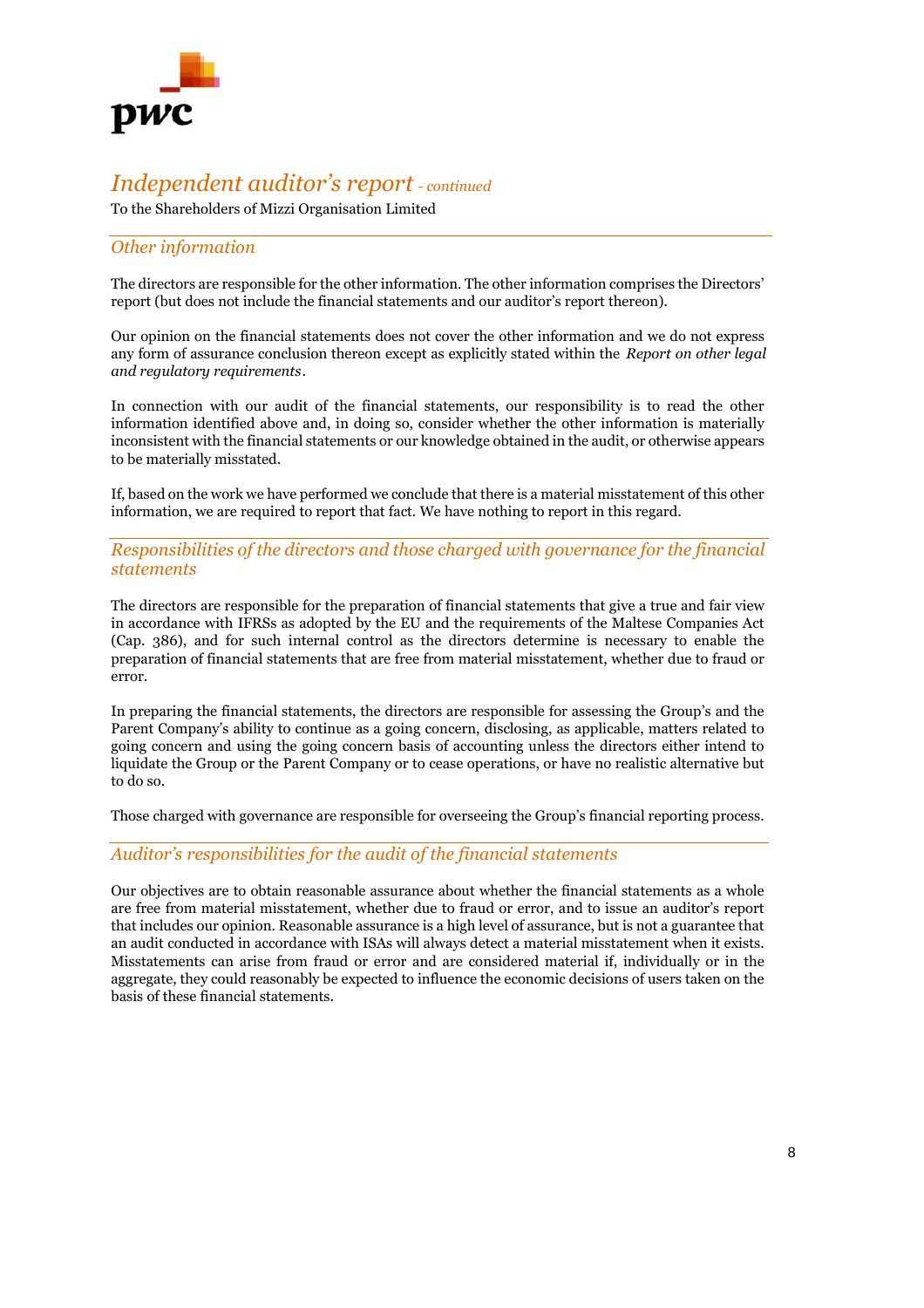# *Independent auditor's report - continued*

To the Shareholders of Mizzi Organisation Limited

## *Other information*

The directors are responsible for the other information. The other information comprises the Directors' report (but does not include the financial statements and our auditor's report thereon).

Our opinion on the financial statements does not cover the other information and we do not express any form of assurance conclusion thereon except as explicitly stated within the *Report on other legal and regulatory requirements*.

In connection with our audit of the financial statements, our responsibility is to read the other information identified above and, in doing so, consider whether the other information is materially inconsistent with the financial statements or our knowledge obtained in the audit, or otherwise appears to be materially misstated.

If, based on the work we have performed we conclude that there is a material misstatement of this other information, we are required to report that fact. We have nothing to report in this regard.

## *Responsibilities of the directors and those charged with governance for the financial statements*

The directors are responsible for the preparation of financial statements that give a true and fair view in accordance with IFRSs as adopted by the EU and the requirements of the Maltese Companies Act (Cap. 386), and for such internal control as the directors determine is necessary to enable the preparation of financial statements that are free from material misstatement, whether due to fraud or error.

In preparing the financial statements, the directors are responsible for assessing the Group's and the Parent Company's ability to continue as a going concern, disclosing, as applicable, matters related to going concern and using the going concern basis of accounting unless the directors either intend to liquidate the Group or the Parent Company or to cease operations, or have no realistic alternative but to do so.

Those charged with governance are responsible for overseeing the Group's financial reporting process.

## *Auditor's responsibilities for the audit of the financial statements*

Our objectives are to obtain reasonable assurance about whether the financial statements as a whole are free from material misstatement, whether due to fraud or error, and to issue an auditor's report that includes our opinion. Reasonable assurance is a high level of assurance, but is not a guarantee that an audit conducted in accordance with ISAs will always detect a material misstatement when it exists. Misstatements can arise from fraud or error and are considered material if, individually or in the aggregate, they could reasonably be expected to influence the economic decisions of users taken on the basis of these financial statements.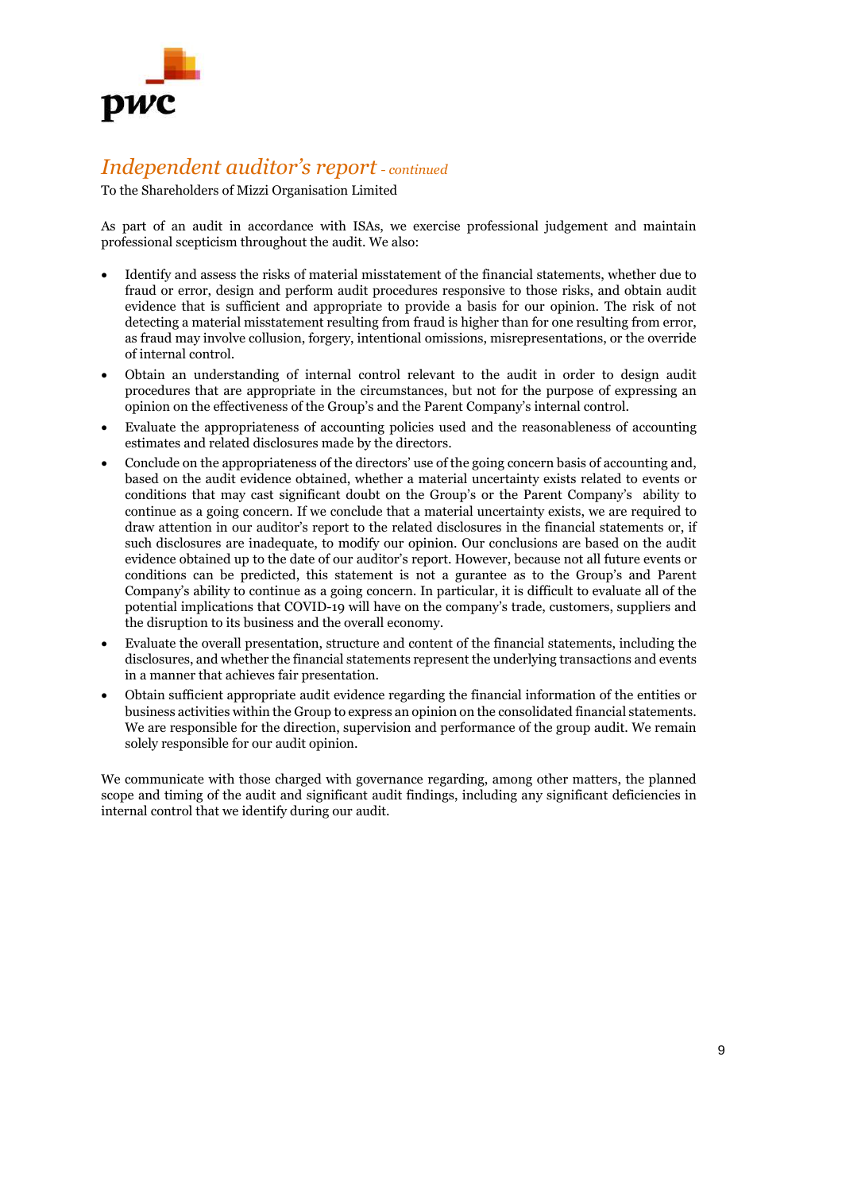# *Independent auditor's report - continued*

To the Shareholders of Mizzi Organisation Limited

As part of an audit in accordance with ISAs, we exercise professional judgement and maintain professional scepticism throughout the audit. We also:

- Identify and assess the risks of material misstatement of the financial statements, whether due to fraud or error, design and perform audit procedures responsive to those risks, and obtain audit evidence that is sufficient and appropriate to provide a basis for our opinion. The risk of not detecting a material misstatement resulting from fraud is higher than for one resulting from error, as fraud may involve collusion, forgery, intentional omissions, misrepresentations, or the override of internal control.
- Obtain an understanding of internal control relevant to the audit in order to design audit procedures that are appropriate in the circumstances, but not for the purpose of expressing an opinion on the effectiveness of the Group's and the Parent Company's internal control.
- Evaluate the appropriateness of accounting policies used and the reasonableness of accounting estimates and related disclosures made by the directors.
- Conclude on the appropriateness of the directors' use of the going concern basis of accounting and, based on the audit evidence obtained, whether a material uncertainty exists related to events or conditions that may cast significant doubt on the Group's or the Parent Company's ability to continue as a going concern. If we conclude that a material uncertainty exists, we are required to draw attention in our auditor's report to the related disclosures in the financial statements or, if such disclosures are inadequate, to modify our opinion. Our conclusions are based on the audit evidence obtained up to the date of our auditor's report. However, because not all future events or conditions can be predicted, this statement is not a gurantee as to the Group's and Parent Company's ability to continue as a going concern. In particular, it is difficult to evaluate all of the potential implications that COVID-19 will have on the company's trade, customers, suppliers and the disruption to its business and the overall economy.
- Evaluate the overall presentation, structure and content of the financial statements, including the disclosures, and whether the financial statements represent the underlying transactions and events in a manner that achieves fair presentation.
- Obtain sufficient appropriate audit evidence regarding the financial information of the entities or business activities within the Group to express an opinion on the consolidated financial statements. We are responsible for the direction, supervision and performance of the group audit. We remain solely responsible for our audit opinion.

We communicate with those charged with governance regarding, among other matters, the planned scope and timing of the audit and significant audit findings, including any significant deficiencies in internal control that we identify during our audit.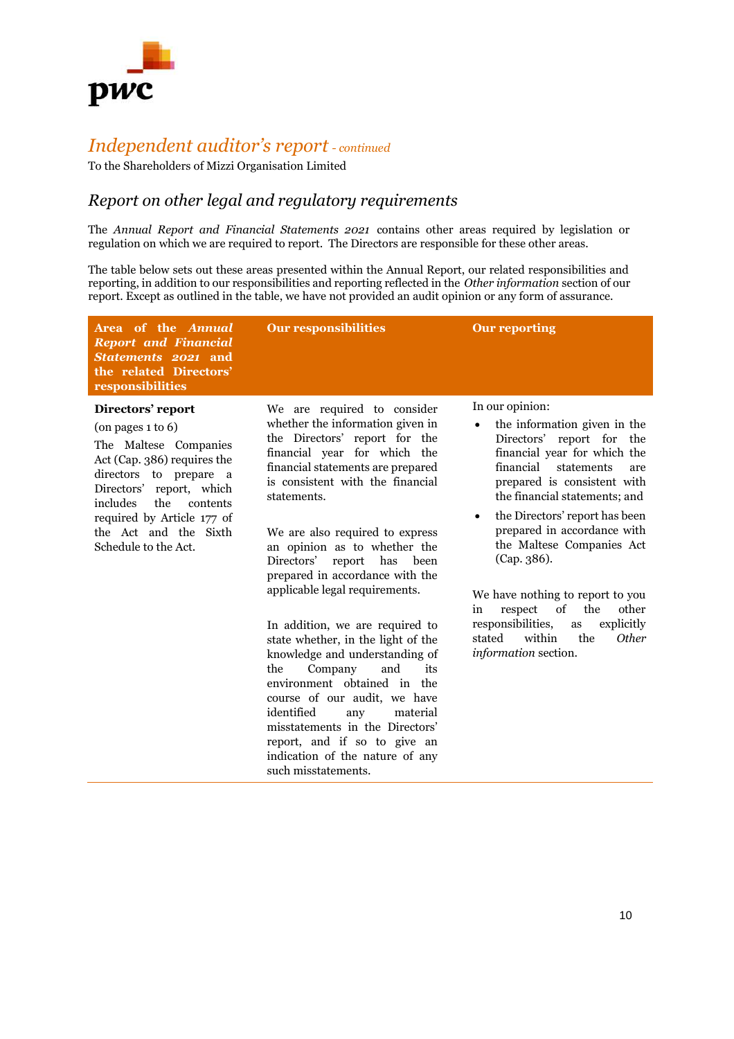# *Independent auditor's report* - *continued*

To the Shareholders of Mizzi Organisation Limited

## *Report on other legal and regulatory requirements*

The *Annual Report and Financial Statements 2021* contains other areas required by legislation or regulation on which we are required to report. The Directors are responsible for these other areas.

The table below sets out these areas presented within the Annual Report, our related responsibilities and reporting, in addition to our responsibilities and reporting reflected in the *Other information* section of our report. Except as outlined in the table, we have not provided an audit opinion or any form of assurance.

| **Area of the *Annual Report and Financial Statements 2021* and the related Directors' responsibilities** | **Our responsibilities** | **Our reporting** |
|---|---|---|
| **Directors' report**<br>(on pages 1 to 6)<br>The Maltese Companies Act (Cap. 386) requires the directors to prepare a Directors' report, which includes the contents required by Article 177 of the Act and the Sixth Schedule to the Act. | We are required to consider whether the information given in the Directors' report for the financial year for which the financial statements are prepared is consistent with the financial statements.<br><br>We are also required to express an opinion as to whether the Directors' report has been prepared in accordance with the applicable legal requirements.<br><br>In addition, we are required to state whether, in the light of the knowledge and understanding of the Company and its environment obtained in the course of our audit, we have identified any material misstatements in the Directors' report, and if so to give an indication of the nature of any such misstatements. | In our opinion:<br>• the information given in the Directors' report for the financial year for which the financial statements are prepared is consistent with the financial statements; and<br>• the Directors' report has been prepared in accordance with the Maltese Companies Act (Cap. 386).<br><br>We have nothing to report to you in respect of the other responsibilities, as explicitly stated within the *Other information* section. |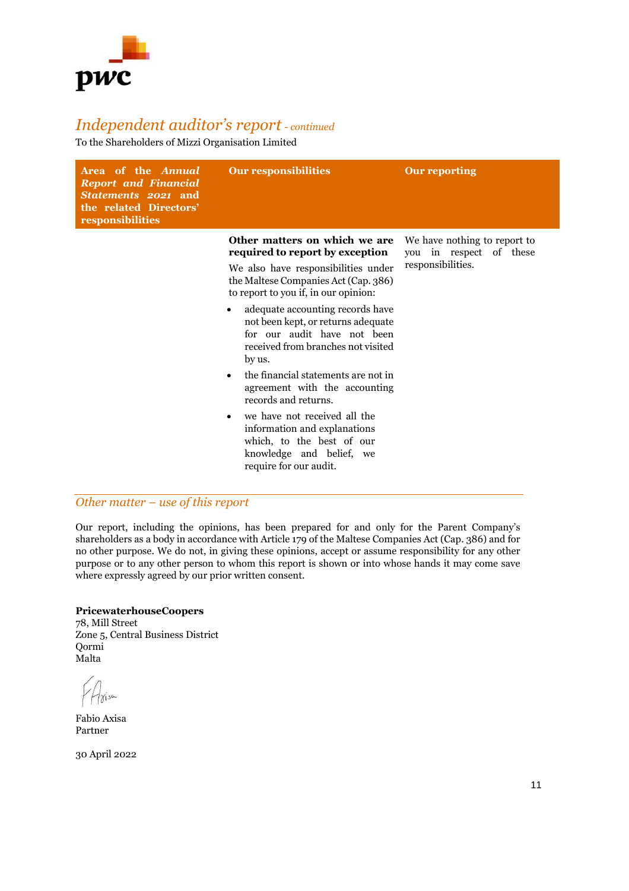## *Independent auditor's report* - *continued*

To the Shareholders of Mizzi Organisation Limited

| Area of the *Annual Report and Financial Statements 2021* and the related Directors' responsibilities | Our responsibilities | Our reporting |
|---|---|---|
| | **Other matters on which we are required to report by exception**<br>We also have responsibilities under the Maltese Companies Act (Cap. 386) to report to you if, in our opinion:<br>• adequate accounting records have not been kept, or returns adequate for our audit have not been received from branches not visited by us.<br>• the financial statements are not in agreement with the accounting records and returns.<br>• we have not received all the information and explanations which, to the best of our knowledge and belief, we require for our audit. | We have nothing to report to you in respect of these responsibilities. |

### *Other matter – use of this report*

Our report, including the opinions, has been prepared for and only for the Parent Company's shareholders as a body in accordance with Article 179 of the Maltese Companies Act (Cap. 386) and for no other purpose. We do not, in giving these opinions, accept or assume responsibility for any other purpose or to any other person to whom this report is shown or into whose hands it may come save where expressly agreed by our prior written consent.

**PricewaterhouseCoopers**
78, Mill Street
Zone 5, Central Business District
Qormi
Malta

Fabio Axisa
Partner

30 April 2022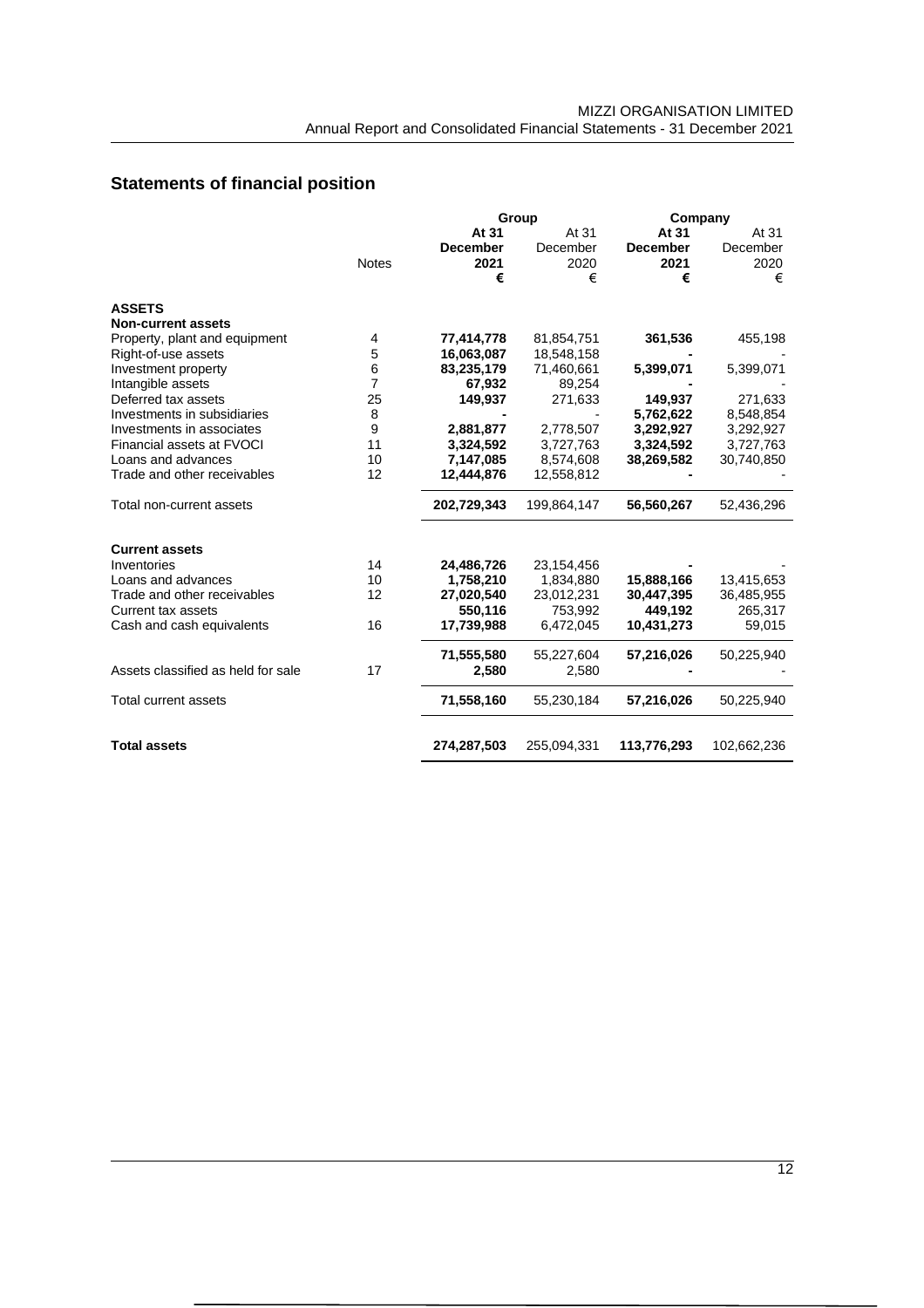## Statements of financial position

| | Notes | Group | | Company | |
|---|---|---|---|---|---|
| | | **At 31 December 2021** | At 31 December 2020 | **At 31 December 2021** | At 31 December 2020 |
| | | **€** | € | **€** | € |
| **ASSETS** | | | | | |
| **Non-current assets** | | | | | |
| Property, plant and equipment | 4 | **77,414,778** | 81,854,751 | **361,536** | 455,198 |
| Right-of-use assets | 5 | **16,063,087** | 18,548,158 | **-** | - |
| Investment property | 6 | **83,235,179** | 71,460,661 | **5,399,071** | 5,399,071 |
| Intangible assets | 7 | **67,932** | 89,254 | **-** | - |
| Deferred tax assets | 25 | **149,937** | 271,633 | **149,937** | 271,633 |
| Investments in subsidiaries | 8 | **-** | - | **5,762,622** | 8,548,854 |
| Investments in associates | 9 | **2,881,877** | 2,778,507 | **3,292,927** | 3,292,927 |
| Financial assets at FVOCI | 11 | **3,324,592** | 3,727,763 | **3,324,592** | 3,727,763 |
| Loans and advances | 10 | **7,147,085** | 8,574,608 | **38,269,582** | 30,740,850 |
| Trade and other receivables | 12 | **12,444,876** | 12,558,812 | **-** | - |
| Total non-current assets | | **202,729,343** | 199,864,147 | **56,560,267** | 52,436,296 |
| **Current assets** | | | | | |
| Inventories | 14 | **24,486,726** | 23,154,456 | **-** | - |
| Loans and advances | 10 | **1,758,210** | 1,834,880 | **15,888,166** | 13,415,653 |
| Trade and other receivables | 12 | **27,020,540** | 23,012,231 | **30,447,395** | 36,485,955 |
| Current tax assets | | **550,116** | 753,992 | **449,192** | 265,317 |
| Cash and cash equivalents | 16 | **17,739,988** | 6,472,045 | **10,431,273** | 59,015 |
| | | **71,555,580** | 55,227,604 | **57,216,026** | 50,225,940 |
| Assets classified as held for sale | 17 | **2,580** | 2,580 | **-** | - |
| Total current assets | | **71,558,160** | 55,230,184 | **57,216,026** | 50,225,940 |
| **Total assets** | | **274,287,503** | 255,094,331 | **113,776,293** | 102,662,236 |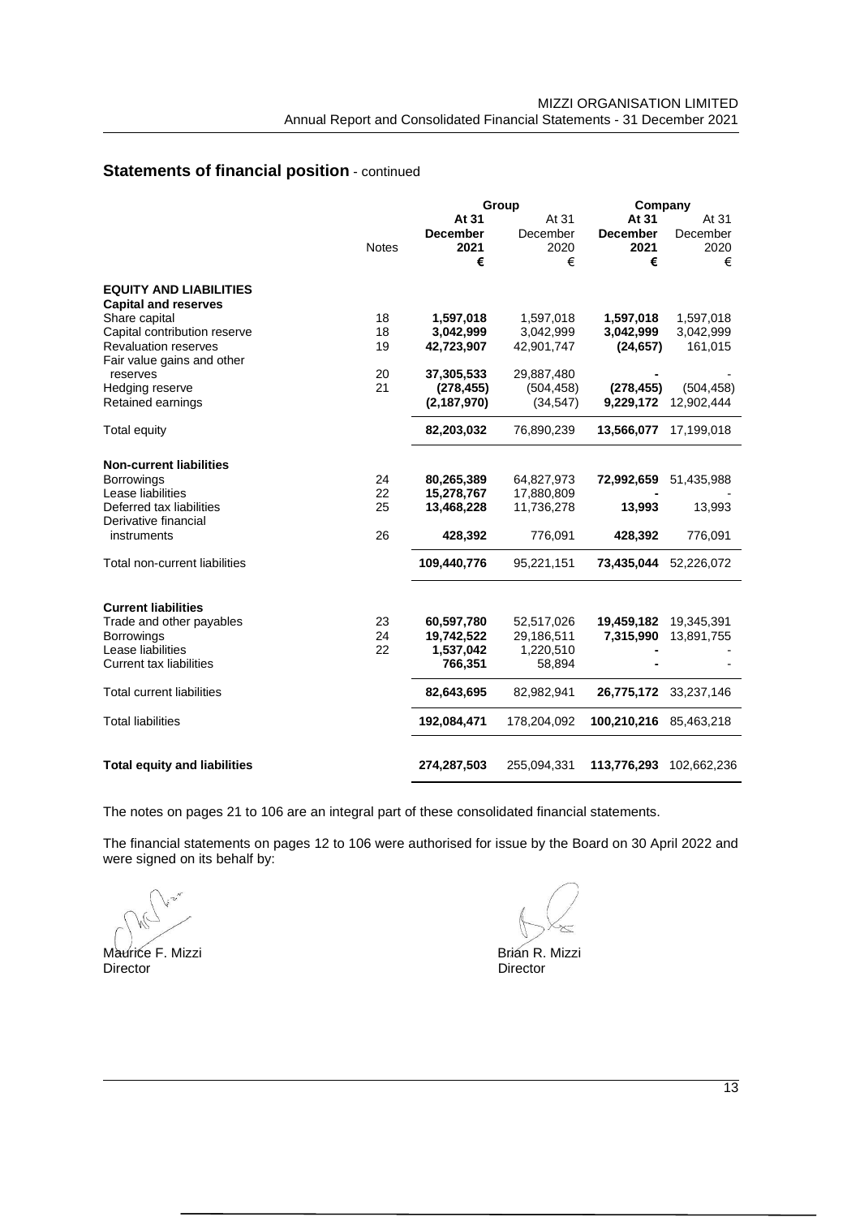## Statements of financial position - continued

| | Notes | Group | | Company | |
|---|---|---|---|---|---|
| | | **At 31 December 2021** | At 31 December 2020 | **At 31 December 2021** | At 31 December 2020 |
| | | **€** | € | **€** | € |
| **EQUITY AND LIABILITIES** | | | | | |
| **Capital and reserves** | | | | | |
| Share capital | 18 | **1,597,018** | 1,597,018 | **1,597,018** | 1,597,018 |
| Capital contribution reserve | 18 | **3,042,999** | 3,042,999 | **3,042,999** | 3,042,999 |
| Revaluation reserves | 19 | **42,723,907** | 42,901,747 | **(24,657)** | 161,015 |
| Fair value gains and other reserves | 20 | **37,305,533** | 29,887,480 | **-** | - |
| Hedging reserve | 21 | **(278,455)** | (504,458) | **(278,455)** | (504,458) |
| Retained earnings | | **(2,187,970)** | (34,547) | **9,229,172** | 12,902,444 |
| Total equity | | **82,203,032** | 76,890,239 | **13,566,077** | 17,199,018 |
| **Non-current liabilities** | | | | | |
| Borrowings | 24 | **80,265,389** | 64,827,973 | **72,992,659** | 51,435,988 |
| Lease liabilities | 22 | **15,278,767** | 17,880,809 | **-** | - |
| Deferred tax liabilities | 25 | **13,468,228** | 11,736,278 | **13,993** | 13,993 |
| Derivative financial instruments | 26 | **428,392** | 776,091 | **428,392** | 776,091 |
| Total non-current liabilities | | **109,440,776** | 95,221,151 | **73,435,044** | 52,226,072 |
| **Current liabilities** | | | | | |
| Trade and other payables | 23 | **60,597,780** | 52,517,026 | **19,459,182** | 19,345,391 |
| Borrowings | 24 | **19,742,522** | 29,186,511 | **7,315,990** | 13,891,755 |
| Lease liabilities | 22 | **1,537,042** | 1,220,510 | **-** | - |
| Current tax liabilities | | **766,351** | 58,894 | **-** | - |
| Total current liabilities | | **82,643,695** | 82,982,941 | **26,775,172** | 33,237,146 |
| Total liabilities | | **192,084,471** | 178,204,092 | **100,210,216** | 85,463,218 |
| **Total equity and liabilities** | | **274,287,503** | 255,094,331 | **113,776,293** | 102,662,236 |

The notes on pages 21 to 106 are an integral part of these consolidated financial statements.

The financial statements on pages 12 to 106 were authorised for issue by the Board on 30 April 2022 and were signed on its behalf by:

Maurice F. Mizzi
Director

Brian R. Mizzi
Director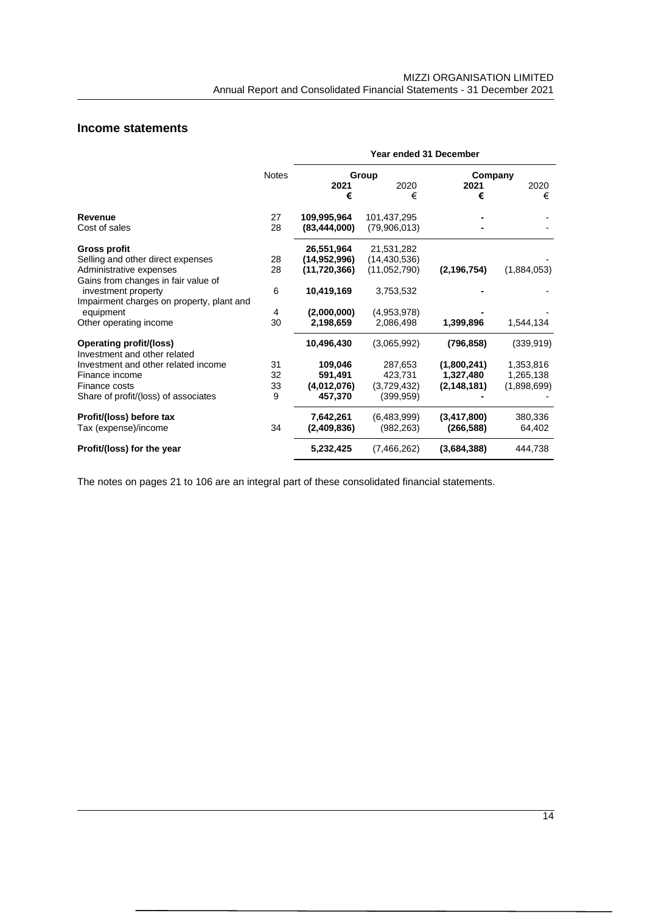## Income statements

| | Notes | Year ended 31 December | | | |
|---|---|---|---|---|---|
| | | Group | | Company | |
| | | **2021** | 2020 | **2021** | 2020 |
| | | **€** | € | **€** | € |
| **Revenue** | 27 | **109,995,964** | 101,437,295 | **-** | - |
| Cost of sales | 28 | **(83,444,000)** | (79,906,013) | **-** | - |
| **Gross profit** | | **26,551,964** | 21,531,282 | | |
| Selling and other direct expenses | 28 | **(14,952,996)** | (14,430,536) | | - |
| Administrative expenses | 28 | **(11,720,366)** | (11,052,790) | **(2,196,754)** | (1,884,053) |
| Gains from changes in fair value of investment property | 6 | **10,419,169** | 3,753,532 | **-** | - |
| Impairment charges on property, plant and equipment | 4 | **(2,000,000)** | (4,953,978) | **-** | - |
| Other operating income | 30 | **2,198,659** | 2,086,498 | **1,399,896** | 1,544,134 |
| **Operating profit/(loss)** | | **10,496,430** | (3,065,992) | **(796,858)** | (339,919) |
| Investment and other related | | | | | |
| Investment and other related income | 31 | **109,046** | 287,653 | **(1,800,241)** | 1,353,816 |
| Finance income | 32 | **591,491** | 423,731 | **1,327,480** | 1,265,138 |
| Finance costs | 33 | **(4,012,076)** | (3,729,432) | **(2,148,181)** | (1,898,699) |
| Share of profit/(loss) of associates | 9 | **457,370** | (399,959) | **-** | - |
| **Profit/(loss) before tax** | | **7,642,261** | (6,483,999) | **(3,417,800)** | 380,336 |
| Tax (expense)/income | 34 | **(2,409,836)** | (982,263) | **(266,588)** | 64,402 |
| **Profit/(loss) for the year** | | **5,232,425** | (7,466,262) | **(3,684,388)** | 444,738 |

The notes on pages 21 to 106 are an integral part of these consolidated financial statements.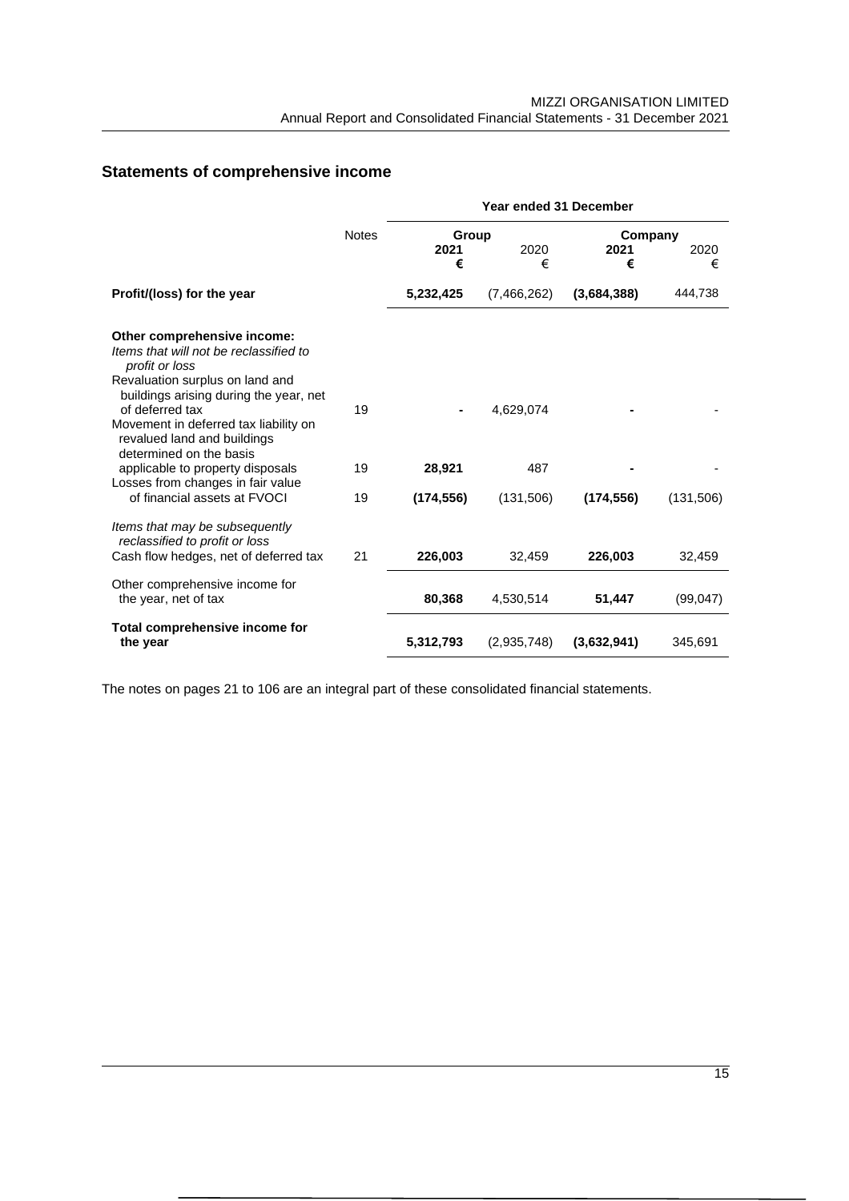## Statements of comprehensive income

| | Notes | Year ended 31 December | | | |
|---|---|---|---|---|---|
| | | Group | | Company | |
| | | **2021** | 2020 | **2021** | 2020 |
| | | **€** | € | **€** | € |
| **Profit/(loss) for the year** | | **5,232,425** | (7,466,262) | **(3,684,388)** | 444,738 |
| **Other comprehensive income:** | | | | | |
| *Items that will not be reclassified to profit or loss* | | | | | |
| Revaluation surplus on land and buildings arising during the year, net of deferred tax | 19 | **-** | 4,629,074 | **-** | - |
| Movement in deferred tax liability on revalued land and buildings determined on the basis applicable to property disposals | 19 | **28,921** | 487 | **-** | - |
| Losses from changes in fair value of financial assets at FVOCI | 19 | **(174,556)** | (131,506) | **(174,556)** | (131,506) |
| *Items that may be subsequently reclassified to profit or loss* | | | | | |
| Cash flow hedges, net of deferred tax | 21 | **226,003** | 32,459 | **226,003** | 32,459 |
| Other comprehensive income for the year, net of tax | | **80,368** | 4,530,514 | **51,447** | (99,047) |
| **Total comprehensive income for the year** | | **5,312,793** | (2,935,748) | **(3,632,941)** | 345,691 |

The notes on pages 21 to 106 are an integral part of these consolidated financial statements.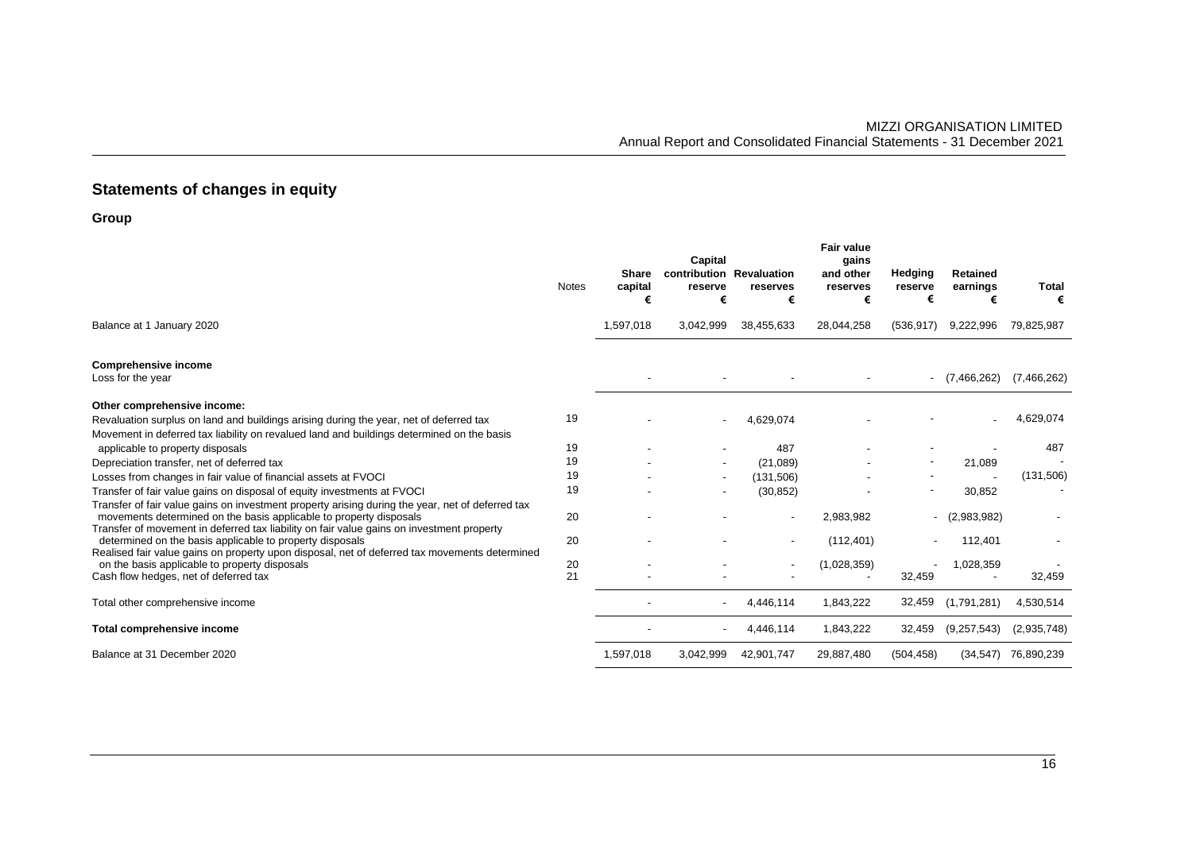## Statements of changes in equity

### Group

| | Notes | Share capital € | Capital contribution reserve € | Revaluation reserves € | Fair value gains and other reserves € | Hedging reserve € | Retained earnings € | Total € |
|---|---|---|---|---|---|---|---|---|
| Balance at 1 January 2020 | | 1,597,018 | 3,042,999 | 38,455,633 | 28,044,258 | (536,917) | 9,222,996 | 79,825,987 |
| **Comprehensive income** | | | | | | | | |
| Loss for the year | | - | - | - | - | - | (7,466,262) | (7,466,262) |
| **Other comprehensive income:** | | | | | | | | |
| Revaluation surplus on land and buildings arising during the year, net of deferred tax | 19 | - | - | 4,629,074 | - | - | - | 4,629,074 |
| Movement in deferred tax liability on revalued land and buildings determined on the basis applicable to property disposals | 19 | - | - | 487 | - | - | - | 487 |
| Depreciation transfer, net of deferred tax | 19 | - | - | (21,089) | - | - | 21,089 | - |
| Losses from changes in fair value of financial assets at FVOCI | 19 | - | - | (131,506) | - | - | - | (131,506) |
| Transfer of fair value gains on disposal of equity investments at FVOCI | 19 | - | - | (30,852) | - | - | 30,852 | - |
| Transfer of fair value gains on investment property arising during the year, net of deferred tax movements determined on the basis applicable to property disposals | 20 | - | - | - | 2,983,982 | - | (2,983,982) | - |
| Transfer of movement in deferred tax liability on fair value gains on investment property determined on the basis applicable to property disposals | 20 | - | - | - | (112,401) | - | 112,401 | - |
| Realised fair value gains on property upon disposal, net of deferred tax movements determined on the basis applicable to property disposals | 20 | - | - | - | (1,028,359) | - | 1,028,359 | - |
| Cash flow hedges, net of deferred tax | 21 | - | - | - | - | 32,459 | - | 32,459 |
| Total other comprehensive income | | - | - | 4,446,114 | 1,843,222 | 32,459 | (1,791,281) | 4,530,514 |
| **Total comprehensive income** | | - | - | 4,446,114 | 1,843,222 | 32,459 | (9,257,543) | (2,935,748) |
| Balance at 31 December 2020 | | 1,597,018 | 3,042,999 | 42,901,747 | 29,887,480 | (504,458) | (34,547) | 76,890,239 |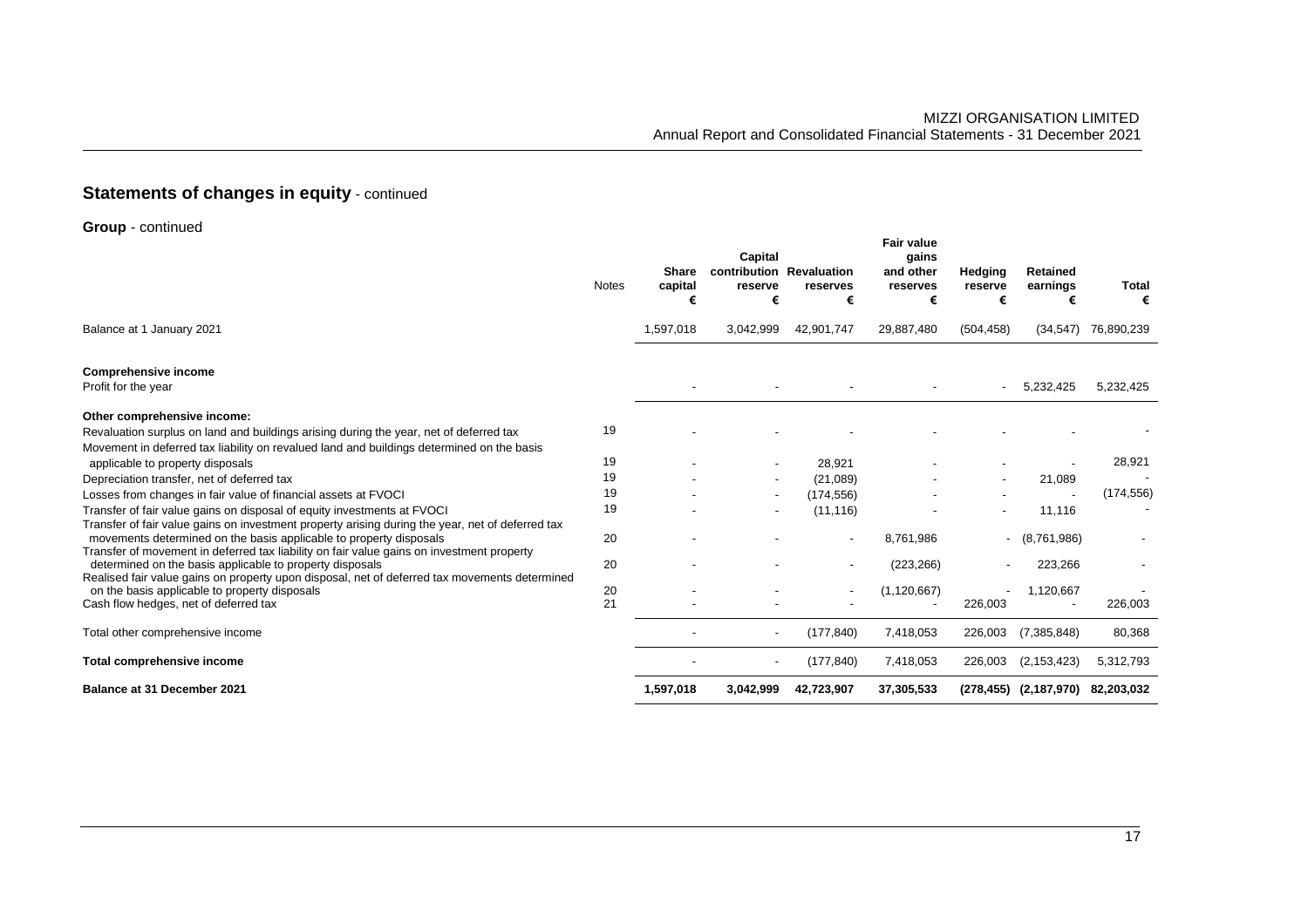## Statements of changes in equity - continued

**Group** - continued

| | Notes | Share capital € | Capital contribution reserve € | Revaluation reserves € | Fair value gains and other reserves € | Hedging reserve € | Retained earnings € | Total € |
|---|---|---|---|---|---|---|---|---|
| Balance at 1 January 2021 | | 1,597,018 | 3,042,999 | 42,901,747 | 29,887,480 | (504,458) | (34,547) | 76,890,239 |
| **Comprehensive income** | | | | | | | | |
| Profit for the year | | - | - | - | - | - | 5,232,425 | 5,232,425 |
| **Other comprehensive income:** | | | | | | | | |
| Revaluation surplus on land and buildings arising during the year, net of deferred tax | 19 | - | - | - | - | - | - | - |
| Movement in deferred tax liability on revalued land and buildings determined on the basis applicable to property disposals | 19 | - | - | 28,921 | - | - | - | 28,921 |
| Depreciation transfer, net of deferred tax | 19 | - | - | (21,089) | - | - | 21,089 | - |
| Losses from changes in fair value of financial assets at FVOCI | 19 | - | - | (174,556) | - | - | - | (174,556) |
| Transfer of fair value gains on disposal of equity investments at FVOCI | 19 | - | - | (11,116) | - | - | 11,116 | - |
| Transfer of fair value gains on investment property arising during the year, net of deferred tax movements determined on the basis applicable to property disposals | 20 | - | - | - | 8,761,986 | - | (8,761,986) | - |
| Transfer of movement in deferred tax liability on fair value gains on investment property determined on the basis applicable to property disposals | 20 | - | - | - | (223,266) | - | 223,266 | - |
| Realised fair value gains on property upon disposal, net of deferred tax movements determined on the basis applicable to property disposals | 20 | - | - | - | (1,120,667) | - | 1,120,667 | - |
| Cash flow hedges, net of deferred tax | 21 | - | - | - | - | 226,003 | - | 226,003 |
| Total other comprehensive income | | - | - | (177,840) | 7,418,053 | 226,003 | (7,385,848) | 80,368 |
| **Total comprehensive income** | | - | - | (177,840) | 7,418,053 | 226,003 | (2,153,423) | 5,312,793 |
| **Balance at 31 December 2021** | | **1,597,018** | **3,042,999** | **42,723,907** | **37,305,533** | **(278,455)** | **(2,187,970)** | **82,203,032** |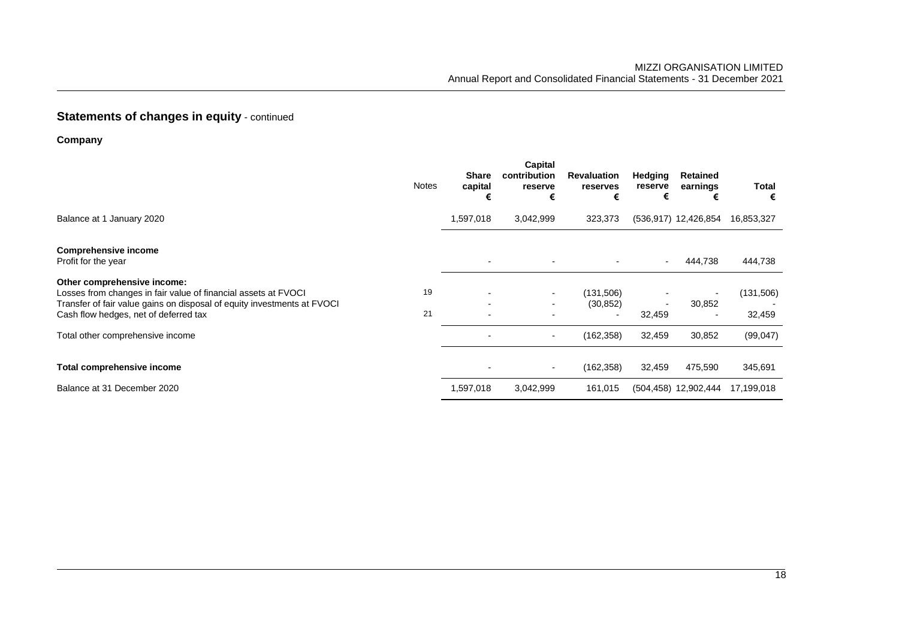## Statements of changes in equity - continued

### Company

| | Notes | Share capital € | Capital contribution reserve € | Revaluation reserves € | Hedging reserve € | Retained earnings € | Total € |
|---|---|---|---|---|---|---|---|
| Balance at 1 January 2020 | | 1,597,018 | 3,042,999 | 323,373 | (536,917) | 12,426,854 | 16,853,327 |
| **Comprehensive income** | | | | | | | |
| Profit for the year | | - | - | - | - | 444,738 | 444,738 |
| **Other comprehensive income:** | | | | | | | |
| Losses from changes in fair value of financial assets at FVOCI | 19 | - | - | (131,506) | - | - | (131,506) |
| Transfer of fair value gains on disposal of equity investments at FVOCI | | - | - | (30,852) | - | 30,852 | - |
| Cash flow hedges, net of deferred tax | 21 | - | - | - | 32,459 | - | 32,459 |
| Total other comprehensive income | | - | - | (162,358) | 32,459 | 30,852 | (99,047) |
| **Total comprehensive income** | | - | - | (162,358) | 32,459 | 475,590 | 345,691 |
| Balance at 31 December 2020 | | 1,597,018 | 3,042,999 | 161,015 | (504,458) | 12,902,444 | 17,199,018 |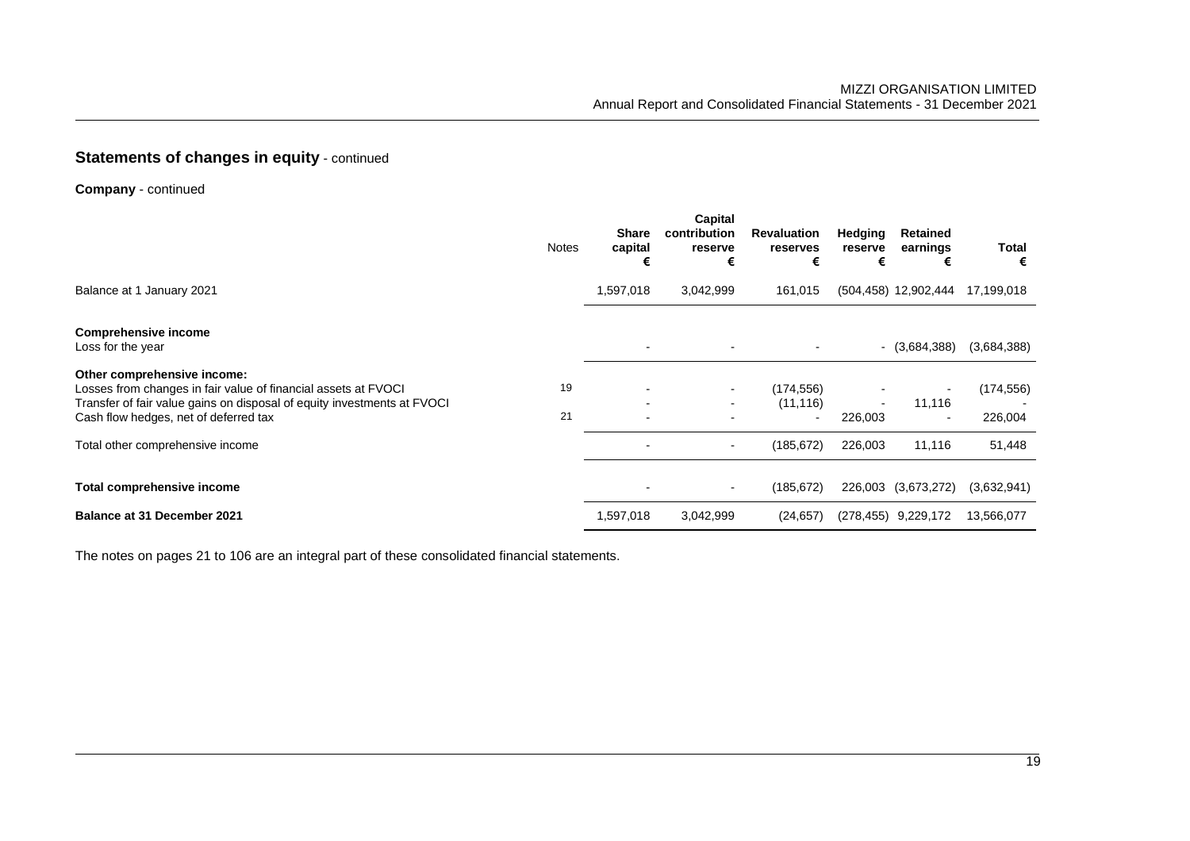## Statements of changes in equity - continued

**Company** - continued

| | Notes | Share capital € | Capital contribution reserve € | Revaluation reserves € | Hedging reserve € | Retained earnings € | Total € |
|---|---|---|---|---|---|---|---|
| Balance at 1 January 2021 | | 1,597,018 | 3,042,999 | 161,015 | (504,458) | 12,902,444 | 17,199,018 |
| **Comprehensive income** | | | | | | | |
| Loss for the year | | - | - | - | - | (3,684,388) | (3,684,388) |
| **Other comprehensive income:** | | | | | | | |
| Losses from changes in fair value of financial assets at FVOCI | 19 | - | - | (174,556) | - | - | (174,556) |
| Transfer of fair value gains on disposal of equity investments at FVOCI | | - | - | (11,116) | - | 11,116 | - |
| Cash flow hedges, net of deferred tax | 21 | - | - | - | 226,003 | - | 226,004 |
| Total other comprehensive income | | - | - | (185,672) | 226,003 | 11,116 | 51,448 |
| **Total comprehensive income** | | - | - | (185,672) | 226,003 | (3,673,272) | (3,632,941) |
| **Balance at 31 December 2021** | | 1,597,018 | 3,042,999 | (24,657) | (278,455) | 9,229,172 | 13,566,077 |

The notes on pages 21 to 106 are an integral part of these consolidated financial statements.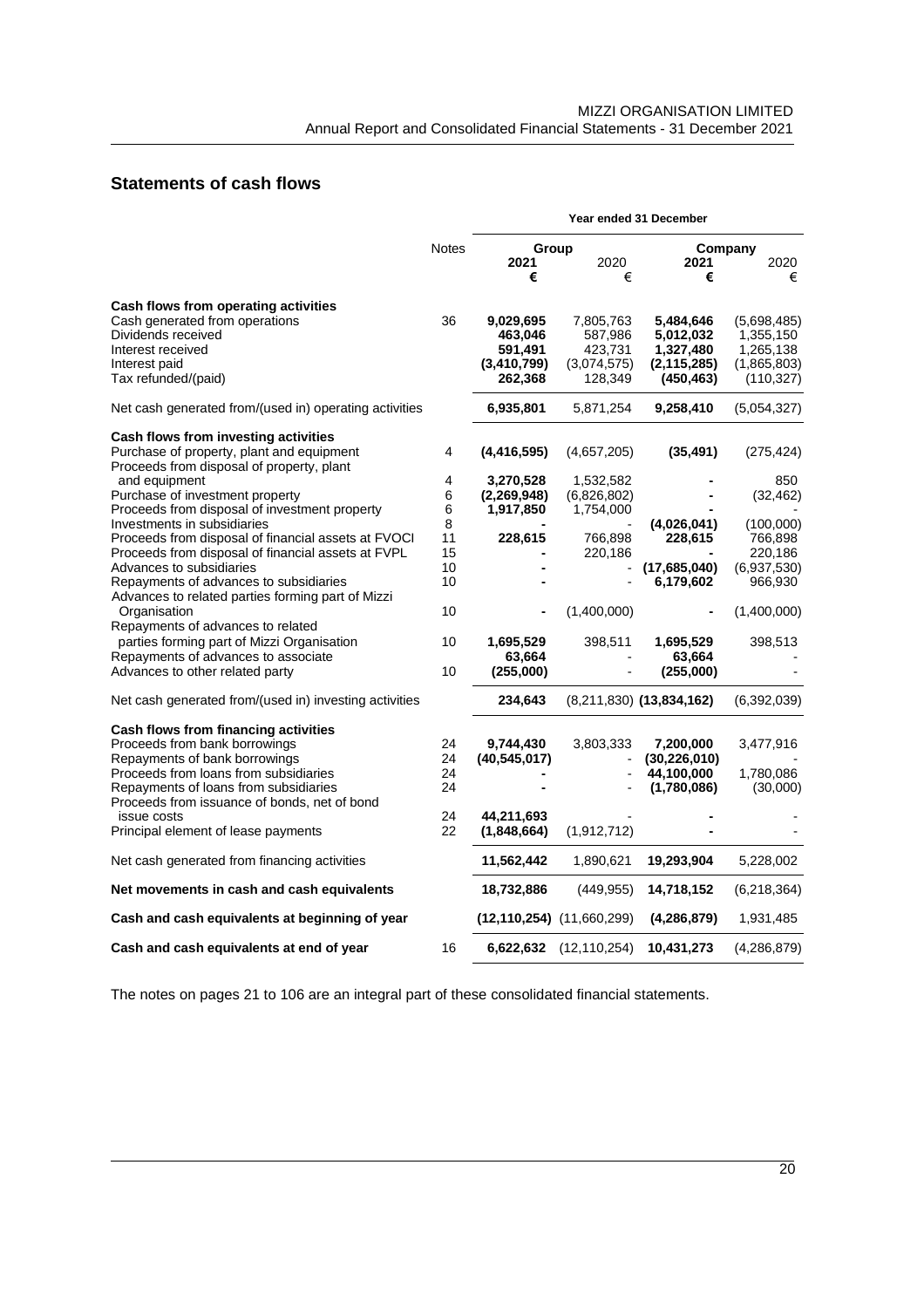## Statements of cash flows

| | Notes | Group 2021 € | Group 2020 € | Company 2021 € | Company 2020 € |
|---|---|---|---|---|---|
| | | **Year ended 31 December** | | | |
| **Cash flows from operating activities** | | | | | |
| Cash generated from operations | 36 | **9,029,695** | 7,805,763 | **5,484,646** | (5,698,485) |
| Dividends received | | **463,046** | 587,986 | **5,012,032** | 1,355,150 |
| Interest received | | **591,491** | 423,731 | **1,327,480** | 1,265,138 |
| Interest paid | | **(3,410,799)** | (3,074,575) | **(2,115,285)** | (1,865,803) |
| Tax refunded/(paid) | | **262,368** | 128,349 | **(450,463)** | (110,327) |
| Net cash generated from/(used in) operating activities | | **6,935,801** | 5,871,254 | **9,258,410** | (5,054,327) |
| **Cash flows from investing activities** | | | | | |
| Purchase of property, plant and equipment | 4 | **(4,416,595)** | (4,657,205) | **(35,491)** | (275,424) |
| Proceeds from disposal of property, plant and equipment | 4 | **3,270,528** | 1,532,582 | **-** | 850 |
| Purchase of investment property | 6 | **(2,269,948)** | (6,826,802) | **-** | (32,462) |
| Proceeds from disposal of investment property | 6 | **1,917,850** | 1,754,000 | **-** | - |
| Investments in subsidiaries | 8 | **-** | - | **(4,026,041)** | (100,000) |
| Proceeds from disposal of financial assets at FVOCI | 11 | **228,615** | 766,898 | **228,615** | 766,898 |
| Proceeds from disposal of financial assets at FVPL | 15 | **-** | 220,186 | **-** | 220,186 |
| Advances to subsidiaries | 10 | **-** | - | **(17,685,040)** | (6,937,530) |
| Repayments of advances to subsidiaries | 10 | **-** | - | **6,179,602** | 966,930 |
| Advances to related parties forming part of Mizzi Organisation | 10 | **-** | (1,400,000) | **-** | (1,400,000) |
| Repayments of advances to related parties forming part of Mizzi Organisation | 10 | **1,695,529** | 398,511 | **1,695,529** | 398,513 |
| Repayments of advances to associate | | **63,664** | - | **63,664** | - |
| Advances to other related party | 10 | **(255,000)** | - | **(255,000)** | - |
| Net cash generated from/(used in) investing activities | | **234,643** | (8,211,830) | **(13,834,162)** | (6,392,039) |
| **Cash flows from financing activities** | | | | | |
| Proceeds from bank borrowings | 24 | **9,744,430** | 3,803,333 | **7,200,000** | 3,477,916 |
| Repayments of bank borrowings | 24 | **(40,545,017)** | - | **(30,226,010)** | - |
| Proceeds from loans from subsidiaries | 24 | **-** | - | **44,100,000** | 1,780,086 |
| Repayments of loans from subsidiaries | 24 | **-** | - | **(1,780,086)** | (30,000) |
| Proceeds from issuance of bonds, net of bond issue costs | 24 | **44,211,693** | - | **-** | - |
| Principal element of lease payments | 22 | **(1,848,664)** | (1,912,712) | **-** | - |
| Net cash generated from financing activities | | **11,562,442** | 1,890,621 | **19,293,904** | 5,228,002 |
| **Net movements in cash and cash equivalents** | | **18,732,886** | (449,955) | **14,718,152** | (6,218,364) |
| **Cash and cash equivalents at beginning of year** | | **(12,110,254)** | (11,660,299) | **(4,286,879)** | 1,931,485 |
| **Cash and cash equivalents at end of year** | 16 | **6,622,632** | (12,110,254) | **10,431,273** | (4,286,879) |

The notes on pages 21 to 106 are an integral part of these consolidated financial statements.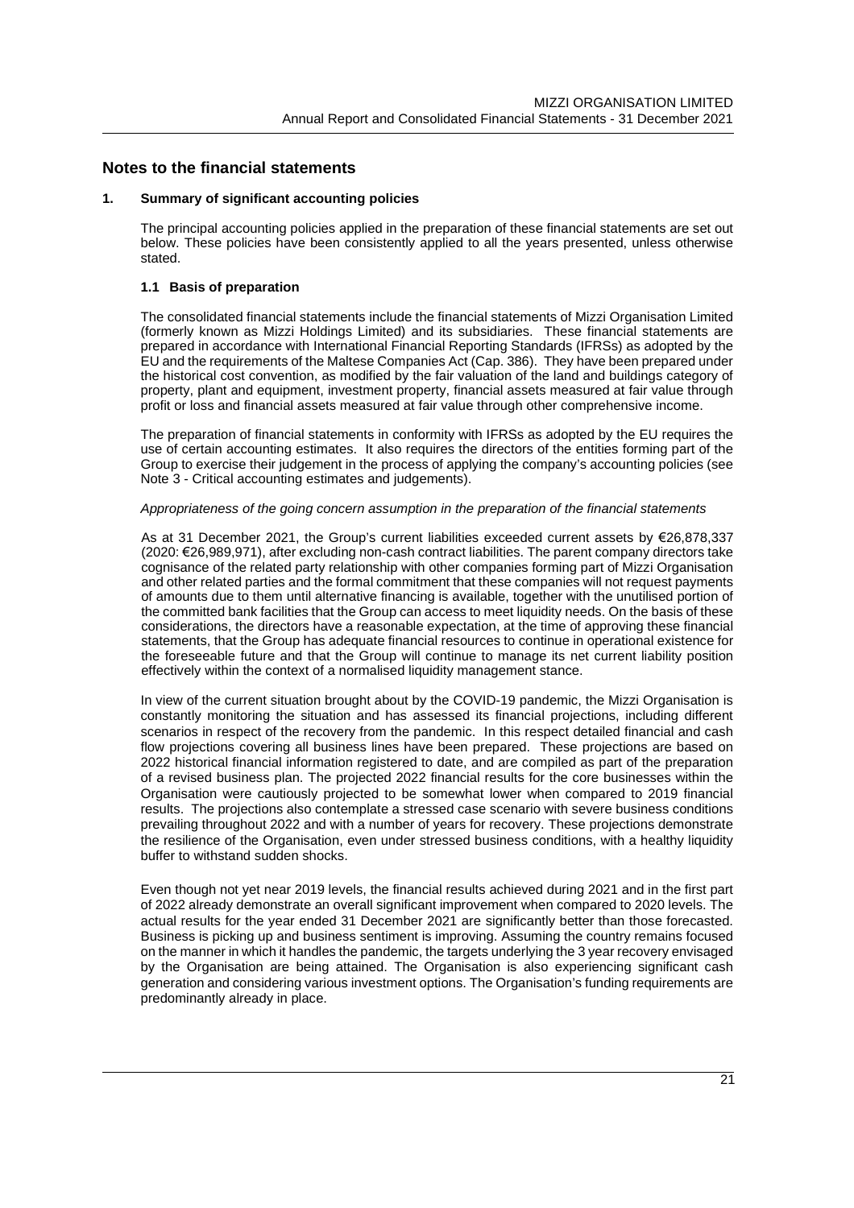## Notes to the financial statements

### 1. Summary of significant accounting policies

The principal accounting policies applied in the preparation of these financial statements are set out below. These policies have been consistently applied to all the years presented, unless otherwise stated.

#### 1.1 Basis of preparation

The consolidated financial statements include the financial statements of Mizzi Organisation Limited (formerly known as Mizzi Holdings Limited) and its subsidiaries. These financial statements are prepared in accordance with International Financial Reporting Standards (IFRSs) as adopted by the EU and the requirements of the Maltese Companies Act (Cap. 386). They have been prepared under the historical cost convention, as modified by the fair valuation of the land and buildings category of property, plant and equipment, investment property, financial assets measured at fair value through profit or loss and financial assets measured at fair value through other comprehensive income.

The preparation of financial statements in conformity with IFRSs as adopted by the EU requires the use of certain accounting estimates. It also requires the directors of the entities forming part of the Group to exercise their judgement in the process of applying the company's accounting policies (see Note 3 - Critical accounting estimates and judgements).

*Appropriateness of the going concern assumption in the preparation of the financial statements*

As at 31 December 2021, the Group's current liabilities exceeded current assets by €26,878,337 (2020: €26,989,971), after excluding non-cash contract liabilities. The parent company directors take cognisance of the related party relationship with other companies forming part of Mizzi Organisation and other related parties and the formal commitment that these companies will not request payments of amounts due to them until alternative financing is available, together with the unutilised portion of the committed bank facilities that the Group can access to meet liquidity needs. On the basis of these considerations, the directors have a reasonable expectation, at the time of approving these financial statements, that the Group has adequate financial resources to continue in operational existence for the foreseeable future and that the Group will continue to manage its net current liability position effectively within the context of a normalised liquidity management stance.

In view of the current situation brought about by the COVID-19 pandemic, the Mizzi Organisation is constantly monitoring the situation and has assessed its financial projections, including different scenarios in respect of the recovery from the pandemic. In this respect detailed financial and cash flow projections covering all business lines have been prepared. These projections are based on 2022 historical financial information registered to date, and are compiled as part of the preparation of a revised business plan. The projected 2022 financial results for the core businesses within the Organisation were cautiously projected to be somewhat lower when compared to 2019 financial results. The projections also contemplate a stressed case scenario with severe business conditions prevailing throughout 2022 and with a number of years for recovery. These projections demonstrate the resilience of the Organisation, even under stressed business conditions, with a healthy liquidity buffer to withstand sudden shocks.

Even though not yet near 2019 levels, the financial results achieved during 2021 and in the first part of 2022 already demonstrate an overall significant improvement when compared to 2020 levels. The actual results for the year ended 31 December 2021 are significantly better than those forecasted. Business is picking up and business sentiment is improving. Assuming the country remains focused on the manner in which it handles the pandemic, the targets underlying the 3 year recovery envisaged by the Organisation are being attained. The Organisation is also experiencing significant cash generation and considering various investment options. The Organisation's funding requirements are predominantly already in place.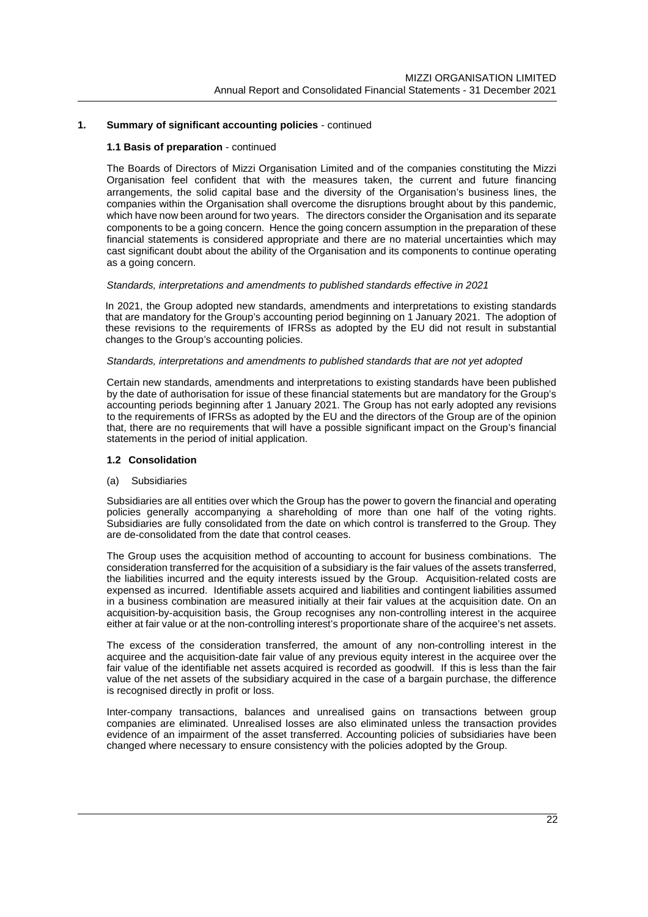## 1. Summary of significant accounting policies - continued

### 1.1 Basis of preparation - continued

The Boards of Directors of Mizzi Organisation Limited and of the companies constituting the Mizzi Organisation feel confident that with the measures taken, the current and future financing arrangements, the solid capital base and the diversity of the Organisation's business lines, the companies within the Organisation shall overcome the disruptions brought about by this pandemic, which have now been around for two years. The directors consider the Organisation and its separate components to be a going concern. Hence the going concern assumption in the preparation of these financial statements is considered appropriate and there are no material uncertainties which may cast significant doubt about the ability of the Organisation and its components to continue operating as a going concern.

*Standards, interpretations and amendments to published standards effective in 2021*

In 2021, the Group adopted new standards, amendments and interpretations to existing standards that are mandatory for the Group's accounting period beginning on 1 January 2021. The adoption of these revisions to the requirements of IFRSs as adopted by the EU did not result in substantial changes to the Group's accounting policies.

*Standards, interpretations and amendments to published standards that are not yet adopted*

Certain new standards, amendments and interpretations to existing standards have been published by the date of authorisation for issue of these financial statements but are mandatory for the Group's accounting periods beginning after 1 January 2021. The Group has not early adopted any revisions to the requirements of IFRSs as adopted by the EU and the directors of the Group are of the opinion that, there are no requirements that will have a possible significant impact on the Group's financial statements in the period of initial application.

### 1.2 Consolidation

(a) Subsidiaries

Subsidiaries are all entities over which the Group has the power to govern the financial and operating policies generally accompanying a shareholding of more than one half of the voting rights. Subsidiaries are fully consolidated from the date on which control is transferred to the Group. They are de-consolidated from the date that control ceases.

The Group uses the acquisition method of accounting to account for business combinations. The consideration transferred for the acquisition of a subsidiary is the fair values of the assets transferred, the liabilities incurred and the equity interests issued by the Group. Acquisition-related costs are expensed as incurred. Identifiable assets acquired and liabilities and contingent liabilities assumed in a business combination are measured initially at their fair values at the acquisition date. On an acquisition-by-acquisition basis, the Group recognises any non-controlling interest in the acquiree either at fair value or at the non-controlling interest's proportionate share of the acquiree's net assets.

The excess of the consideration transferred, the amount of any non-controlling interest in the acquiree and the acquisition-date fair value of any previous equity interest in the acquiree over the fair value of the identifiable net assets acquired is recorded as goodwill. If this is less than the fair value of the net assets of the subsidiary acquired in the case of a bargain purchase, the difference is recognised directly in profit or loss.

Inter-company transactions, balances and unrealised gains on transactions between group companies are eliminated. Unrealised losses are also eliminated unless the transaction provides evidence of an impairment of the asset transferred. Accounting policies of subsidiaries have been changed where necessary to ensure consistency with the policies adopted by the Group.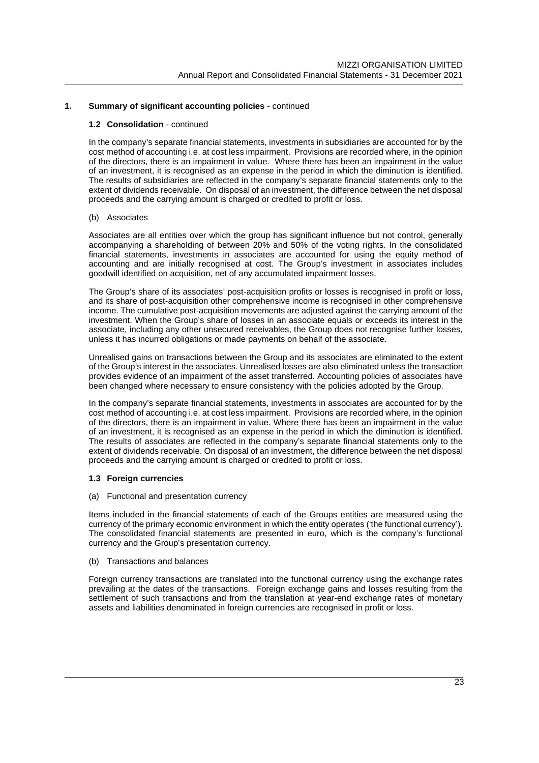## 1. Summary of significant accounting policies - continued

### 1.2 Consolidation - continued

In the company's separate financial statements, investments in subsidiaries are accounted for by the cost method of accounting i.e. at cost less impairment. Provisions are recorded where, in the opinion of the directors, there is an impairment in value. Where there has been an impairment in the value of an investment, it is recognised as an expense in the period in which the diminution is identified. The results of subsidiaries are reflected in the company's separate financial statements only to the extent of dividends receivable. On disposal of an investment, the difference between the net disposal proceeds and the carrying amount is charged or credited to profit or loss.

(b) Associates

Associates are all entities over which the group has significant influence but not control, generally accompanying a shareholding of between 20% and 50% of the voting rights. In the consolidated financial statements, investments in associates are accounted for using the equity method of accounting and are initially recognised at cost. The Group's investment in associates includes goodwill identified on acquisition, net of any accumulated impairment losses.

The Group's share of its associates' post-acquisition profits or losses is recognised in profit or loss, and its share of post-acquisition other comprehensive income is recognised in other comprehensive income. The cumulative post-acquisition movements are adjusted against the carrying amount of the investment. When the Group's share of losses in an associate equals or exceeds its interest in the associate, including any other unsecured receivables, the Group does not recognise further losses, unless it has incurred obligations or made payments on behalf of the associate.

Unrealised gains on transactions between the Group and its associates are eliminated to the extent of the Group's interest in the associates. Unrealised losses are also eliminated unless the transaction provides evidence of an impairment of the asset transferred. Accounting policies of associates have been changed where necessary to ensure consistency with the policies adopted by the Group.

In the company's separate financial statements, investments in associates are accounted for by the cost method of accounting i.e. at cost less impairment. Provisions are recorded where, in the opinion of the directors, there is an impairment in value. Where there has been an impairment in the value of an investment, it is recognised as an expense in the period in which the diminution is identified. The results of associates are reflected in the company's separate financial statements only to the extent of dividends receivable. On disposal of an investment, the difference between the net disposal proceeds and the carrying amount is charged or credited to profit or loss.

### 1.3 Foreign currencies

(a) Functional and presentation currency

Items included in the financial statements of each of the Groups entities are measured using the currency of the primary economic environment in which the entity operates ('the functional currency'). The consolidated financial statements are presented in euro, which is the company's functional currency and the Group's presentation currency.

(b) Transactions and balances

Foreign currency transactions are translated into the functional currency using the exchange rates prevailing at the dates of the transactions. Foreign exchange gains and losses resulting from the settlement of such transactions and from the translation at year-end exchange rates of monetary assets and liabilities denominated in foreign currencies are recognised in profit or loss.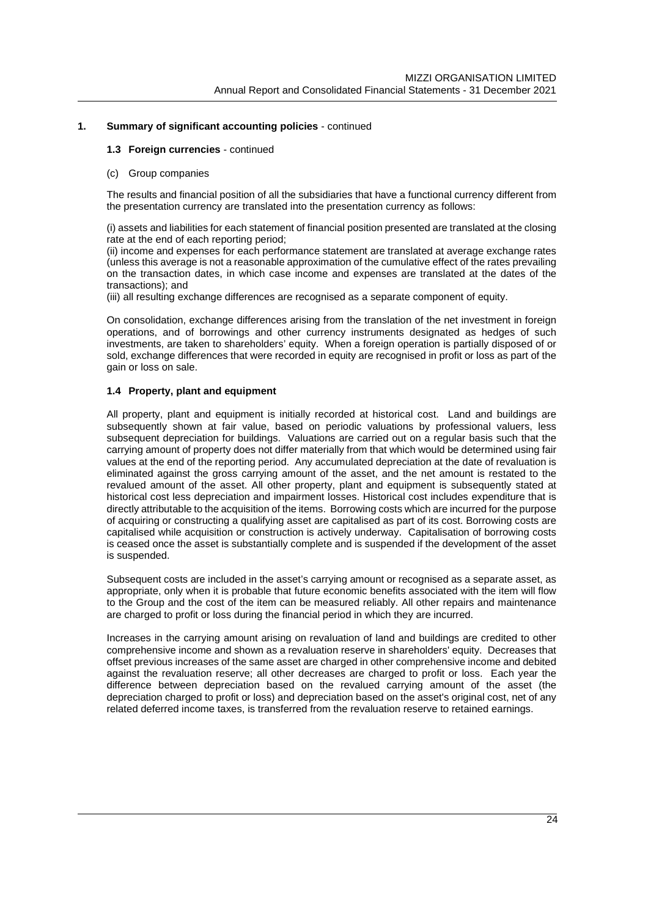## 1. Summary of significant accounting policies - continued

### 1.3 Foreign currencies - continued

(c) Group companies

The results and financial position of all the subsidiaries that have a functional currency different from the presentation currency are translated into the presentation currency as follows:

(i) assets and liabilities for each statement of financial position presented are translated at the closing rate at the end of each reporting period;
(ii) income and expenses for each performance statement are translated at average exchange rates (unless this average is not a reasonable approximation of the cumulative effect of the rates prevailing on the transaction dates, in which case income and expenses are translated at the dates of the transactions); and
(iii) all resulting exchange differences are recognised as a separate component of equity.

On consolidation, exchange differences arising from the translation of the net investment in foreign operations, and of borrowings and other currency instruments designated as hedges of such investments, are taken to shareholders' equity. When a foreign operation is partially disposed of or sold, exchange differences that were recorded in equity are recognised in profit or loss as part of the gain or loss on sale.

### 1.4 Property, plant and equipment

All property, plant and equipment is initially recorded at historical cost. Land and buildings are subsequently shown at fair value, based on periodic valuations by professional valuers, less subsequent depreciation for buildings. Valuations are carried out on a regular basis such that the carrying amount of property does not differ materially from that which would be determined using fair values at the end of the reporting period. Any accumulated depreciation at the date of revaluation is eliminated against the gross carrying amount of the asset, and the net amount is restated to the revalued amount of the asset. All other property, plant and equipment is subsequently stated at historical cost less depreciation and impairment losses. Historical cost includes expenditure that is directly attributable to the acquisition of the items. Borrowing costs which are incurred for the purpose of acquiring or constructing a qualifying asset are capitalised as part of its cost. Borrowing costs are capitalised while acquisition or construction is actively underway. Capitalisation of borrowing costs is ceased once the asset is substantially complete and is suspended if the development of the asset is suspended.

Subsequent costs are included in the asset's carrying amount or recognised as a separate asset, as appropriate, only when it is probable that future economic benefits associated with the item will flow to the Group and the cost of the item can be measured reliably. All other repairs and maintenance are charged to profit or loss during the financial period in which they are incurred.

Increases in the carrying amount arising on revaluation of land and buildings are credited to other comprehensive income and shown as a revaluation reserve in shareholders' equity. Decreases that offset previous increases of the same asset are charged in other comprehensive income and debited against the revaluation reserve; all other decreases are charged to profit or loss. Each year the difference between depreciation based on the revalued carrying amount of the asset (the depreciation charged to profit or loss) and depreciation based on the asset's original cost, net of any related deferred income taxes, is transferred from the revaluation reserve to retained earnings.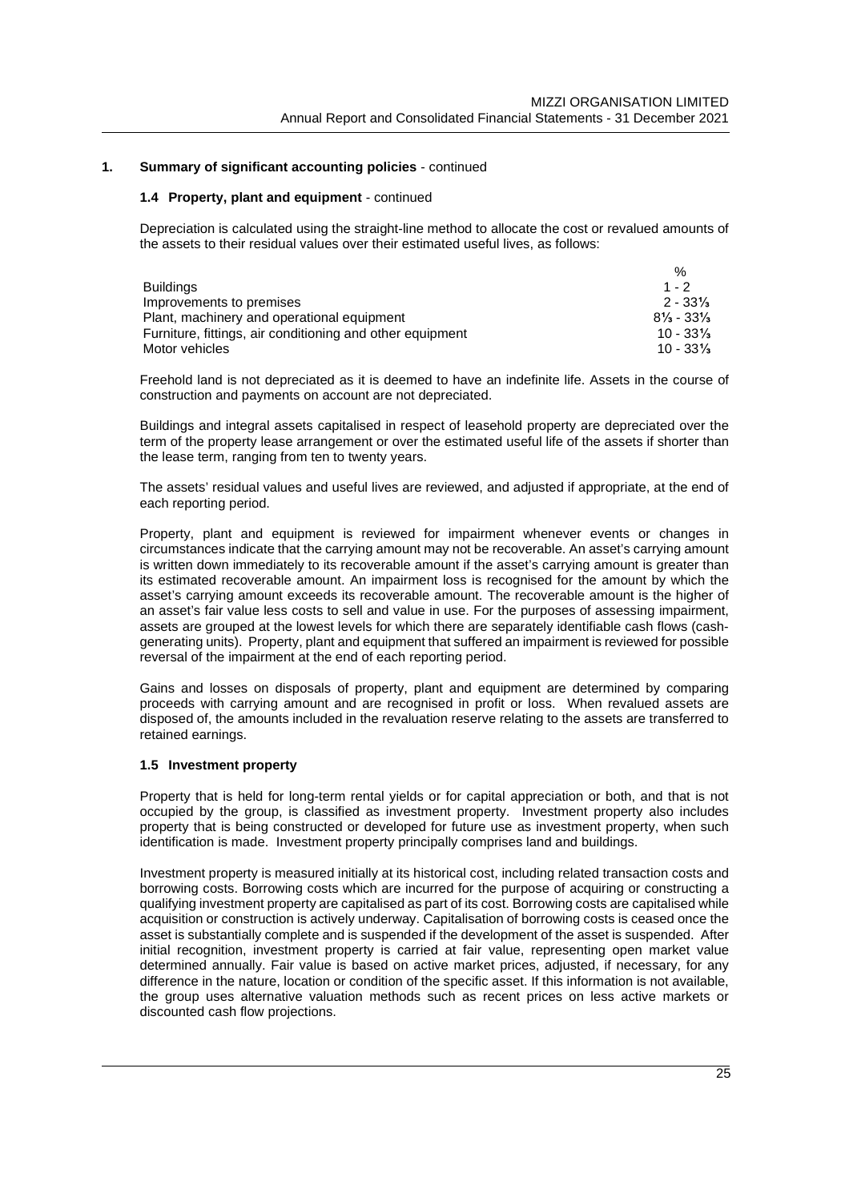## 1. Summary of significant accounting policies - continued

### 1.4 Property, plant and equipment - continued

Depreciation is calculated using the straight-line method to allocate the cost or revalued amounts of the assets to their residual values over their estimated useful lives, as follows:

| | % |
|---|---|
| Buildings | 1 - 2 |
| Improvements to premises | 2 - 33⅓ |
| Plant, machinery and operational equipment | 8⅓ - 33⅓ |
| Furniture, fittings, air conditioning and other equipment | 10 - 33⅓ |
| Motor vehicles | 10 - 33⅓ |

Freehold land is not depreciated as it is deemed to have an indefinite life. Assets in the course of construction and payments on account are not depreciated.

Buildings and integral assets capitalised in respect of leasehold property are depreciated over the term of the property lease arrangement or over the estimated useful life of the assets if shorter than the lease term, ranging from ten to twenty years.

The assets' residual values and useful lives are reviewed, and adjusted if appropriate, at the end of each reporting period.

Property, plant and equipment is reviewed for impairment whenever events or changes in circumstances indicate that the carrying amount may not be recoverable. An asset's carrying amount is written down immediately to its recoverable amount if the asset's carrying amount is greater than its estimated recoverable amount. An impairment loss is recognised for the amount by which the asset's carrying amount exceeds its recoverable amount. The recoverable amount is the higher of an asset's fair value less costs to sell and value in use. For the purposes of assessing impairment, assets are grouped at the lowest levels for which there are separately identifiable cash flows (cash-generating units). Property, plant and equipment that suffered an impairment is reviewed for possible reversal of the impairment at the end of each reporting period.

Gains and losses on disposals of property, plant and equipment are determined by comparing proceeds with carrying amount and are recognised in profit or loss. When revalued assets are disposed of, the amounts included in the revaluation reserve relating to the assets are transferred to retained earnings.

### 1.5 Investment property

Property that is held for long-term rental yields or for capital appreciation or both, and that is not occupied by the group, is classified as investment property. Investment property also includes property that is being constructed or developed for future use as investment property, when such identification is made. Investment property principally comprises land and buildings.

Investment property is measured initially at its historical cost, including related transaction costs and borrowing costs. Borrowing costs which are incurred for the purpose of acquiring or constructing a qualifying investment property are capitalised as part of its cost. Borrowing costs are capitalised while acquisition or construction is actively underway. Capitalisation of borrowing costs is ceased once the asset is substantially complete and is suspended if the development of the asset is suspended. After initial recognition, investment property is carried at fair value, representing open market value determined annually. Fair value is based on active market prices, adjusted, if necessary, for any difference in the nature, location or condition of the specific asset. If this information is not available, the group uses alternative valuation methods such as recent prices on less active markets or discounted cash flow projections.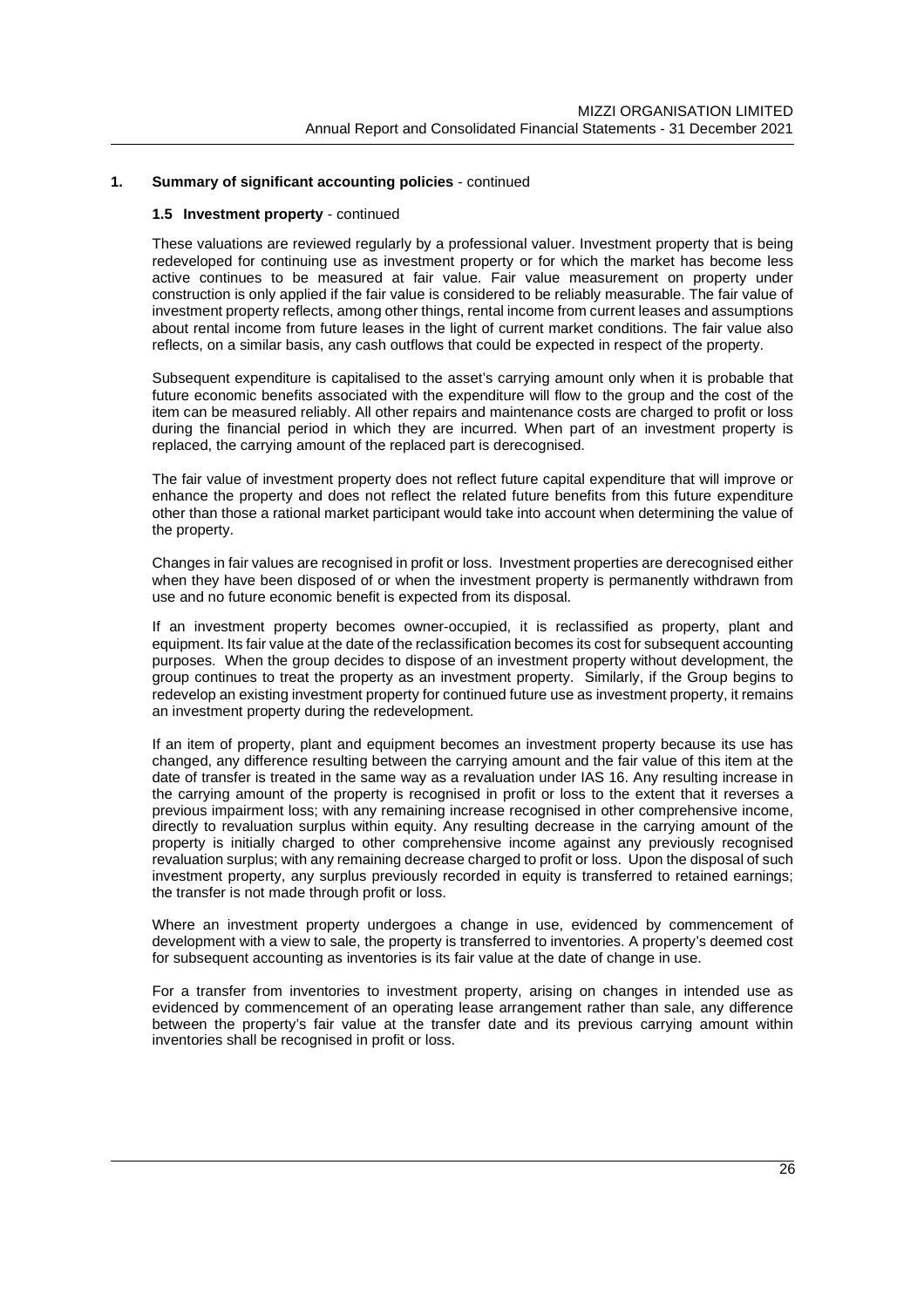## 1. Summary of significant accounting policies - continued

### 1.5 Investment property - continued

These valuations are reviewed regularly by a professional valuer. Investment property that is being redeveloped for continuing use as investment property or for which the market has become less active continues to be measured at fair value. Fair value measurement on property under construction is only applied if the fair value is considered to be reliably measurable. The fair value of investment property reflects, among other things, rental income from current leases and assumptions about rental income from future leases in the light of current market conditions. The fair value also reflects, on a similar basis, any cash outflows that could be expected in respect of the property.

Subsequent expenditure is capitalised to the asset's carrying amount only when it is probable that future economic benefits associated with the expenditure will flow to the group and the cost of the item can be measured reliably. All other repairs and maintenance costs are charged to profit or loss during the financial period in which they are incurred. When part of an investment property is replaced, the carrying amount of the replaced part is derecognised.

The fair value of investment property does not reflect future capital expenditure that will improve or enhance the property and does not reflect the related future benefits from this future expenditure other than those a rational market participant would take into account when determining the value of the property.

Changes in fair values are recognised in profit or loss. Investment properties are derecognised either when they have been disposed of or when the investment property is permanently withdrawn from use and no future economic benefit is expected from its disposal.

If an investment property becomes owner-occupied, it is reclassified as property, plant and equipment. Its fair value at the date of the reclassification becomes its cost for subsequent accounting purposes. When the group decides to dispose of an investment property without development, the group continues to treat the property as an investment property. Similarly, if the Group begins to redevelop an existing investment property for continued future use as investment property, it remains an investment property during the redevelopment.

If an item of property, plant and equipment becomes an investment property because its use has changed, any difference resulting between the carrying amount and the fair value of this item at the date of transfer is treated in the same way as a revaluation under IAS 16. Any resulting increase in the carrying amount of the property is recognised in profit or loss to the extent that it reverses a previous impairment loss; with any remaining increase recognised in other comprehensive income, directly to revaluation surplus within equity. Any resulting decrease in the carrying amount of the property is initially charged to other comprehensive income against any previously recognised revaluation surplus; with any remaining decrease charged to profit or loss. Upon the disposal of such investment property, any surplus previously recorded in equity is transferred to retained earnings; the transfer is not made through profit or loss.

Where an investment property undergoes a change in use, evidenced by commencement of development with a view to sale, the property is transferred to inventories. A property's deemed cost for subsequent accounting as inventories is its fair value at the date of change in use.

For a transfer from inventories to investment property, arising on changes in intended use as evidenced by commencement of an operating lease arrangement rather than sale, any difference between the property's fair value at the transfer date and its previous carrying amount within inventories shall be recognised in profit or loss.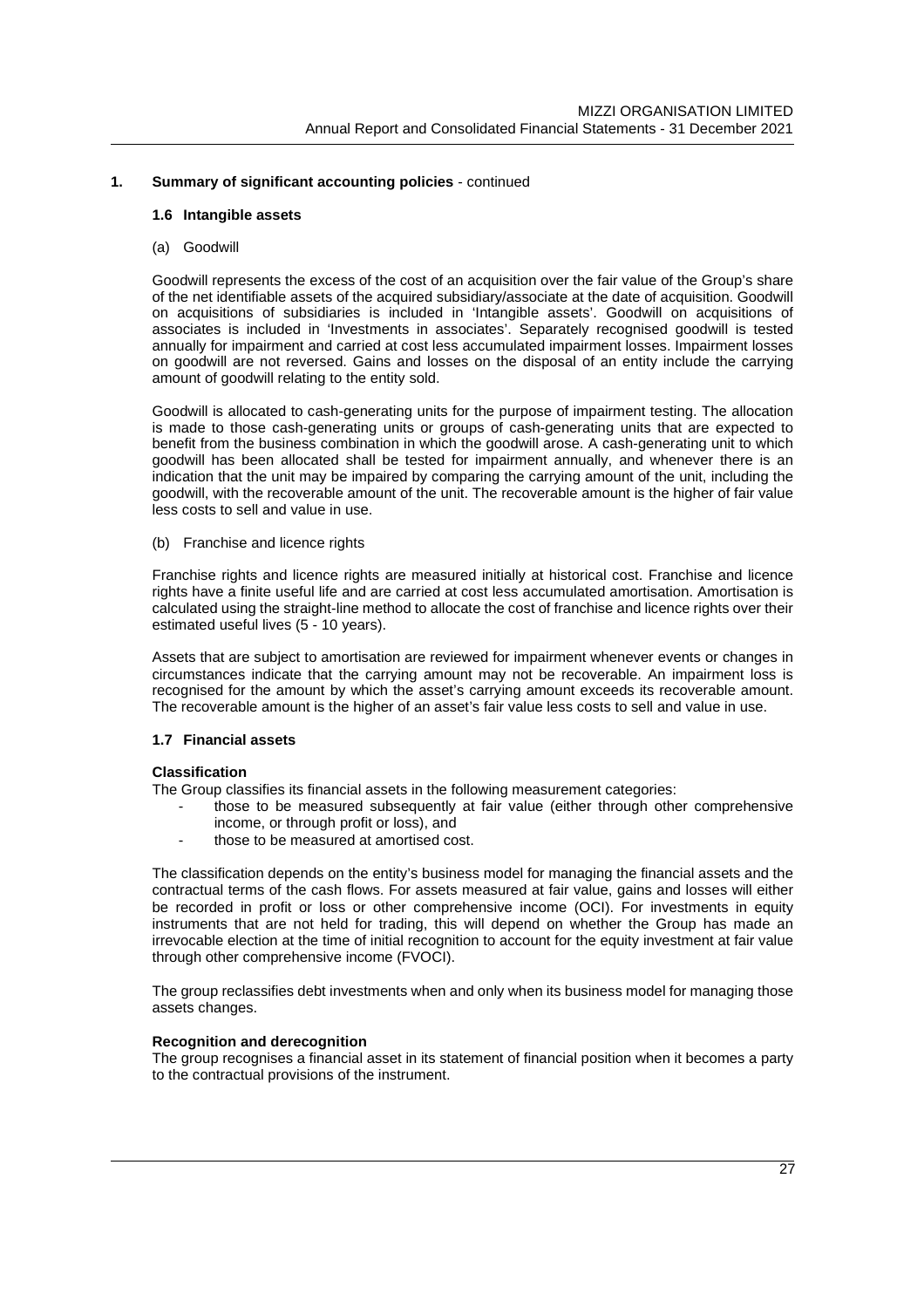## 1. Summary of significant accounting policies - continued

### 1.6 Intangible assets

(a) Goodwill

Goodwill represents the excess of the cost of an acquisition over the fair value of the Group's share of the net identifiable assets of the acquired subsidiary/associate at the date of acquisition. Goodwill on acquisitions of subsidiaries is included in 'Intangible assets'. Goodwill on acquisitions of associates is included in 'Investments in associates'. Separately recognised goodwill is tested annually for impairment and carried at cost less accumulated impairment losses. Impairment losses on goodwill are not reversed. Gains and losses on the disposal of an entity include the carrying amount of goodwill relating to the entity sold.

Goodwill is allocated to cash-generating units for the purpose of impairment testing. The allocation is made to those cash-generating units or groups of cash-generating units that are expected to benefit from the business combination in which the goodwill arose. A cash-generating unit to which goodwill has been allocated shall be tested for impairment annually, and whenever there is an indication that the unit may be impaired by comparing the carrying amount of the unit, including the goodwill, with the recoverable amount of the unit. The recoverable amount is the higher of fair value less costs to sell and value in use.

(b) Franchise and licence rights

Franchise rights and licence rights are measured initially at historical cost. Franchise and licence rights have a finite useful life and are carried at cost less accumulated amortisation. Amortisation is calculated using the straight-line method to allocate the cost of franchise and licence rights over their estimated useful lives (5 - 10 years).

Assets that are subject to amortisation are reviewed for impairment whenever events or changes in circumstances indicate that the carrying amount may not be recoverable. An impairment loss is recognised for the amount by which the asset's carrying amount exceeds its recoverable amount. The recoverable amount is the higher of an asset's fair value less costs to sell and value in use.

### 1.7 Financial assets

**Classification**

The Group classifies its financial assets in the following measurement categories:

- those to be measured subsequently at fair value (either through other comprehensive income, or through profit or loss), and
- those to be measured at amortised cost.

The classification depends on the entity's business model for managing the financial assets and the contractual terms of the cash flows. For assets measured at fair value, gains and losses will either be recorded in profit or loss or other comprehensive income (OCI). For investments in equity instruments that are not held for trading, this will depend on whether the Group has made an irrevocable election at the time of initial recognition to account for the equity investment at fair value through other comprehensive income (FVOCI).

The group reclassifies debt investments when and only when its business model for managing those assets changes.

**Recognition and derecognition**

The group recognises a financial asset in its statement of financial position when it becomes a party to the contractual provisions of the instrument.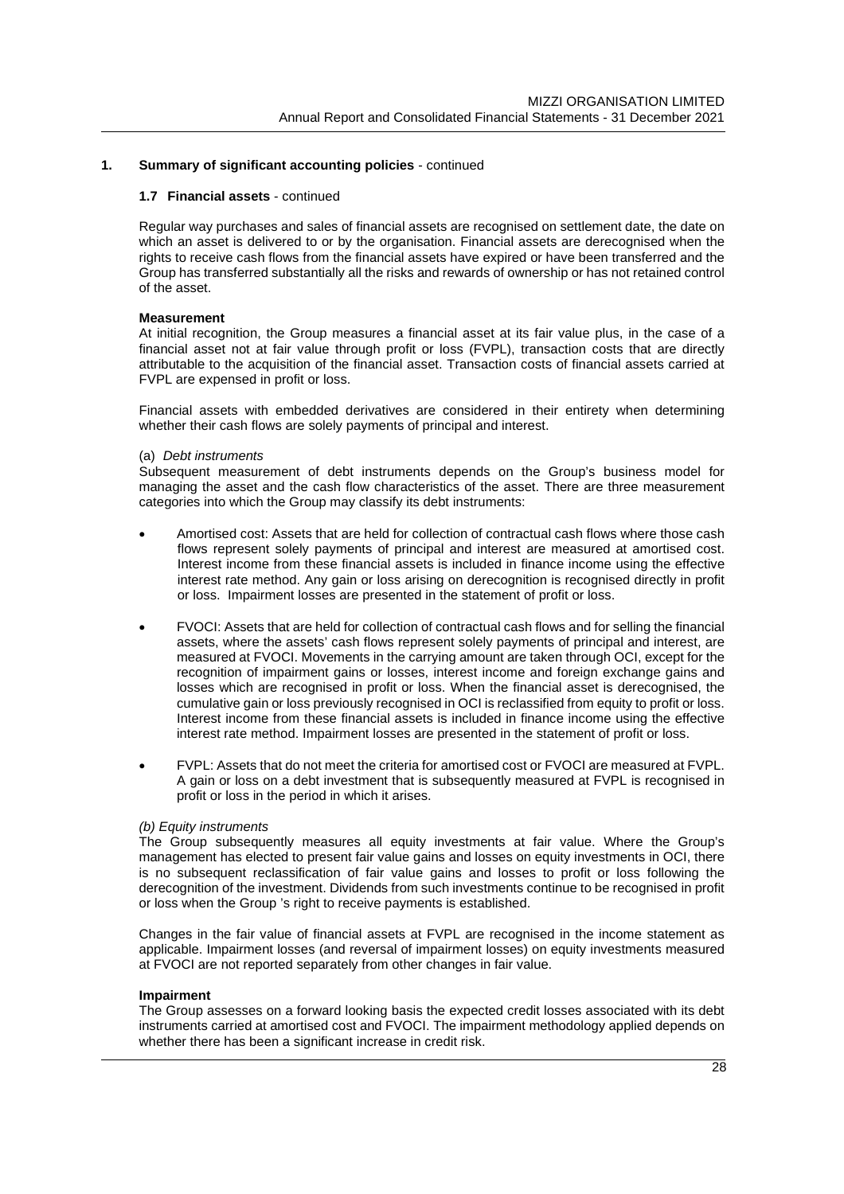## 1. Summary of significant accounting policies - continued

### 1.7 Financial assets - continued

Regular way purchases and sales of financial assets are recognised on settlement date, the date on which an asset is delivered to or by the organisation. Financial assets are derecognised when the rights to receive cash flows from the financial assets have expired or have been transferred and the Group has transferred substantially all the risks and rewards of ownership or has not retained control of the asset.

**Measurement**

At initial recognition, the Group measures a financial asset at its fair value plus, in the case of a financial asset not at fair value through profit or loss (FVPL), transaction costs that are directly attributable to the acquisition of the financial asset. Transaction costs of financial assets carried at FVPL are expensed in profit or loss.

Financial assets with embedded derivatives are considered in their entirety when determining whether their cash flows are solely payments of principal and interest.

(a) *Debt instruments*

Subsequent measurement of debt instruments depends on the Group's business model for managing the asset and the cash flow characteristics of the asset. There are three measurement categories into which the Group may classify its debt instruments:

- Amortised cost: Assets that are held for collection of contractual cash flows where those cash flows represent solely payments of principal and interest are measured at amortised cost. Interest income from these financial assets is included in finance income using the effective interest rate method. Any gain or loss arising on derecognition is recognised directly in profit or loss. Impairment losses are presented in the statement of profit or loss.

- FVOCI: Assets that are held for collection of contractual cash flows and for selling the financial assets, where the assets' cash flows represent solely payments of principal and interest, are measured at FVOCI. Movements in the carrying amount are taken through OCI, except for the recognition of impairment gains or losses, interest income and foreign exchange gains and losses which are recognised in profit or loss. When the financial asset is derecognised, the cumulative gain or loss previously recognised in OCI is reclassified from equity to profit or loss. Interest income from these financial assets is included in finance income using the effective interest rate method. Impairment losses are presented in the statement of profit or loss.

- FVPL: Assets that do not meet the criteria for amortised cost or FVOCI are measured at FVPL. A gain or loss on a debt investment that is subsequently measured at FVPL is recognised in profit or loss in the period in which it arises.

*(b) Equity instruments*

The Group subsequently measures all equity investments at fair value. Where the Group's management has elected to present fair value gains and losses on equity investments in OCI, there is no subsequent reclassification of fair value gains and losses to profit or loss following the derecognition of the investment. Dividends from such investments continue to be recognised in profit or loss when the Group 's right to receive payments is established.

Changes in the fair value of financial assets at FVPL are recognised in the income statement as applicable. Impairment losses (and reversal of impairment losses) on equity investments measured at FVOCI are not reported separately from other changes in fair value.

**Impairment**

The Group assesses on a forward looking basis the expected credit losses associated with its debt instruments carried at amortised cost and FVOCI. The impairment methodology applied depends on whether there has been a significant increase in credit risk.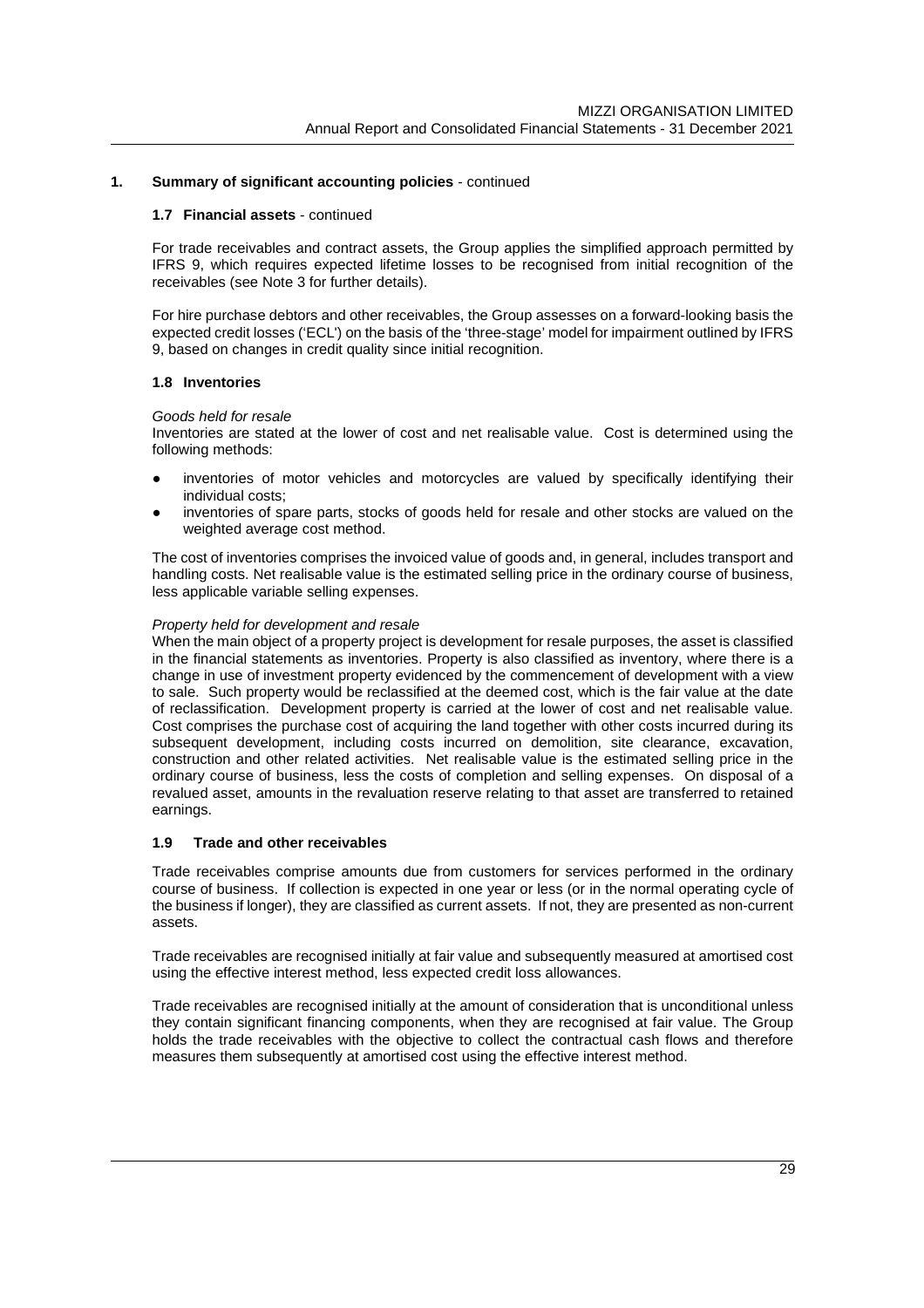## 1. Summary of significant accounting policies - continued

### 1.7 Financial assets - continued

For trade receivables and contract assets, the Group applies the simplified approach permitted by IFRS 9, which requires expected lifetime losses to be recognised from initial recognition of the receivables (see Note 3 for further details).

For hire purchase debtors and other receivables, the Group assesses on a forward-looking basis the expected credit losses ('ECL') on the basis of the 'three-stage' model for impairment outlined by IFRS 9, based on changes in credit quality since initial recognition.

### 1.8 Inventories

*Goods held for resale*

Inventories are stated at the lower of cost and net realisable value. Cost is determined using the following methods:

- inventories of motor vehicles and motorcycles are valued by specifically identifying their individual costs;
- inventories of spare parts, stocks of goods held for resale and other stocks are valued on the weighted average cost method.

The cost of inventories comprises the invoiced value of goods and, in general, includes transport and handling costs. Net realisable value is the estimated selling price in the ordinary course of business, less applicable variable selling expenses.

*Property held for development and resale*

When the main object of a property project is development for resale purposes, the asset is classified in the financial statements as inventories. Property is also classified as inventory, where there is a change in use of investment property evidenced by the commencement of development with a view to sale. Such property would be reclassified at the deemed cost, which is the fair value at the date of reclassification. Development property is carried at the lower of cost and net realisable value. Cost comprises the purchase cost of acquiring the land together with other costs incurred during its subsequent development, including costs incurred on demolition, site clearance, excavation, construction and other related activities. Net realisable value is the estimated selling price in the ordinary course of business, less the costs of completion and selling expenses. On disposal of a revalued asset, amounts in the revaluation reserve relating to that asset are transferred to retained earnings.

### 1.9 Trade and other receivables

Trade receivables comprise amounts due from customers for services performed in the ordinary course of business. If collection is expected in one year or less (or in the normal operating cycle of the business if longer), they are classified as current assets. If not, they are presented as non-current assets.

Trade receivables are recognised initially at fair value and subsequently measured at amortised cost using the effective interest method, less expected credit loss allowances.

Trade receivables are recognised initially at the amount of consideration that is unconditional unless they contain significant financing components, when they are recognised at fair value. The Group holds the trade receivables with the objective to collect the contractual cash flows and therefore measures them subsequently at amortised cost using the effective interest method.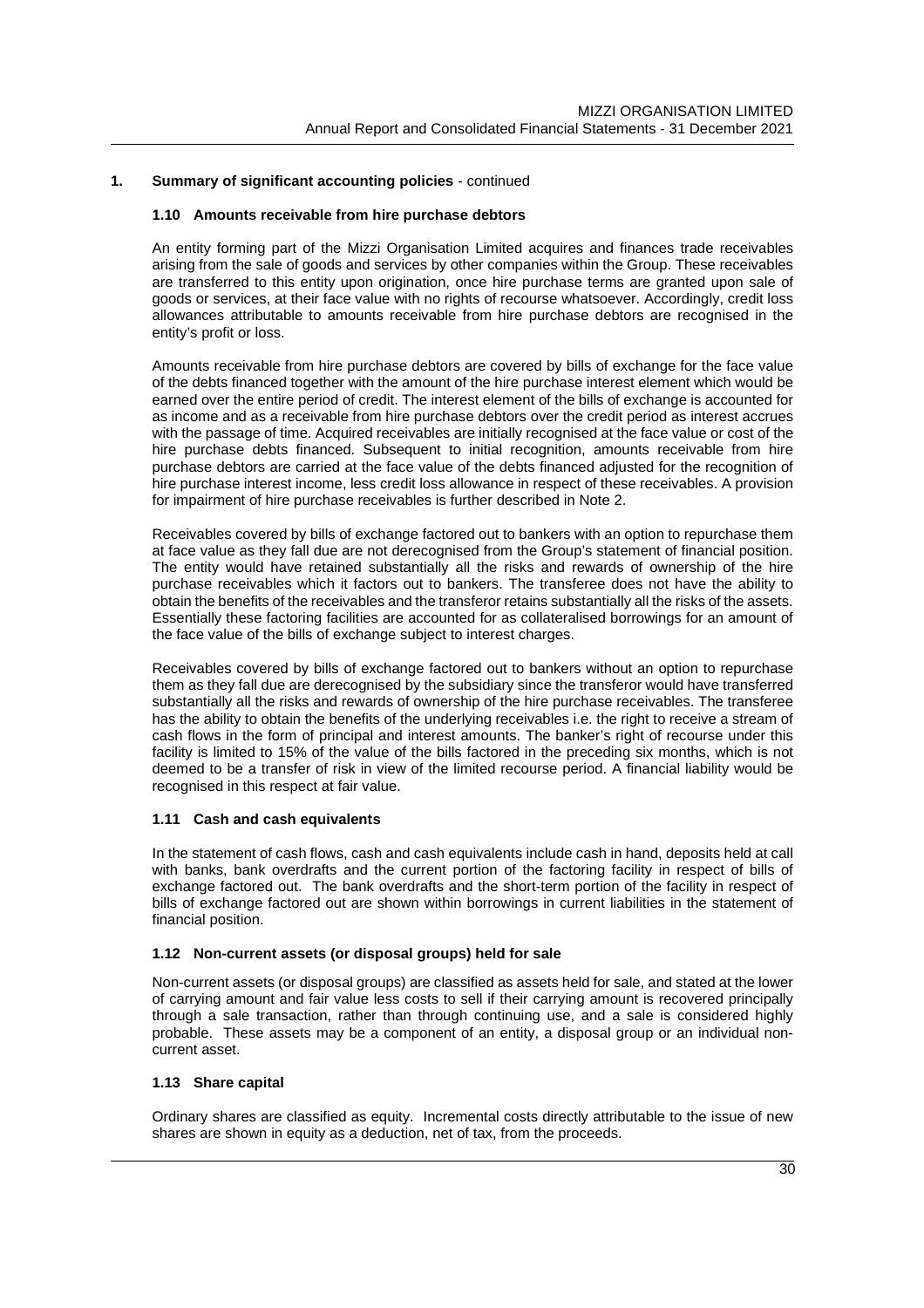## 1. Summary of significant accounting policies - continued

### 1.10 Amounts receivable from hire purchase debtors

An entity forming part of the Mizzi Organisation Limited acquires and finances trade receivables arising from the sale of goods and services by other companies within the Group. These receivables are transferred to this entity upon origination, once hire purchase terms are granted upon sale of goods or services, at their face value with no rights of recourse whatsoever. Accordingly, credit loss allowances attributable to amounts receivable from hire purchase debtors are recognised in the entity's profit or loss.

Amounts receivable from hire purchase debtors are covered by bills of exchange for the face value of the debts financed together with the amount of the hire purchase interest element which would be earned over the entire period of credit. The interest element of the bills of exchange is accounted for as income and as a receivable from hire purchase debtors over the credit period as interest accrues with the passage of time. Acquired receivables are initially recognised at the face value or cost of the hire purchase debts financed. Subsequent to initial recognition, amounts receivable from hire purchase debtors are carried at the face value of the debts financed adjusted for the recognition of hire purchase interest income, less credit loss allowance in respect of these receivables. A provision for impairment of hire purchase receivables is further described in Note 2.

Receivables covered by bills of exchange factored out to bankers with an option to repurchase them at face value as they fall due are not derecognised from the Group's statement of financial position. The entity would have retained substantially all the risks and rewards of ownership of the hire purchase receivables which it factors out to bankers. The transferee does not have the ability to obtain the benefits of the receivables and the transferor retains substantially all the risks of the assets. Essentially these factoring facilities are accounted for as collateralised borrowings for an amount of the face value of the bills of exchange subject to interest charges.

Receivables covered by bills of exchange factored out to bankers without an option to repurchase them as they fall due are derecognised by the subsidiary since the transferor would have transferred substantially all the risks and rewards of ownership of the hire purchase receivables. The transferee has the ability to obtain the benefits of the underlying receivables i.e. the right to receive a stream of cash flows in the form of principal and interest amounts. The banker's right of recourse under this facility is limited to 15% of the value of the bills factored in the preceding six months, which is not deemed to be a transfer of risk in view of the limited recourse period. A financial liability would be recognised in this respect at fair value.

### 1.11 Cash and cash equivalents

In the statement of cash flows, cash and cash equivalents include cash in hand, deposits held at call with banks, bank overdrafts and the current portion of the factoring facility in respect of bills of exchange factored out. The bank overdrafts and the short-term portion of the facility in respect of bills of exchange factored out are shown within borrowings in current liabilities in the statement of financial position.

### 1.12 Non-current assets (or disposal groups) held for sale

Non-current assets (or disposal groups) are classified as assets held for sale, and stated at the lower of carrying amount and fair value less costs to sell if their carrying amount is recovered principally through a sale transaction, rather than through continuing use, and a sale is considered highly probable. These assets may be a component of an entity, a disposal group or an individual non-current asset.

### 1.13 Share capital

Ordinary shares are classified as equity. Incremental costs directly attributable to the issue of new shares are shown in equity as a deduction, net of tax, from the proceeds.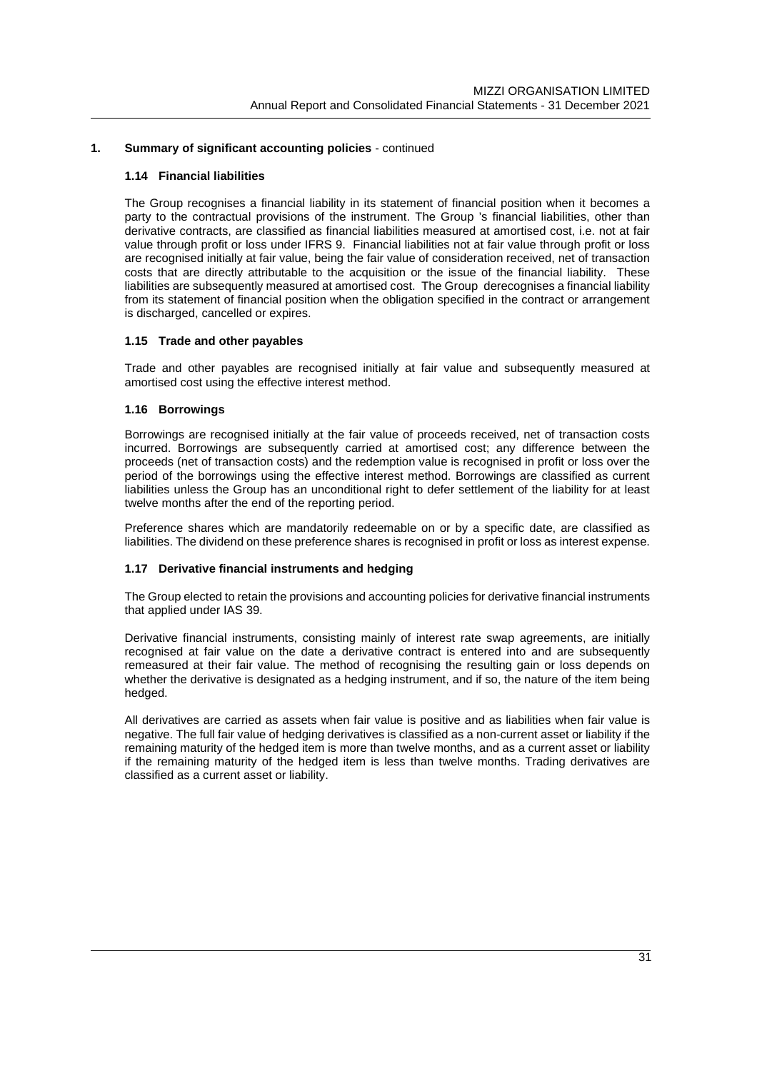## 1. Summary of significant accounting policies - continued

### 1.14 Financial liabilities

The Group recognises a financial liability in its statement of financial position when it becomes a party to the contractual provisions of the instrument. The Group 's financial liabilities, other than derivative contracts, are classified as financial liabilities measured at amortised cost, i.e. not at fair value through profit or loss under IFRS 9. Financial liabilities not at fair value through profit or loss are recognised initially at fair value, being the fair value of consideration received, net of transaction costs that are directly attributable to the acquisition or the issue of the financial liability. These liabilities are subsequently measured at amortised cost. The Group derecognises a financial liability from its statement of financial position when the obligation specified in the contract or arrangement is discharged, cancelled or expires.

### 1.15 Trade and other payables

Trade and other payables are recognised initially at fair value and subsequently measured at amortised cost using the effective interest method.

### 1.16 Borrowings

Borrowings are recognised initially at the fair value of proceeds received, net of transaction costs incurred. Borrowings are subsequently carried at amortised cost; any difference between the proceeds (net of transaction costs) and the redemption value is recognised in profit or loss over the period of the borrowings using the effective interest method. Borrowings are classified as current liabilities unless the Group has an unconditional right to defer settlement of the liability for at least twelve months after the end of the reporting period.

Preference shares which are mandatorily redeemable on or by a specific date, are classified as liabilities. The dividend on these preference shares is recognised in profit or loss as interest expense.

### 1.17 Derivative financial instruments and hedging

The Group elected to retain the provisions and accounting policies for derivative financial instruments that applied under IAS 39.

Derivative financial instruments, consisting mainly of interest rate swap agreements, are initially recognised at fair value on the date a derivative contract is entered into and are subsequently remeasured at their fair value. The method of recognising the resulting gain or loss depends on whether the derivative is designated as a hedging instrument, and if so, the nature of the item being hedged.

All derivatives are carried as assets when fair value is positive and as liabilities when fair value is negative. The full fair value of hedging derivatives is classified as a non-current asset or liability if the remaining maturity of the hedged item is more than twelve months, and as a current asset or liability if the remaining maturity of the hedged item is less than twelve months. Trading derivatives are classified as a current asset or liability.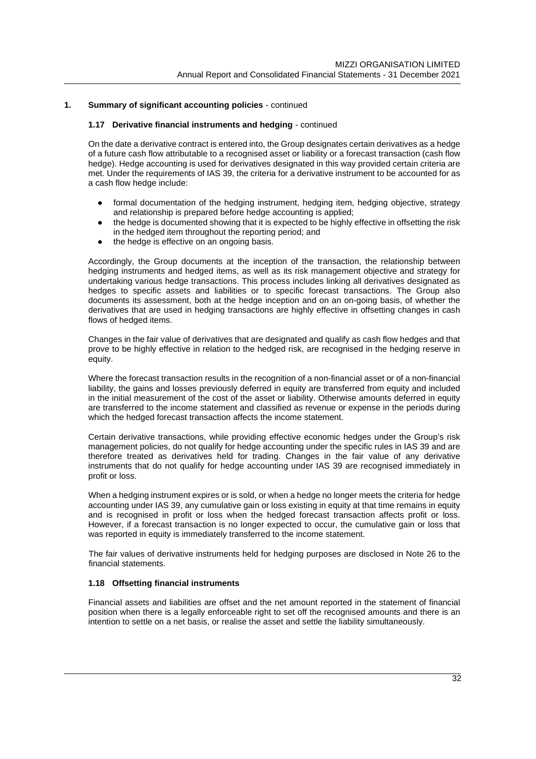## 1. Summary of significant accounting policies - continued

### 1.17 Derivative financial instruments and hedging - continued

On the date a derivative contract is entered into, the Group designates certain derivatives as a hedge of a future cash flow attributable to a recognised asset or liability or a forecast transaction (cash flow hedge). Hedge accounting is used for derivatives designated in this way provided certain criteria are met. Under the requirements of IAS 39, the criteria for a derivative instrument to be accounted for as a cash flow hedge include:

- formal documentation of the hedging instrument, hedging item, hedging objective, strategy and relationship is prepared before hedge accounting is applied;
- the hedge is documented showing that it is expected to be highly effective in offsetting the risk in the hedged item throughout the reporting period; and
- the hedge is effective on an ongoing basis.

Accordingly, the Group documents at the inception of the transaction, the relationship between hedging instruments and hedged items, as well as its risk management objective and strategy for undertaking various hedge transactions. This process includes linking all derivatives designated as hedges to specific assets and liabilities or to specific forecast transactions. The Group also documents its assessment, both at the hedge inception and on an on-going basis, of whether the derivatives that are used in hedging transactions are highly effective in offsetting changes in cash flows of hedged items.

Changes in the fair value of derivatives that are designated and qualify as cash flow hedges and that prove to be highly effective in relation to the hedged risk, are recognised in the hedging reserve in equity.

Where the forecast transaction results in the recognition of a non-financial asset or of a non-financial liability, the gains and losses previously deferred in equity are transferred from equity and included in the initial measurement of the cost of the asset or liability. Otherwise amounts deferred in equity are transferred to the income statement and classified as revenue or expense in the periods during which the hedged forecast transaction affects the income statement.

Certain derivative transactions, while providing effective economic hedges under the Group's risk management policies, do not qualify for hedge accounting under the specific rules in IAS 39 and are therefore treated as derivatives held for trading. Changes in the fair value of any derivative instruments that do not qualify for hedge accounting under IAS 39 are recognised immediately in profit or loss.

When a hedging instrument expires or is sold, or when a hedge no longer meets the criteria for hedge accounting under IAS 39, any cumulative gain or loss existing in equity at that time remains in equity and is recognised in profit or loss when the hedged forecast transaction affects profit or loss. However, if a forecast transaction is no longer expected to occur, the cumulative gain or loss that was reported in equity is immediately transferred to the income statement.

The fair values of derivative instruments held for hedging purposes are disclosed in Note 26 to the financial statements.

### 1.18 Offsetting financial instruments

Financial assets and liabilities are offset and the net amount reported in the statement of financial position when there is a legally enforceable right to set off the recognised amounts and there is an intention to settle on a net basis, or realise the asset and settle the liability simultaneously.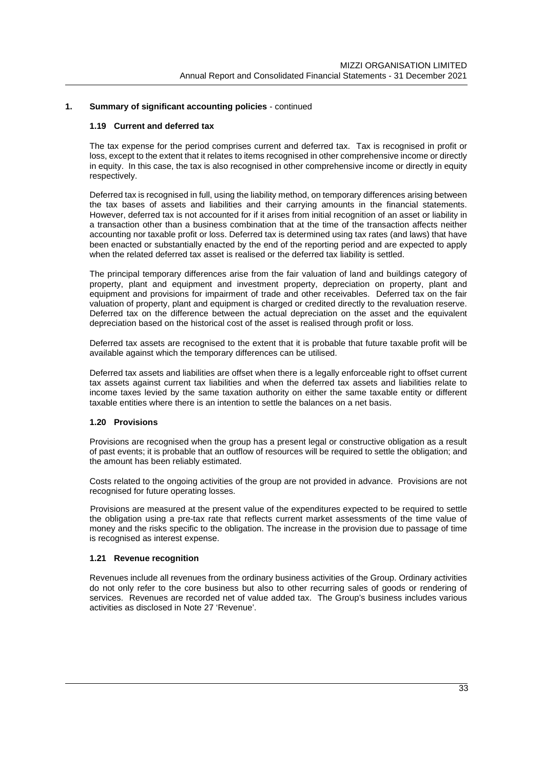## 1. Summary of significant accounting policies - continued

### 1.19 Current and deferred tax

The tax expense for the period comprises current and deferred tax. Tax is recognised in profit or loss, except to the extent that it relates to items recognised in other comprehensive income or directly in equity. In this case, the tax is also recognised in other comprehensive income or directly in equity respectively.

Deferred tax is recognised in full, using the liability method, on temporary differences arising between the tax bases of assets and liabilities and their carrying amounts in the financial statements. However, deferred tax is not accounted for if it arises from initial recognition of an asset or liability in a transaction other than a business combination that at the time of the transaction affects neither accounting nor taxable profit or loss. Deferred tax is determined using tax rates (and laws) that have been enacted or substantially enacted by the end of the reporting period and are expected to apply when the related deferred tax asset is realised or the deferred tax liability is settled.

The principal temporary differences arise from the fair valuation of land and buildings category of property, plant and equipment and investment property, depreciation on property, plant and equipment and provisions for impairment of trade and other receivables. Deferred tax on the fair valuation of property, plant and equipment is charged or credited directly to the revaluation reserve. Deferred tax on the difference between the actual depreciation on the asset and the equivalent depreciation based on the historical cost of the asset is realised through profit or loss.

Deferred tax assets are recognised to the extent that it is probable that future taxable profit will be available against which the temporary differences can be utilised.

Deferred tax assets and liabilities are offset when there is a legally enforceable right to offset current tax assets against current tax liabilities and when the deferred tax assets and liabilities relate to income taxes levied by the same taxation authority on either the same taxable entity or different taxable entities where there is an intention to settle the balances on a net basis.

### 1.20 Provisions

Provisions are recognised when the group has a present legal or constructive obligation as a result of past events; it is probable that an outflow of resources will be required to settle the obligation; and the amount has been reliably estimated.

Costs related to the ongoing activities of the group are not provided in advance. Provisions are not recognised for future operating losses.

Provisions are measured at the present value of the expenditures expected to be required to settle the obligation using a pre-tax rate that reflects current market assessments of the time value of money and the risks specific to the obligation. The increase in the provision due to passage of time is recognised as interest expense.

### 1.21 Revenue recognition

Revenues include all revenues from the ordinary business activities of the Group. Ordinary activities do not only refer to the core business but also to other recurring sales of goods or rendering of services. Revenues are recorded net of value added tax. The Group's business includes various activities as disclosed in Note 27 'Revenue'.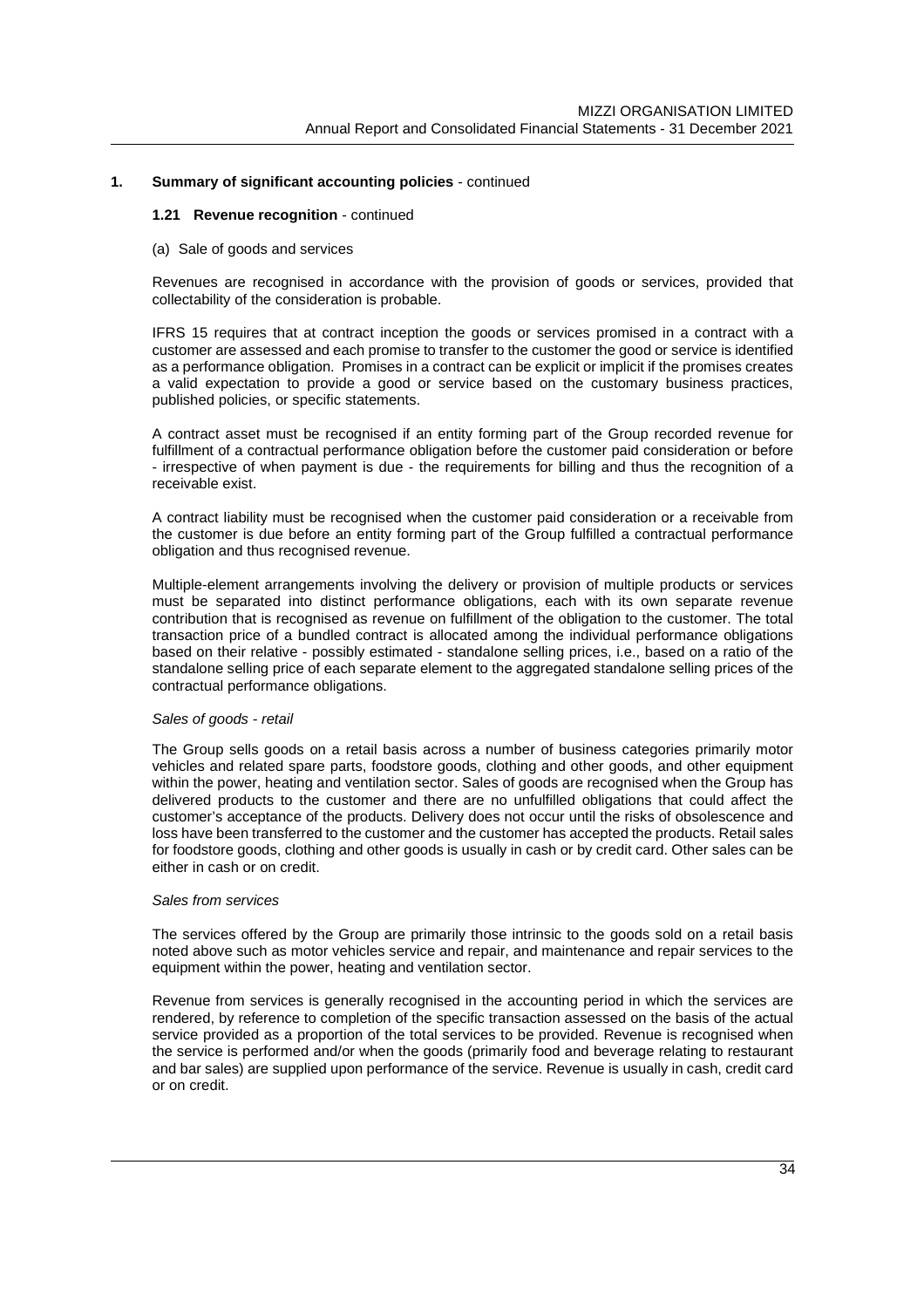## 1. Summary of significant accounting policies - continued

### 1.21 Revenue recognition - continued

(a) Sale of goods and services

Revenues are recognised in accordance with the provision of goods or services, provided that collectability of the consideration is probable.

IFRS 15 requires that at contract inception the goods or services promised in a contract with a customer are assessed and each promise to transfer to the customer the good or service is identified as a performance obligation. Promises in a contract can be explicit or implicit if the promises creates a valid expectation to provide a good or service based on the customary business practices, published policies, or specific statements.

A contract asset must be recognised if an entity forming part of the Group recorded revenue for fulfillment of a contractual performance obligation before the customer paid consideration or before - irrespective of when payment is due - the requirements for billing and thus the recognition of a receivable exist.

A contract liability must be recognised when the customer paid consideration or a receivable from the customer is due before an entity forming part of the Group fulfilled a contractual performance obligation and thus recognised revenue.

Multiple-element arrangements involving the delivery or provision of multiple products or services must be separated into distinct performance obligations, each with its own separate revenue contribution that is recognised as revenue on fulfillment of the obligation to the customer. The total transaction price of a bundled contract is allocated among the individual performance obligations based on their relative - possibly estimated - standalone selling prices, i.e., based on a ratio of the standalone selling price of each separate element to the aggregated standalone selling prices of the contractual performance obligations.

*Sales of goods - retail*

The Group sells goods on a retail basis across a number of business categories primarily motor vehicles and related spare parts, foodstore goods, clothing and other goods, and other equipment within the power, heating and ventilation sector. Sales of goods are recognised when the Group has delivered products to the customer and there are no unfulfilled obligations that could affect the customer's acceptance of the products. Delivery does not occur until the risks of obsolescence and loss have been transferred to the customer and the customer has accepted the products. Retail sales for foodstore goods, clothing and other goods is usually in cash or by credit card. Other sales can be either in cash or on credit.

*Sales from services*

The services offered by the Group are primarily those intrinsic to the goods sold on a retail basis noted above such as motor vehicles service and repair, and maintenance and repair services to the equipment within the power, heating and ventilation sector.

Revenue from services is generally recognised in the accounting period in which the services are rendered, by reference to completion of the specific transaction assessed on the basis of the actual service provided as a proportion of the total services to be provided. Revenue is recognised when the service is performed and/or when the goods (primarily food and beverage relating to restaurant and bar sales) are supplied upon performance of the service. Revenue is usually in cash, credit card or on credit.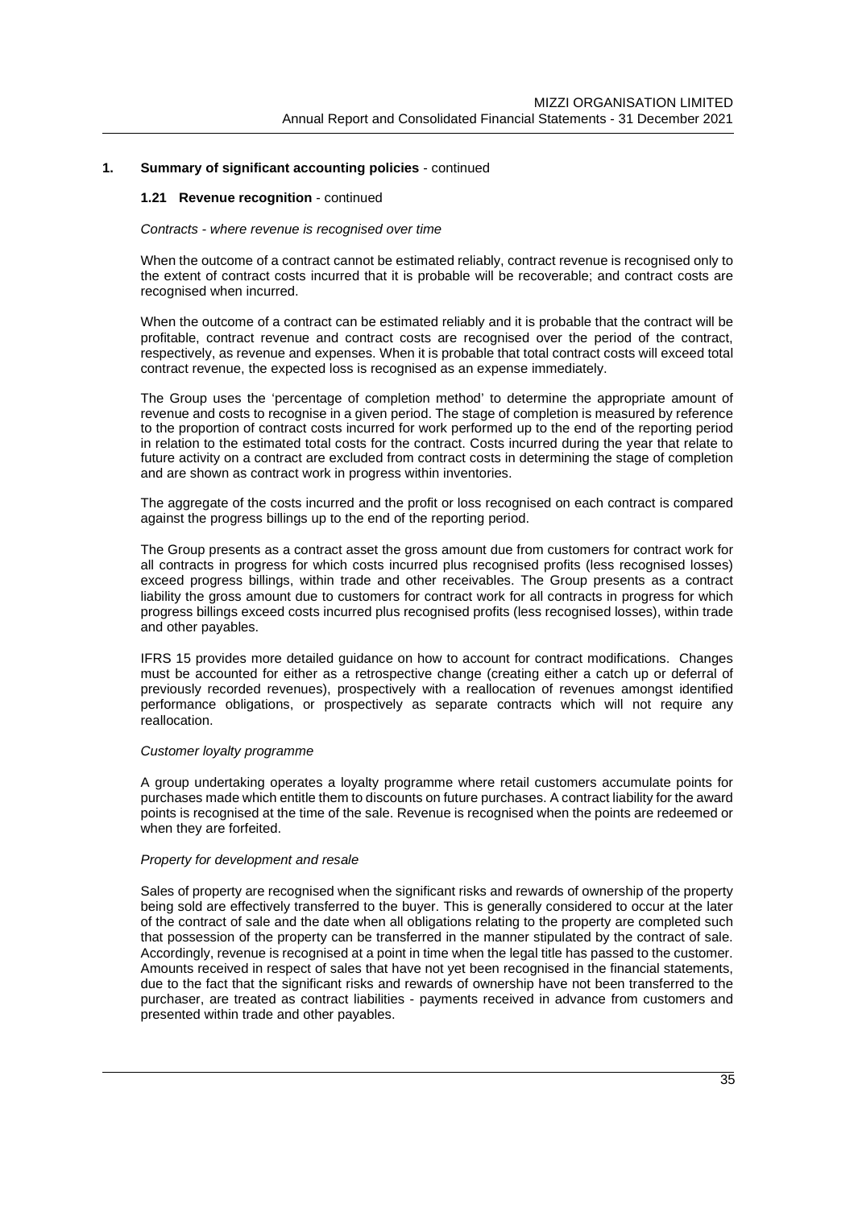## 1. Summary of significant accounting policies - continued

### 1.21 Revenue recognition - continued

*Contracts - where revenue is recognised over time*

When the outcome of a contract cannot be estimated reliably, contract revenue is recognised only to the extent of contract costs incurred that it is probable will be recoverable; and contract costs are recognised when incurred.

When the outcome of a contract can be estimated reliably and it is probable that the contract will be profitable, contract revenue and contract costs are recognised over the period of the contract, respectively, as revenue and expenses. When it is probable that total contract costs will exceed total contract revenue, the expected loss is recognised as an expense immediately.

The Group uses the 'percentage of completion method' to determine the appropriate amount of revenue and costs to recognise in a given period. The stage of completion is measured by reference to the proportion of contract costs incurred for work performed up to the end of the reporting period in relation to the estimated total costs for the contract. Costs incurred during the year that relate to future activity on a contract are excluded from contract costs in determining the stage of completion and are shown as contract work in progress within inventories.

The aggregate of the costs incurred and the profit or loss recognised on each contract is compared against the progress billings up to the end of the reporting period.

The Group presents as a contract asset the gross amount due from customers for contract work for all contracts in progress for which costs incurred plus recognised profits (less recognised losses) exceed progress billings, within trade and other receivables. The Group presents as a contract liability the gross amount due to customers for contract work for all contracts in progress for which progress billings exceed costs incurred plus recognised profits (less recognised losses), within trade and other payables.

IFRS 15 provides more detailed guidance on how to account for contract modifications. Changes must be accounted for either as a retrospective change (creating either a catch up or deferral of previously recorded revenues), prospectively with a reallocation of revenues amongst identified performance obligations, or prospectively as separate contracts which will not require any reallocation.

*Customer loyalty programme*

A group undertaking operates a loyalty programme where retail customers accumulate points for purchases made which entitle them to discounts on future purchases. A contract liability for the award points is recognised at the time of the sale. Revenue is recognised when the points are redeemed or when they are forfeited.

*Property for development and resale*

Sales of property are recognised when the significant risks and rewards of ownership of the property being sold are effectively transferred to the buyer. This is generally considered to occur at the later of the contract of sale and the date when all obligations relating to the property are completed such that possession of the property can be transferred in the manner stipulated by the contract of sale. Accordingly, revenue is recognised at a point in time when the legal title has passed to the customer. Amounts received in respect of sales that have not yet been recognised in the financial statements, due to the fact that the significant risks and rewards of ownership have not been transferred to the purchaser, are treated as contract liabilities - payments received in advance from customers and presented within trade and other payables.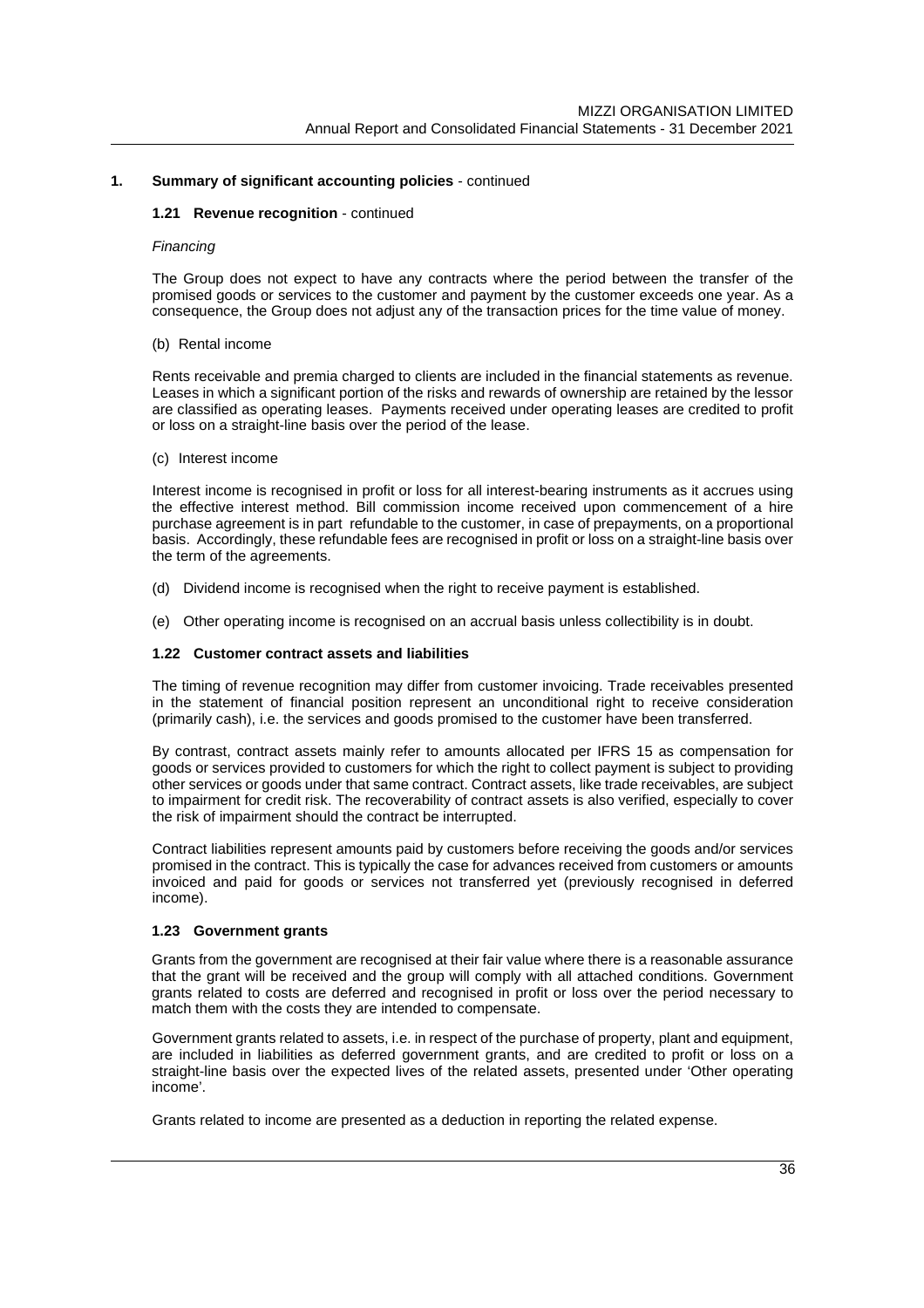## 1. Summary of significant accounting policies - continued

### 1.21 Revenue recognition - continued

*Financing*

The Group does not expect to have any contracts where the period between the transfer of the promised goods or services to the customer and payment by the customer exceeds one year. As a consequence, the Group does not adjust any of the transaction prices for the time value of money.

(b) Rental income

Rents receivable and premia charged to clients are included in the financial statements as revenue. Leases in which a significant portion of the risks and rewards of ownership are retained by the lessor are classified as operating leases. Payments received under operating leases are credited to profit or loss on a straight-line basis over the period of the lease.

(c) Interest income

Interest income is recognised in profit or loss for all interest-bearing instruments as it accrues using the effective interest method. Bill commission income received upon commencement of a hire purchase agreement is in part refundable to the customer, in case of prepayments, on a proportional basis. Accordingly, these refundable fees are recognised in profit or loss on a straight-line basis over the term of the agreements.

(d) Dividend income is recognised when the right to receive payment is established.

(e) Other operating income is recognised on an accrual basis unless collectibility is in doubt.

### 1.22 Customer contract assets and liabilities

The timing of revenue recognition may differ from customer invoicing. Trade receivables presented in the statement of financial position represent an unconditional right to receive consideration (primarily cash), i.e. the services and goods promised to the customer have been transferred.

By contrast, contract assets mainly refer to amounts allocated per IFRS 15 as compensation for goods or services provided to customers for which the right to collect payment is subject to providing other services or goods under that same contract. Contract assets, like trade receivables, are subject to impairment for credit risk. The recoverability of contract assets is also verified, especially to cover the risk of impairment should the contract be interrupted.

Contract liabilities represent amounts paid by customers before receiving the goods and/or services promised in the contract. This is typically the case for advances received from customers or amounts invoiced and paid for goods or services not transferred yet (previously recognised in deferred income).

### 1.23 Government grants

Grants from the government are recognised at their fair value where there is a reasonable assurance that the grant will be received and the group will comply with all attached conditions. Government grants related to costs are deferred and recognised in profit or loss over the period necessary to match them with the costs they are intended to compensate.

Government grants related to assets, i.e. in respect of the purchase of property, plant and equipment, are included in liabilities as deferred government grants, and are credited to profit or loss on a straight-line basis over the expected lives of the related assets, presented under 'Other operating income'.

Grants related to income are presented as a deduction in reporting the related expense.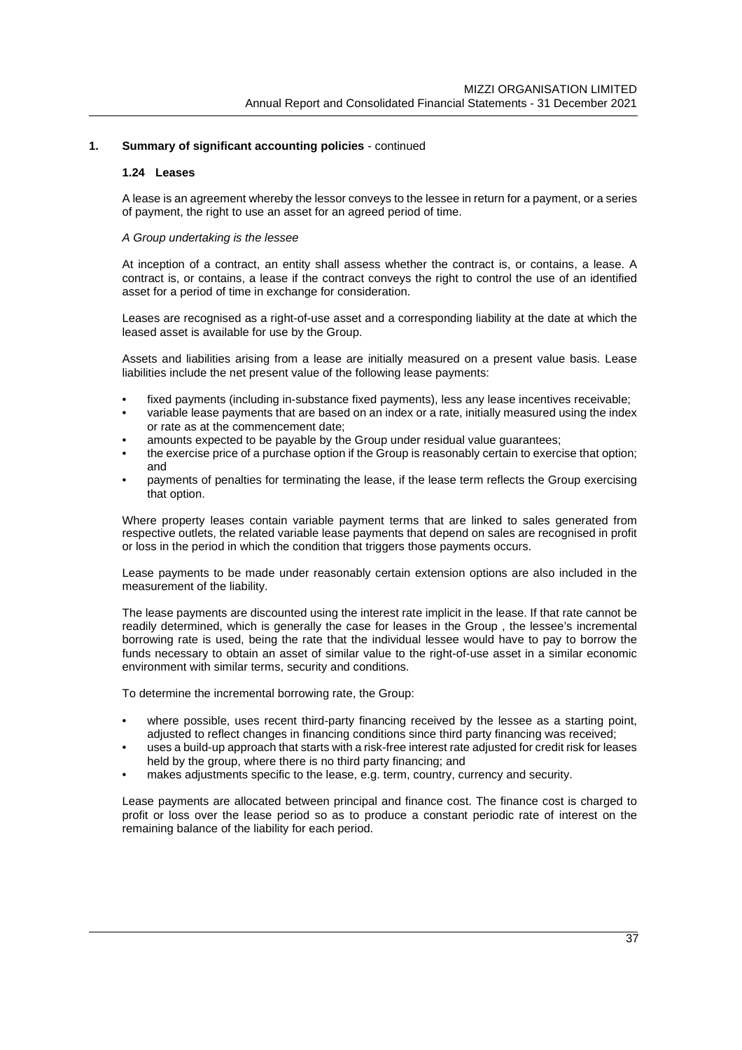## 1. Summary of significant accounting policies - continued

### 1.24 Leases

A lease is an agreement whereby the lessor conveys to the lessee in return for a payment, or a series of payment, the right to use an asset for an agreed period of time.

*A Group undertaking is the lessee*

At inception of a contract, an entity shall assess whether the contract is, or contains, a lease. A contract is, or contains, a lease if the contract conveys the right to control the use of an identified asset for a period of time in exchange for consideration.

Leases are recognised as a right-of-use asset and a corresponding liability at the date at which the leased asset is available for use by the Group.

Assets and liabilities arising from a lease are initially measured on a present value basis. Lease liabilities include the net present value of the following lease payments:

- fixed payments (including in-substance fixed payments), less any lease incentives receivable;
- variable lease payments that are based on an index or a rate, initially measured using the index or rate as at the commencement date;
- amounts expected to be payable by the Group under residual value guarantees;
- the exercise price of a purchase option if the Group is reasonably certain to exercise that option; and
- payments of penalties for terminating the lease, if the lease term reflects the Group exercising that option.

Where property leases contain variable payment terms that are linked to sales generated from respective outlets, the related variable lease payments that depend on sales are recognised in profit or loss in the period in which the condition that triggers those payments occurs.

Lease payments to be made under reasonably certain extension options are also included in the measurement of the liability.

The lease payments are discounted using the interest rate implicit in the lease. If that rate cannot be readily determined, which is generally the case for leases in the Group , the lessee's incremental borrowing rate is used, being the rate that the individual lessee would have to pay to borrow the funds necessary to obtain an asset of similar value to the right-of-use asset in a similar economic environment with similar terms, security and conditions.

To determine the incremental borrowing rate, the Group:

- where possible, uses recent third-party financing received by the lessee as a starting point, adjusted to reflect changes in financing conditions since third party financing was received;
- uses a build-up approach that starts with a risk-free interest rate adjusted for credit risk for leases held by the group, where there is no third party financing; and
- makes adjustments specific to the lease, e.g. term, country, currency and security.

Lease payments are allocated between principal and finance cost. The finance cost is charged to profit or loss over the lease period so as to produce a constant periodic rate of interest on the remaining balance of the liability for each period.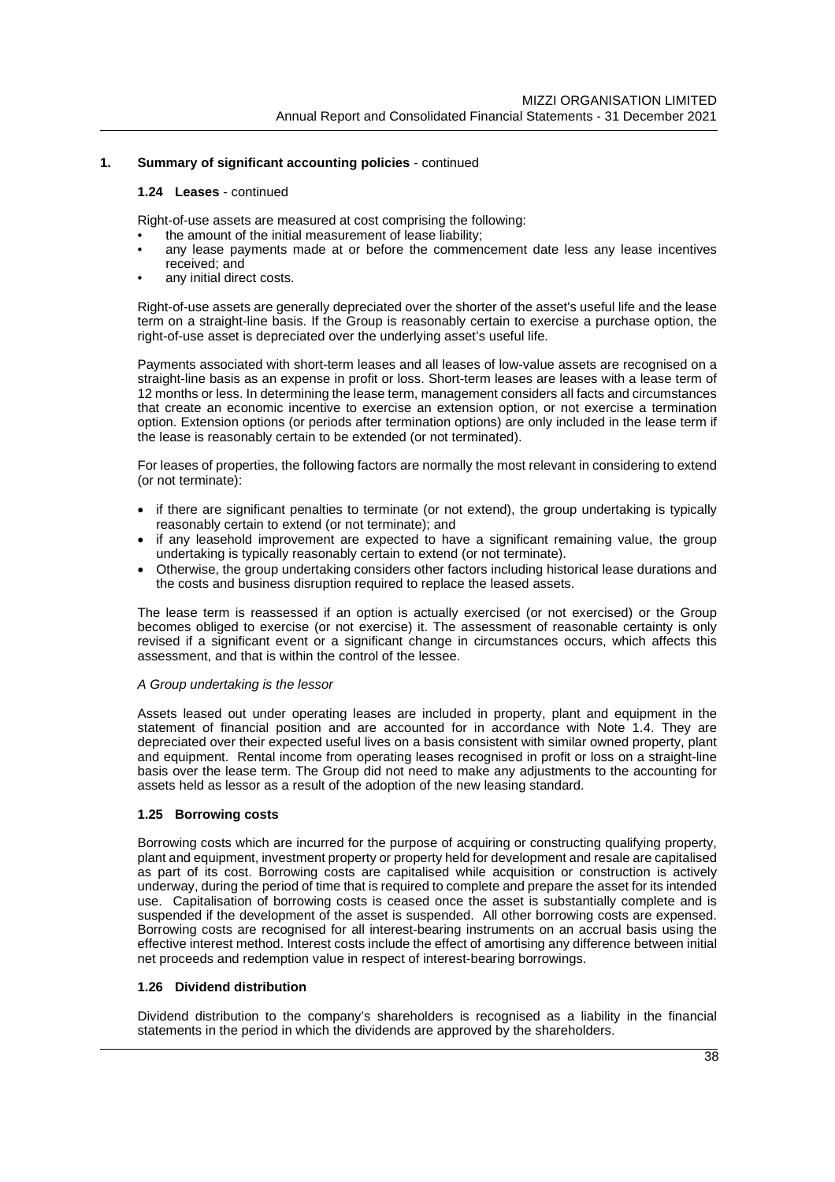## 1. Summary of significant accounting policies - continued

### 1.24 Leases - continued

Right-of-use assets are measured at cost comprising the following:

- the amount of the initial measurement of lease liability;
- any lease payments made at or before the commencement date less any lease incentives received; and
- any initial direct costs.

Right-of-use assets are generally depreciated over the shorter of the asset's useful life and the lease term on a straight-line basis. If the Group is reasonably certain to exercise a purchase option, the right-of-use asset is depreciated over the underlying asset's useful life.

Payments associated with short-term leases and all leases of low-value assets are recognised on a straight-line basis as an expense in profit or loss. Short-term leases are leases with a lease term of 12 months or less. In determining the lease term, management considers all facts and circumstances that create an economic incentive to exercise an extension option, or not exercise a termination option. Extension options (or periods after termination options) are only included in the lease term if the lease is reasonably certain to be extended (or not terminated).

For leases of properties, the following factors are normally the most relevant in considering to extend (or not terminate):

- if there are significant penalties to terminate (or not extend), the group undertaking is typically reasonably certain to extend (or not terminate); and
- if any leasehold improvement are expected to have a significant remaining value, the group undertaking is typically reasonably certain to extend (or not terminate).
- Otherwise, the group undertaking considers other factors including historical lease durations and the costs and business disruption required to replace the leased assets.

The lease term is reassessed if an option is actually exercised (or not exercised) or the Group becomes obliged to exercise (or not exercise) it. The assessment of reasonable certainty is only revised if a significant event or a significant change in circumstances occurs, which affects this assessment, and that is within the control of the lessee.

*A Group undertaking is the lessor*

Assets leased out under operating leases are included in property, plant and equipment in the statement of financial position and are accounted for in accordance with Note 1.4. They are depreciated over their expected useful lives on a basis consistent with similar owned property, plant and equipment. Rental income from operating leases recognised in profit or loss on a straight-line basis over the lease term. The Group did not need to make any adjustments to the accounting for assets held as lessor as a result of the adoption of the new leasing standard.

### 1.25 Borrowing costs

Borrowing costs which are incurred for the purpose of acquiring or constructing qualifying property, plant and equipment, investment property or property held for development and resale are capitalised as part of its cost. Borrowing costs are capitalised while acquisition or construction is actively underway, during the period of time that is required to complete and prepare the asset for its intended use. Capitalisation of borrowing costs is ceased once the asset is substantially complete and is suspended if the development of the asset is suspended. All other borrowing costs are expensed. Borrowing costs are recognised for all interest-bearing instruments on an accrual basis using the effective interest method. Interest costs include the effect of amortising any difference between initial net proceeds and redemption value in respect of interest-bearing borrowings.

### 1.26 Dividend distribution

Dividend distribution to the company's shareholders is recognised as a liability in the financial statements in the period in which the dividends are approved by the shareholders.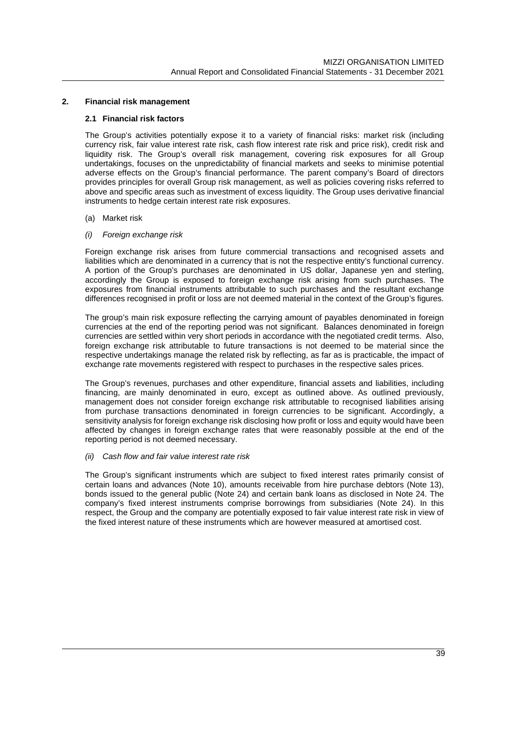## 2. Financial risk management

### 2.1 Financial risk factors

The Group's activities potentially expose it to a variety of financial risks: market risk (including currency risk, fair value interest rate risk, cash flow interest rate risk and price risk), credit risk and liquidity risk. The Group's overall risk management, covering risk exposures for all Group undertakings, focuses on the unpredictability of financial markets and seeks to minimise potential adverse effects on the Group's financial performance. The parent company's Board of directors provides principles for overall Group risk management, as well as policies covering risks referred to above and specific areas such as investment of excess liquidity. The Group uses derivative financial instruments to hedge certain interest rate risk exposures.

(a) Market risk

*(i) Foreign exchange risk*

Foreign exchange risk arises from future commercial transactions and recognised assets and liabilities which are denominated in a currency that is not the respective entity's functional currency. A portion of the Group's purchases are denominated in US dollar, Japanese yen and sterling, accordingly the Group is exposed to foreign exchange risk arising from such purchases. The exposures from financial instruments attributable to such purchases and the resultant exchange differences recognised in profit or loss are not deemed material in the context of the Group's figures.

The group's main risk exposure reflecting the carrying amount of payables denominated in foreign currencies at the end of the reporting period was not significant. Balances denominated in foreign currencies are settled within very short periods in accordance with the negotiated credit terms. Also, foreign exchange risk attributable to future transactions is not deemed to be material since the respective undertakings manage the related risk by reflecting, as far as is practicable, the impact of exchange rate movements registered with respect to purchases in the respective sales prices.

The Group's revenues, purchases and other expenditure, financial assets and liabilities, including financing, are mainly denominated in euro, except as outlined above. As outlined previously, management does not consider foreign exchange risk attributable to recognised liabilities arising from purchase transactions denominated in foreign currencies to be significant. Accordingly, a sensitivity analysis for foreign exchange risk disclosing how profit or loss and equity would have been affected by changes in foreign exchange rates that were reasonably possible at the end of the reporting period is not deemed necessary.

*(ii) Cash flow and fair value interest rate risk*

The Group's significant instruments which are subject to fixed interest rates primarily consist of certain loans and advances (Note 10), amounts receivable from hire purchase debtors (Note 13), bonds issued to the general public (Note 24) and certain bank loans as disclosed in Note 24. The company's fixed interest instruments comprise borrowings from subsidiaries (Note 24). In this respect, the Group and the company are potentially exposed to fair value interest rate risk in view of the fixed interest nature of these instruments which are however measured at amortised cost.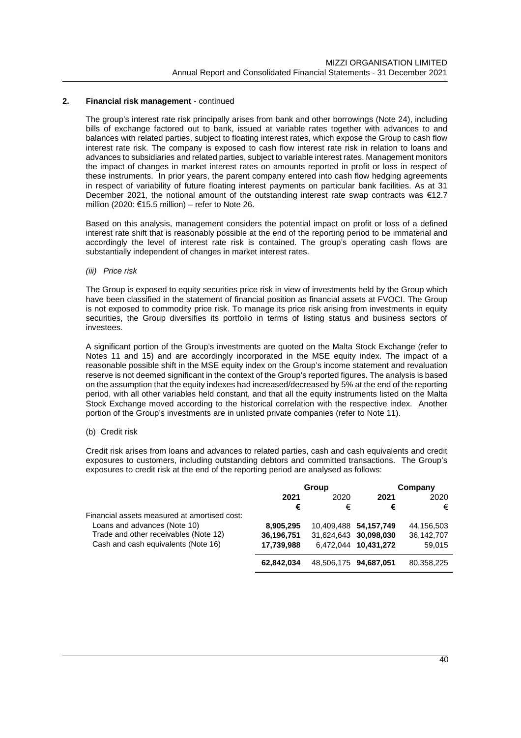## 2. Financial risk management - continued

The group's interest rate risk principally arises from bank and other borrowings (Note 24), including bills of exchange factored out to bank, issued at variable rates together with advances to and balances with related parties, subject to floating interest rates, which expose the Group to cash flow interest rate risk. The company is exposed to cash flow interest rate risk in relation to loans and advances to subsidiaries and related parties, subject to variable interest rates. Management monitors the impact of changes in market interest rates on amounts reported in profit or loss in respect of these instruments. In prior years, the parent company entered into cash flow hedging agreements in respect of variability of future floating interest payments on particular bank facilities. As at 31 December 2021, the notional amount of the outstanding interest rate swap contracts was €12.7 million (2020: €15.5 million) – refer to Note 26.

Based on this analysis, management considers the potential impact on profit or loss of a defined interest rate shift that is reasonably possible at the end of the reporting period to be immaterial and accordingly the level of interest rate risk is contained. The group's operating cash flows are substantially independent of changes in market interest rates.

*(iii) Price risk*

The Group is exposed to equity securities price risk in view of investments held by the Group which have been classified in the statement of financial position as financial assets at FVOCI. The Group is not exposed to commodity price risk. To manage its price risk arising from investments in equity securities, the Group diversifies its portfolio in terms of listing status and business sectors of investees.

A significant portion of the Group's investments are quoted on the Malta Stock Exchange (refer to Notes 11 and 15) and are accordingly incorporated in the MSE equity index. The impact of a reasonable possible shift in the MSE equity index on the Group's income statement and revaluation reserve is not deemed significant in the context of the Group's reported figures. The analysis is based on the assumption that the equity indexes had increased/decreased by 5% at the end of the reporting period, with all other variables held constant, and that all the equity instruments listed on the Malta Stock Exchange moved according to the historical correlation with the respective index. Another portion of the Group's investments are in unlisted private companies (refer to Note 11).

(b) Credit risk

Credit risk arises from loans and advances to related parties, cash and cash equivalents and credit exposures to customers, including outstanding debtors and committed transactions. The Group's exposures to credit risk at the end of the reporting period are analysed as follows:

| | Group | | Company | |
|---|---|---|---|---|
| | **2021** | 2020 | **2021** | 2020 |
| | **€** | € | **€** | € |
| Financial assets measured at amortised cost: | | | | |
| Loans and advances (Note 10) | **8,905,295** | 10,409,488 | **54,157,749** | 44,156,503 |
| Trade and other receivables (Note 12) | **36,196,751** | 31,624,643 | **30,098,030** | 36,142,707 |
| Cash and cash equivalents (Note 16) | **17,739,988** | 6,472,044 | **10,431,272** | 59,015 |
| | **62,842,034** | 48,506,175 | **94,687,051** | 80,358,225 |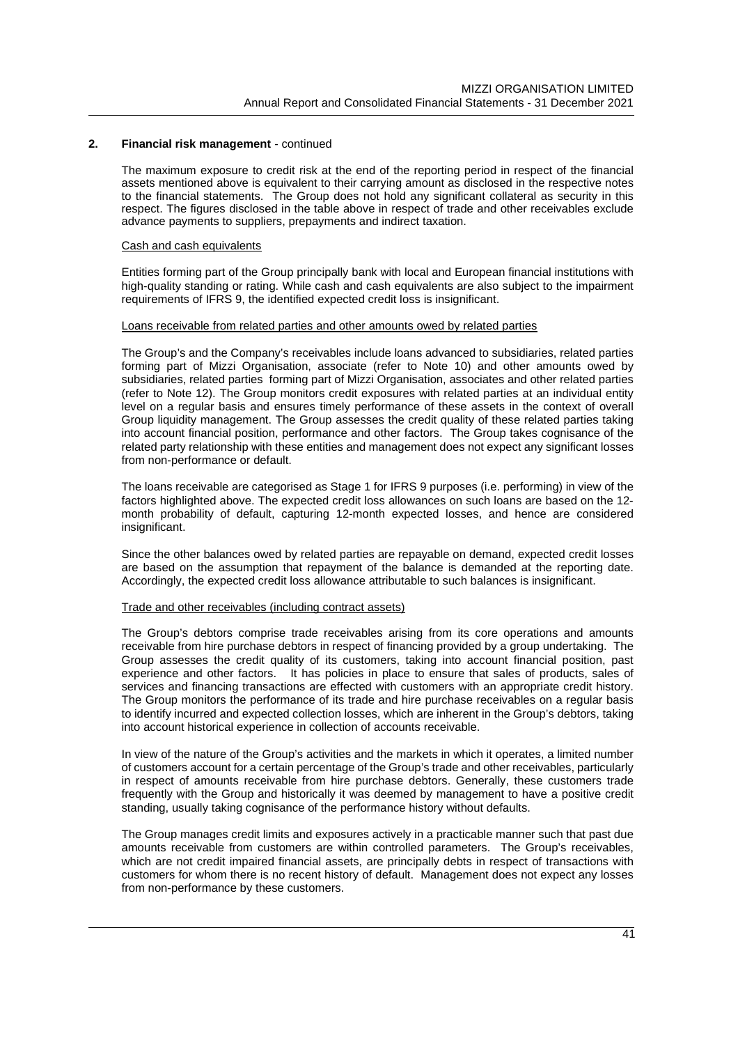## 2. Financial risk management - continued

The maximum exposure to credit risk at the end of the reporting period in respect of the financial assets mentioned above is equivalent to their carrying amount as disclosed in the respective notes to the financial statements. The Group does not hold any significant collateral as security in this respect. The figures disclosed in the table above in respect of trade and other receivables exclude advance payments to suppliers, prepayments and indirect taxation.

Cash and cash equivalents

Entities forming part of the Group principally bank with local and European financial institutions with high-quality standing or rating. While cash and cash equivalents are also subject to the impairment requirements of IFRS 9, the identified expected credit loss is insignificant.

Loans receivable from related parties and other amounts owed by related parties

The Group's and the Company's receivables include loans advanced to subsidiaries, related parties forming part of Mizzi Organisation, associate (refer to Note 10) and other amounts owed by subsidiaries, related parties forming part of Mizzi Organisation, associates and other related parties (refer to Note 12). The Group monitors credit exposures with related parties at an individual entity level on a regular basis and ensures timely performance of these assets in the context of overall Group liquidity management. The Group assesses the credit quality of these related parties taking into account financial position, performance and other factors. The Group takes cognisance of the related party relationship with these entities and management does not expect any significant losses from non-performance or default.

The loans receivable are categorised as Stage 1 for IFRS 9 purposes (i.e. performing) in view of the factors highlighted above. The expected credit loss allowances on such loans are based on the 12-month probability of default, capturing 12-month expected losses, and hence are considered insignificant.

Since the other balances owed by related parties are repayable on demand, expected credit losses are based on the assumption that repayment of the balance is demanded at the reporting date. Accordingly, the expected credit loss allowance attributable to such balances is insignificant.

Trade and other receivables (including contract assets)

The Group's debtors comprise trade receivables arising from its core operations and amounts receivable from hire purchase debtors in respect of financing provided by a group undertaking. The Group assesses the credit quality of its customers, taking into account financial position, past experience and other factors. It has policies in place to ensure that sales of products, sales of services and financing transactions are effected with customers with an appropriate credit history. The Group monitors the performance of its trade and hire purchase receivables on a regular basis to identify incurred and expected collection losses, which are inherent in the Group's debtors, taking into account historical experience in collection of accounts receivable.

In view of the nature of the Group's activities and the markets in which it operates, a limited number of customers account for a certain percentage of the Group's trade and other receivables, particularly in respect of amounts receivable from hire purchase debtors. Generally, these customers trade frequently with the Group and historically it was deemed by management to have a positive credit standing, usually taking cognisance of the performance history without defaults.

The Group manages credit limits and exposures actively in a practicable manner such that past due amounts receivable from customers are within controlled parameters. The Group's receivables, which are not credit impaired financial assets, are principally debts in respect of transactions with customers for whom there is no recent history of default. Management does not expect any losses from non-performance by these customers.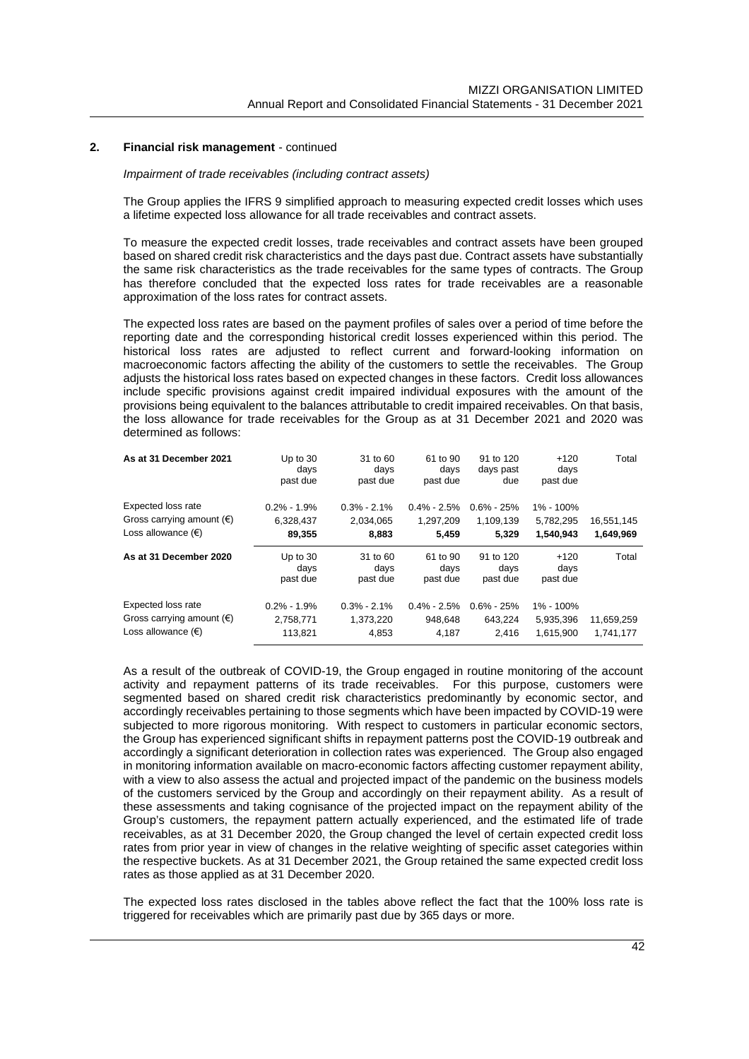## 2. Financial risk management - continued

*Impairment of trade receivables (including contract assets)*

The Group applies the IFRS 9 simplified approach to measuring expected credit losses which uses a lifetime expected loss allowance for all trade receivables and contract assets.

To measure the expected credit losses, trade receivables and contract assets have been grouped based on shared credit risk characteristics and the days past due. Contract assets have substantially the same risk characteristics as the trade receivables for the same types of contracts. The Group has therefore concluded that the expected loss rates for trade receivables are a reasonable approximation of the loss rates for contract assets.

The expected loss rates are based on the payment profiles of sales over a period of time before the reporting date and the corresponding historical credit losses experienced within this period. The historical loss rates are adjusted to reflect current and forward-looking information on macroeconomic factors affecting the ability of the customers to settle the receivables. The Group adjusts the historical loss rates based on expected changes in these factors. Credit loss allowances include specific provisions against credit impaired individual exposures with the amount of the provisions being equivalent to the balances attributable to credit impaired receivables. On that basis, the loss allowance for trade receivables for the Group as at 31 December 2021 and 2020 was determined as follows:

| As at 31 December 2021 | Up to 30 days past due | 31 to 60 days past due | 61 to 90 days past due | 91 to 120 days past due | +120 days past due | Total |
|---|---|---|---|---|---|---|
| Expected loss rate | 0.2% - 1.9% | 0.3% - 2.1% | 0.4% - 2.5% | 0.6% - 25% | 1% - 100% | |
| Gross carrying amount (€) | 6,328,437 | 2,034,065 | 1,297,209 | 1,109,139 | 5,782,295 | 16,551,145 |
| Loss allowance (€) | **89,355** | **8,883** | **5,459** | **5,329** | **1,540,943** | **1,649,969** |
| **As at 31 December 2020** | **Up to 30 days past due** | **31 to 60 days past due** | **61 to 90 days past due** | **91 to 120 days past due** | **+120 days past due** | **Total** |
| Expected loss rate | 0.2% - 1.9% | 0.3% - 2.1% | 0.4% - 2.5% | 0.6% - 25% | 1% - 100% | |
| Gross carrying amount (€) | 2,758,771 | 1,373,220 | 948,648 | 643,224 | 5,935,396 | 11,659,259 |
| Loss allowance (€) | 113,821 | 4,853 | 4,187 | 2,416 | 1,615,900 | 1,741,177 |

As a result of the outbreak of COVID-19, the Group engaged in routine monitoring of the account activity and repayment patterns of its trade receivables. For this purpose, customers were segmented based on shared credit risk characteristics predominantly by economic sector, and accordingly receivables pertaining to those segments which have been impacted by COVID-19 were subjected to more rigorous monitoring. With respect to customers in particular economic sectors, the Group has experienced significant shifts in repayment patterns post the COVID-19 outbreak and accordingly a significant deterioration in collection rates was experienced. The Group also engaged in monitoring information available on macro-economic factors affecting customer repayment ability, with a view to also assess the actual and projected impact of the pandemic on the business models of the customers serviced by the Group and accordingly on their repayment ability. As a result of these assessments and taking cognisance of the projected impact on the repayment ability of the Group's customers, the repayment pattern actually experienced, and the estimated life of trade receivables, as at 31 December 2020, the Group changed the level of certain expected credit loss rates from prior year in view of changes in the relative weighting of specific asset categories within the respective buckets. As at 31 December 2021, the Group retained the same expected credit loss rates as those applied as at 31 December 2020.

The expected loss rates disclosed in the tables above reflect the fact that the 100% loss rate is triggered for receivables which are primarily past due by 365 days or more.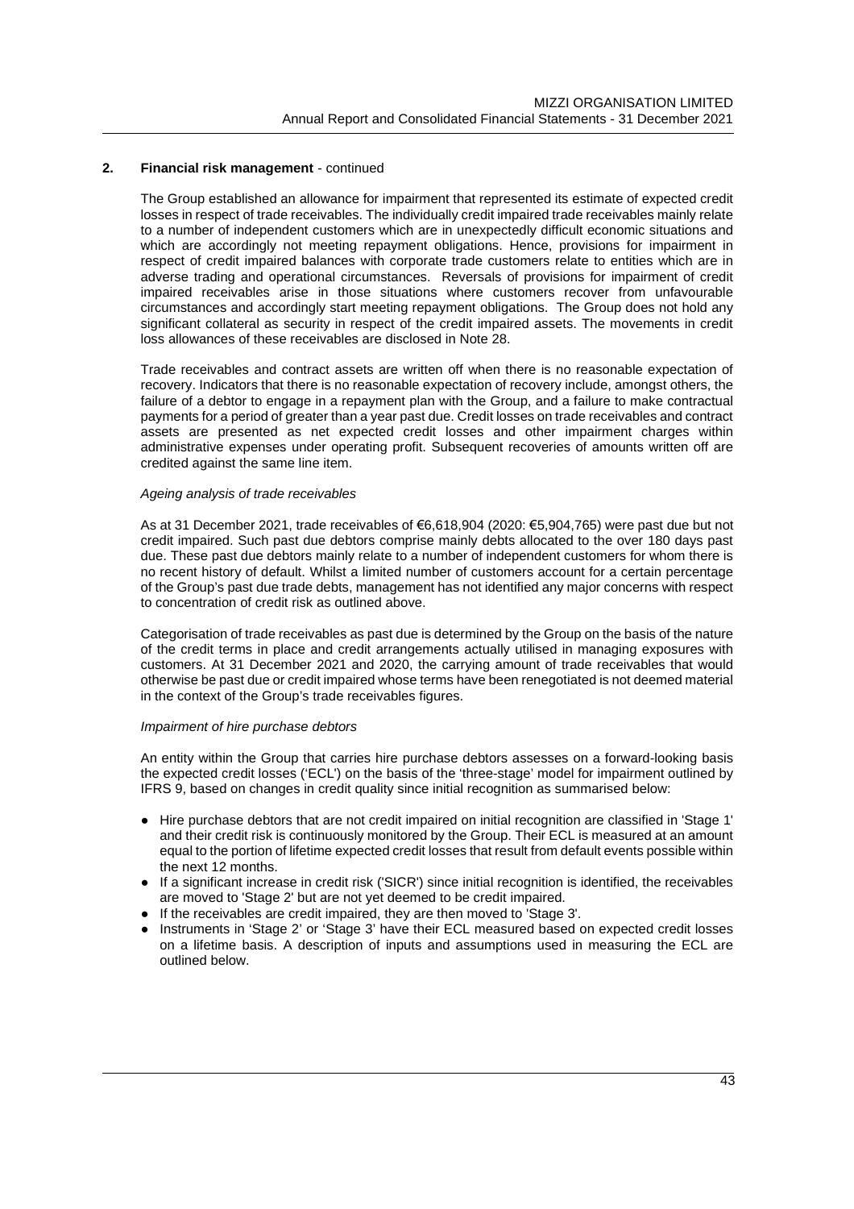## 2. Financial risk management - continued

The Group established an allowance for impairment that represented its estimate of expected credit losses in respect of trade receivables. The individually credit impaired trade receivables mainly relate to a number of independent customers which are in unexpectedly difficult economic situations and which are accordingly not meeting repayment obligations. Hence, provisions for impairment in respect of credit impaired balances with corporate trade customers relate to entities which are in adverse trading and operational circumstances. Reversals of provisions for impairment of credit impaired receivables arise in those situations where customers recover from unfavourable circumstances and accordingly start meeting repayment obligations. The Group does not hold any significant collateral as security in respect of the credit impaired assets. The movements in credit loss allowances of these receivables are disclosed in Note 28.

Trade receivables and contract assets are written off when there is no reasonable expectation of recovery. Indicators that there is no reasonable expectation of recovery include, amongst others, the failure of a debtor to engage in a repayment plan with the Group, and a failure to make contractual payments for a period of greater than a year past due. Credit losses on trade receivables and contract assets are presented as net expected credit losses and other impairment charges within administrative expenses under operating profit. Subsequent recoveries of amounts written off are credited against the same line item.

*Ageing analysis of trade receivables*

As at 31 December 2021, trade receivables of €6,618,904 (2020: €5,904,765) were past due but not credit impaired. Such past due debtors comprise mainly debts allocated to the over 180 days past due. These past due debtors mainly relate to a number of independent customers for whom there is no recent history of default. Whilst a limited number of customers account for a certain percentage of the Group's past due trade debts, management has not identified any major concerns with respect to concentration of credit risk as outlined above.

Categorisation of trade receivables as past due is determined by the Group on the basis of the nature of the credit terms in place and credit arrangements actually utilised in managing exposures with customers. At 31 December 2021 and 2020, the carrying amount of trade receivables that would otherwise be past due or credit impaired whose terms have been renegotiated is not deemed material in the context of the Group's trade receivables figures.

*Impairment of hire purchase debtors*

An entity within the Group that carries hire purchase debtors assesses on a forward-looking basis the expected credit losses ('ECL') on the basis of the 'three-stage' model for impairment outlined by IFRS 9, based on changes in credit quality since initial recognition as summarised below:

- Hire purchase debtors that are not credit impaired on initial recognition are classified in 'Stage 1' and their credit risk is continuously monitored by the Group. Their ECL is measured at an amount equal to the portion of lifetime expected credit losses that result from default events possible within the next 12 months.
- If a significant increase in credit risk ('SICR') since initial recognition is identified, the receivables are moved to 'Stage 2' but are not yet deemed to be credit impaired.
- If the receivables are credit impaired, they are then moved to 'Stage 3'.
- Instruments in 'Stage 2' or 'Stage 3' have their ECL measured based on expected credit losses on a lifetime basis. A description of inputs and assumptions used in measuring the ECL are outlined below.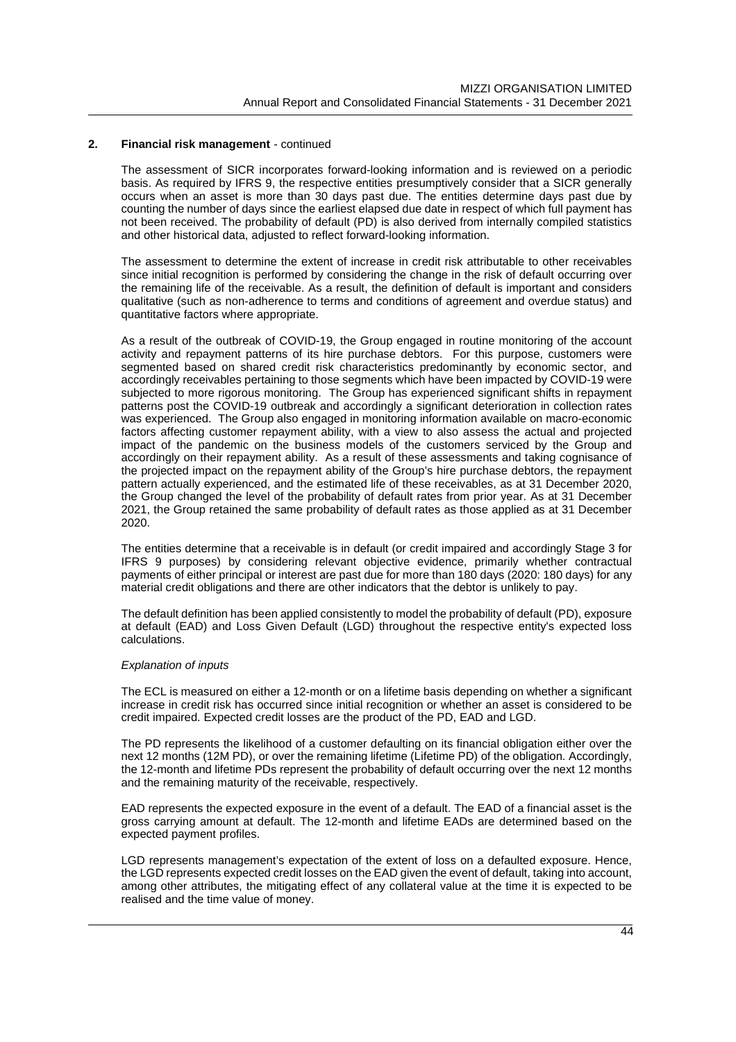## 2. Financial risk management - continued

The assessment of SICR incorporates forward-looking information and is reviewed on a periodic basis. As required by IFRS 9, the respective entities presumptively consider that a SICR generally occurs when an asset is more than 30 days past due. The entities determine days past due by counting the number of days since the earliest elapsed due date in respect of which full payment has not been received. The probability of default (PD) is also derived from internally compiled statistics and other historical data, adjusted to reflect forward-looking information.

The assessment to determine the extent of increase in credit risk attributable to other receivables since initial recognition is performed by considering the change in the risk of default occurring over the remaining life of the receivable. As a result, the definition of default is important and considers qualitative (such as non-adherence to terms and conditions of agreement and overdue status) and quantitative factors where appropriate.

As a result of the outbreak of COVID-19, the Group engaged in routine monitoring of the account activity and repayment patterns of its hire purchase debtors. For this purpose, customers were segmented based on shared credit risk characteristics predominantly by economic sector, and accordingly receivables pertaining to those segments which have been impacted by COVID-19 were subjected to more rigorous monitoring. The Group has experienced significant shifts in repayment patterns post the COVID-19 outbreak and accordingly a significant deterioration in collection rates was experienced. The Group also engaged in monitoring information available on macro-economic factors affecting customer repayment ability, with a view to also assess the actual and projected impact of the pandemic on the business models of the customers serviced by the Group and accordingly on their repayment ability. As a result of these assessments and taking cognisance of the projected impact on the repayment ability of the Group's hire purchase debtors, the repayment pattern actually experienced, and the estimated life of these receivables, as at 31 December 2020, the Group changed the level of the probability of default rates from prior year. As at 31 December 2021, the Group retained the same probability of default rates as those applied as at 31 December 2020.

The entities determine that a receivable is in default (or credit impaired and accordingly Stage 3 for IFRS 9 purposes) by considering relevant objective evidence, primarily whether contractual payments of either principal or interest are past due for more than 180 days (2020: 180 days) for any material credit obligations and there are other indicators that the debtor is unlikely to pay.

The default definition has been applied consistently to model the probability of default (PD), exposure at default (EAD) and Loss Given Default (LGD) throughout the respective entity's expected loss calculations.

*Explanation of inputs*

The ECL is measured on either a 12-month or on a lifetime basis depending on whether a significant increase in credit risk has occurred since initial recognition or whether an asset is considered to be credit impaired. Expected credit losses are the product of the PD, EAD and LGD.

The PD represents the likelihood of a customer defaulting on its financial obligation either over the next 12 months (12M PD), or over the remaining lifetime (Lifetime PD) of the obligation. Accordingly, the 12-month and lifetime PDs represent the probability of default occurring over the next 12 months and the remaining maturity of the receivable, respectively.

EAD represents the expected exposure in the event of a default. The EAD of a financial asset is the gross carrying amount at default. The 12-month and lifetime EADs are determined based on the expected payment profiles.

LGD represents management's expectation of the extent of loss on a defaulted exposure. Hence, the LGD represents expected credit losses on the EAD given the event of default, taking into account, among other attributes, the mitigating effect of any collateral value at the time it is expected to be realised and the time value of money.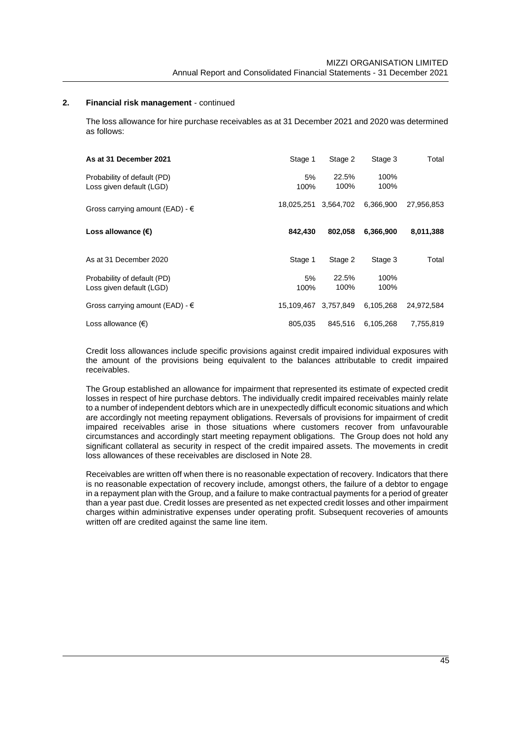## 2. Financial risk management - continued

The loss allowance for hire purchase receivables as at 31 December 2021 and 2020 was determined as follows:

| **As at 31 December 2021** | Stage 1 | Stage 2 | Stage 3 | Total |
|---|---|---|---|---|
| Probability of default (PD) | 5% | 22.5% | 100% | |
| Loss given default (LGD) | 100% | 100% | 100% | |
| Gross carrying amount (EAD) - € | 18,025,251 | 3,564,702 | 6,366,900 | 27,956,853 |
| **Loss allowance (€)** | **842,430** | **802,058** | **6,366,900** | **8,011,388** |

| As at 31 December 2020 | Stage 1 | Stage 2 | Stage 3 | Total |
|---|---|---|---|---|
| Probability of default (PD) | 5% | 22.5% | 100% | |
| Loss given default (LGD) | 100% | 100% | 100% | |
| Gross carrying amount (EAD) - € | 15,109,467 | 3,757,849 | 6,105,268 | 24,972,584 |
| Loss allowance (€) | 805,035 | 845,516 | 6,105,268 | 7,755,819 |

Credit loss allowances include specific provisions against credit impaired individual exposures with the amount of the provisions being equivalent to the balances attributable to credit impaired receivables.

The Group established an allowance for impairment that represented its estimate of expected credit losses in respect of hire purchase debtors. The individually credit impaired receivables mainly relate to a number of independent debtors which are in unexpectedly difficult economic situations and which are accordingly not meeting repayment obligations. Reversals of provisions for impairment of credit impaired receivables arise in those situations where customers recover from unfavourable circumstances and accordingly start meeting repayment obligations. The Group does not hold any significant collateral as security in respect of the credit impaired assets. The movements in credit loss allowances of these receivables are disclosed in Note 28.

Receivables are written off when there is no reasonable expectation of recovery. Indicators that there is no reasonable expectation of recovery include, amongst others, the failure of a debtor to engage in a repayment plan with the Group, and a failure to make contractual payments for a period of greater than a year past due. Credit losses are presented as net expected credit losses and other impairment charges within administrative expenses under operating profit. Subsequent recoveries of amounts written off are credited against the same line item.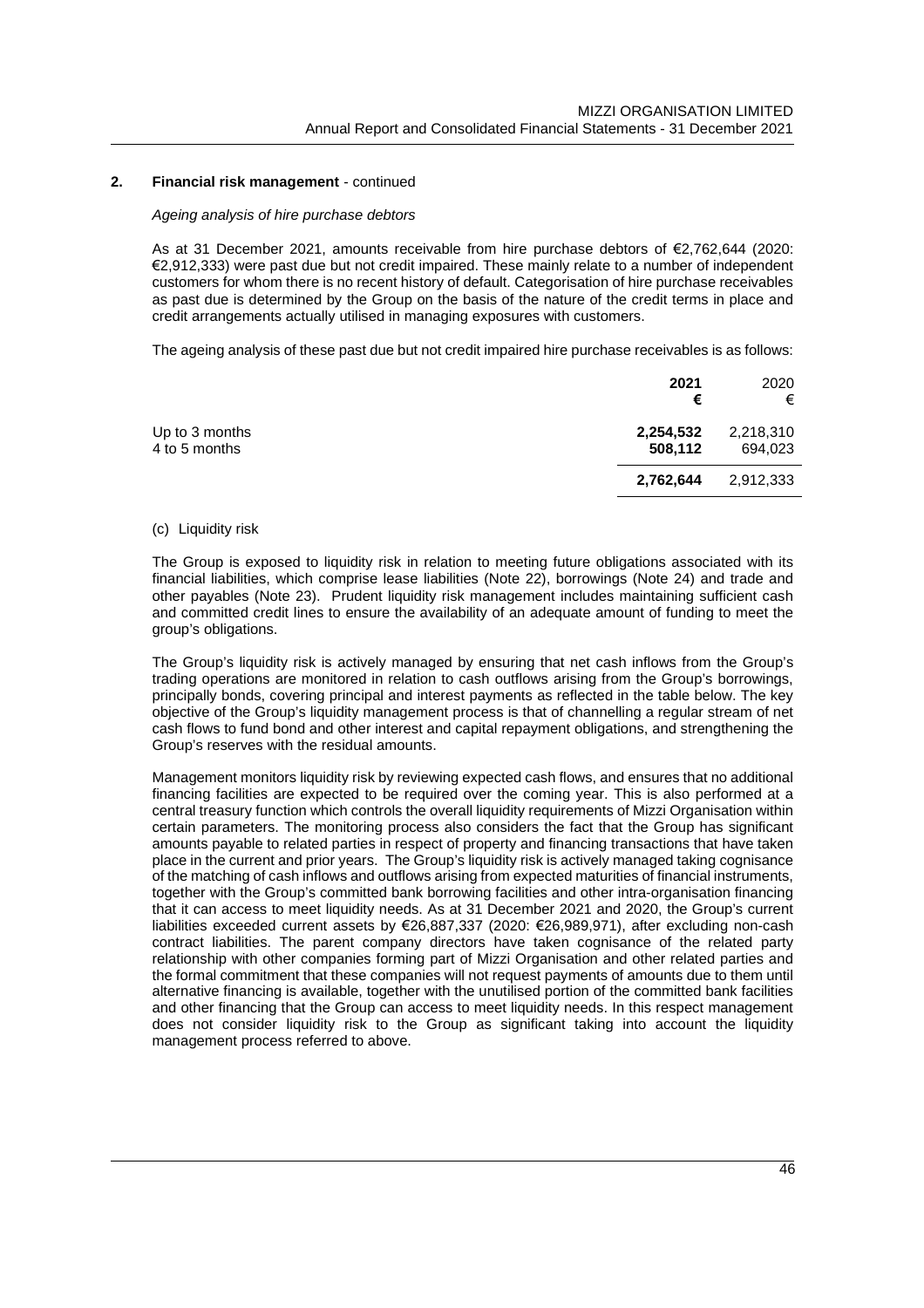## 2. Financial risk management - continued

*Ageing analysis of hire purchase debtors*

As at 31 December 2021, amounts receivable from hire purchase debtors of €2,762,644 (2020: €2,912,333) were past due but not credit impaired. These mainly relate to a number of independent customers for whom there is no recent history of default. Categorisation of hire purchase receivables as past due is determined by the Group on the basis of the nature of the credit terms in place and credit arrangements actually utilised in managing exposures with customers.

The ageing analysis of these past due but not credit impaired hire purchase receivables is as follows:

| | **2021** | 2020 |
|---|---|---|
| | **€** | € |
| Up to 3 months | **2,254,532** | 2,218,310 |
| 4 to 5 months | **508,112** | 694,023 |
| | **2,762,644** | 2,912,333 |

(c) Liquidity risk

The Group is exposed to liquidity risk in relation to meeting future obligations associated with its financial liabilities, which comprise lease liabilities (Note 22), borrowings (Note 24) and trade and other payables (Note 23). Prudent liquidity risk management includes maintaining sufficient cash and committed credit lines to ensure the availability of an adequate amount of funding to meet the group's obligations.

The Group's liquidity risk is actively managed by ensuring that net cash inflows from the Group's trading operations are monitored in relation to cash outflows arising from the Group's borrowings, principally bonds, covering principal and interest payments as reflected in the table below. The key objective of the Group's liquidity management process is that of channelling a regular stream of net cash flows to fund bond and other interest and capital repayment obligations, and strengthening the Group's reserves with the residual amounts.

Management monitors liquidity risk by reviewing expected cash flows, and ensures that no additional financing facilities are expected to be required over the coming year. This is also performed at a central treasury function which controls the overall liquidity requirements of Mizzi Organisation within certain parameters. The monitoring process also considers the fact that the Group has significant amounts payable to related parties in respect of property and financing transactions that have taken place in the current and prior years. The Group's liquidity risk is actively managed taking cognisance of the matching of cash inflows and outflows arising from expected maturities of financial instruments, together with the Group's committed bank borrowing facilities and other intra-organisation financing that it can access to meet liquidity needs. As at 31 December 2021 and 2020, the Group's current liabilities exceeded current assets by €26,887,337 (2020: €26,989,971), after excluding non-cash contract liabilities. The parent company directors have taken cognisance of the related party relationship with other companies forming part of Mizzi Organisation and other related parties and the formal commitment that these companies will not request payments of amounts due to them until alternative financing is available, together with the unutilised portion of the committed bank facilities and other financing that the Group can access to meet liquidity needs. In this respect management does not consider liquidity risk to the Group as significant taking into account the liquidity management process referred to above.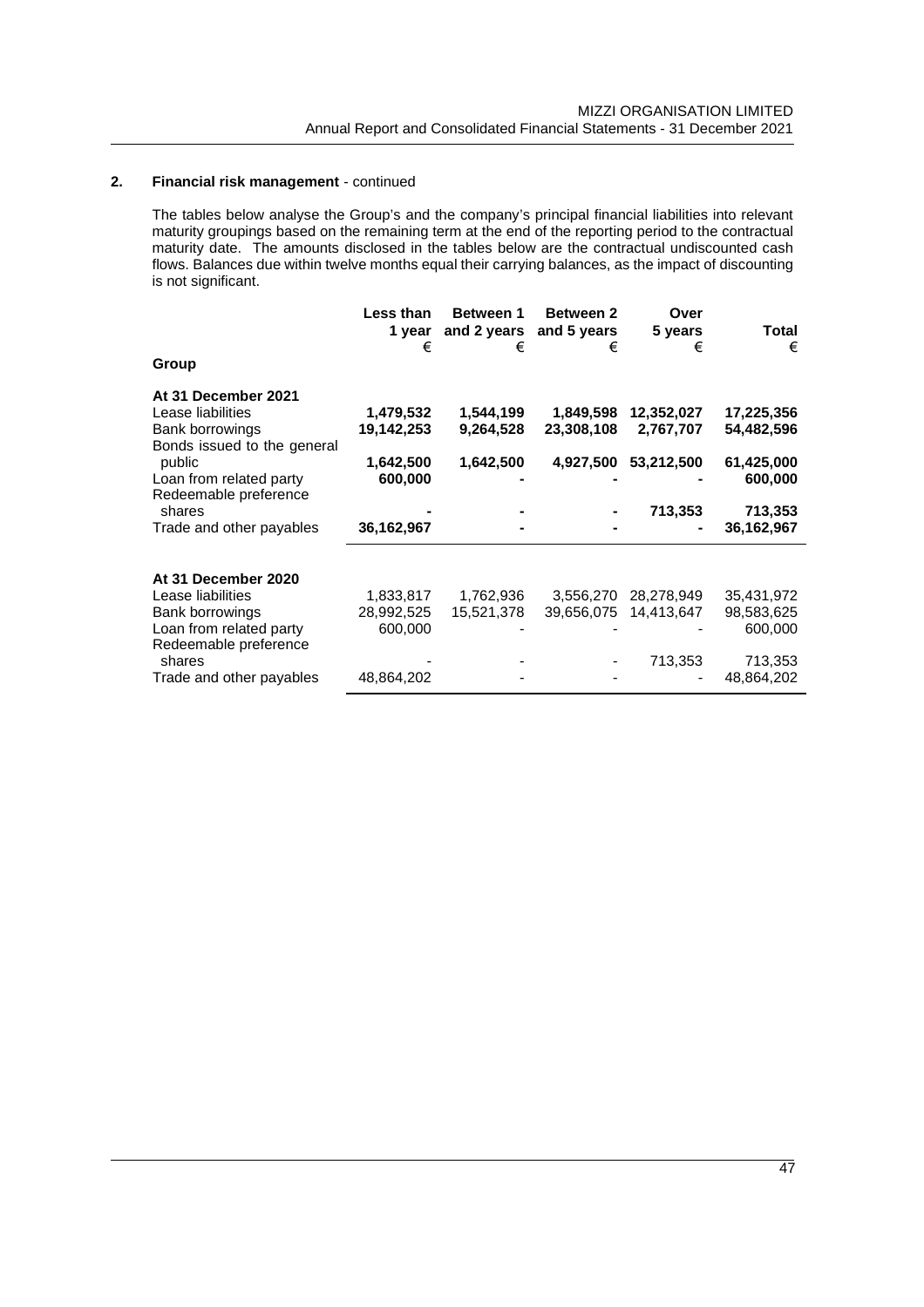## 2. Financial risk management - continued

The tables below analyse the Group's and the company's principal financial liabilities into relevant maturity groupings based on the remaining term at the end of the reporting period to the contractual maturity date. The amounts disclosed in the tables below are the contractual undiscounted cash flows. Balances due within twelve months equal their carrying balances, as the impact of discounting is not significant.

| | Less than 1 year € | Between 1 and 2 years € | Between 2 and 5 years € | Over 5 years € | Total € |
|---|---|---|---|---|---|
| **Group** | | | | | |
| **At 31 December 2021** | | | | | |
| Lease liabilities | **1,479,532** | **1,544,199** | **1,849,598** | **12,352,027** | **17,225,356** |
| Bank borrowings | **19,142,253** | **9,264,528** | **23,308,108** | **2,767,707** | **54,482,596** |
| Bonds issued to the general public | **1,642,500** | **1,642,500** | **4,927,500** | **53,212,500** | **61,425,000** |
| Loan from related party | **600,000** | **-** | **-** | **-** | **600,000** |
| Redeemable preference shares | **-** | **-** | **-** | **713,353** | **713,353** |
| Trade and other payables | **36,162,967** | **-** | **-** | **-** | **36,162,967** |
| **At 31 December 2020** | | | | | |
| Lease liabilities | 1,833,817 | 1,762,936 | 3,556,270 | 28,278,949 | 35,431,972 |
| Bank borrowings | 28,992,525 | 15,521,378 | 39,656,075 | 14,413,647 | 98,583,625 |
| Loan from related party | 600,000 | - | - | - | 600,000 |
| Redeemable preference shares | - | - | - | 713,353 | 713,353 |
| Trade and other payables | 48,864,202 | - | - | - | 48,864,202 |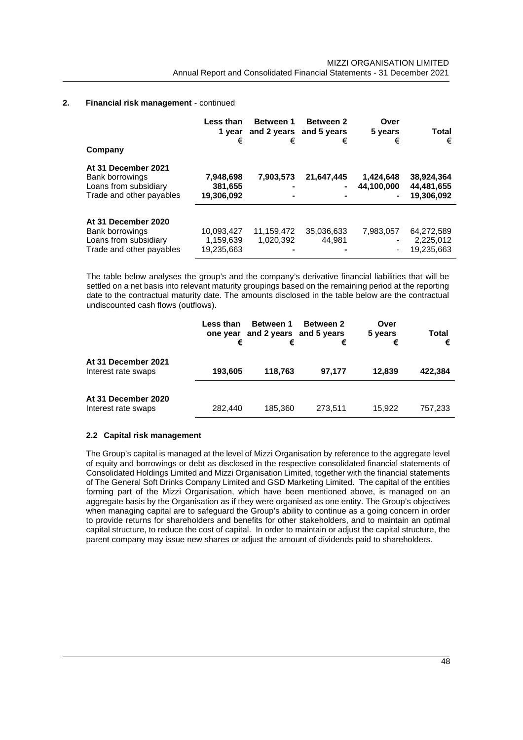## 2. Financial risk management - continued

| Company | Less than 1 year € | Between 1 and 2 years € | Between 2 and 5 years € | Over 5 years € | Total € |
|---|---|---|---|---|---|
| **At 31 December 2021** | | | | | |
| Bank borrowings | **7,948,698** | **7,903,573** | **21,647,445** | **1,424,648** | **38,924,364** |
| Loans from subsidiary | **381,655** | **-** | **-** | **44,100,000** | **44,481,655** |
| Trade and other payables | **19,306,092** | **-** | **-** | **-** | **19,306,092** |
| **At 31 December 2020** | | | | | |
| Bank borrowings | 10,093,427 | 11,159,472 | 35,036,633 | 7,983,057 | 64,272,589 |
| Loans from subsidiary | 1,159,639 | 1,020,392 | 44,981 | - | 2,225,012 |
| Trade and other payables | 19,235,663 | - | - | - | 19,235,663 |

The table below analyses the group's and the company's derivative financial liabilities that will be settled on a net basis into relevant maturity groupings based on the remaining period at the reporting date to the contractual maturity date. The amounts disclosed in the table below are the contractual undiscounted cash flows (outflows).

| | Less than one year € | Between 1 and 2 years € | Between 2 and 5 years € | Over 5 years € | Total € |
|---|---|---|---|---|---|
| **At 31 December 2021** | | | | | |
| Interest rate swaps | **193,605** | **118,763** | **97,177** | **12,839** | **422,384** |
| **At 31 December 2020** | | | | | |
| Interest rate swaps | 282,440 | 185,360 | 273,511 | 15,922 | 757,233 |

### 2.2 Capital risk management

The Group's capital is managed at the level of Mizzi Organisation by reference to the aggregate level of equity and borrowings or debt as disclosed in the respective consolidated financial statements of Consolidated Holdings Limited and Mizzi Organisation Limited, together with the financial statements of The General Soft Drinks Company Limited and GSD Marketing Limited. The capital of the entities forming part of the Mizzi Organisation, which have been mentioned above, is managed on an aggregate basis by the Organisation as if they were organised as one entity. The Group's objectives when managing capital are to safeguard the Group's ability to continue as a going concern in order to provide returns for shareholders and benefits for other stakeholders, and to maintain an optimal capital structure, to reduce the cost of capital. In order to maintain or adjust the capital structure, the parent company may issue new shares or adjust the amount of dividends paid to shareholders.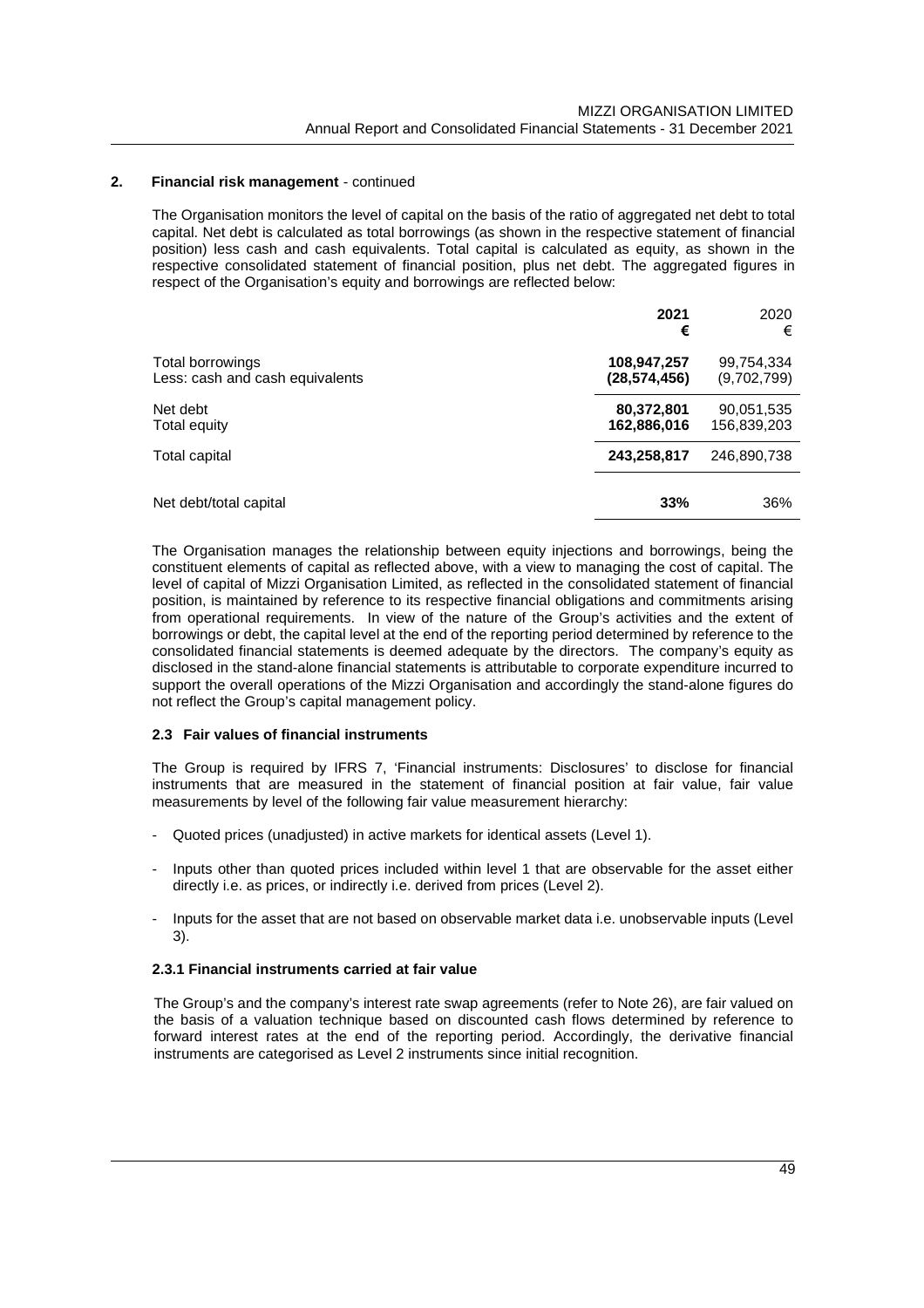## 2. Financial risk management - continued

The Organisation monitors the level of capital on the basis of the ratio of aggregated net debt to total capital. Net debt is calculated as total borrowings (as shown in the respective statement of financial position) less cash and cash equivalents. Total capital is calculated as equity, as shown in the respective consolidated statement of financial position, plus net debt. The aggregated figures in respect of the Organisation's equity and borrowings are reflected below:

| | **2021** **€** | 2020 € |
|---|---|---|
| Total borrowings | **108,947,257** | 99,754,334 |
| Less: cash and cash equivalents | **(28,574,456)** | (9,702,799) |
| Net debt | **80,372,801** | 90,051,535 |
| Total equity | **162,886,016** | 156,839,203 |
| Total capital | **243,258,817** | 246,890,738 |
| Net debt/total capital | **33%** | 36% |

The Organisation manages the relationship between equity injections and borrowings, being the constituent elements of capital as reflected above, with a view to managing the cost of capital. The level of capital of Mizzi Organisation Limited, as reflected in the consolidated statement of financial position, is maintained by reference to its respective financial obligations and commitments arising from operational requirements. In view of the nature of the Group's activities and the extent of borrowings or debt, the capital level at the end of the reporting period determined by reference to the consolidated financial statements is deemed adequate by the directors. The company's equity as disclosed in the stand-alone financial statements is attributable to corporate expenditure incurred to support the overall operations of the Mizzi Organisation and accordingly the stand-alone figures do not reflect the Group's capital management policy.

### 2.3 Fair values of financial instruments

The Group is required by IFRS 7, 'Financial instruments: Disclosures' to disclose for financial instruments that are measured in the statement of financial position at fair value, fair value measurements by level of the following fair value measurement hierarchy:

- Quoted prices (unadjusted) in active markets for identical assets (Level 1).
- Inputs other than quoted prices included within level 1 that are observable for the asset either directly i.e. as prices, or indirectly i.e. derived from prices (Level 2).
- Inputs for the asset that are not based on observable market data i.e. unobservable inputs (Level 3).

#### 2.3.1 Financial instruments carried at fair value

The Group's and the company's interest rate swap agreements (refer to Note 26), are fair valued on the basis of a valuation technique based on discounted cash flows determined by reference to forward interest rates at the end of the reporting period. Accordingly, the derivative financial instruments are categorised as Level 2 instruments since initial recognition.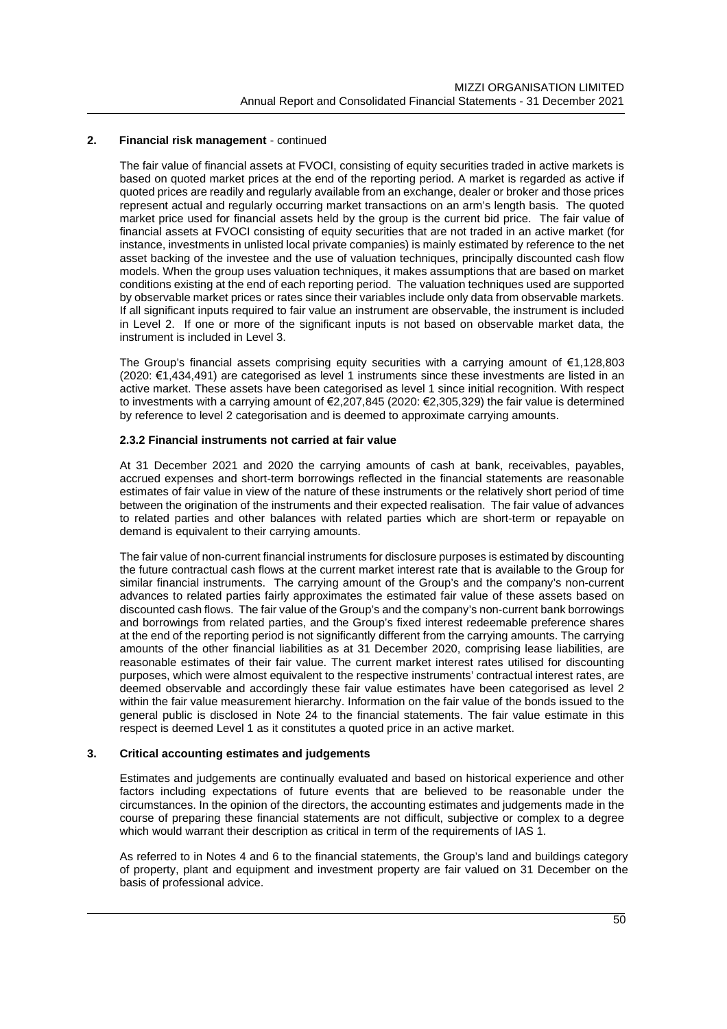## 2. Financial risk management - continued

The fair value of financial assets at FVOCI, consisting of equity securities traded in active markets is based on quoted market prices at the end of the reporting period. A market is regarded as active if quoted prices are readily and regularly available from an exchange, dealer or broker and those prices represent actual and regularly occurring market transactions on an arm's length basis. The quoted market price used for financial assets held by the group is the current bid price. The fair value of financial assets at FVOCI consisting of equity securities that are not traded in an active market (for instance, investments in unlisted local private companies) is mainly estimated by reference to the net asset backing of the investee and the use of valuation techniques, principally discounted cash flow models. When the group uses valuation techniques, it makes assumptions that are based on market conditions existing at the end of each reporting period. The valuation techniques used are supported by observable market prices or rates since their variables include only data from observable markets. If all significant inputs required to fair value an instrument are observable, the instrument is included in Level 2. If one or more of the significant inputs is not based on observable market data, the instrument is included in Level 3.

The Group's financial assets comprising equity securities with a carrying amount of €1,128,803 (2020: €1,434,491) are categorised as level 1 instruments since these investments are listed in an active market. These assets have been categorised as level 1 since initial recognition. With respect to investments with a carrying amount of €2,207,845 (2020: €2,305,329) the fair value is determined by reference to level 2 categorisation and is deemed to approximate carrying amounts.

### 2.3.2 Financial instruments not carried at fair value

At 31 December 2021 and 2020 the carrying amounts of cash at bank, receivables, payables, accrued expenses and short-term borrowings reflected in the financial statements are reasonable estimates of fair value in view of the nature of these instruments or the relatively short period of time between the origination of the instruments and their expected realisation. The fair value of advances to related parties and other balances with related parties which are short-term or repayable on demand is equivalent to their carrying amounts.

The fair value of non-current financial instruments for disclosure purposes is estimated by discounting the future contractual cash flows at the current market interest rate that is available to the Group for similar financial instruments. The carrying amount of the Group's and the company's non-current advances to related parties fairly approximates the estimated fair value of these assets based on discounted cash flows. The fair value of the Group's and the company's non-current bank borrowings and borrowings from related parties, and the Group's fixed interest redeemable preference shares at the end of the reporting period is not significantly different from the carrying amounts. The carrying amounts of the other financial liabilities as at 31 December 2020, comprising lease liabilities, are reasonable estimates of their fair value. The current market interest rates utilised for discounting purposes, which were almost equivalent to the respective instruments' contractual interest rates, are deemed observable and accordingly these fair value estimates have been categorised as level 2 within the fair value measurement hierarchy. Information on the fair value of the bonds issued to the general public is disclosed in Note 24 to the financial statements. The fair value estimate in this respect is deemed Level 1 as it constitutes a quoted price in an active market.

## 3. Critical accounting estimates and judgements

Estimates and judgements are continually evaluated and based on historical experience and other factors including expectations of future events that are believed to be reasonable under the circumstances. In the opinion of the directors, the accounting estimates and judgements made in the course of preparing these financial statements are not difficult, subjective or complex to a degree which would warrant their description as critical in term of the requirements of IAS 1.

As referred to in Notes 4 and 6 to the financial statements, the Group's land and buildings category of property, plant and equipment and investment property are fair valued on 31 December on the basis of professional advice.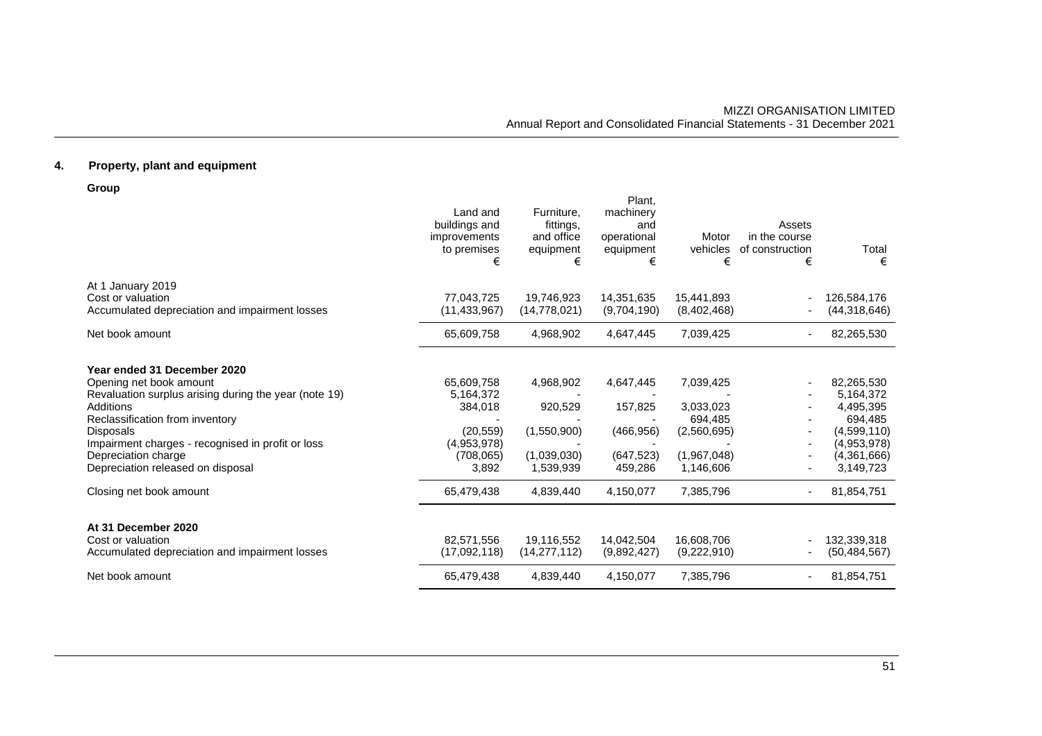## 4. Property, plant and equipment

**Group**

| | Land and buildings and improvements to premises € | Furniture, fittings, and office equipment € | Plant, machinery and operational equipment € | Motor vehicles € | Assets in the course of construction € | Total € |
|---|---|---|---|---|---|---|
| At 1 January 2019 | | | | | | |
| Cost or valuation | 77,043,725 | 19,746,923 | 14,351,635 | 15,441,893 | - | 126,584,176 |
| Accumulated depreciation and impairment losses | (11,433,967) | (14,778,021) | (9,704,190) | (8,402,468) | - | (44,318,646) |
| Net book amount | 65,609,758 | 4,968,902 | 4,647,445 | 7,039,425 | - | 82,265,530 |
| **Year ended 31 December 2020** | | | | | | |
| Opening net book amount | 65,609,758 | 4,968,902 | 4,647,445 | 7,039,425 | - | 82,265,530 |
| Revaluation surplus arising during the year (note 19) | 5,164,372 | - | - | - | - | 5,164,372 |
| Additions | 384,018 | 920,529 | 157,825 | 3,033,023 | - | 4,495,395 |
| Reclassification from inventory | - | - | - | 694,485 | - | 694,485 |
| Disposals | (20,559) | (1,550,900) | (466,956) | (2,560,695) | - | (4,599,110) |
| Impairment charges - recognised in profit or loss | (4,953,978) | - | - | - | - | (4,953,978) |
| Depreciation charge | (708,065) | (1,039,030) | (647,523) | (1,967,048) | - | (4,361,666) |
| Depreciation released on disposal | 3,892 | 1,539,939 | 459,286 | 1,146,606 | - | 3,149,723 |
| Closing net book amount | 65,479,438 | 4,839,440 | 4,150,077 | 7,385,796 | - | 81,854,751 |
| **At 31 December 2020** | | | | | | |
| Cost or valuation | 82,571,556 | 19,116,552 | 14,042,504 | 16,608,706 | - | 132,339,318 |
| Accumulated depreciation and impairment losses | (17,092,118) | (14,277,112) | (9,892,427) | (9,222,910) | - | (50,484,567) |
| Net book amount | 65,479,438 | 4,839,440 | 4,150,077 | 7,385,796 | - | 81,854,751 |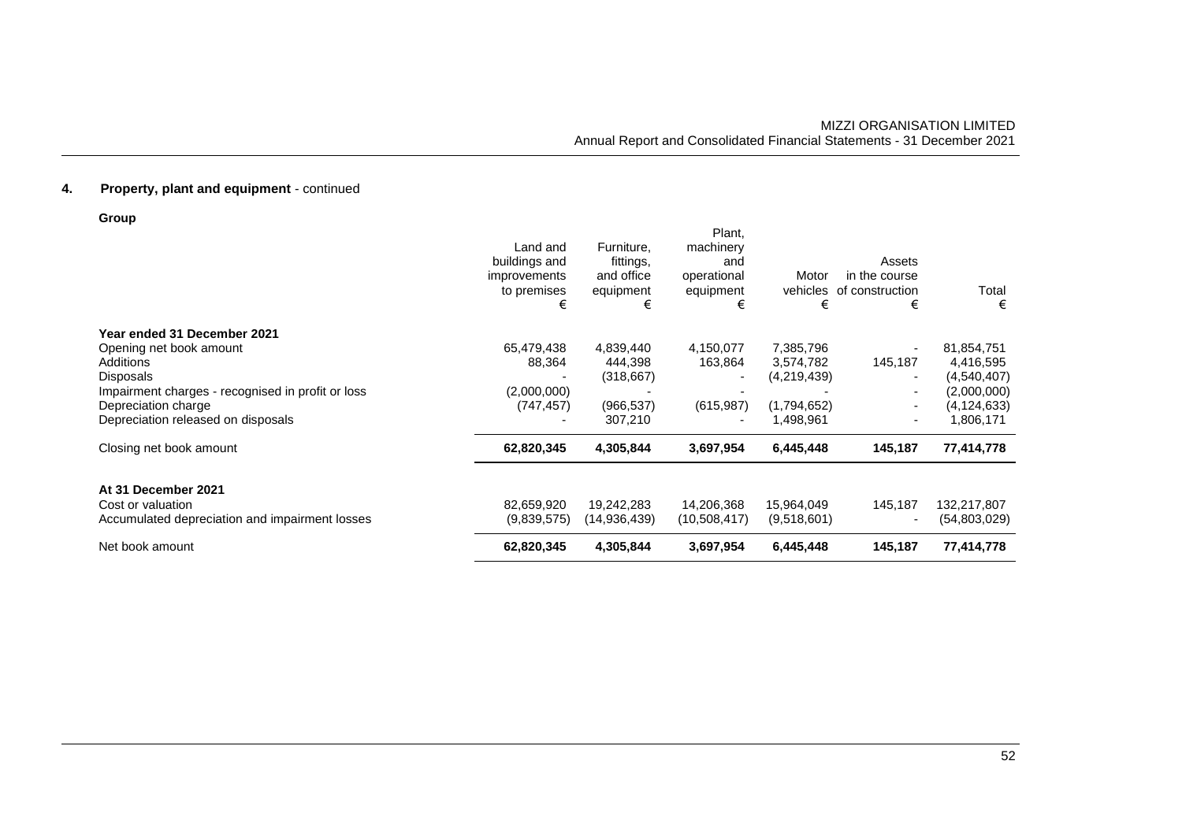## 4. Property, plant and equipment - continued

**Group**

| | Land and buildings and improvements to premises € | Furniture, fittings, and office equipment € | Plant, machinery and operational equipment € | Motor vehicles € | Assets in the course of construction € | Total € |
|---|---|---|---|---|---|---|
| **Year ended 31 December 2021** | | | | | | |
| Opening net book amount | 65,479,438 | 4,839,440 | 4,150,077 | 7,385,796 | - | 81,854,751 |
| Additions | 88,364 | 444,398 | 163,864 | 3,574,782 | 145,187 | 4,416,595 |
| Disposals | - | (318,667) | - | (4,219,439) | - | (4,540,407) |
| Impairment charges - recognised in profit or loss | (2,000,000) | - | - | - | - | (2,000,000) |
| Depreciation charge | (747,457) | (966,537) | (615,987) | (1,794,652) | - | (4,124,633) |
| Depreciation released on disposals | - | 307,210 | - | 1,498,961 | - | 1,806,171 |
| Closing net book amount | **62,820,345** | **4,305,844** | **3,697,954** | **6,445,448** | **145,187** | **77,414,778** |
| **At 31 December 2021** | | | | | | |
| Cost or valuation | 82,659,920 | 19,242,283 | 14,206,368 | 15,964,049 | 145,187 | 132,217,807 |
| Accumulated depreciation and impairment losses | (9,839,575) | (14,936,439) | (10,508,417) | (9,518,601) | - | (54,803,029) |
| Net book amount | **62,820,345** | **4,305,844** | **3,697,954** | **6,445,448** | **145,187** | **77,414,778** |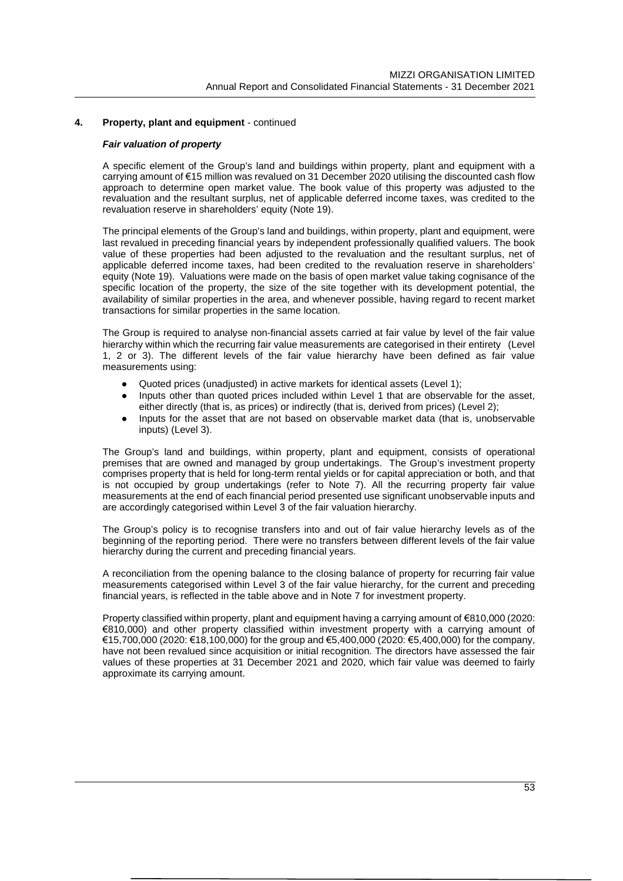## 4. Property, plant and equipment - continued

### *Fair valuation of property*

A specific element of the Group's land and buildings within property, plant and equipment with a carrying amount of €15 million was revalued on 31 December 2020 utilising the discounted cash flow approach to determine open market value. The book value of this property was adjusted to the revaluation and the resultant surplus, net of applicable deferred income taxes, was credited to the revaluation reserve in shareholders' equity (Note 19).

The principal elements of the Group's land and buildings, within property, plant and equipment, were last revalued in preceding financial years by independent professionally qualified valuers. The book value of these properties had been adjusted to the revaluation and the resultant surplus, net of applicable deferred income taxes, had been credited to the revaluation reserve in shareholders' equity (Note 19). Valuations were made on the basis of open market value taking cognisance of the specific location of the property, the size of the site together with its development potential, the availability of similar properties in the area, and whenever possible, having regard to recent market transactions for similar properties in the same location.

The Group is required to analyse non-financial assets carried at fair value by level of the fair value hierarchy within which the recurring fair value measurements are categorised in their entirety (Level 1, 2 or 3). The different levels of the fair value hierarchy have been defined as fair value measurements using:

- Quoted prices (unadjusted) in active markets for identical assets (Level 1);
- Inputs other than quoted prices included within Level 1 that are observable for the asset, either directly (that is, as prices) or indirectly (that is, derived from prices) (Level 2);
- Inputs for the asset that are not based on observable market data (that is, unobservable inputs) (Level 3).

The Group's land and buildings, within property, plant and equipment, consists of operational premises that are owned and managed by group undertakings. The Group's investment property comprises property that is held for long-term rental yields or for capital appreciation or both, and that is not occupied by group undertakings (refer to Note 7). All the recurring property fair value measurements at the end of each financial period presented use significant unobservable inputs and are accordingly categorised within Level 3 of the fair valuation hierarchy.

The Group's policy is to recognise transfers into and out of fair value hierarchy levels as of the beginning of the reporting period. There were no transfers between different levels of the fair value hierarchy during the current and preceding financial years.

A reconciliation from the opening balance to the closing balance of property for recurring fair value measurements categorised within Level 3 of the fair value hierarchy, for the current and preceding financial years, is reflected in the table above and in Note 7 for investment property.

Property classified within property, plant and equipment having a carrying amount of €810,000 (2020: €810,000) and other property classified within investment property with a carrying amount of €15,700,000 (2020: €18,100,000) for the group and €5,400,000 (2020: €5,400,000) for the company, have not been revalued since acquisition or initial recognition. The directors have assessed the fair values of these properties at 31 December 2021 and 2020, which fair value was deemed to fairly approximate its carrying amount.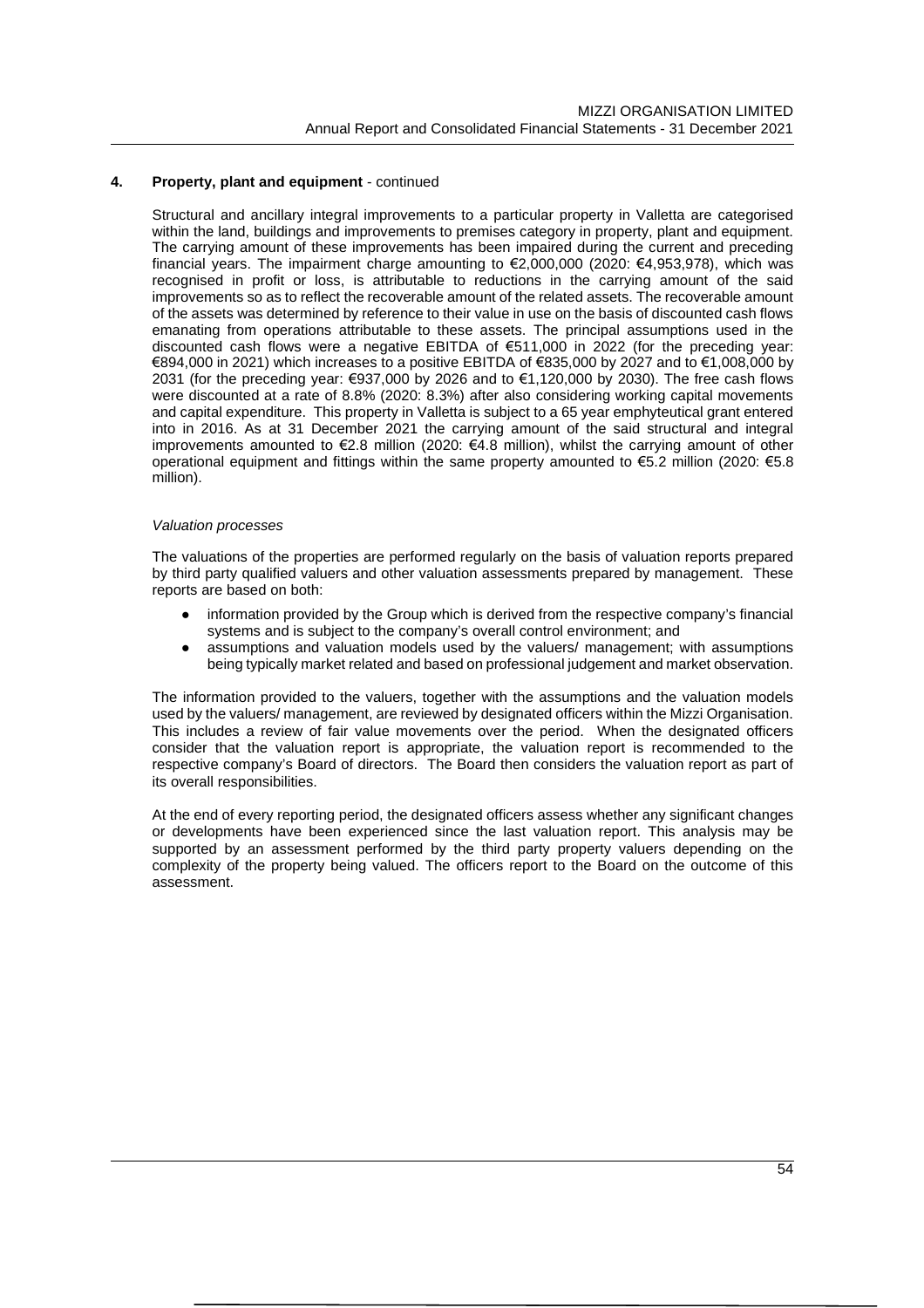## 4. Property, plant and equipment - continued

Structural and ancillary integral improvements to a particular property in Valletta are categorised within the land, buildings and improvements to premises category in property, plant and equipment. The carrying amount of these improvements has been impaired during the current and preceding financial years. The impairment charge amounting to €2,000,000 (2020: €4,953,978), which was recognised in profit or loss, is attributable to reductions in the carrying amount of the said improvements so as to reflect the recoverable amount of the related assets. The recoverable amount of the assets was determined by reference to their value in use on the basis of discounted cash flows emanating from operations attributable to these assets. The principal assumptions used in the discounted cash flows were a negative EBITDA of €511,000 in 2022 (for the preceding year: €894,000 in 2021) which increases to a positive EBITDA of €835,000 by 2027 and to €1,008,000 by 2031 (for the preceding year: €937,000 by 2026 and to €1,120,000 by 2030). The free cash flows were discounted at a rate of 8.8% (2020: 8.3%) after also considering working capital movements and capital expenditure. This property in Valletta is subject to a 65 year emphyteutical grant entered into in 2016. As at 31 December 2021 the carrying amount of the said structural and integral improvements amounted to €2.8 million (2020: €4.8 million), whilst the carrying amount of other operational equipment and fittings within the same property amounted to €5.2 million (2020: €5.8 million).

*Valuation processes*

The valuations of the properties are performed regularly on the basis of valuation reports prepared by third party qualified valuers and other valuation assessments prepared by management. These reports are based on both:

- information provided by the Group which is derived from the respective company's financial systems and is subject to the company's overall control environment; and
- assumptions and valuation models used by the valuers/ management; with assumptions being typically market related and based on professional judgement and market observation.

The information provided to the valuers, together with the assumptions and the valuation models used by the valuers/ management, are reviewed by designated officers within the Mizzi Organisation. This includes a review of fair value movements over the period. When the designated officers consider that the valuation report is appropriate, the valuation report is recommended to the respective company's Board of directors. The Board then considers the valuation report as part of its overall responsibilities.

At the end of every reporting period, the designated officers assess whether any significant changes or developments have been experienced since the last valuation report. This analysis may be supported by an assessment performed by the third party property valuers depending on the complexity of the property being valued. The officers report to the Board on the outcome of this assessment.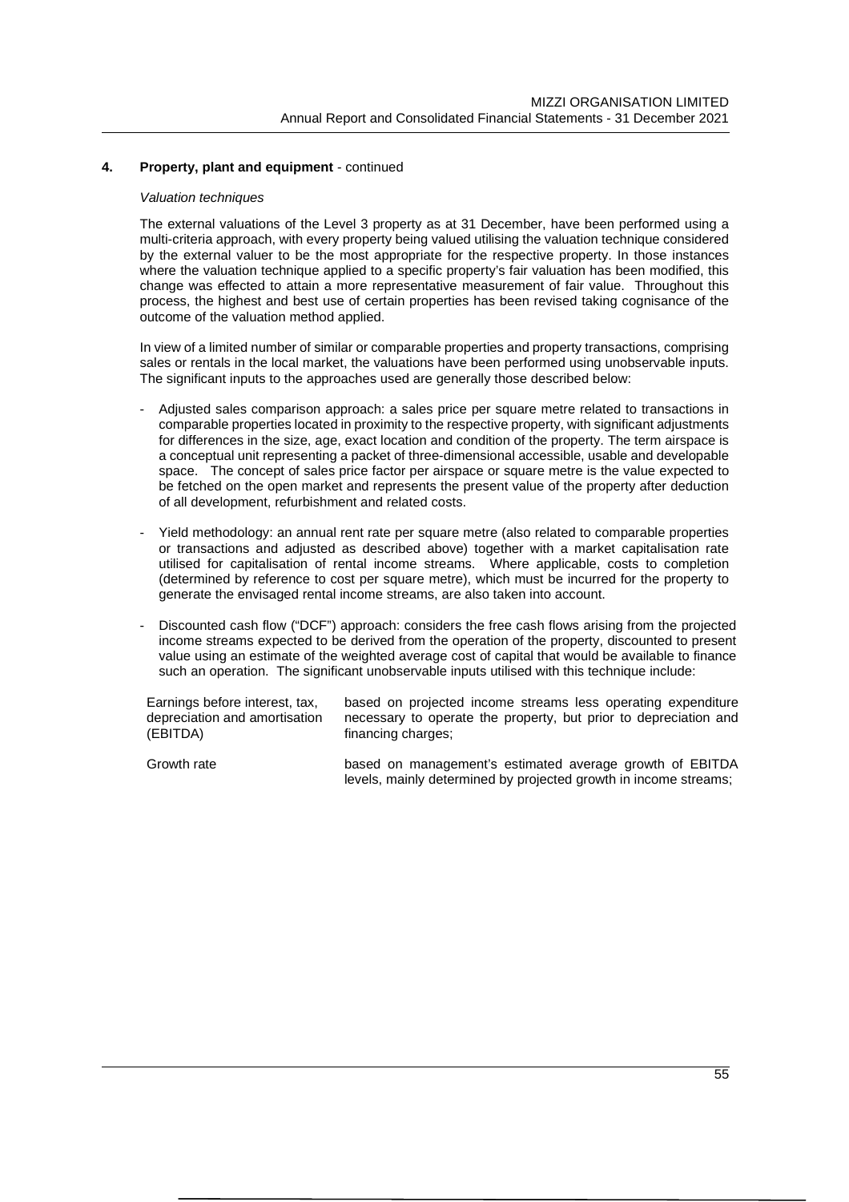## 4. Property, plant and equipment - continued

*Valuation techniques*

The external valuations of the Level 3 property as at 31 December, have been performed using a multi-criteria approach, with every property being valued utilising the valuation technique considered by the external valuer to be the most appropriate for the respective property. In those instances where the valuation technique applied to a specific property's fair valuation has been modified, this change was effected to attain a more representative measurement of fair value. Throughout this process, the highest and best use of certain properties has been revised taking cognisance of the outcome of the valuation method applied.

In view of a limited number of similar or comparable properties and property transactions, comprising sales or rentals in the local market, the valuations have been performed using unobservable inputs. The significant inputs to the approaches used are generally those described below:

- Adjusted sales comparison approach: a sales price per square metre related to transactions in comparable properties located in proximity to the respective property, with significant adjustments for differences in the size, age, exact location and condition of the property. The term airspace is a conceptual unit representing a packet of three-dimensional accessible, usable and developable space. The concept of sales price factor per airspace or square metre is the value expected to be fetched on the open market and represents the present value of the property after deduction of all development, refurbishment and related costs.

- Yield methodology: an annual rent rate per square metre (also related to comparable properties or transactions and adjusted as described above) together with a market capitalisation rate utilised for capitalisation of rental income streams. Where applicable, costs to completion (determined by reference to cost per square metre), which must be incurred for the property to generate the envisaged rental income streams, are also taken into account.

- Discounted cash flow ("DCF") approach: considers the free cash flows arising from the projected income streams expected to be derived from the operation of the property, discounted to present value using an estimate of the weighted average cost of capital that would be available to finance such an operation. The significant unobservable inputs utilised with this technique include:

| | |
|---|---|
| Earnings before interest, tax, depreciation and amortisation (EBITDA) | based on projected income streams less operating expenditure necessary to operate the property, but prior to depreciation and financing charges; |
| Growth rate | based on management's estimated average growth of EBITDA levels, mainly determined by projected growth in income streams; |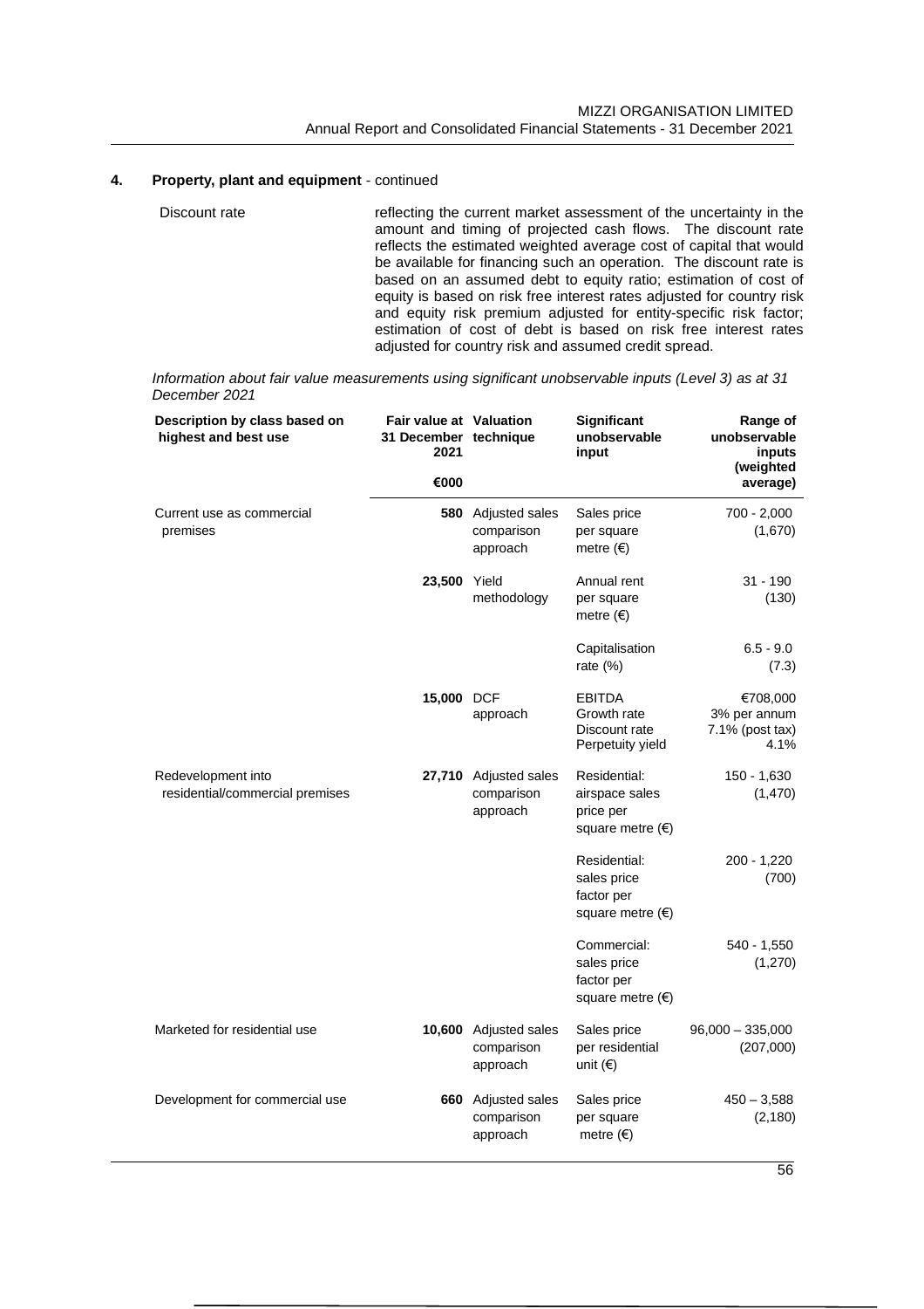## 4. Property, plant and equipment - continued

| | |
|---|---|
| Discount rate | reflecting the current market assessment of the uncertainty in the amount and timing of projected cash flows. The discount rate reflects the estimated weighted average cost of capital that would be available for financing such an operation. The discount rate is based on an assumed debt to equity ratio; estimation of cost of equity is based on risk free interest rates adjusted for country risk and equity risk premium adjusted for entity-specific risk factor; estimation of cost of debt is based on risk free interest rates adjusted for country risk and assumed credit spread. |

*Information about fair value measurements using significant unobservable inputs (Level 3) as at 31 December 2021*

| Description by class based on highest and best use | Fair value at 31 December 2021 €000 | Valuation technique | Significant unobservable input | Range of unobservable inputs (weighted average) |
|---|---|---|---|---|
| Current use as commercial premises | **580** | Adjusted sales comparison approach | Sales price per square metre (€) | 700 - 2,000 (1,670) |
| | **23,500** | Yield methodology | Annual rent per square metre (€) | 31 - 190 (130) |
| | | | Capitalisation rate (%) | 6.5 - 9.0 (7.3) |
| | **15,000** | DCF approach | EBITDA<br>Growth rate<br>Discount rate<br>Perpetuity yield | €708,000<br>3% per annum<br>7.1% (post tax)<br>4.1% |
| Redevelopment into residential/commercial premises | **27,710** | Adjusted sales comparison approach | Residential: airspace sales price per square metre (€) | 150 - 1,630 (1,470) |
| | | | Residential: sales price factor per square metre (€) | 200 - 1,220 (700) |
| | | | Commercial: sales price factor per square metre (€) | 540 - 1,550 (1,270) |
| Marketed for residential use | **10,600** | Adjusted sales comparison approach | Sales price per residential unit (€) | 96,000 – 335,000 (207,000) |
| Development for commercial use | **660** | Adjusted sales comparison approach | Sales price per square metre (€) | 450 – 3,588 (2,180) |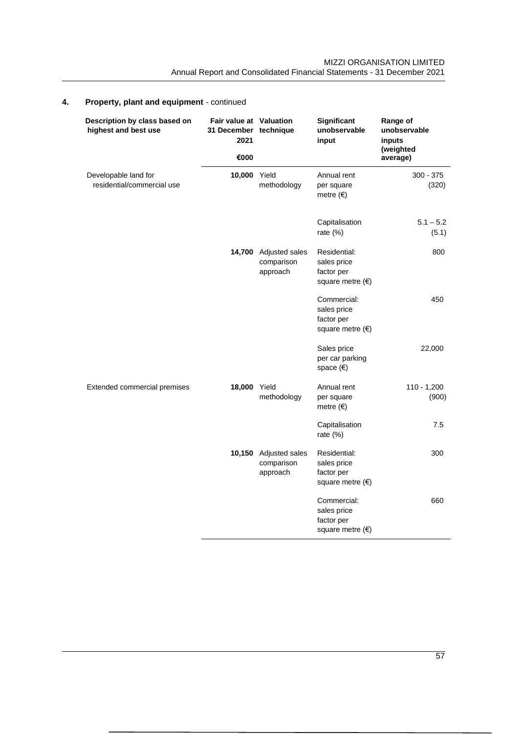## 4. Property, plant and equipment - continued

| Description by class based on highest and best use | Fair value at 31 December 2021 €000 | Valuation technique | Significant unobservable input | Range of unobservable inputs (weighted average) |
|---|---|---|---|---|
| Developable land for residential/commercial use | **10,000** | Yield methodology | Annual rent per square metre (€) | 300 - 375 (320) |
| | | | Capitalisation rate (%) | 5.1 – 5.2 (5.1) |
| | **14,700** | Adjusted sales comparison approach | Residential: sales price factor per square metre (€) | 800 |
| | | | Commercial: sales price factor per square metre (€) | 450 |
| | | | Sales price per car parking space (€) | 22,000 |
| Extended commercial premises | **18,000** | Yield methodology | Annual rent per square metre (€) | 110 - 1,200 (900) |
| | | | Capitalisation rate (%) | 7.5 |
| | **10,150** | Adjusted sales comparison approach | Residential: sales price factor per square metre (€) | 300 |
| | | | Commercial: sales price factor per square metre (€) | 660 |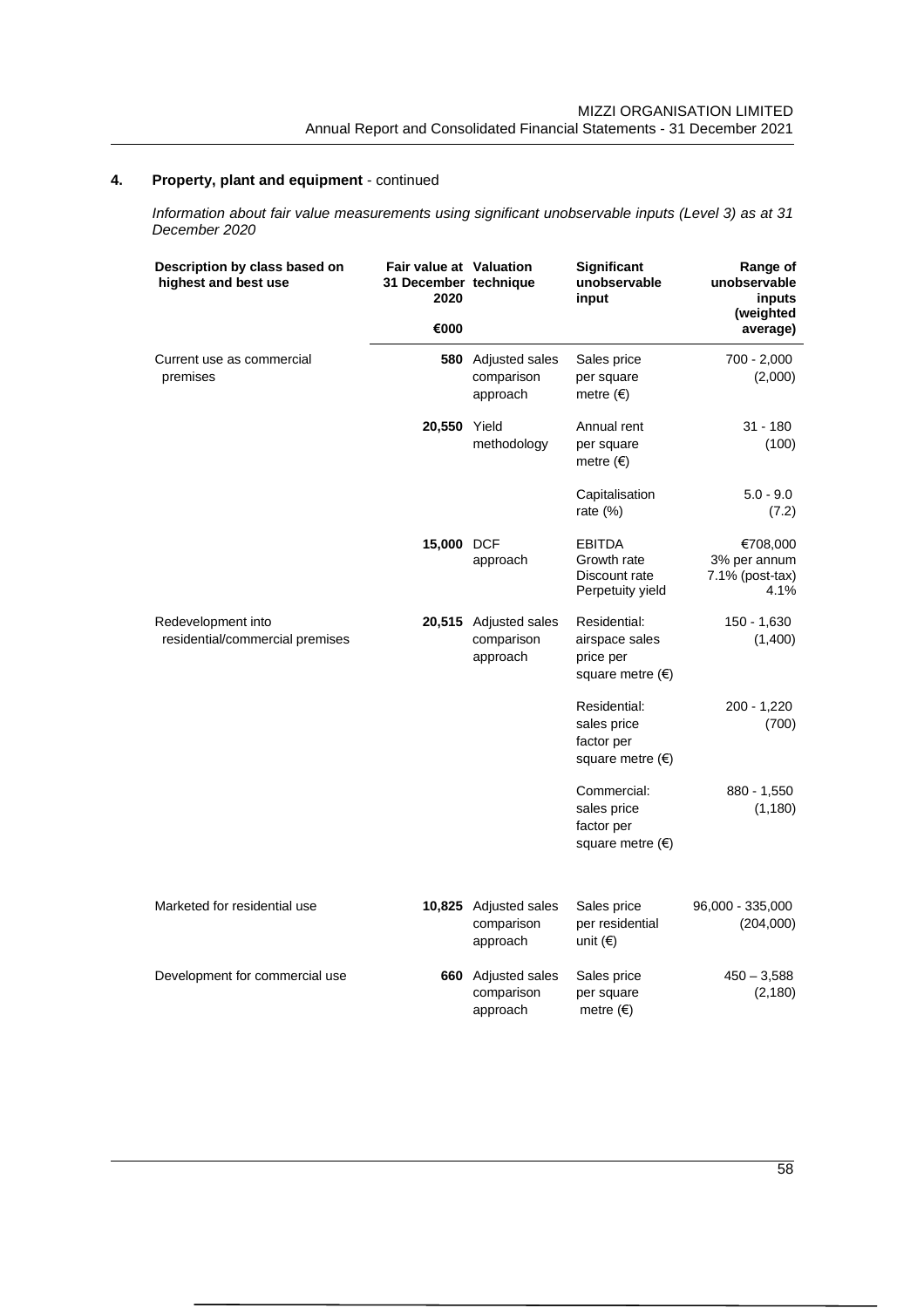## 4. Property, plant and equipment - continued

*Information about fair value measurements using significant unobservable inputs (Level 3) as at 31 December 2020*

| Description by class based on highest and best use | Fair value at 31 December 2020 €000 | Valuation technique | Significant unobservable input | Range of unobservable inputs (weighted average) |
|---|---|---|---|---|
| Current use as commercial premises | **580** | Adjusted sales comparison approach | Sales price per square metre (€) | 700 - 2,000 (2,000) |
| | **20,550** | Yield methodology | Annual rent per square metre (€) | 31 - 180 (100) |
| | | | Capitalisation rate (%) | 5.0 - 9.0 (7.2) |
| | **15,000** | DCF approach | EBITDA<br>Growth rate<br>Discount rate<br>Perpetuity yield | €708,000<br>3% per annum<br>7.1% (post-tax)<br>4.1% |
| Redevelopment into residential/commercial premises | **20,515** | Adjusted sales comparison approach | Residential: airspace sales price per square metre (€) | 150 - 1,630 (1,400) |
| | | | Residential: sales price factor per square metre (€) | 200 - 1,220 (700) |
| | | | Commercial: sales price factor per square metre (€) | 880 - 1,550 (1,180) |
| Marketed for residential use | **10,825** | Adjusted sales comparison approach | Sales price per residential unit (€) | 96,000 - 335,000 (204,000) |
| Development for commercial use | **660** | Adjusted sales comparison approach | Sales price per square metre (€) | 450 – 3,588 (2,180) |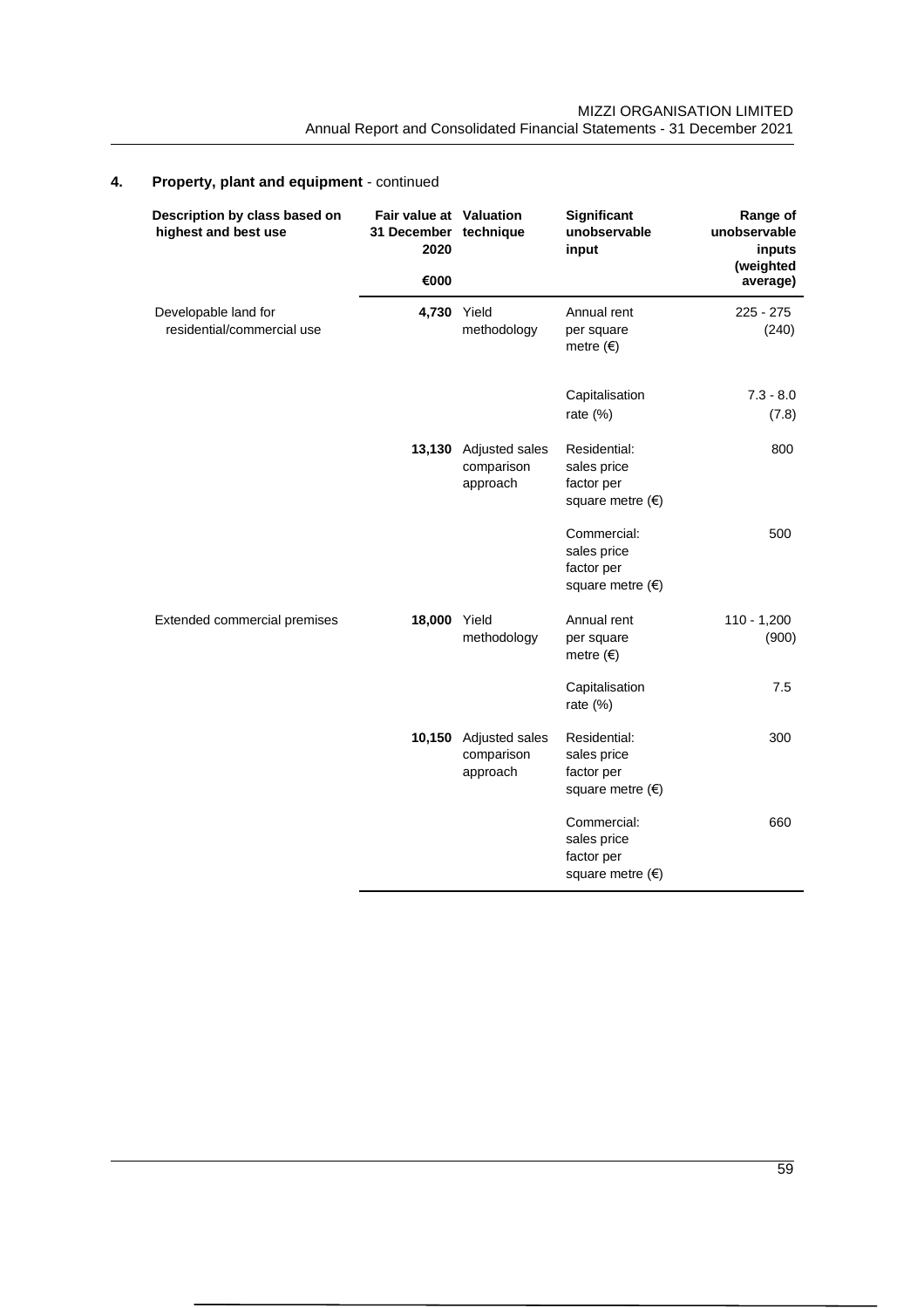## 4. Property, plant and equipment - continued

| Description by class based on highest and best use | Fair value at 31 December 2020 €000 | Valuation technique | Significant unobservable input | Range of unobservable inputs (weighted average) |
|---|---|---|---|---|
| Developable land for residential/commercial use | **4,730** | Yield methodology | Annual rent per square metre (€) | 225 - 275 (240) |
| | | | Capitalisation rate (%) | 7.3 - 8.0 (7.8) |
| | **13,130** | Adjusted sales comparison approach | Residential: sales price factor per square metre (€) | 800 |
| | | | Commercial: sales price factor per square metre (€) | 500 |
| Extended commercial premises | **18,000** | Yield methodology | Annual rent per square metre (€) | 110 - 1,200 (900) |
| | | | Capitalisation rate (%) | 7.5 |
| | **10,150** | Adjusted sales comparison approach | Residential: sales price factor per square metre (€) | 300 |
| | | | Commercial: sales price factor per square metre (€) | 660 |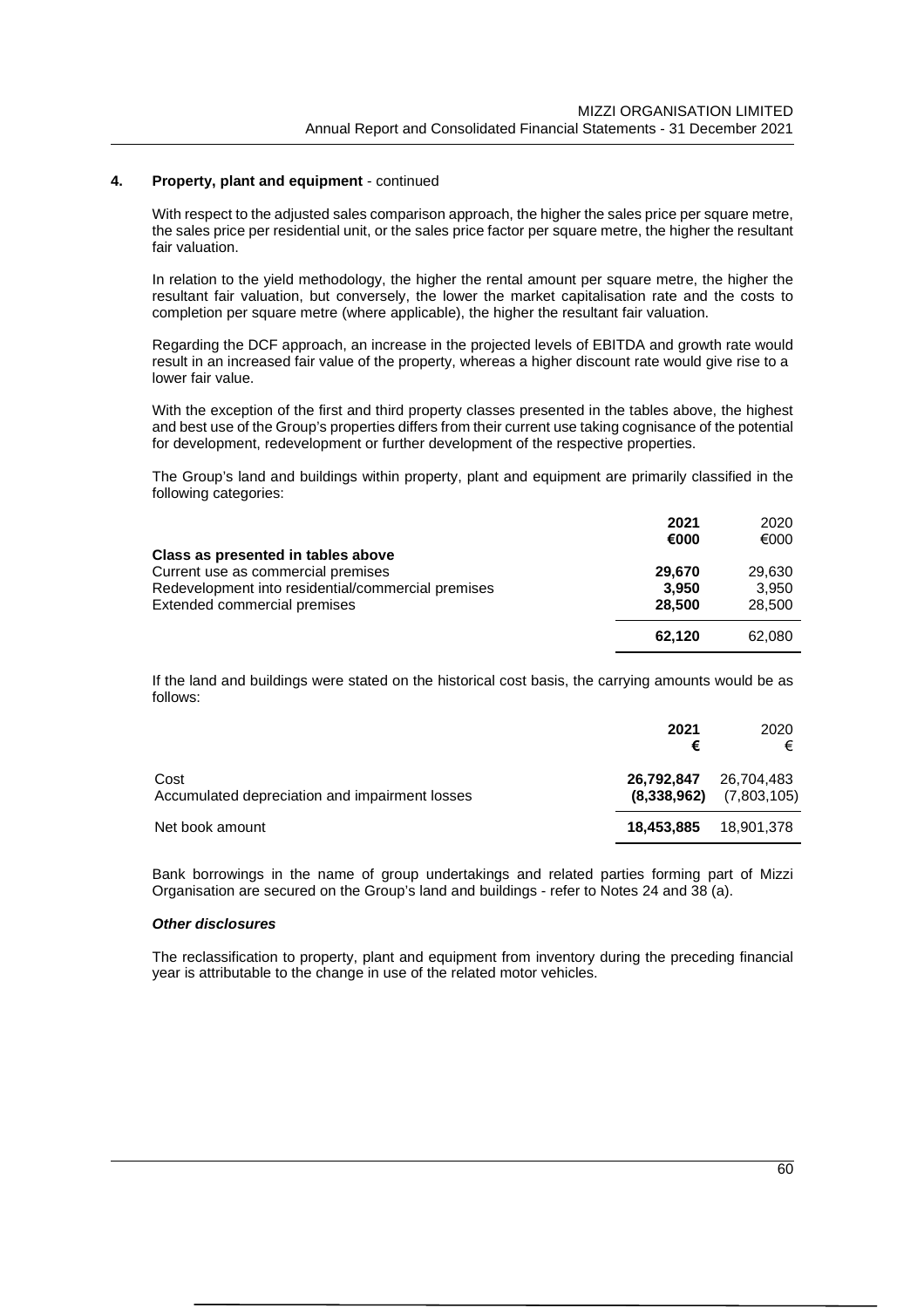## 4. Property, plant and equipment - continued

With respect to the adjusted sales comparison approach, the higher the sales price per square metre, the sales price per residential unit, or the sales price factor per square metre, the higher the resultant fair valuation.

In relation to the yield methodology, the higher the rental amount per square metre, the higher the resultant fair valuation, but conversely, the lower the market capitalisation rate and the costs to completion per square metre (where applicable), the higher the resultant fair valuation.

Regarding the DCF approach, an increase in the projected levels of EBITDA and growth rate would result in an increased fair value of the property, whereas a higher discount rate would give rise to a lower fair value.

With the exception of the first and third property classes presented in the tables above, the highest and best use of the Group's properties differs from their current use taking cognisance of the potential for development, redevelopment or further development of the respective properties.

The Group's land and buildings within property, plant and equipment are primarily classified in the following categories:

| | **2021** **€000** | 2020 €000 |
|---|---|---|
| **Class as presented in tables above** | | |
| Current use as commercial premises | **29,670** | 29,630 |
| Redevelopment into residential/commercial premises | **3,950** | 3,950 |
| Extended commercial premises | **28,500** | 28,500 |
| | **62,120** | 62,080 |

If the land and buildings were stated on the historical cost basis, the carrying amounts would be as follows:

| | **2021** **€** | 2020 € |
|---|---|---|
| Cost | **26,792,847** | 26,704,483 |
| Accumulated depreciation and impairment losses | **(8,338,962)** | (7,803,105) |
| Net book amount | **18,453,885** | 18,901,378 |

Bank borrowings in the name of group undertakings and related parties forming part of Mizzi Organisation are secured on the Group's land and buildings - refer to Notes 24 and 38 (a).

***Other disclosures***

The reclassification to property, plant and equipment from inventory during the preceding financial year is attributable to the change in use of the related motor vehicles.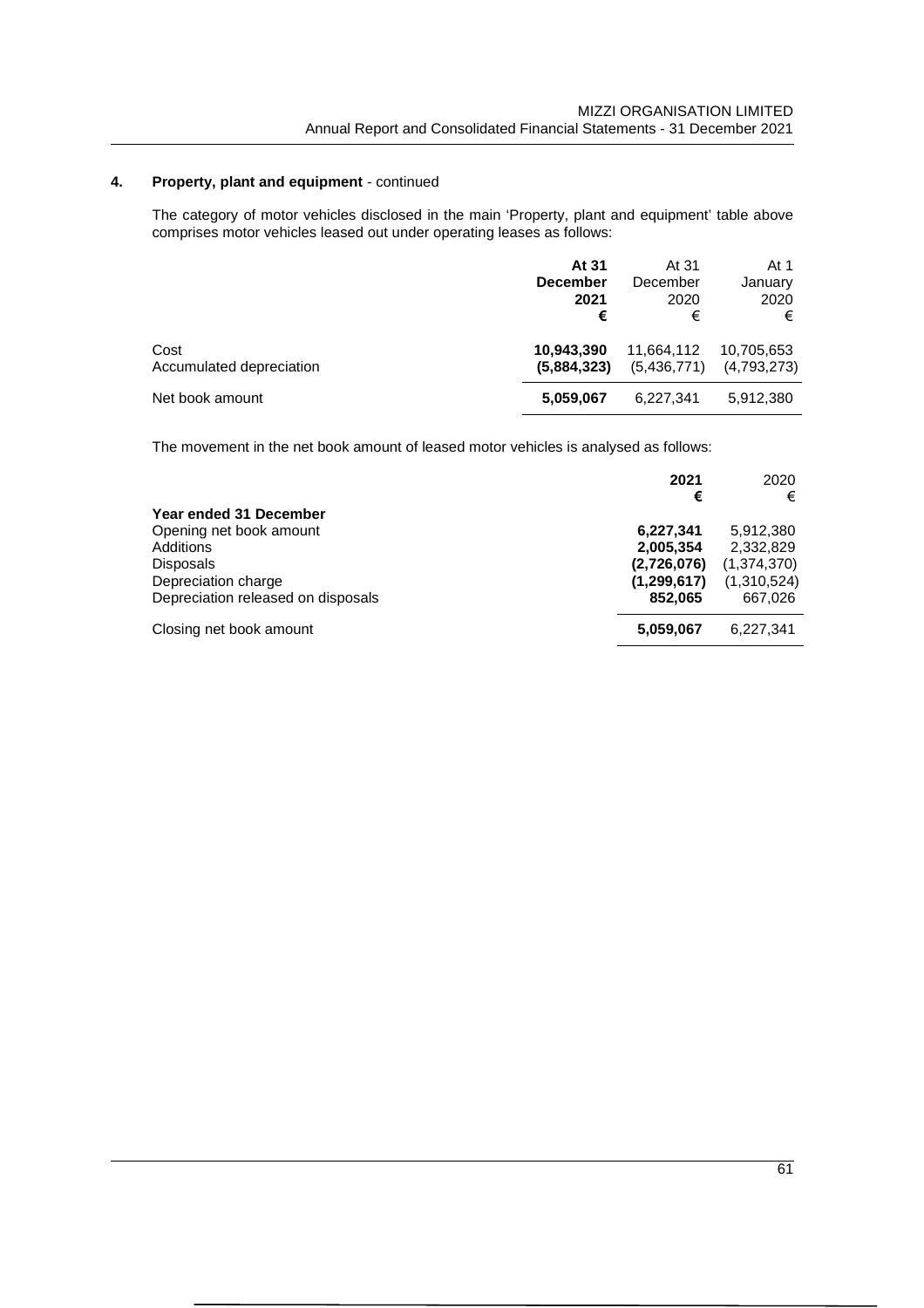## 4. Property, plant and equipment - continued

The category of motor vehicles disclosed in the main 'Property, plant and equipment' table above comprises motor vehicles leased out under operating leases as follows:

| | **At 31 December 2021 €** | At 31 December 2020 € | At 1 January 2020 € |
|---|---|---|---|
| Cost | **10,943,390** | 11,664,112 | 10,705,653 |
| Accumulated depreciation | **(5,884,323)** | (5,436,771) | (4,793,273) |
| Net book amount | **5,059,067** | 6,227,341 | 5,912,380 |

The movement in the net book amount of leased motor vehicles is analysed as follows:

| | **2021 €** | 2020 € |
|---|---|---|
| **Year ended 31 December** | | |
| Opening net book amount | **6,227,341** | 5,912,380 |
| Additions | **2,005,354** | 2,332,829 |
| Disposals | **(2,726,076)** | (1,374,370) |
| Depreciation charge | **(1,299,617)** | (1,310,524) |
| Depreciation released on disposals | **852,065** | 667,026 |
| Closing net book amount | **5,059,067** | 6,227,341 |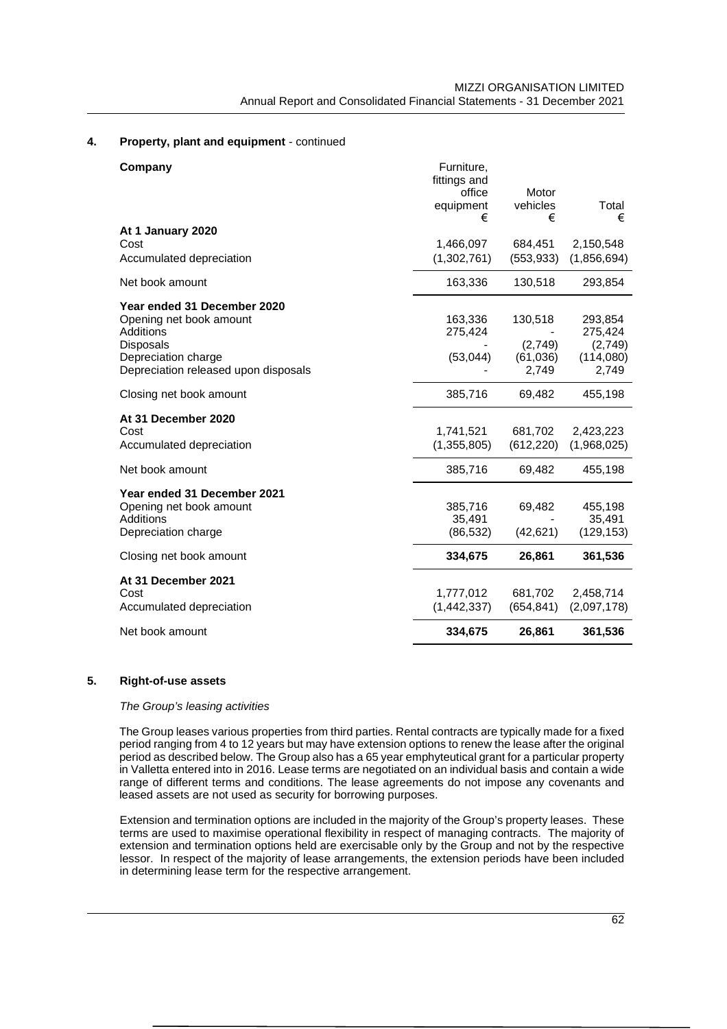## 4. Property, plant and equipment - continued

| Company | Furniture, fittings and office equipment € | Motor vehicles € | Total € |
|---|---|---|---|
| **At 1 January 2020** | | | |
| Cost | 1,466,097 | 684,451 | 2,150,548 |
| Accumulated depreciation | (1,302,761) | (553,933) | (1,856,694) |
| Net book amount | 163,336 | 130,518 | 293,854 |
| **Year ended 31 December 2020** | | | |
| Opening net book amount | 163,336 | 130,518 | 293,854 |
| Additions | 275,424 | - | 275,424 |
| Disposals | - | (2,749) | (2,749) |
| Depreciation charge | (53,044) | (61,036) | (114,080) |
| Depreciation released upon disposals | - | 2,749 | 2,749 |
| Closing net book amount | 385,716 | 69,482 | 455,198 |
| **At 31 December 2020** | | | |
| Cost | 1,741,521 | 681,702 | 2,423,223 |
| Accumulated depreciation | (1,355,805) | (612,220) | (1,968,025) |
| Net book amount | 385,716 | 69,482 | 455,198 |
| **Year ended 31 December 2021** | | | |
| Opening net book amount | 385,716 | 69,482 | 455,198 |
| Additions | 35,491 | - | 35,491 |
| Depreciation charge | (86,532) | (42,621) | (129,153) |
| Closing net book amount | **334,675** | **26,861** | **361,536** |
| **At 31 December 2021** | | | |
| Cost | 1,777,012 | 681,702 | 2,458,714 |
| Accumulated depreciation | (1,442,337) | (654,841) | (2,097,178) |
| Net book amount | **334,675** | **26,861** | **361,536** |

## 5. Right-of-use assets

*The Group's leasing activities*

The Group leases various properties from third parties. Rental contracts are typically made for a fixed period ranging from 4 to 12 years but may have extension options to renew the lease after the original period as described below. The Group also has a 65 year emphyteutical grant for a particular property in Valletta entered into in 2016. Lease terms are negotiated on an individual basis and contain a wide range of different terms and conditions. The lease agreements do not impose any covenants and leased assets are not used as security for borrowing purposes.

Extension and termination options are included in the majority of the Group's property leases. These terms are used to maximise operational flexibility in respect of managing contracts. The majority of extension and termination options held are exercisable only by the Group and not by the respective lessor. In respect of the majority of lease arrangements, the extension periods have been included in determining lease term for the respective arrangement.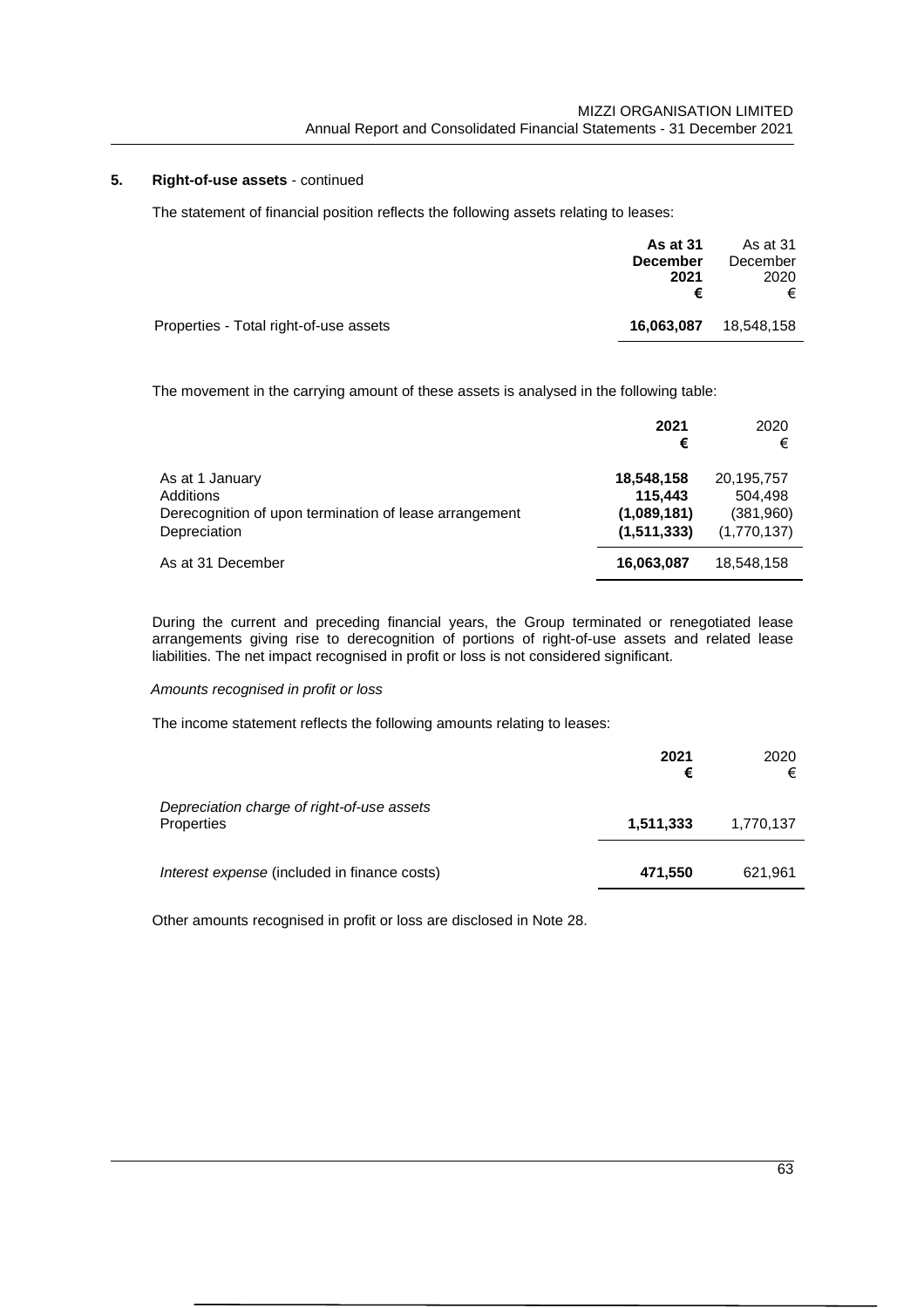## 5. Right-of-use assets - continued

The statement of financial position reflects the following assets relating to leases:

| | **As at 31 December 2021 €** | As at 31 December 2020 € |
|---|---|---|
| Properties - Total right-of-use assets | **16,063,087** | 18,548,158 |

The movement in the carrying amount of these assets is analysed in the following table:

| | **2021 €** | 2020 € |
|---|---|---|
| As at 1 January | **18,548,158** | 20,195,757 |
| Additions | **115,443** | 504,498 |
| Derecognition of upon termination of lease arrangement | **(1,089,181)** | (381,960) |
| Depreciation | **(1,511,333)** | (1,770,137) |
| As at 31 December | **16,063,087** | 18,548,158 |

During the current and preceding financial years, the Group terminated or renegotiated lease arrangements giving rise to derecognition of portions of right-of-use assets and related lease liabilities. The net impact recognised in profit or loss is not considered significant.

*Amounts recognised in profit or loss*

The income statement reflects the following amounts relating to leases:

| | **2021 €** | 2020 € |
|---|---|---|
| *Depreciation charge of right-of-use assets* | | |
| Properties | **1,511,333** | 1,770,137 |
| *Interest expense* (included in finance costs) | **471,550** | 621,961 |

Other amounts recognised in profit or loss are disclosed in Note 28.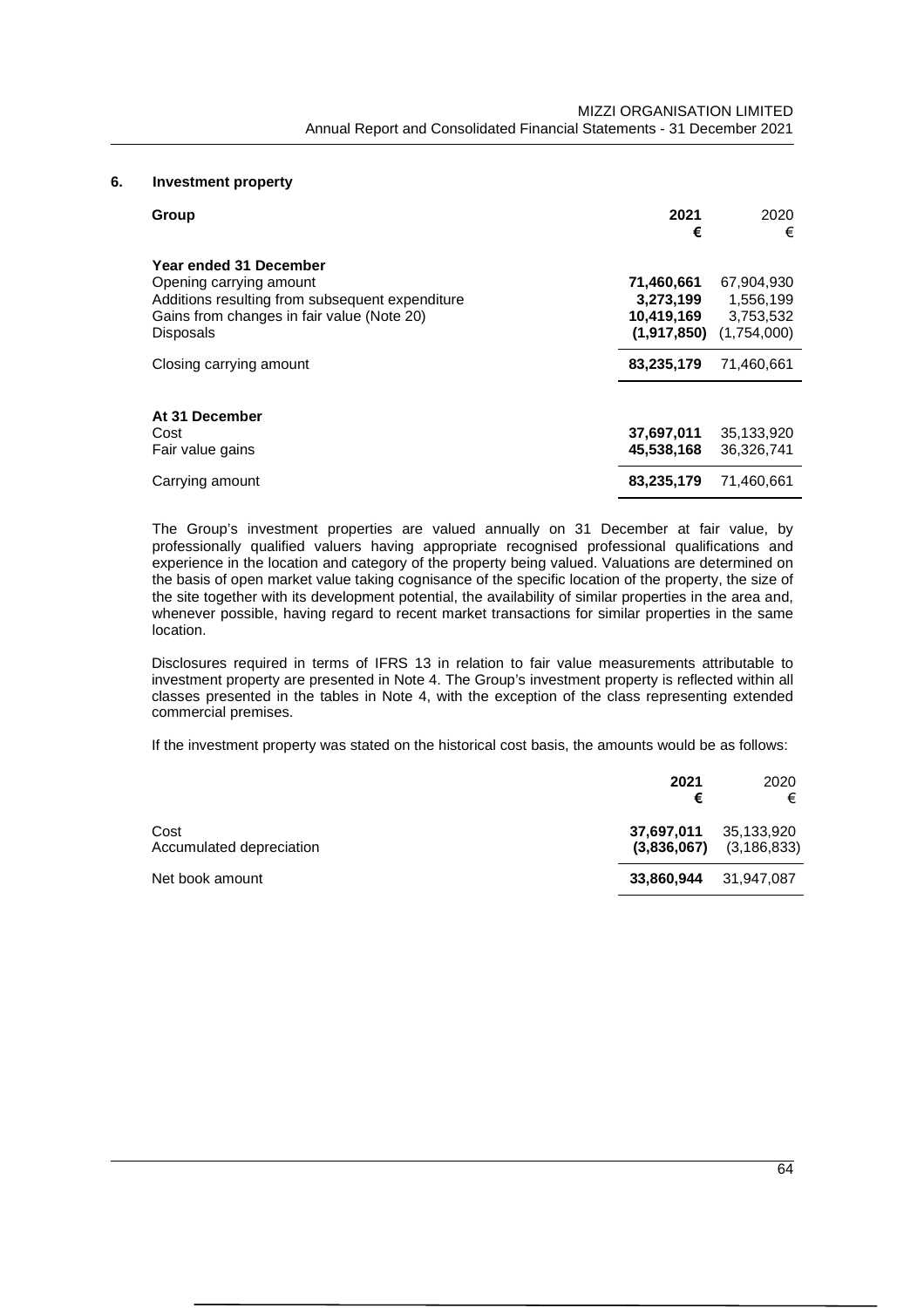## 6. Investment property

| Group | 2021 € | 2020 € |
|---|---|---|
| **Year ended 31 December** | | |
| Opening carrying amount | **71,460,661** | 67,904,930 |
| Additions resulting from subsequent expenditure | **3,273,199** | 1,556,199 |
| Gains from changes in fair value (Note 20) | **10,419,169** | 3,753,532 |
| Disposals | **(1,917,850)** | (1,754,000) |
| Closing carrying amount | **83,235,179** | 71,460,661 |
| | | |
| **At 31 December** | | |
| Cost | **37,697,011** | 35,133,920 |
| Fair value gains | **45,538,168** | 36,326,741 |
| Carrying amount | **83,235,179** | 71,460,661 |

The Group's investment properties are valued annually on 31 December at fair value, by professionally qualified valuers having appropriate recognised professional qualifications and experience in the location and category of the property being valued. Valuations are determined on the basis of open market value taking cognisance of the specific location of the property, the size of the site together with its development potential, the availability of similar properties in the area and, whenever possible, having regard to recent market transactions for similar properties in the same location.

Disclosures required in terms of IFRS 13 in relation to fair value measurements attributable to investment property are presented in Note 4. The Group's investment property is reflected within all classes presented in the tables in Note 4, with the exception of the class representing extended commercial premises.

If the investment property was stated on the historical cost basis, the amounts would be as follows:

| | 2021 € | 2020 € |
|---|---|---|
| Cost | **37,697,011** | 35,133,920 |
| Accumulated depreciation | **(3,836,067)** | (3,186,833) |
| Net book amount | **33,860,944** | 31,947,087 |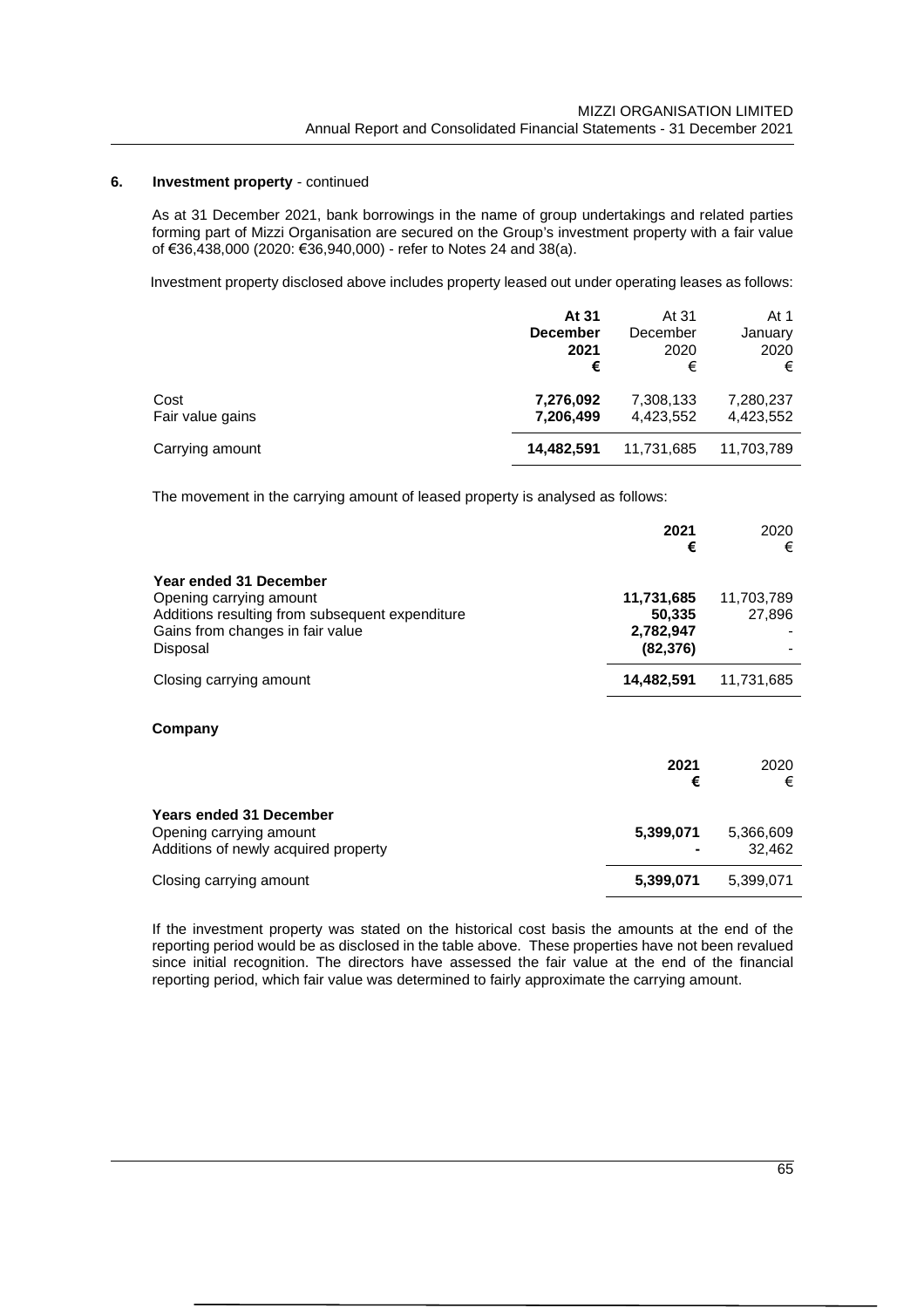## 6. Investment property - continued

As at 31 December 2021, bank borrowings in the name of group undertakings and related parties forming part of Mizzi Organisation are secured on the Group's investment property with a fair value of €36,438,000 (2020: €36,940,000) - refer to Notes 24 and 38(a).

Investment property disclosed above includes property leased out under operating leases as follows:

| | **At 31 December 2021 €** | At 31 December 2020 € | At 1 January 2020 € |
|---|---|---|---|
| Cost | **7,276,092** | 7,308,133 | 7,280,237 |
| Fair value gains | **7,206,499** | 4,423,552 | 4,423,552 |
| Carrying amount | **14,482,591** | 11,731,685 | 11,703,789 |

The movement in the carrying amount of leased property is analysed as follows:

| | **2021 €** | 2020 € |
|---|---|---|
| **Year ended 31 December** | | |
| Opening carrying amount | **11,731,685** | 11,703,789 |
| Additions resulting from subsequent expenditure | **50,335** | 27,896 |
| Gains from changes in fair value | **2,782,947** | - |
| Disposal | **(82,376)** | - |
| Closing carrying amount | **14,482,591** | 11,731,685 |

**Company**

| | **2021 €** | 2020 € |
|---|---|---|
| **Years ended 31 December** | | |
| Opening carrying amount | **5,399,071** | 5,366,609 |
| Additions of newly acquired property | **-** | 32,462 |
| Closing carrying amount | **5,399,071** | 5,399,071 |

If the investment property was stated on the historical cost basis the amounts at the end of the reporting period would be as disclosed in the table above. These properties have not been revalued since initial recognition. The directors have assessed the fair value at the end of the financial reporting period, which fair value was determined to fairly approximate the carrying amount.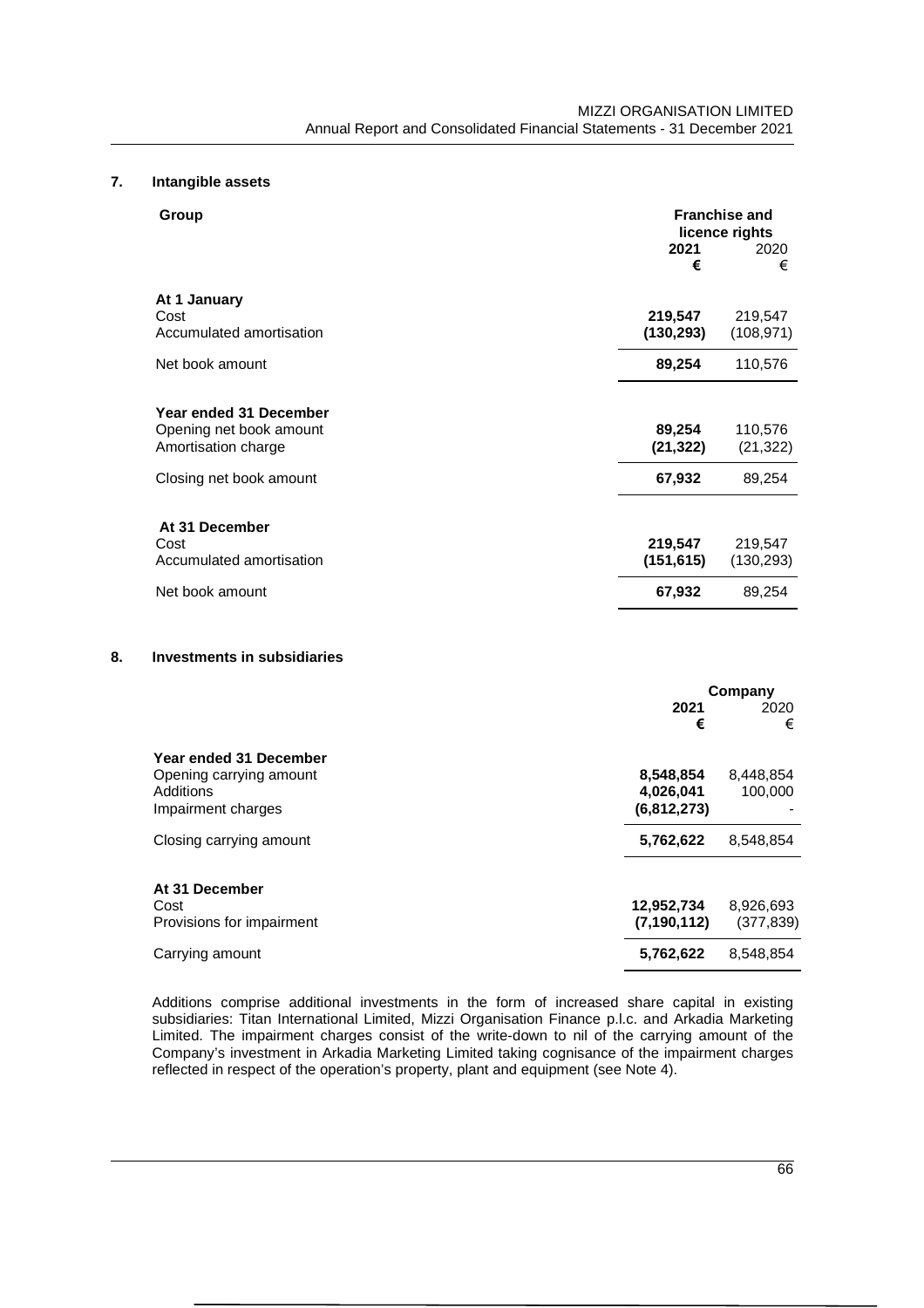## 7. Intangible assets

| Group | Franchise and licence rights | |
|---|---|---|
| | **2021** | 2020 |
| | **€** | € |
| **At 1 January** | | |
| Cost | **219,547** | 219,547 |
| Accumulated amortisation | **(130,293)** | (108,971) |
| Net book amount | **89,254** | 110,576 |
| **Year ended 31 December** | | |
| Opening net book amount | **89,254** | 110,576 |
| Amortisation charge | **(21,322)** | (21,322) |
| Closing net book amount | **67,932** | 89,254 |
| **At 31 December** | | |
| Cost | **219,547** | 219,547 |
| Accumulated amortisation | **(151,615)** | (130,293) |
| Net book amount | **67,932** | 89,254 |

## 8. Investments in subsidiaries

| | Company | |
|---|---|---|
| | **2021** | 2020 |
| | **€** | € |
| **Year ended 31 December** | | |
| Opening carrying amount | **8,548,854** | 8,448,854 |
| Additions | **4,026,041** | 100,000 |
| Impairment charges | **(6,812,273)** | - |
| Closing carrying amount | **5,762,622** | 8,548,854 |
| **At 31 December** | | |
| Cost | **12,952,734** | 8,926,693 |
| Provisions for impairment | **(7,190,112)** | (377,839) |
| Carrying amount | **5,762,622** | 8,548,854 |

Additions comprise additional investments in the form of increased share capital in existing subsidiaries: Titan International Limited, Mizzi Organisation Finance p.l.c. and Arkadia Marketing Limited. The impairment charges consist of the write-down to nil of the carrying amount of the Company's investment in Arkadia Marketing Limited taking cognisance of the impairment charges reflected in respect of the operation's property, plant and equipment (see Note 4).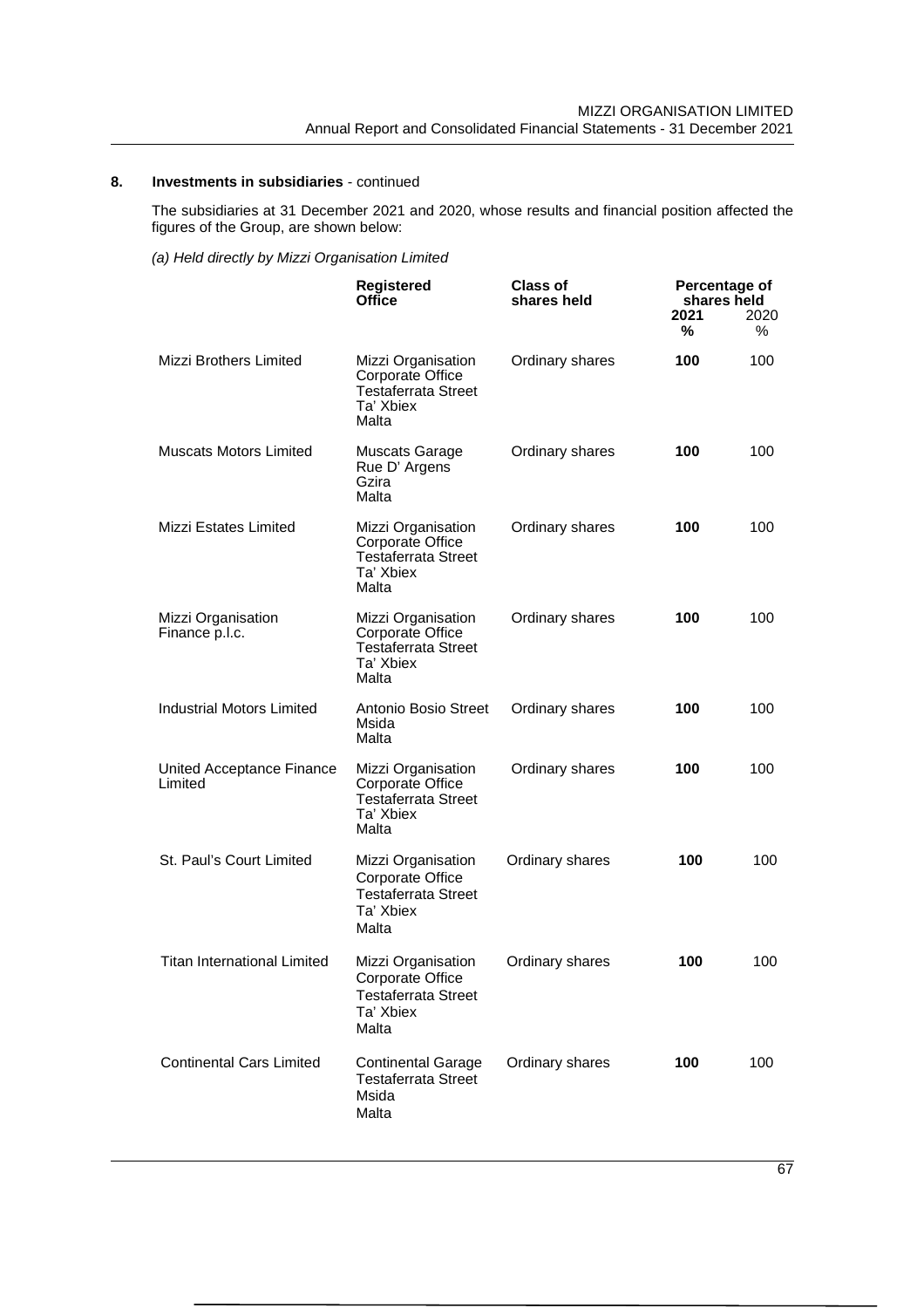## 8. Investments in subsidiaries - continued

The subsidiaries at 31 December 2021 and 2020, whose results and financial position affected the figures of the Group, are shown below:

*(a) Held directly by Mizzi Organisation Limited*

| | Registered Office | Class of shares held | Percentage of shares held | |
|---|---|---|---|---|
| | | | **2021** | 2020 |
| | | | **%** | % |
| Mizzi Brothers Limited | Mizzi Organisation Corporate Office Testaferrata Street Ta' Xbiex Malta | Ordinary shares | **100** | 100 |
| Muscats Motors Limited | Muscats Garage Rue D' Argens Gzira Malta | Ordinary shares | **100** | 100 |
| Mizzi Estates Limited | Mizzi Organisation Corporate Office Testaferrata Street Ta' Xbiex Malta | Ordinary shares | **100** | 100 |
| Mizzi Organisation Finance p.l.c. | Mizzi Organisation Corporate Office Testaferrata Street Ta' Xbiex Malta | Ordinary shares | **100** | 100 |
| Industrial Motors Limited | Antonio Bosio Street Msida Malta | Ordinary shares | **100** | 100 |
| United Acceptance Finance Limited | Mizzi Organisation Corporate Office Testaferrata Street Ta' Xbiex Malta | Ordinary shares | **100** | 100 |
| St. Paul's Court Limited | Mizzi Organisation Corporate Office Testaferrata Street Ta' Xbiex Malta | Ordinary shares | **100** | 100 |
| Titan International Limited | Mizzi Organisation Corporate Office Testaferrata Street Ta' Xbiex Malta | Ordinary shares | **100** | 100 |
| Continental Cars Limited | Continental Garage Testaferrata Street Msida Malta | Ordinary shares | **100** | 100 |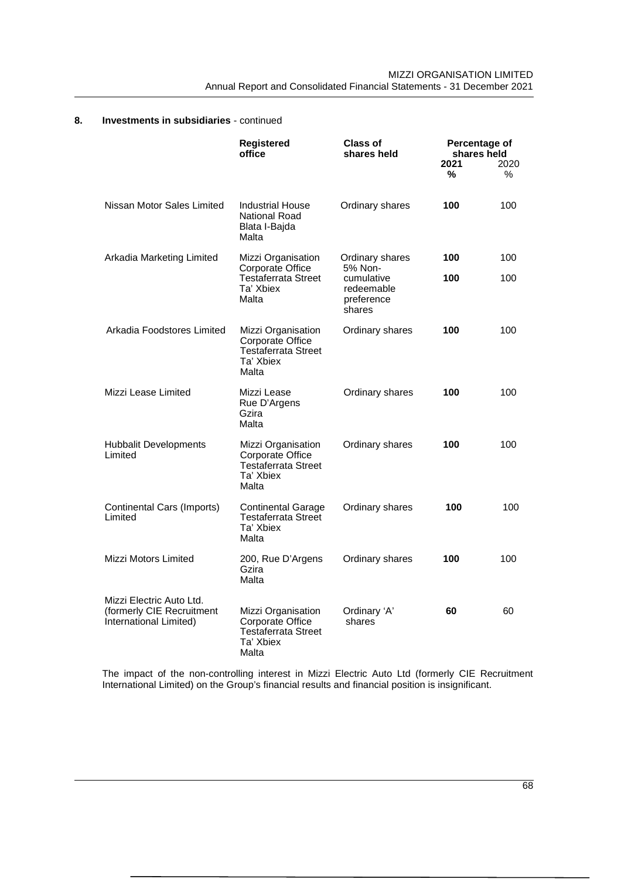## 8. Investments in subsidiaries - continued

| | Registered office | Class of shares held | Percentage of shares held | |
|---|---|---|---|---|
| | | | **2021** | 2020 |
| | | | **%** | % |
| Nissan Motor Sales Limited | Industrial House National Road Blata l-Bajda Malta | Ordinary shares | **100** | 100 |
| Arkadia Marketing Limited | Mizzi Organisation Corporate Office Testaferrata Street Ta' Xbiex Malta | Ordinary shares | **100** | 100 |
| | | 5% Non-cumulative redeemable preference shares | **100** | 100 |
| Arkadia Foodstores Limited | Mizzi Organisation Corporate Office Testaferrata Street Ta' Xbiex Malta | Ordinary shares | **100** | 100 |
| Mizzi Lease Limited | Mizzi Lease Rue D'Argens Gzira Malta | Ordinary shares | **100** | 100 |
| Hubbalit Developments Limited | Mizzi Organisation Corporate Office Testaferrata Street Ta' Xbiex Malta | Ordinary shares | **100** | 100 |
| Continental Cars (Imports) Limited | Continental Garage Testaferrata Street Ta' Xbiex Malta | Ordinary shares | **100** | 100 |
| Mizzi Motors Limited | 200, Rue D'Argens Gzira Malta | Ordinary shares | **100** | 100 |
| Mizzi Electric Auto Ltd. (formerly CIE Recruitment International Limited) | Mizzi Organisation Corporate Office Testaferrata Street Ta' Xbiex Malta | Ordinary 'A' shares | **60** | 60 |

The impact of the non-controlling interest in Mizzi Electric Auto Ltd (formerly CIE Recruitment International Limited) on the Group's financial results and financial position is insignificant.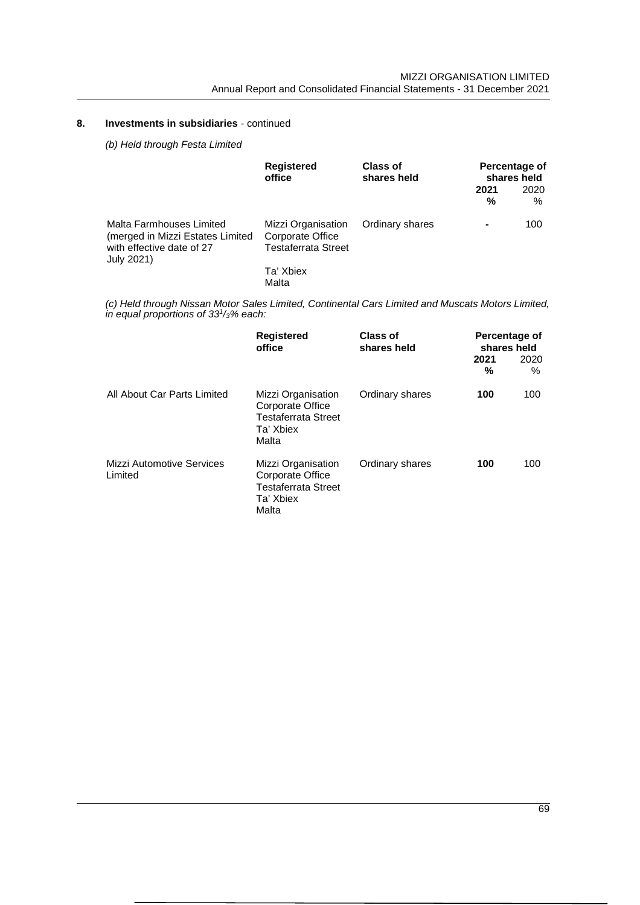## 8. Investments in subsidiaries - continued

*(b) Held through Festa Limited*

| | Registered office | Class of shares held | Percentage of shares held | |
|---|---|---|---|---|
| | | | **2021** | 2020 |
| | | | **%** | % |
| Malta Farmhouses Limited (merged in Mizzi Estates Limited with effective date of 27 July 2021) | Mizzi Organisation Corporate Office Testaferrata Street Ta' Xbiex Malta | Ordinary shares | **-** | 100 |

*(c) Held through Nissan Motor Sales Limited, Continental Cars Limited and Muscats Motors Limited, in equal proportions of $33^{1}/_{3}$% each:*

| | Registered office | Class of shares held | Percentage of shares held | |
|---|---|---|---|---|
| | | | **2021** | 2020 |
| | | | **%** | % |
| All About Car Parts Limited | Mizzi Organisation Corporate Office Testaferrata Street Ta' Xbiex Malta | Ordinary shares | **100** | 100 |
| Mizzi Automotive Services Limited | Mizzi Organisation Corporate Office Testaferrata Street Ta' Xbiex Malta | Ordinary shares | **100** | 100 |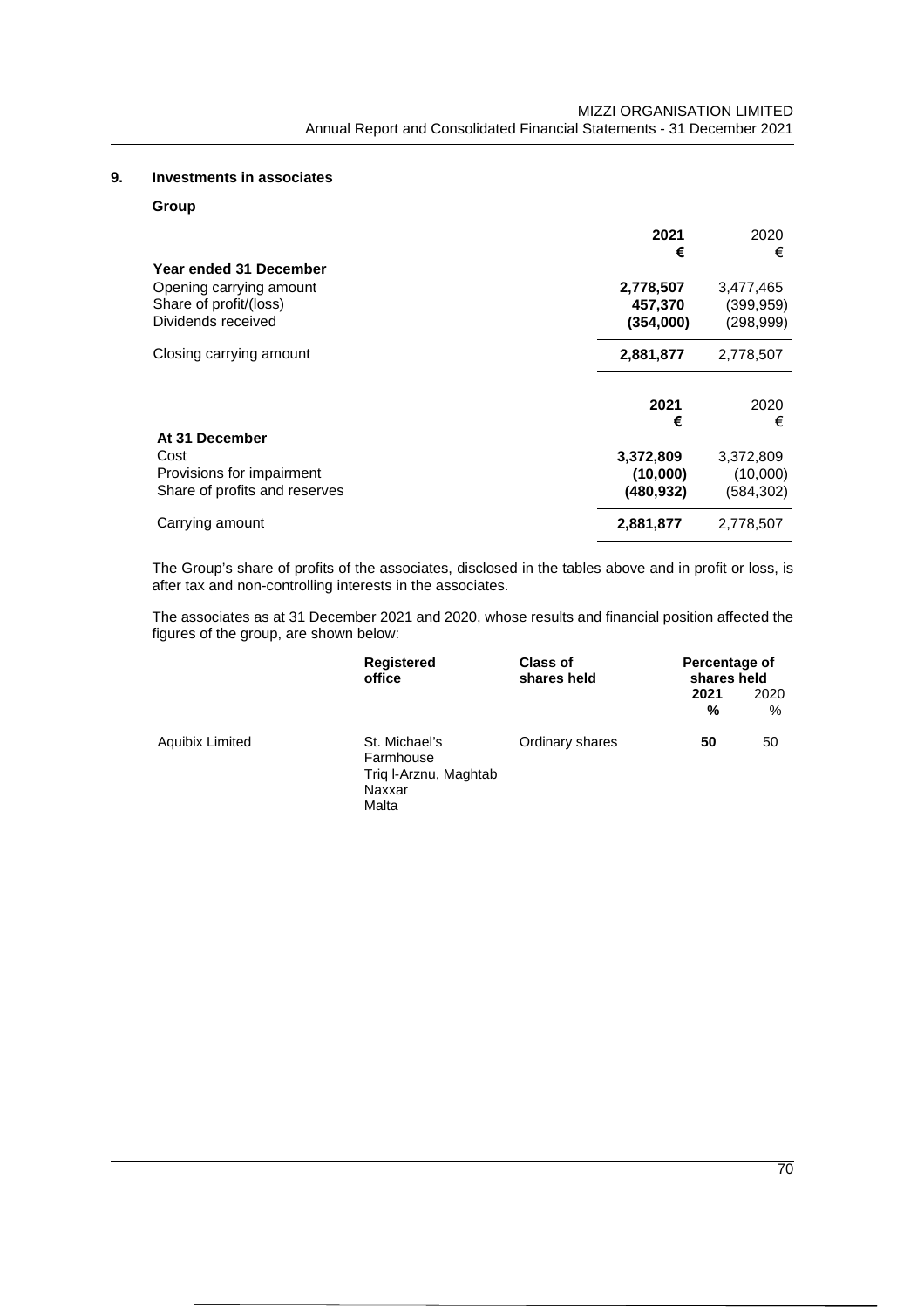## 9. Investments in associates

**Group**

| | **2021** | 2020 |
|---|---|---|
| | **€** | € |
| **Year ended 31 December** | | |
| Opening carrying amount | **2,778,507** | 3,477,465 |
| Share of profit/(loss) | **457,370** | (399,959) |
| Dividends received | **(354,000)** | (298,999) |
| Closing carrying amount | **2,881,877** | 2,778,507 |

| | **2021** | 2020 |
|---|---|---|
| | **€** | € |
| **At 31 December** | | |
| Cost | **3,372,809** | 3,372,809 |
| Provisions for impairment | **(10,000)** | (10,000) |
| Share of profits and reserves | **(480,932)** | (584,302) |
| Carrying amount | **2,881,877** | 2,778,507 |

The Group's share of profits of the associates, disclosed in the tables above and in profit or loss, is after tax and non-controlling interests in the associates.

The associates as at 31 December 2021 and 2020, whose results and financial position affected the figures of the group, are shown below:

| | **Registered office** | **Class of shares held** | **Percentage of shares held** | |
|---|---|---|---|---|
| | | | **2021** | 2020 |
| | | | **%** | % |
| Aquibix Limited | St. Michael's Farmhouse Triq l-Arznu, Maghtab Naxxar Malta | Ordinary shares | **50** | 50 |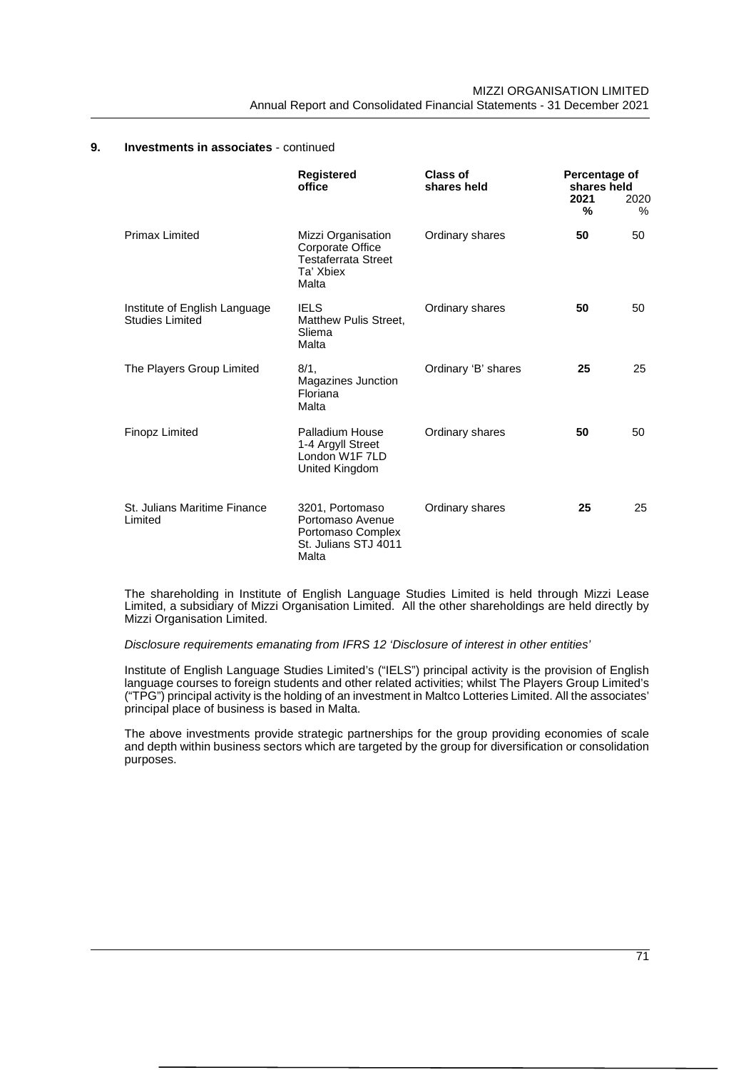## 9. Investments in associates - continued

| | Registered office | Class of shares held | Percentage of shares held 2021 % | 2020 % |
|---|---|---|---|---|
| Primax Limited | Mizzi Organisation Corporate Office Testaferrata Street Ta' Xbiex Malta | Ordinary shares | **50** | 50 |
| Institute of English Language Studies Limited | IELS Matthew Pulis Street, Sliema Malta | Ordinary shares | **50** | 50 |
| The Players Group Limited | 8/1, Magazines Junction Floriana Malta | Ordinary 'B' shares | **25** | 25 |
| Finopz Limited | Palladium House 1-4 Argyll Street London W1F 7LD United Kingdom | Ordinary shares | **50** | 50 |
| St. Julians Maritime Finance Limited | 3201, Portomaso Portomaso Avenue Portomaso Complex St. Julians STJ 4011 Malta | Ordinary shares | **25** | 25 |

The shareholding in Institute of English Language Studies Limited is held through Mizzi Lease Limited, a subsidiary of Mizzi Organisation Limited. All the other shareholdings are held directly by Mizzi Organisation Limited.

*Disclosure requirements emanating from IFRS 12 'Disclosure of interest in other entities'*

Institute of English Language Studies Limited's ("IELS") principal activity is the provision of English language courses to foreign students and other related activities; whilst The Players Group Limited's ("TPG") principal activity is the holding of an investment in Maltco Lotteries Limited. All the associates' principal place of business is based in Malta.

The above investments provide strategic partnerships for the group providing economies of scale and depth within business sectors which are targeted by the group for diversification or consolidation purposes.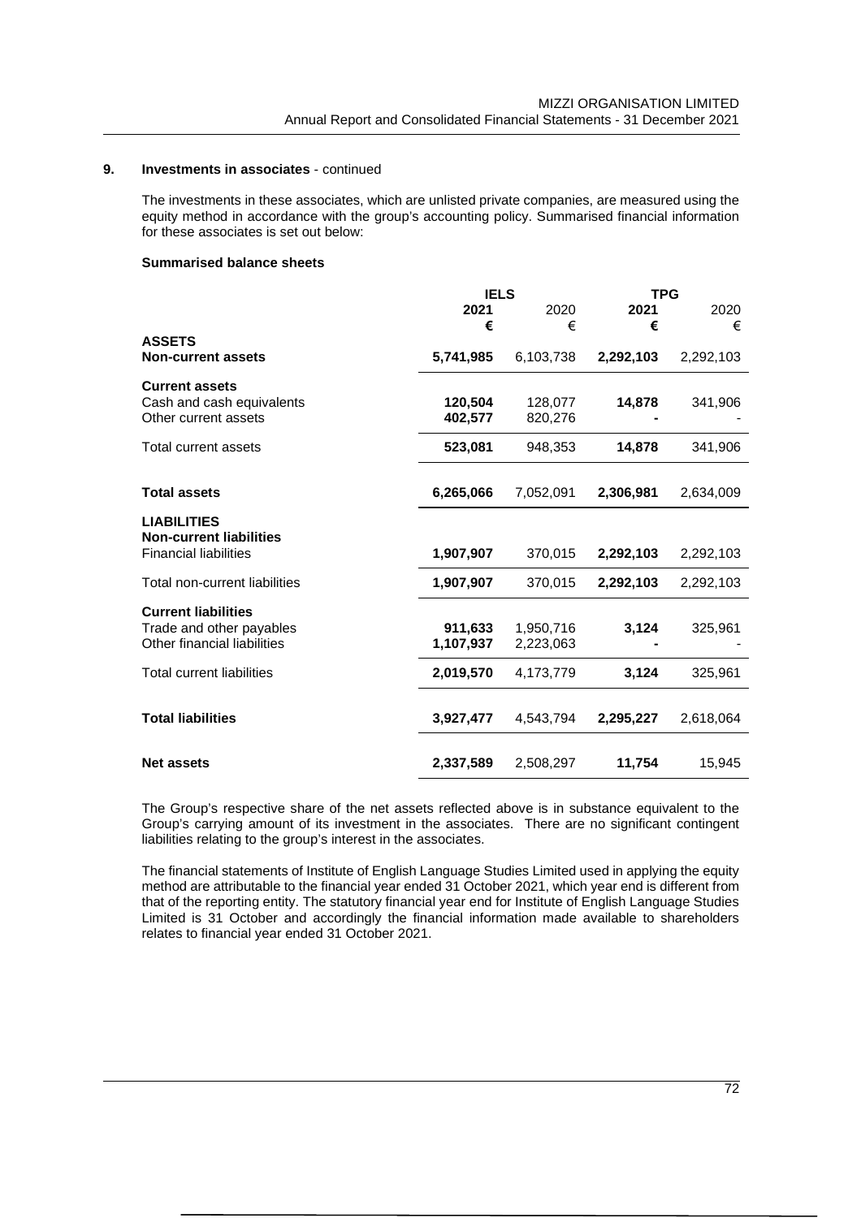## 9. Investments in associates - continued

The investments in these associates, which are unlisted private companies, are measured using the equity method in accordance with the group's accounting policy. Summarised financial information for these associates is set out below:

**Summarised balance sheets**

| | IELS | | TPG | |
|---|---|---|---|---|
| | **2021** | 2020 | **2021** | 2020 |
| | **€** | € | **€** | € |
| **ASSETS** | | | | |
| **Non-current assets** | **5,741,985** | 6,103,738 | **2,292,103** | 2,292,103 |
| **Current assets** | | | | |
| Cash and cash equivalents | **120,504** | 128,077 | **14,878** | 341,906 |
| Other current assets | **402,577** | 820,276 | **-** | - |
| Total current assets | **523,081** | 948,353 | **14,878** | 341,906 |
| **Total assets** | **6,265,066** | 7,052,091 | **2,306,981** | 2,634,009 |
| **LIABILITIES** | | | | |
| **Non-current liabilities** | | | | |
| Financial liabilities | **1,907,907** | 370,015 | **2,292,103** | 2,292,103 |
| Total non-current liabilities | **1,907,907** | 370,015 | **2,292,103** | 2,292,103 |
| **Current liabilities** | | | | |
| Trade and other payables | **911,633** | 1,950,716 | **3,124** | 325,961 |
| Other financial liabilities | **1,107,937** | 2,223,063 | **-** | - |
| Total current liabilities | **2,019,570** | 4,173,779 | **3,124** | 325,961 |
| **Total liabilities** | **3,927,477** | 4,543,794 | **2,295,227** | 2,618,064 |
| **Net assets** | **2,337,589** | 2,508,297 | **11,754** | 15,945 |

The Group's respective share of the net assets reflected above is in substance equivalent to the Group's carrying amount of its investment in the associates. There are no significant contingent liabilities relating to the group's interest in the associates.

The financial statements of Institute of English Language Studies Limited used in applying the equity method are attributable to the financial year ended 31 October 2021, which year end is different from that of the reporting entity. The statutory financial year end for Institute of English Language Studies Limited is 31 October and accordingly the financial information made available to shareholders relates to financial year ended 31 October 2021.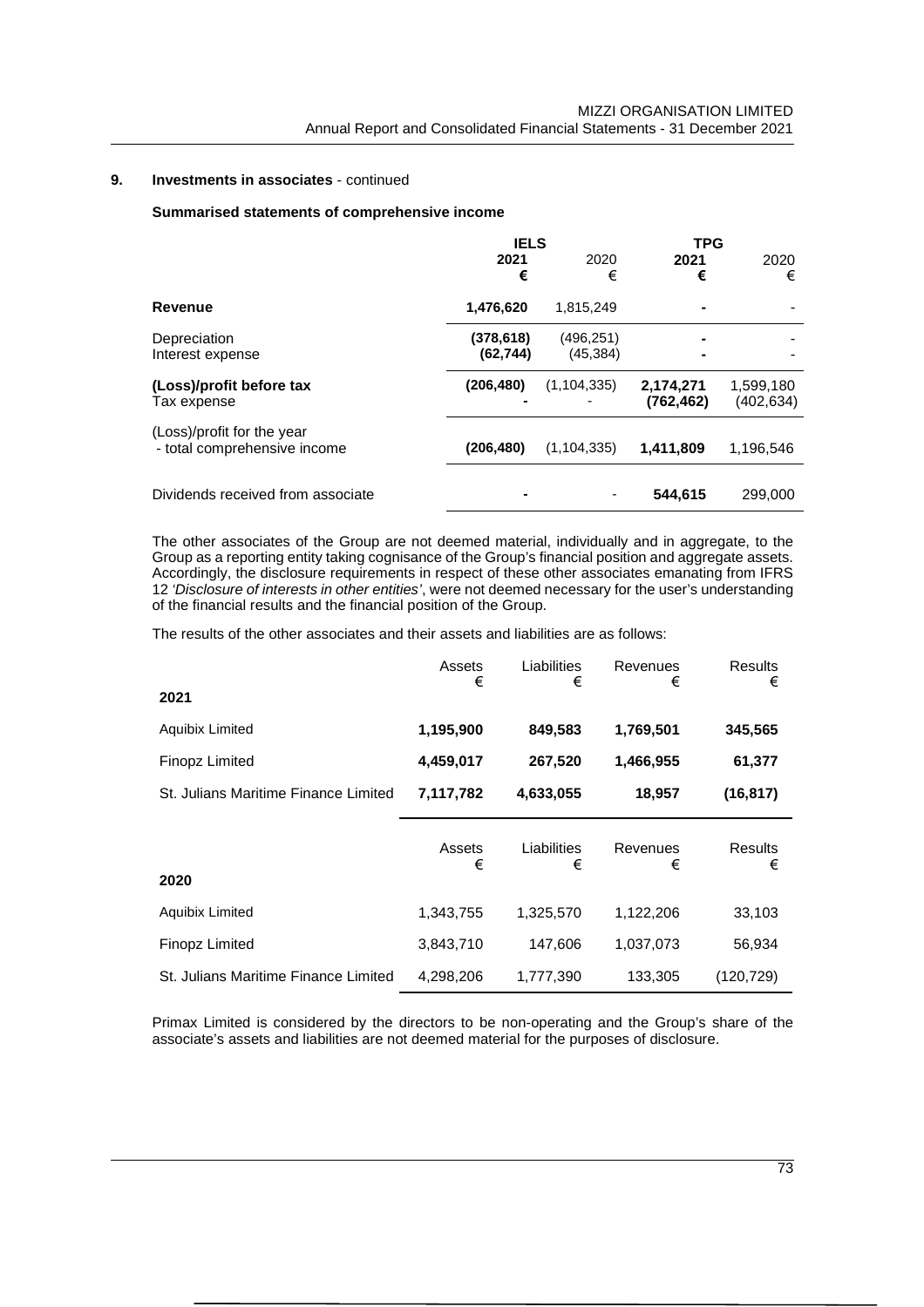## 9. Investments in associates - continued

### Summarised statements of comprehensive income

| | IELS | | TPG | |
|---|---|---|---|---|
| | **2021** | 2020 | **2021** | 2020 |
| | **€** | € | **€** | € |
| **Revenue** | **1,476,620** | 1,815,249 | **-** | - |
| Depreciation | **(378,618)** | (496,251) | **-** | - |
| Interest expense | **(62,744)** | (45,384) | **-** | - |
| **(Loss)/profit before tax** | **(206,480)** | (1,104,335) | **2,174,271** | 1,599,180 |
| Tax expense | **-** | - | **(762,462)** | (402,634) |
| (Loss)/profit for the year - total comprehensive income | **(206,480)** | (1,104,335) | **1,411,809** | 1,196,546 |
| Dividends received from associate | **-** | - | **544,615** | 299,000 |

The other associates of the Group are not deemed material, individually and in aggregate, to the Group as a reporting entity taking cognisance of the Group's financial position and aggregate assets. Accordingly, the disclosure requirements in respect of these other associates emanating from IFRS 12 *'Disclosure of interests in other entities'*, were not deemed necessary for the user's understanding of the financial results and the financial position of the Group.

The results of the other associates and their assets and liabilities are as follows:

| | Assets € | Liabilities € | Revenues € | Results € |
|---|---|---|---|---|
| **2021** | | | | |
| Aquibix Limited | **1,195,900** | **849,583** | **1,769,501** | **345,565** |
| Finopz Limited | **4,459,017** | **267,520** | **1,466,955** | **61,377** |
| St. Julians Maritime Finance Limited | **7,117,782** | **4,633,055** | **18,957** | **(16,817)** |

| | Assets € | Liabilities € | Revenues € | Results € |
|---|---|---|---|---|
| **2020** | | | | |
| Aquibix Limited | 1,343,755 | 1,325,570 | 1,122,206 | 33,103 |
| Finopz Limited | 3,843,710 | 147,606 | 1,037,073 | 56,934 |
| St. Julians Maritime Finance Limited | 4,298,206 | 1,777,390 | 133,305 | (120,729) |

Primax Limited is considered by the directors to be non-operating and the Group's share of the associate's assets and liabilities are not deemed material for the purposes of disclosure.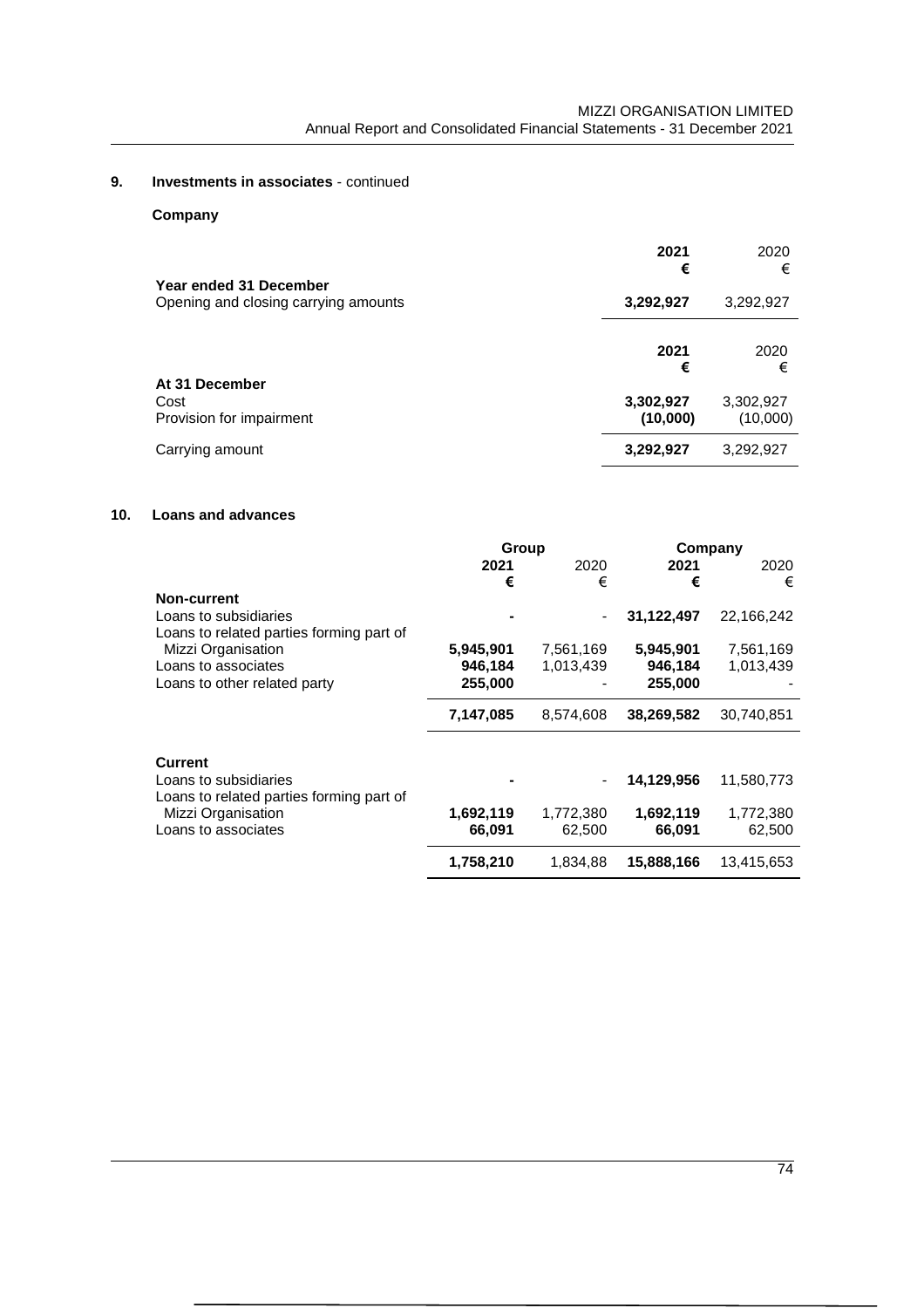## 9. Investments in associates - continued

**Company**

| | 2021 € | 2020 € |
|---|---|---|
| **Year ended 31 December** | | |
| Opening and closing carrying amounts | **3,292,927** | 3,292,927 |

| | 2021 € | 2020 € |
|---|---|---|
| **At 31 December** | | |
| Cost | **3,302,927** | 3,302,927 |
| Provision for impairment | **(10,000)** | (10,000) |
| Carrying amount | **3,292,927** | 3,292,927 |

## 10. Loans and advances

| | Group | | Company | |
|---|---|---|---|---|
| | 2021 € | 2020 € | 2021 € | 2020 € |
| **Non-current** | | | | |
| Loans to subsidiaries | **-** | - | **31,122,497** | 22,166,242 |
| Loans to related parties forming part of Mizzi Organisation | **5,945,901** | 7,561,169 | **5,945,901** | 7,561,169 |
| Loans to associates | **946,184** | 1,013,439 | **946,184** | 1,013,439 |
| Loans to other related party | **255,000** | - | **255,000** | - |
| | **7,147,085** | 8,574,608 | **38,269,582** | 30,740,851 |
| **Current** | | | | |
| Loans to subsidiaries | **-** | - | **14,129,956** | 11,580,773 |
| Loans to related parties forming part of Mizzi Organisation | **1,692,119** | 1,772,380 | **1,692,119** | 1,772,380 |
| Loans to associates | **66,091** | 62,500 | **66,091** | 62,500 |
| | **1,758,210** | 1,834,88 | **15,888,166** | 13,415,653 |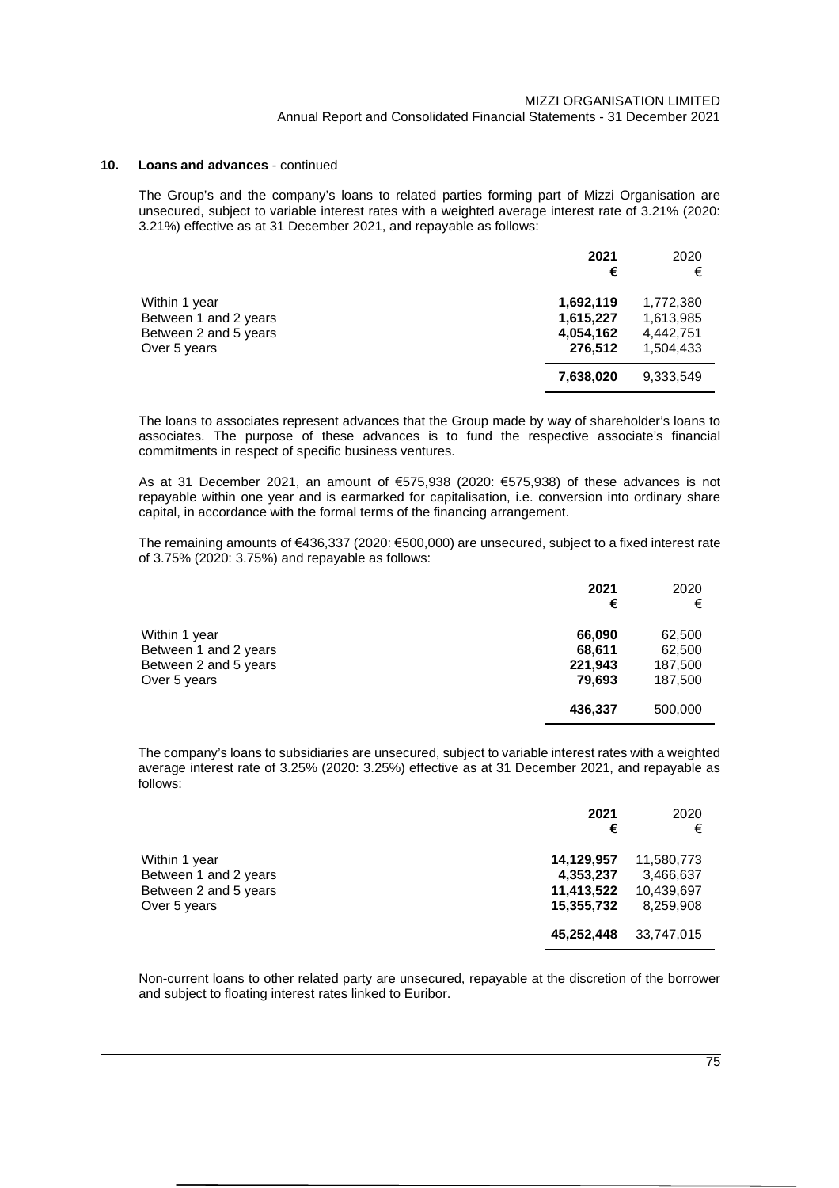## 10. Loans and advances - continued

The Group's and the company's loans to related parties forming part of Mizzi Organisation are unsecured, subject to variable interest rates with a weighted average interest rate of 3.21% (2020: 3.21%) effective as at 31 December 2021, and repayable as follows:

| | **2021** **€** | 2020 € |
|---|---|---|
| Within 1 year | **1,692,119** | 1,772,380 |
| Between 1 and 2 years | **1,615,227** | 1,613,985 |
| Between 2 and 5 years | **4,054,162** | 4,442,751 |
| Over 5 years | **276,512** | 1,504,433 |
| | **7,638,020** | 9,333,549 |

The loans to associates represent advances that the Group made by way of shareholder's loans to associates. The purpose of these advances is to fund the respective associate's financial commitments in respect of specific business ventures.

As at 31 December 2021, an amount of €575,938 (2020: €575,938) of these advances is not repayable within one year and is earmarked for capitalisation, i.e. conversion into ordinary share capital, in accordance with the formal terms of the financing arrangement.

The remaining amounts of €436,337 (2020: €500,000) are unsecured, subject to a fixed interest rate of 3.75% (2020: 3.75%) and repayable as follows:

| | **2021** **€** | 2020 € |
|---|---|---|
| Within 1 year | **66,090** | 62,500 |
| Between 1 and 2 years | **68,611** | 62,500 |
| Between 2 and 5 years | **221,943** | 187,500 |
| Over 5 years | **79,693** | 187,500 |
| | **436,337** | 500,000 |

The company's loans to subsidiaries are unsecured, subject to variable interest rates with a weighted average interest rate of 3.25% (2020: 3.25%) effective as at 31 December 2021, and repayable as follows:

| | **2021** **€** | 2020 € |
|---|---|---|
| Within 1 year | **14,129,957** | 11,580,773 |
| Between 1 and 2 years | **4,353,237** | 3,466,637 |
| Between 2 and 5 years | **11,413,522** | 10,439,697 |
| Over 5 years | **15,355,732** | 8,259,908 |
| | **45,252,448** | 33,747,015 |

Non-current loans to other related party are unsecured, repayable at the discretion of the borrower and subject to floating interest rates linked to Euribor.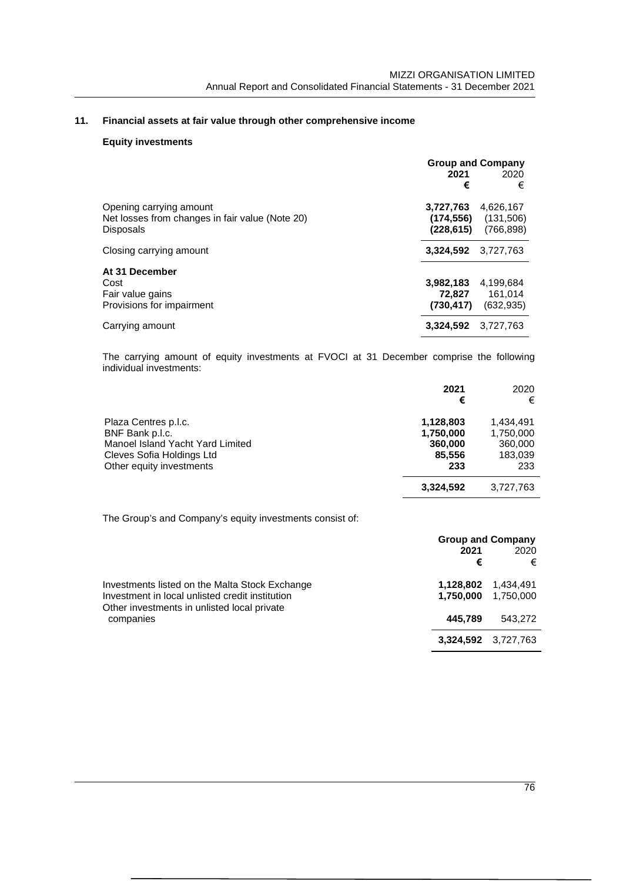## 11. Financial assets at fair value through other comprehensive income

### Equity investments

| | Group and Company | |
|---|---|---|
| | **2021** | 2020 |
| | **€** | € |
| Opening carrying amount | **3,727,763** | 4,626,167 |
| Net losses from changes in fair value (Note 20) | **(174,556)** | (131,506) |
| Disposals | **(228,615)** | (766,898) |
| Closing carrying amount | **3,324,592** | 3,727,763 |
| **At 31 December** | | |
| Cost | **3,982,183** | 4,199,684 |
| Fair value gains | **72,827** | 161,014 |
| Provisions for impairment | **(730,417)** | (632,935) |
| Carrying amount | **3,324,592** | 3,727,763 |

The carrying amount of equity investments at FVOCI at 31 December comprise the following individual investments:

| | **2021** | 2020 |
|---|---|---|
| | **€** | € |
| Plaza Centres p.l.c. | **1,128,803** | 1,434,491 |
| BNF Bank p.l.c. | **1,750,000** | 1,750,000 |
| Manoel Island Yacht Yard Limited | **360,000** | 360,000 |
| Cleves Sofia Holdings Ltd | **85,556** | 183,039 |
| Other equity investments | **233** | 233 |
| | **3,324,592** | 3,727,763 |

The Group's and Company's equity investments consist of:

| | Group and Company | |
|---|---|---|
| | **2021** | 2020 |
| | **€** | € |
| Investments listed on the Malta Stock Exchange | **1,128,802** | 1,434,491 |
| Investment in local unlisted credit institution | **1,750,000** | 1,750,000 |
| Other investments in unlisted local private companies | **445,789** | 543,272 |
| | **3,324,592** | 3,727,763 |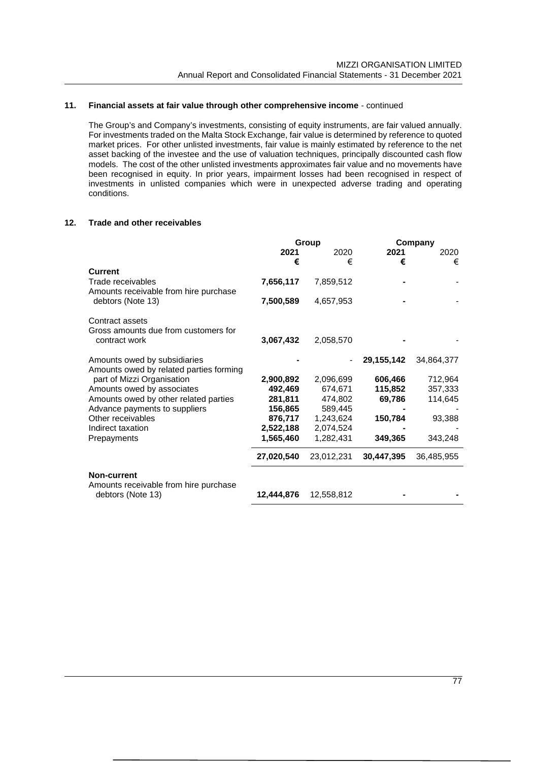## 11. Financial assets at fair value through other comprehensive income - continued

The Group's and Company's investments, consisting of equity instruments, are fair valued annually. For investments traded on the Malta Stock Exchange, fair value is determined by reference to quoted market prices. For other unlisted investments, fair value is mainly estimated by reference to the net asset backing of the investee and the use of valuation techniques, principally discounted cash flow models. The cost of the other unlisted investments approximates fair value and no movements have been recognised in equity. In prior years, impairment losses had been recognised in respect of investments in unlisted companies which were in unexpected adverse trading and operating conditions.

## 12. Trade and other receivables

| | Group | | Company | |
|---|---|---|---|---|
| | **2021** | 2020 | **2021** | 2020 |
| | **€** | € | **€** | € |
| **Current** | | | | |
| Trade receivables | **7,656,117** | 7,859,512 | **-** | - |
| Amounts receivable from hire purchase debtors (Note 13) | **7,500,589** | 4,657,953 | **-** | - |
| Contract assets | | | | |
| Gross amounts due from customers for contract work | **3,067,432** | 2,058,570 | **-** | - |
| Amounts owed by subsidiaries | **-** | - | **29,155,142** | 34,864,377 |
| Amounts owed by related parties forming part of Mizzi Organisation | **2,900,892** | 2,096,699 | **606,466** | 712,964 |
| Amounts owed by associates | **492,469** | 674,671 | **115,852** | 357,333 |
| Amounts owed by other related parties | **281,811** | 474,802 | **69,786** | 114,645 |
| Advance payments to suppliers | **156,865** | 589,445 | **-** | - |
| Other receivables | **876,717** | 1,243,624 | **150,784** | 93,388 |
| Indirect taxation | **2,522,188** | 2,074,524 | **-** | - |
| Prepayments | **1,565,460** | 1,282,431 | **349,365** | 343,248 |
| | **27,020,540** | 23,012,231 | **30,447,395** | 36,485,955 |
| **Non-current** | | | | |
| Amounts receivable from hire purchase debtors (Note 13) | **12,444,876** | 12,558,812 | **-** | **-** |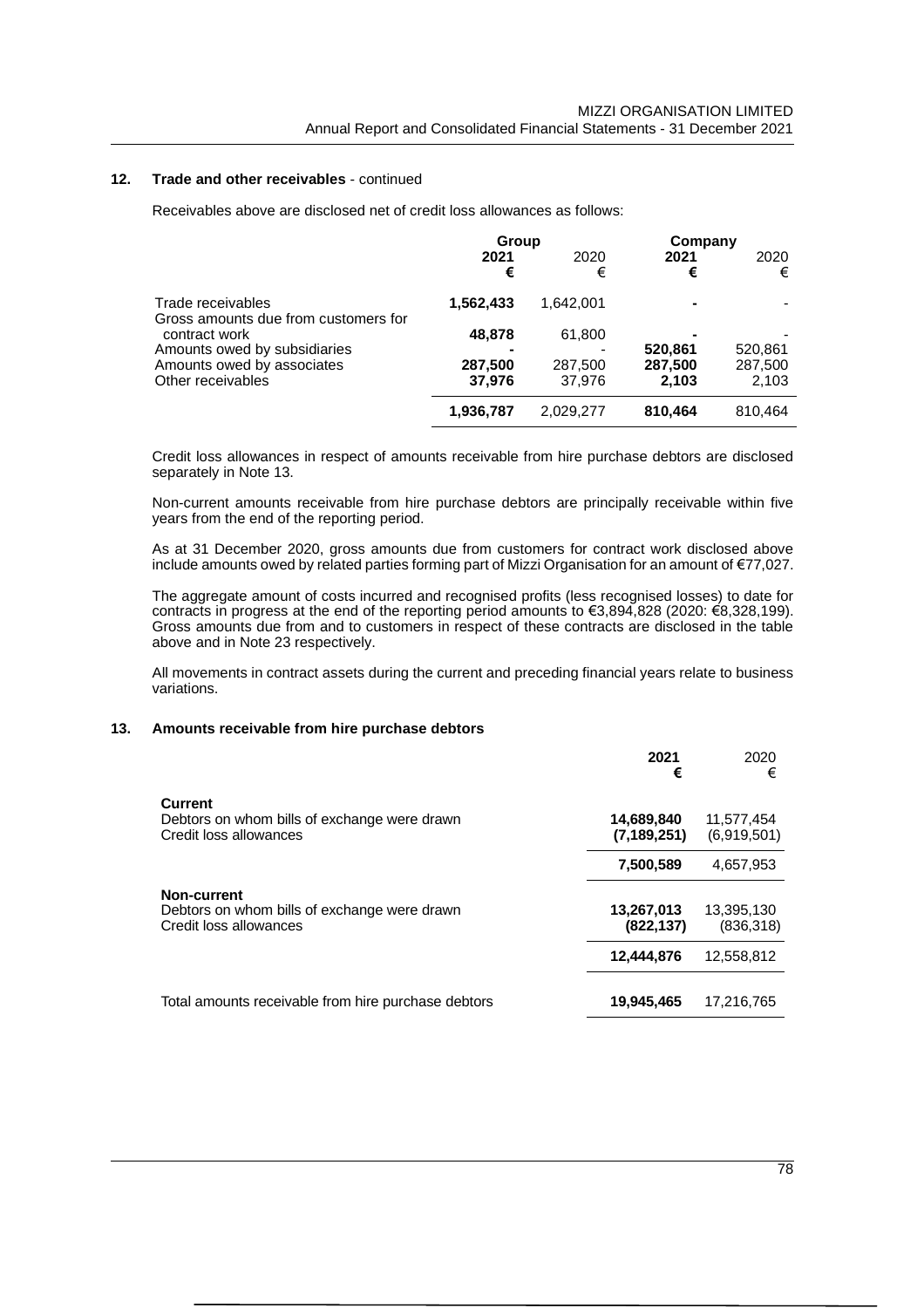## 12. Trade and other receivables - continued

Receivables above are disclosed net of credit loss allowances as follows:

| | Group | | Company | |
|---|---|---|---|---|
| | **2021** | 2020 | **2021** | 2020 |
| | **€** | € | **€** | € |
| Trade receivables | **1,562,433** | 1,642,001 | **-** | - |
| Gross amounts due from customers for contract work | **48,878** | 61,800 | **-** | - |
| Amounts owed by subsidiaries | **-** | - | **520,861** | 520,861 |
| Amounts owed by associates | **287,500** | 287,500 | **287,500** | 287,500 |
| Other receivables | **37,976** | 37,976 | **2,103** | 2,103 |
| | **1,936,787** | 2,029,277 | **810,464** | 810,464 |

Credit loss allowances in respect of amounts receivable from hire purchase debtors are disclosed separately in Note 13.

Non-current amounts receivable from hire purchase debtors are principally receivable within five years from the end of the reporting period.

As at 31 December 2020, gross amounts due from customers for contract work disclosed above include amounts owed by related parties forming part of Mizzi Organisation for an amount of €77,027.

The aggregate amount of costs incurred and recognised profits (less recognised losses) to date for contracts in progress at the end of the reporting period amounts to €3,894,828 (2020: €8,328,199). Gross amounts due from and to customers in respect of these contracts are disclosed in the table above and in Note 23 respectively.

All movements in contract assets during the current and preceding financial years relate to business variations.

## 13. Amounts receivable from hire purchase debtors

| | **2021** | 2020 |
|---|---|---|
| | **€** | € |
| **Current** | | |
| Debtors on whom bills of exchange were drawn | **14,689,840** | 11,577,454 |
| Credit loss allowances | **(7,189,251)** | (6,919,501) |
| | **7,500,589** | 4,657,953 |
| **Non-current** | | |
| Debtors on whom bills of exchange were drawn | **13,267,013** | 13,395,130 |
| Credit loss allowances | **(822,137)** | (836,318) |
| | **12,444,876** | 12,558,812 |
| Total amounts receivable from hire purchase debtors | **19,945,465** | 17,216,765 |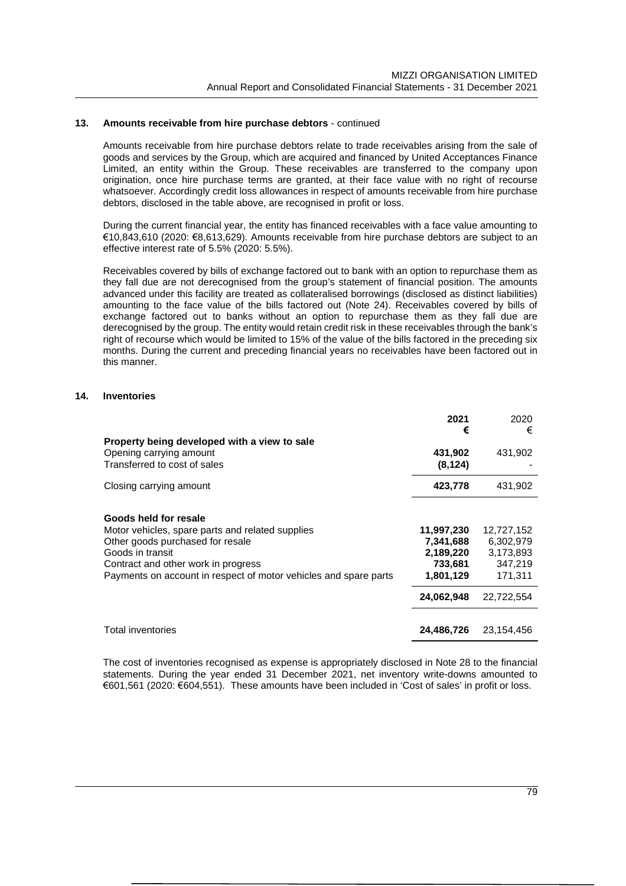## 13. Amounts receivable from hire purchase debtors - continued

Amounts receivable from hire purchase debtors relate to trade receivables arising from the sale of goods and services by the Group, which are acquired and financed by United Acceptances Finance Limited, an entity within the Group. These receivables are transferred to the company upon origination, once hire purchase terms are granted, at their face value with no right of recourse whatsoever. Accordingly credit loss allowances in respect of amounts receivable from hire purchase debtors, disclosed in the table above, are recognised in profit or loss.

During the current financial year, the entity has financed receivables with a face value amounting to €10,843,610 (2020: €8,613,629). Amounts receivable from hire purchase debtors are subject to an effective interest rate of 5.5% (2020: 5.5%).

Receivables covered by bills of exchange factored out to bank with an option to repurchase them as they fall due are not derecognised from the group's statement of financial position. The amounts advanced under this facility are treated as collateralised borrowings (disclosed as distinct liabilities) amounting to the face value of the bills factored out (Note 24). Receivables covered by bills of exchange factored out to banks without an option to repurchase them as they fall due are derecognised by the group. The entity would retain credit risk in these receivables through the bank's right of recourse which would be limited to 15% of the value of the bills factored in the preceding six months. During the current and preceding financial years no receivables have been factored out in this manner.

## 14. Inventories

| | 2021 € | 2020 € |
|---|---|---|
| **Property being developed with a view to sale** | | |
| Opening carrying amount | **431,902** | 431,902 |
| Transferred to cost of sales | **(8,124)** | - |
| Closing carrying amount | **423,778** | 431,902 |
| **Goods held for resale** | | |
| Motor vehicles, spare parts and related supplies | **11,997,230** | 12,727,152 |
| Other goods purchased for resale | **7,341,688** | 6,302,979 |
| Goods in transit | **2,189,220** | 3,173,893 |
| Contract and other work in progress | **733,681** | 347,219 |
| Payments on account in respect of motor vehicles and spare parts | **1,801,129** | 171,311 |
| | **24,062,948** | 22,722,554 |
| Total inventories | **24,486,726** | 23,154,456 |

The cost of inventories recognised as expense is appropriately disclosed in Note 28 to the financial statements. During the year ended 31 December 2021, net inventory write-downs amounted to €601,561 (2020: €604,551). These amounts have been included in 'Cost of sales' in profit or loss.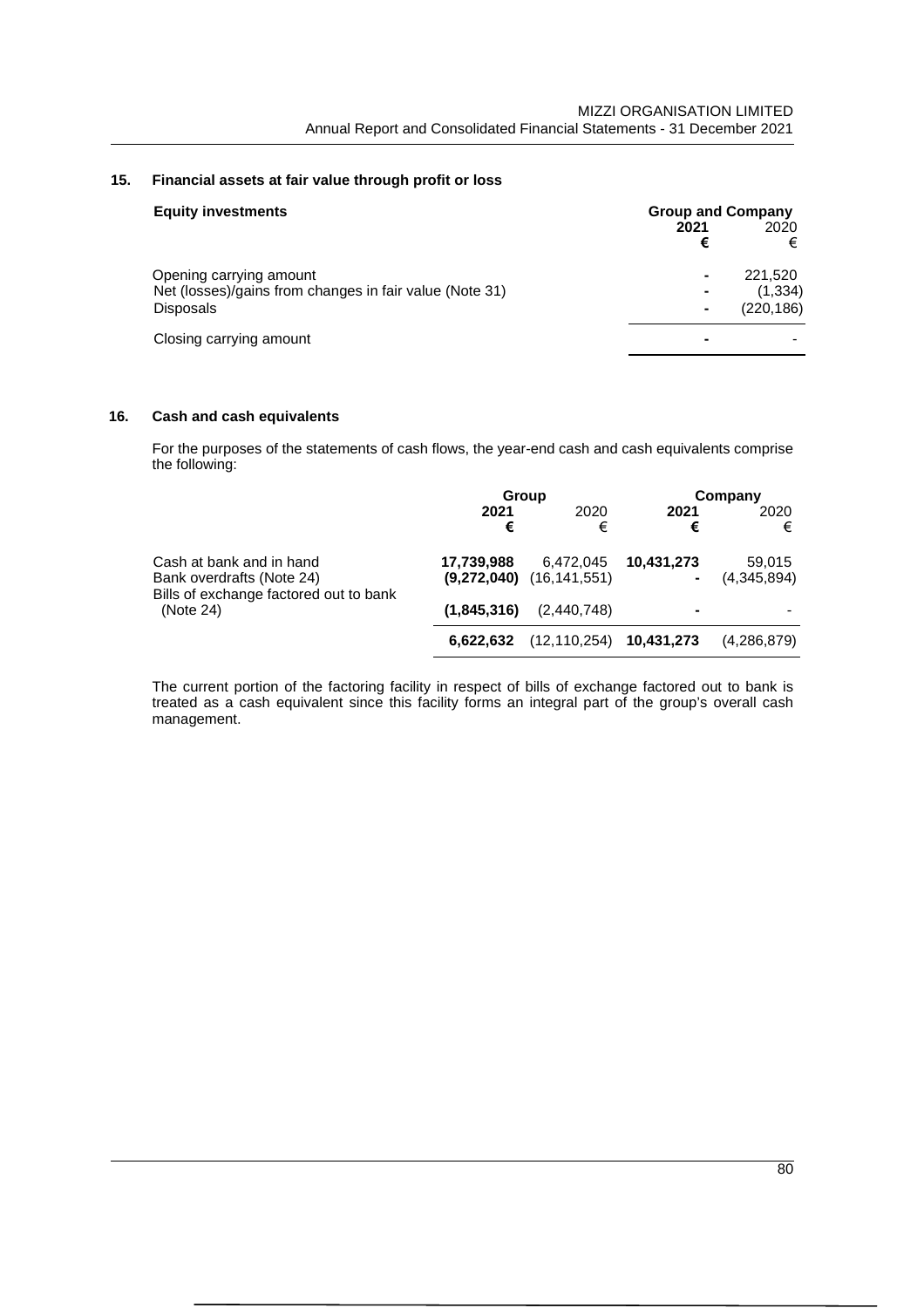## 15. Financial assets at fair value through profit or loss

| Equity investments | Group and Company | |
|---|---|---|
| | **2021** | 2020 |
| | **€** | € |
| Opening carrying amount | **-** | 221,520 |
| Net (losses)/gains from changes in fair value (Note 31) | **-** | (1,334) |
| Disposals | **-** | (220,186) |
| Closing carrying amount | **-** | - |

## 16. Cash and cash equivalents

For the purposes of the statements of cash flows, the year-end cash and cash equivalents comprise the following:

| | Group | | Company | |
|---|---|---|---|---|
| | **2021** | 2020 | **2021** | 2020 |
| | **€** | € | **€** | € |
| Cash at bank and in hand | **17,739,988** | 6,472,045 | **10,431,273** | 59,015 |
| Bank overdrafts (Note 24) | **(9,272,040)** | (16,141,551) | **-** | (4,345,894) |
| Bills of exchange factored out to bank (Note 24) | **(1,845,316)** | (2,440,748) | **-** | - |
| | **6,622,632** | (12,110,254) | **10,431,273** | (4,286,879) |

The current portion of the factoring facility in respect of bills of exchange factored out to bank is treated as a cash equivalent since this facility forms an integral part of the group's overall cash management.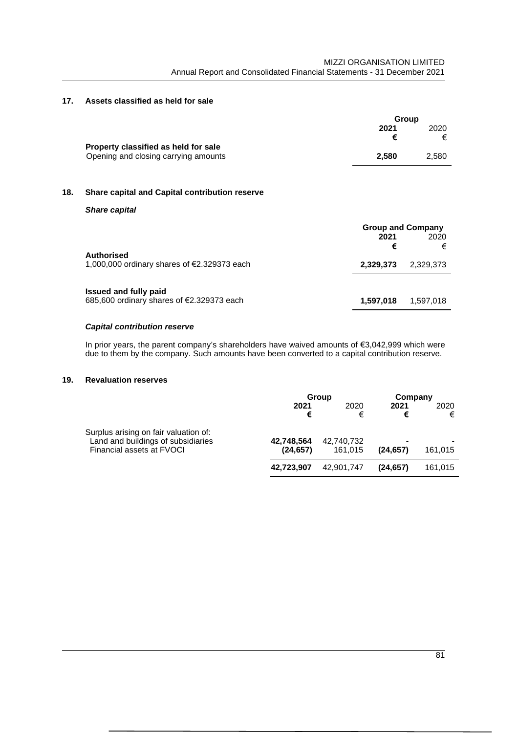## 17. Assets classified as held for sale

| | Group | |
|---|---|---|
| | **2021** | 2020 |
| | **€** | € |
| **Property classified as held for sale** | | |
| Opening and closing carrying amounts | **2,580** | 2,580 |

## 18. Share capital and Capital contribution reserve

***Share capital***

| | Group and Company | |
|---|---|---|
| | **2021** | 2020 |
| | **€** | € |
| **Authorised** | | |
| 1,000,000 ordinary shares of €2.329373 each | **2,329,373** | 2,329,373 |
| **Issued and fully paid** | | |
| 685,600 ordinary shares of €2.329373 each | **1,597,018** | 1,597,018 |

***Capital contribution reserve***

In prior years, the parent company's shareholders have waived amounts of €3,042,999 which were due to them by the company. Such amounts have been converted to a capital contribution reserve.

## 19. Revaluation reserves

| | Group | | Company | |
|---|---|---|---|---|
| | **2021** | 2020 | **2021** | 2020 |
| | **€** | € | **€** | € |
| Surplus arising on fair valuation of: | | | | |
| Land and buildings of subsidiaries | **42,748,564** | 42,740,732 | **-** | - |
| Financial assets at FVOCI | **(24,657)** | 161,015 | **(24,657)** | 161,015 |
| | **42,723,907** | 42,901,747 | **(24,657)** | 161,015 |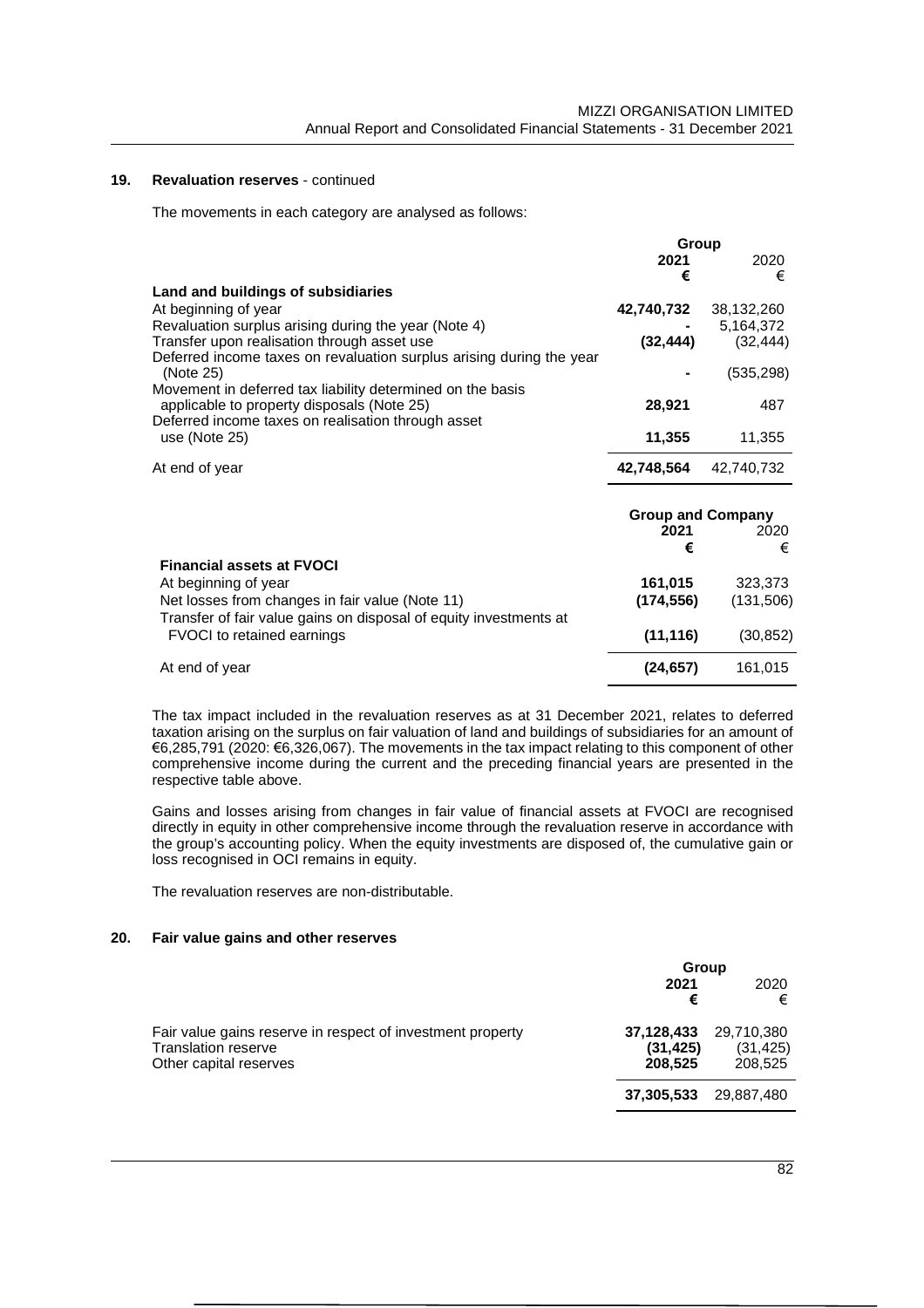## 19. Revaluation reserves - continued

The movements in each category are analysed as follows:

| | Group | |
|---|---|---|
| | **2021** | 2020 |
| | **€** | € |
| **Land and buildings of subsidiaries** | | |
| At beginning of year | **42,740,732** | 38,132,260 |
| Revaluation surplus arising during the year (Note 4) | **-** | 5,164,372 |
| Transfer upon realisation through asset use | **(32,444)** | (32,444) |
| Deferred income taxes on revaluation surplus arising during the year (Note 25) | **-** | (535,298) |
| Movement in deferred tax liability determined on the basis applicable to property disposals (Note 25) | **28,921** | 487 |
| Deferred income taxes on realisation through asset use (Note 25) | **11,355** | 11,355 |
| At end of year | **42,748,564** | 42,740,732 |

| | Group and Company | |
|---|---|---|
| | **2021** | 2020 |
| | **€** | € |
| **Financial assets at FVOCI** | | |
| At beginning of year | **161,015** | 323,373 |
| Net losses from changes in fair value (Note 11) | **(174,556)** | (131,506) |
| Transfer of fair value gains on disposal of equity investments at FVOCI to retained earnings | **(11,116)** | (30,852) |
| At end of year | **(24,657)** | 161,015 |

The tax impact included in the revaluation reserves as at 31 December 2021, relates to deferred taxation arising on the surplus on fair valuation of land and buildings of subsidiaries for an amount of €6,285,791 (2020: €6,326,067). The movements in the tax impact relating to this component of other comprehensive income during the current and the preceding financial years are presented in the respective table above.

Gains and losses arising from changes in fair value of financial assets at FVOCI are recognised directly in equity in other comprehensive income through the revaluation reserve in accordance with the group's accounting policy. When the equity investments are disposed of, the cumulative gain or loss recognised in OCI remains in equity.

The revaluation reserves are non-distributable.

## 20. Fair value gains and other reserves

| | Group | |
|---|---|---|
| | **2021** | 2020 |
| | **€** | € |
| Fair value gains reserve in respect of investment property | **37,128,433** | 29,710,380 |
| Translation reserve | **(31,425)** | (31,425) |
| Other capital reserves | **208,525** | 208,525 |
| | **37,305,533** | 29,887,480 |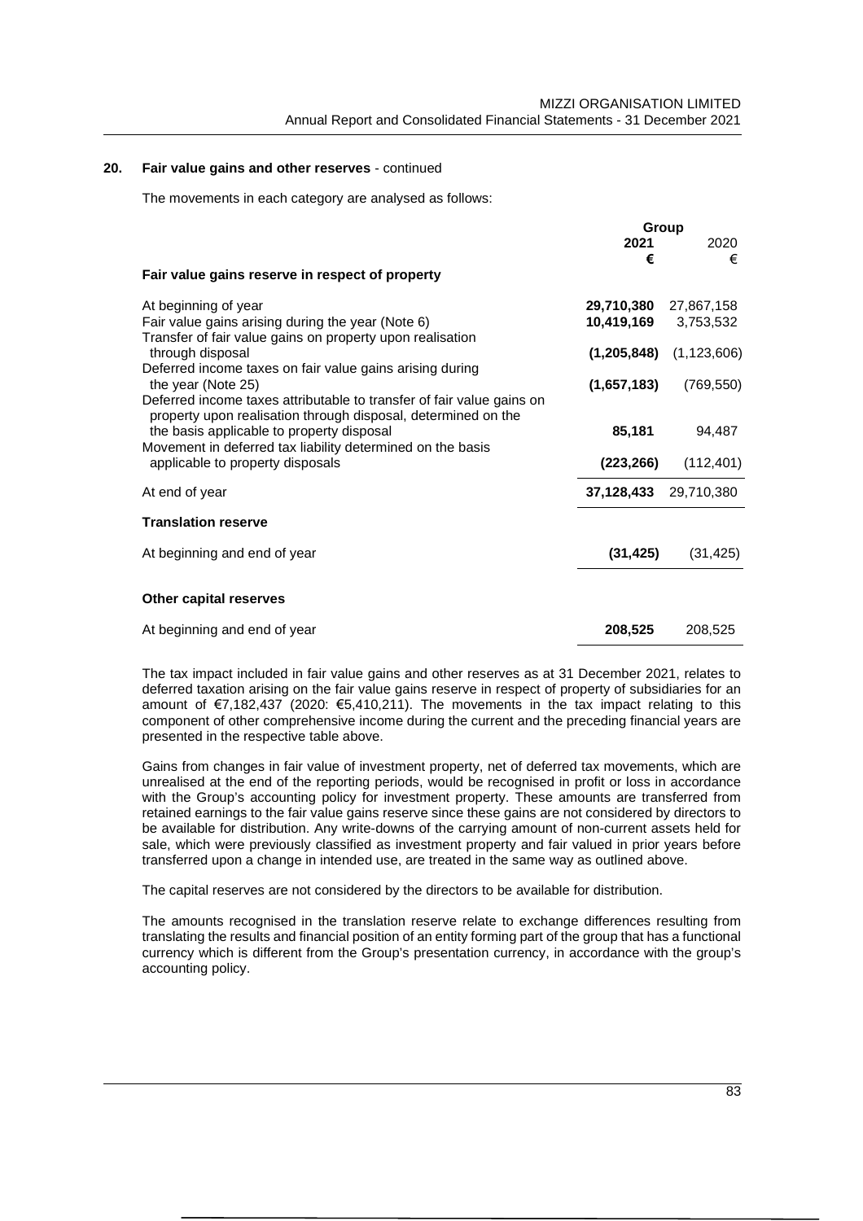## 20. Fair value gains and other reserves - continued

The movements in each category are analysed as follows:

| | Group | |
|---|---|---|
| | **2021** | 2020 |
| | **€** | € |
| **Fair value gains reserve in respect of property** | | |
| At beginning of year | **29,710,380** | 27,867,158 |
| Fair value gains arising during the year (Note 6) | **10,419,169** | 3,753,532 |
| Transfer of fair value gains on property upon realisation through disposal | **(1,205,848)** | (1,123,606) |
| Deferred income taxes on fair value gains arising during the year (Note 25) | **(1,657,183)** | (769,550) |
| Deferred income taxes attributable to transfer of fair value gains on property upon realisation through disposal, determined on the basis applicable to property disposal | **85,181** | 94,487 |
| Movement in deferred tax liability determined on the basis applicable to property disposals | **(223,266)** | (112,401) |
| At end of year | **37,128,433** | 29,710,380 |
| **Translation reserve** | | |
| At beginning and end of year | **(31,425)** | (31,425) |
| **Other capital reserves** | | |
| At beginning and end of year | **208,525** | 208,525 |

The tax impact included in fair value gains and other reserves as at 31 December 2021, relates to deferred taxation arising on the fair value gains reserve in respect of property of subsidiaries for an amount of €7,182,437 (2020: €5,410,211). The movements in the tax impact relating to this component of other comprehensive income during the current and the preceding financial years are presented in the respective table above.

Gains from changes in fair value of investment property, net of deferred tax movements, which are unrealised at the end of the reporting periods, would be recognised in profit or loss in accordance with the Group's accounting policy for investment property. These amounts are transferred from retained earnings to the fair value gains reserve since these gains are not considered by directors to be available for distribution. Any write-downs of the carrying amount of non-current assets held for sale, which were previously classified as investment property and fair valued in prior years before transferred upon a change in intended use, are treated in the same way as outlined above.

The capital reserves are not considered by the directors to be available for distribution.

The amounts recognised in the translation reserve relate to exchange differences resulting from translating the results and financial position of an entity forming part of the group that has a functional currency which is different from the Group's presentation currency, in accordance with the group's accounting policy.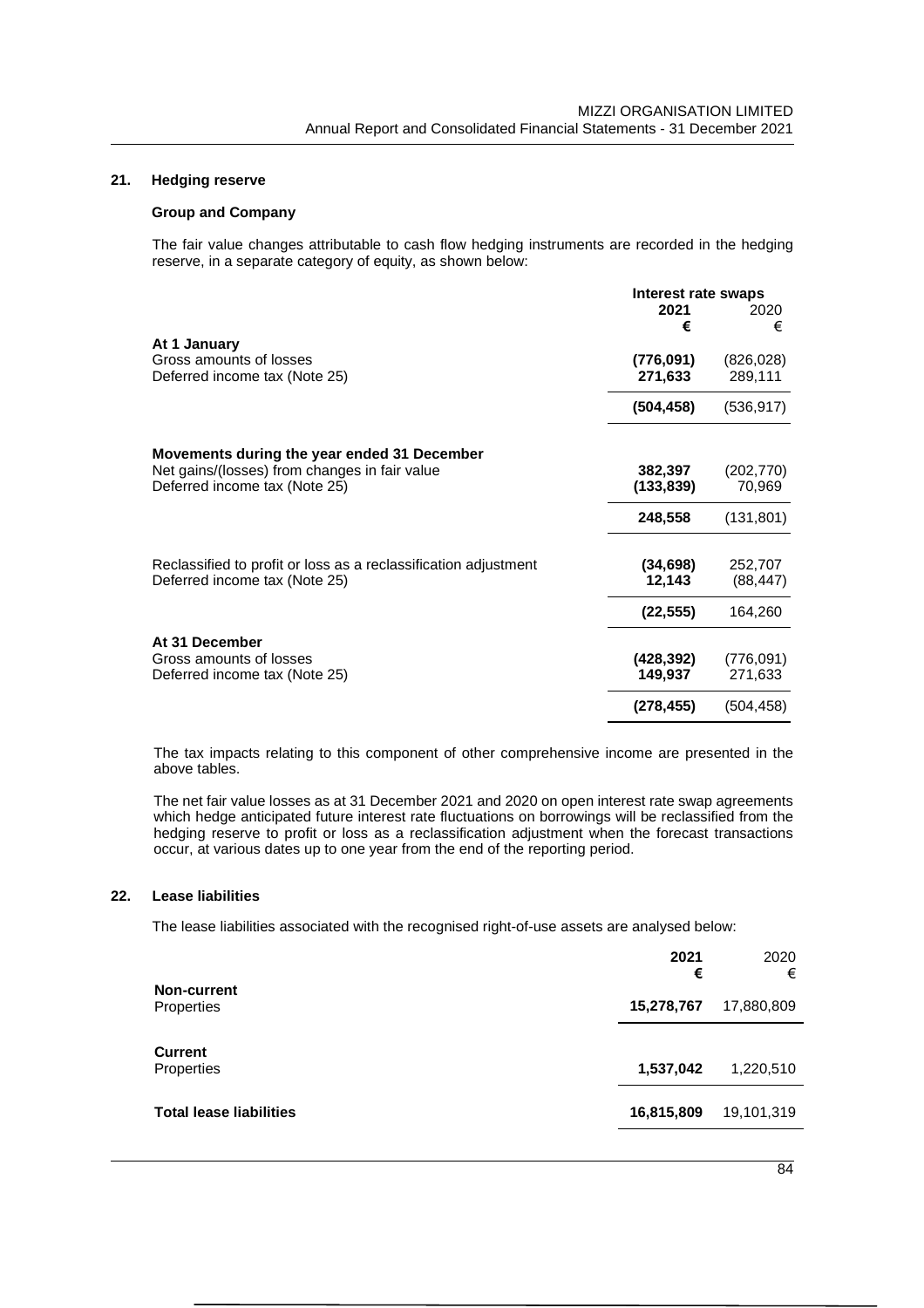## 21. Hedging reserve

### Group and Company

The fair value changes attributable to cash flow hedging instruments are recorded in the hedging reserve, in a separate category of equity, as shown below:

| | Interest rate swaps | |
|---|---|---|
| | **2021** | 2020 |
| | **€** | € |
| **At 1 January** | | |
| Gross amounts of losses | **(776,091)** | (826,028) |
| Deferred income tax (Note 25) | **271,633** | 289,111 |
| | **(504,458)** | (536,917) |
| **Movements during the year ended 31 December** | | |
| Net gains/(losses) from changes in fair value | **382,397** | (202,770) |
| Deferred income tax (Note 25) | **(133,839)** | 70,969 |
| | **248,558** | (131,801) |
| Reclassified to profit or loss as a reclassification adjustment | **(34,698)** | 252,707 |
| Deferred income tax (Note 25) | **12,143** | (88,447) |
| | **(22,555)** | 164,260 |
| **At 31 December** | | |
| Gross amounts of losses | **(428,392)** | (776,091) |
| Deferred income tax (Note 25) | **149,937** | 271,633 |
| | **(278,455)** | (504,458) |

The tax impacts relating to this component of other comprehensive income are presented in the above tables.

The net fair value losses as at 31 December 2021 and 2020 on open interest rate swap agreements which hedge anticipated future interest rate fluctuations on borrowings will be reclassified from the hedging reserve to profit or loss as a reclassification adjustment when the forecast transactions occur, at various dates up to one year from the end of the reporting period.

## 22. Lease liabilities

The lease liabilities associated with the recognised right-of-use assets are analysed below:

| | **2021** | 2020 |
|---|---|---|
| | **€** | € |
| **Non-current** | | |
| Properties | **15,278,767** | 17,880,809 |
| **Current** | | |
| Properties | **1,537,042** | 1,220,510 |
| **Total lease liabilities** | **16,815,809** | 19,101,319 |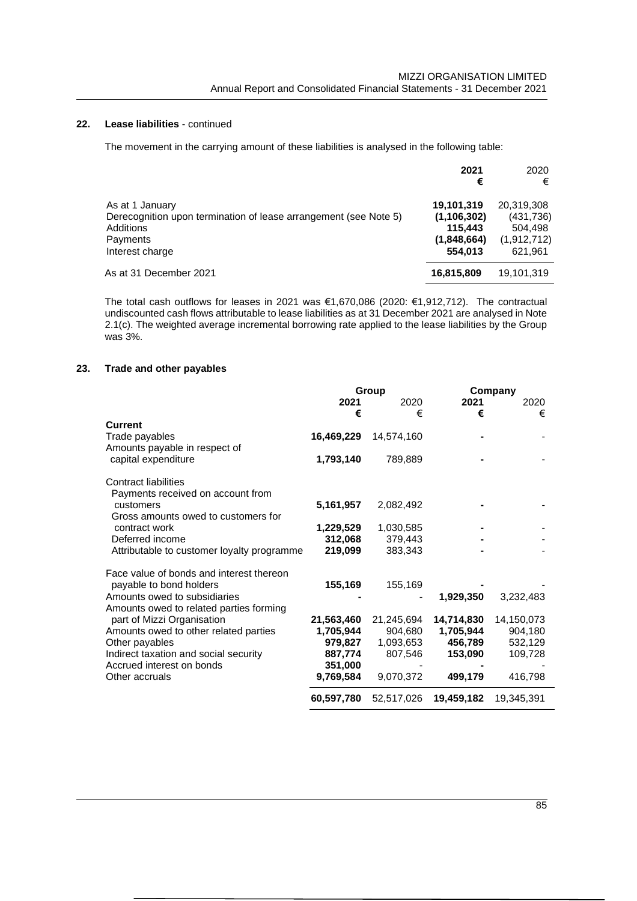## 22. Lease liabilities - continued

The movement in the carrying amount of these liabilities is analysed in the following table:

| | **2021** | 2020 |
|---|---|---|
| | **€** | € |
| As at 1 January | **19,101,319** | 20,319,308 |
| Derecognition upon termination of lease arrangement (see Note 5) | **(1,106,302)** | (431,736) |
| Additions | **115,443** | 504,498 |
| Payments | **(1,848,664)** | (1,912,712) |
| Interest charge | **554,013** | 621,961 |
| As at 31 December 2021 | **16,815,809** | 19,101,319 |

The total cash outflows for leases in 2021 was €1,670,086 (2020: €1,912,712). The contractual undiscounted cash flows attributable to lease liabilities as at 31 December 2021 are analysed in Note 2.1(c). The weighted average incremental borrowing rate applied to the lease liabilities by the Group was 3%.

## 23. Trade and other payables

| | Group | | Company | |
|---|---|---|---|---|
| | **2021** | 2020 | **2021** | 2020 |
| | **€** | € | **€** | € |
| **Current** | | | | |
| Trade payables | **16,469,229** | 14,574,160 | **-** | - |
| Amounts payable in respect of capital expenditure | **1,793,140** | 789,889 | **-** | - |
| Contract liabilities | | | | |
| Payments received on account from customers | **5,161,957** | 2,082,492 | **-** | - |
| Gross amounts owed to customers for contract work | **1,229,529** | 1,030,585 | **-** | - |
| Deferred income | **312,068** | 379,443 | **-** | - |
| Attributable to customer loyalty programme | **219,099** | 383,343 | **-** | - |
| Face value of bonds and interest thereon payable to bond holders | **155,169** | 155,169 | **-** | - |
| Amounts owed to subsidiaries | **-** | - | **1,929,350** | 3,232,483 |
| Amounts owed to related parties forming part of Mizzi Organisation | **21,563,460** | 21,245,694 | **14,714,830** | 14,150,073 |
| Amounts owed to other related parties | **1,705,944** | 904,680 | **1,705,944** | 904,180 |
| Other payables | **979,827** | 1,093,653 | **456,789** | 532,129 |
| Indirect taxation and social security | **887,774** | 807,546 | **153,090** | 109,728 |
| Accrued interest on bonds | **351,000** | - | **-** | - |
| Other accruals | **9,769,584** | 9,070,372 | **499,179** | 416,798 |
| | **60,597,780** | 52,517,026 | **19,459,182** | 19,345,391 |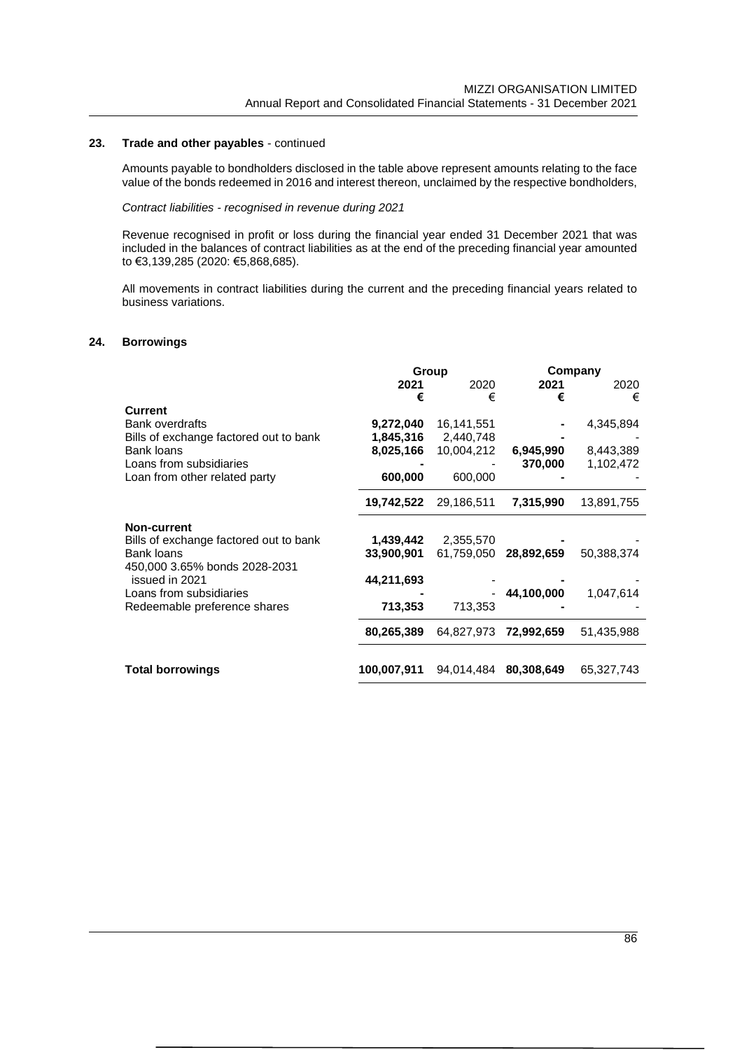## 23. Trade and other payables - continued

Amounts payable to bondholders disclosed in the table above represent amounts relating to the face value of the bonds redeemed in 2016 and interest thereon, unclaimed by the respective bondholders,

*Contract liabilities - recognised in revenue during 2021*

Revenue recognised in profit or loss during the financial year ended 31 December 2021 that was included in the balances of contract liabilities as at the end of the preceding financial year amounted to €3,139,285 (2020: €5,868,685).

All movements in contract liabilities during the current and the preceding financial years related to business variations.

## 24. Borrowings

| | Group | | Company | |
|---|---|---|---|---|
| | **2021** | 2020 | **2021** | 2020 |
| | **€** | € | **€** | € |
| **Current** | | | | |
| Bank overdrafts | **9,272,040** | 16,141,551 | **-** | 4,345,894 |
| Bills of exchange factored out to bank | **1,845,316** | 2,440,748 | **-** | - |
| Bank loans | **8,025,166** | 10,004,212 | **6,945,990** | 8,443,389 |
| Loans from subsidiaries | **-** | - | **370,000** | 1,102,472 |
| Loan from other related party | **600,000** | 600,000 | **-** | - |
| | **19,742,522** | 29,186,511 | **7,315,990** | 13,891,755 |
| **Non-current** | | | | |
| Bills of exchange factored out to bank | **1,439,442** | 2,355,570 | **-** | - |
| Bank loans | **33,900,901** | 61,759,050 | **28,892,659** | 50,388,374 |
| 450,000 3.65% bonds 2028-2031 issued in 2021 | **44,211,693** | - | **-** | - |
| Loans from subsidiaries | **-** | - | **44,100,000** | 1,047,614 |
| Redeemable preference shares | **713,353** | 713,353 | **-** | - |
| | **80,265,389** | 64,827,973 | **72,992,659** | 51,435,988 |
| **Total borrowings** | **100,007,911** | 94,014,484 | **80,308,649** | 65,327,743 |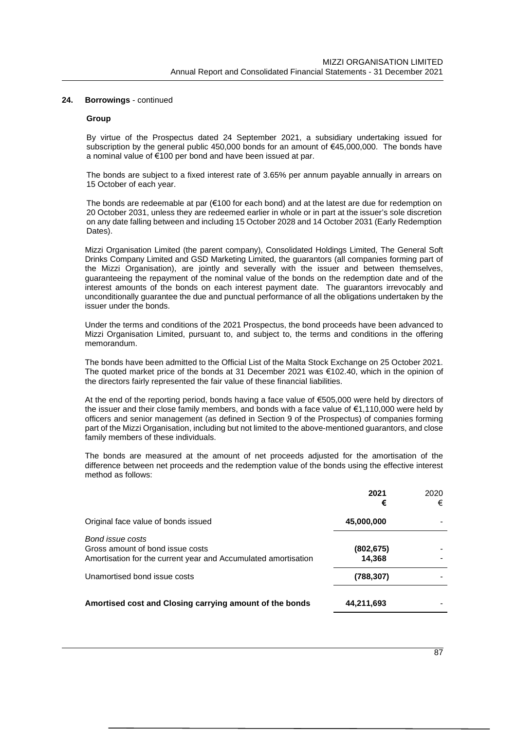## 24. Borrowings - continued

### Group

By virtue of the Prospectus dated 24 September 2021, a subsidiary undertaking issued for subscription by the general public 450,000 bonds for an amount of €45,000,000. The bonds have a nominal value of €100 per bond and have been issued at par.

The bonds are subject to a fixed interest rate of 3.65% per annum payable annually in arrears on 15 October of each year.

The bonds are redeemable at par (€100 for each bond) and at the latest are due for redemption on 20 October 2031, unless they are redeemed earlier in whole or in part at the issuer's sole discretion on any date falling between and including 15 October 2028 and 14 October 2031 (Early Redemption Dates).

Mizzi Organisation Limited (the parent company), Consolidated Holdings Limited, The General Soft Drinks Company Limited and GSD Marketing Limited, the guarantors (all companies forming part of the Mizzi Organisation), are jointly and severally with the issuer and between themselves, guaranteeing the repayment of the nominal value of the bonds on the redemption date and of the interest amounts of the bonds on each interest payment date. The guarantors irrevocably and unconditionally guarantee the due and punctual performance of all the obligations undertaken by the issuer under the bonds.

Under the terms and conditions of the 2021 Prospectus, the bond proceeds have been advanced to Mizzi Organisation Limited, pursuant to, and subject to, the terms and conditions in the offering memorandum.

The bonds have been admitted to the Official List of the Malta Stock Exchange on 25 October 2021. The quoted market price of the bonds at 31 December 2021 was €102.40, which in the opinion of the directors fairly represented the fair value of these financial liabilities.

At the end of the reporting period, bonds having a face value of €505,000 were held by directors of the issuer and their close family members, and bonds with a face value of €1,110,000 were held by officers and senior management (as defined in Section 9 of the Prospectus) of companies forming part of the Mizzi Organisation, including but not limited to the above-mentioned guarantors, and close family members of these individuals.

The bonds are measured at the amount of net proceeds adjusted for the amortisation of the difference between net proceeds and the redemption value of the bonds using the effective interest method as follows:

| | **2021 €** | 2020 € |
|---|---|---|
| Original face value of bonds issued | **45,000,000** | - |
| *Bond issue costs* | | |
| Gross amount of bond issue costs | **(802,675)** | - |
| Amortisation for the current year and Accumulated amortisation | **14,368** | - |
| Unamortised bond issue costs | **(788,307)** | - |
| **Amortised cost and Closing carrying amount of the bonds** | **44,211,693** | - |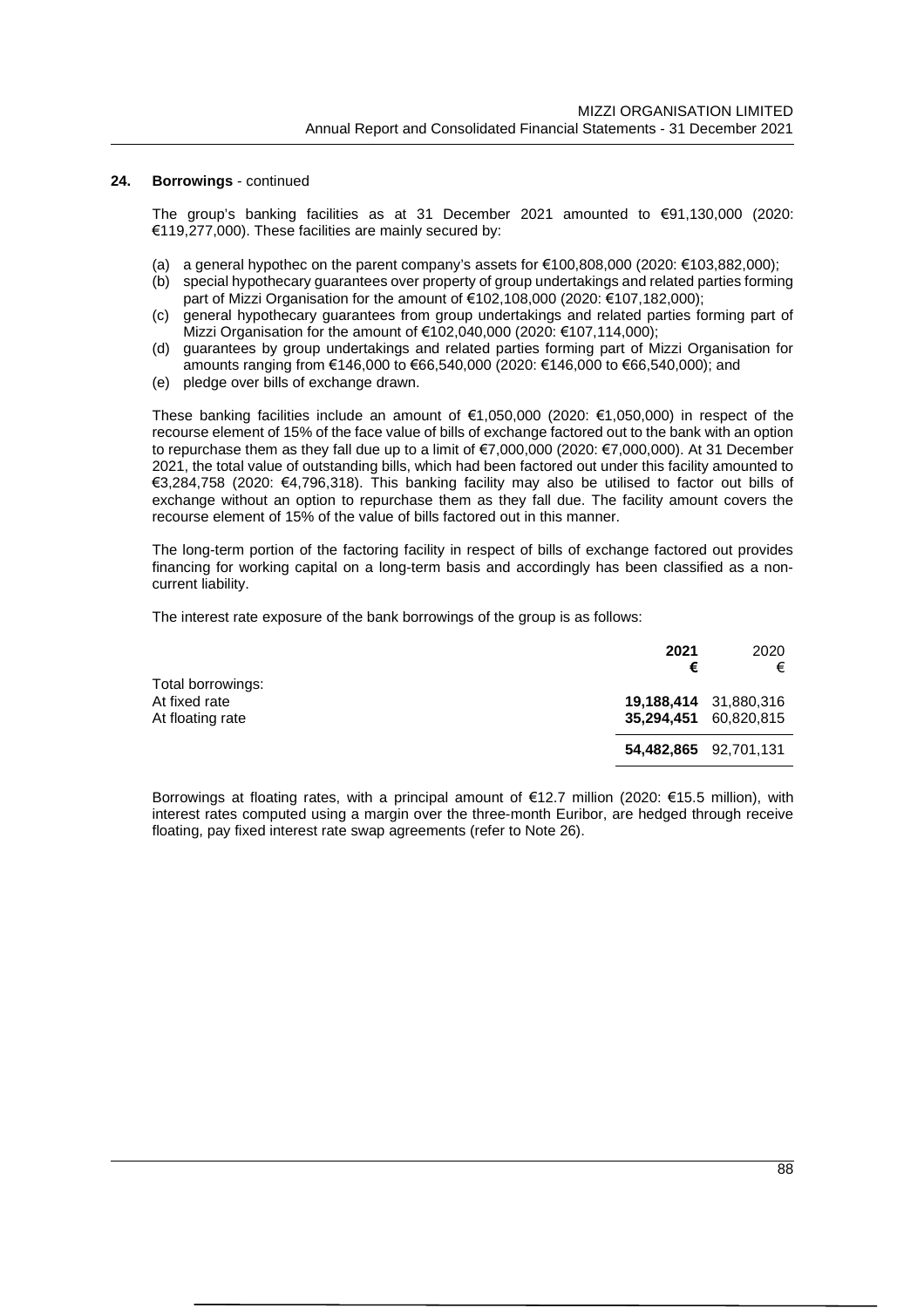## 24. Borrowings - continued

The group's banking facilities as at 31 December 2021 amounted to €91,130,000 (2020: €119,277,000). These facilities are mainly secured by:

(a) a general hypothec on the parent company's assets for €100,808,000 (2020: €103,882,000);
(b) special hypothecary guarantees over property of group undertakings and related parties forming part of Mizzi Organisation for the amount of €102,108,000 (2020: €107,182,000);
(c) general hypothecary guarantees from group undertakings and related parties forming part of Mizzi Organisation for the amount of €102,040,000 (2020: €107,114,000);
(d) guarantees by group undertakings and related parties forming part of Mizzi Organisation for amounts ranging from €146,000 to €66,540,000 (2020: €146,000 to €66,540,000); and
(e) pledge over bills of exchange drawn.

These banking facilities include an amount of €1,050,000 (2020: €1,050,000) in respect of the recourse element of 15% of the face value of bills of exchange factored out to the bank with an option to repurchase them as they fall due up to a limit of €7,000,000 (2020: €7,000,000). At 31 December 2021, the total value of outstanding bills, which had been factored out under this facility amounted to €3,284,758 (2020: €4,796,318). This banking facility may also be utilised to factor out bills of exchange without an option to repurchase them as they fall due. The facility amount covers the recourse element of 15% of the value of bills factored out in this manner.

The long-term portion of the factoring facility in respect of bills of exchange factored out provides financing for working capital on a long-term basis and accordingly has been classified as a non-current liability.

The interest rate exposure of the bank borrowings of the group is as follows:

| | **2021** | 2020 |
|---|---|---|
| | **€** | € |
| Total borrowings: | | |
| At fixed rate | **19,188,414** | 31,880,316 |
| At floating rate | **35,294,451** | 60,820,815 |
| | **54,482,865** | 92,701,131 |

Borrowings at floating rates, with a principal amount of €12.7 million (2020: €15.5 million), with interest rates computed using a margin over the three-month Euribor, are hedged through receive floating, pay fixed interest rate swap agreements (refer to Note 26).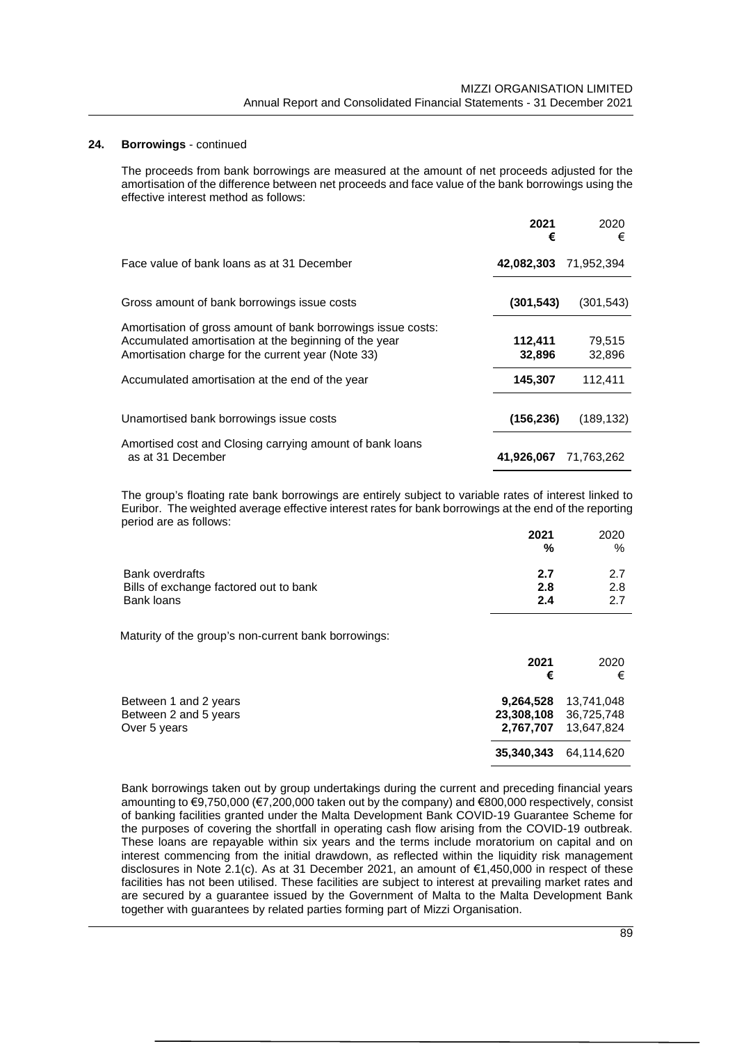**24. Borrowings** - continued

The proceeds from bank borrowings are measured at the amount of net proceeds adjusted for the amortisation of the difference between net proceeds and face value of the bank borrowings using the effective interest method as follows:

| | **2021** **€** | 2020 € |
|---|---|---|
| Face value of bank loans as at 31 December | **42,082,303** | 71,952,394 |
| Gross amount of bank borrowings issue costs | **(301,543)** | (301,543) |
| Amortisation of gross amount of bank borrowings issue costs: | | |
| Accumulated amortisation at the beginning of the year | **112,411** | 79,515 |
| Amortisation charge for the current year (Note 33) | **32,896** | 32,896 |
| Accumulated amortisation at the end of the year | **145,307** | 112,411 |
| Unamortised bank borrowings issue costs | **(156,236)** | (189,132) |
| Amortised cost and Closing carrying amount of bank loans as at 31 December | **41,926,067** | 71,763,262 |

The group's floating rate bank borrowings are entirely subject to variable rates of interest linked to Euribor. The weighted average effective interest rates for bank borrowings at the end of the reporting period are as follows:

| | **2021** **%** | 2020 % |
|---|---|---|
| Bank overdrafts | **2.7** | 2.7 |
| Bills of exchange factored out to bank | **2.8** | 2.8 |
| Bank loans | **2.4** | 2.7 |

Maturity of the group's non-current bank borrowings:

| | **2021** **€** | 2020 € |
|---|---|---|
| Between 1 and 2 years | **9,264,528** | 13,741,048 |
| Between 2 and 5 years | **23,308,108** | 36,725,748 |
| Over 5 years | **2,767,707** | 13,647,824 |
| | **35,340,343** | 64,114,620 |

Bank borrowings taken out by group undertakings during the current and preceding financial years amounting to €9,750,000 (€7,200,000 taken out by the company) and €800,000 respectively, consist of banking facilities granted under the Malta Development Bank COVID-19 Guarantee Scheme for the purposes of covering the shortfall in operating cash flow arising from the COVID-19 outbreak. These loans are repayable within six years and the terms include moratorium on capital and on interest commencing from the initial drawdown, as reflected within the liquidity risk management disclosures in Note 2.1(c). As at 31 December 2021, an amount of €1,450,000 in respect of these facilities has not been utilised. These facilities are subject to interest at prevailing market rates and are secured by a guarantee issued by the Government of Malta to the Malta Development Bank together with guarantees by related parties forming part of Mizzi Organisation.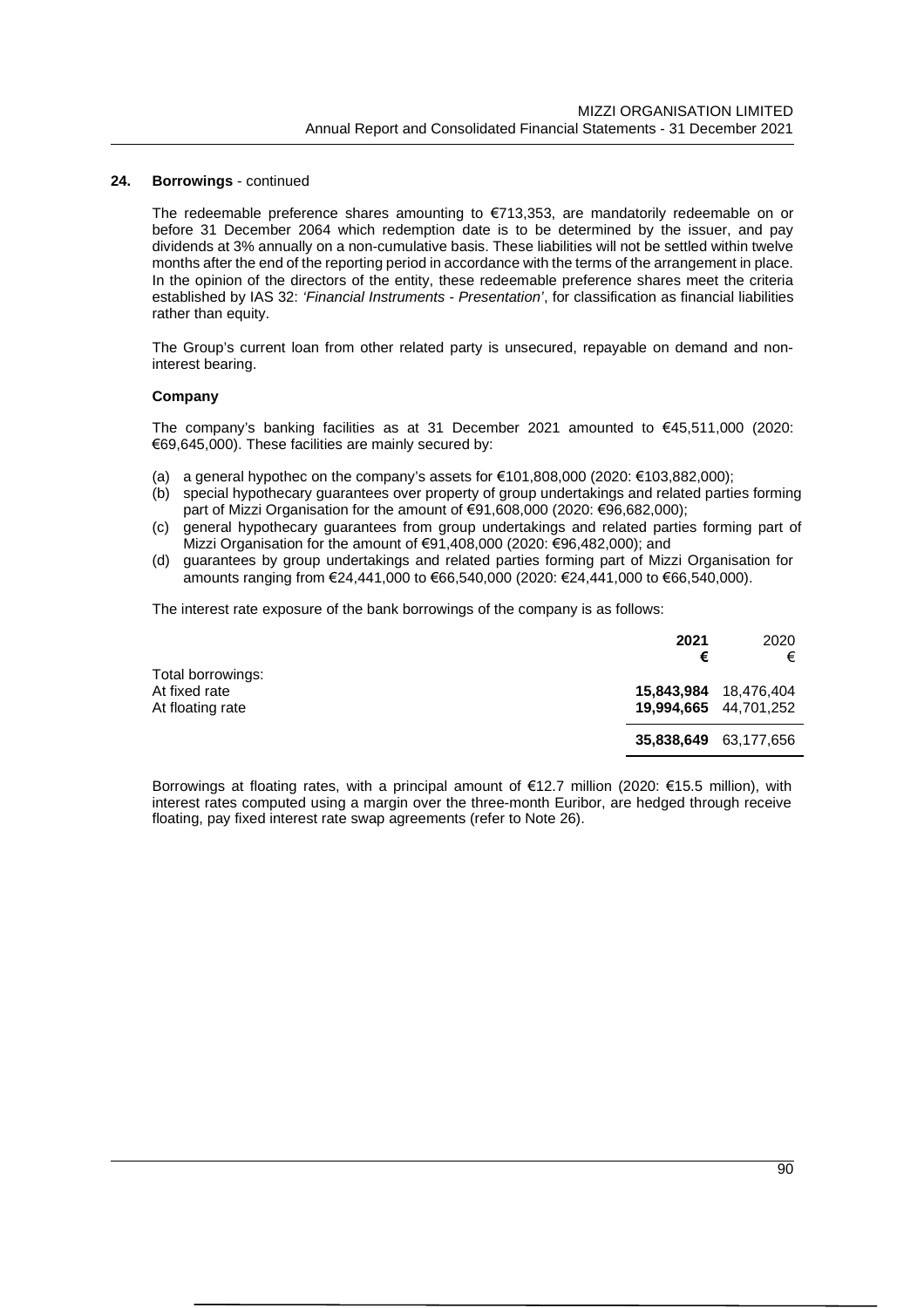**24. Borrowings** - continued

The redeemable preference shares amounting to €713,353, are mandatorily redeemable on or before 31 December 2064 which redemption date is to be determined by the issuer, and pay dividends at 3% annually on a non-cumulative basis. These liabilities will not be settled within twelve months after the end of the reporting period in accordance with the terms of the arrangement in place. In the opinion of the directors of the entity, these redeemable preference shares meet the criteria established by IAS 32: *'Financial Instruments - Presentation'*, for classification as financial liabilities rather than equity.

The Group's current loan from other related party is unsecured, repayable on demand and non-interest bearing.

**Company**

The company's banking facilities as at 31 December 2021 amounted to €45,511,000 (2020: €69,645,000). These facilities are mainly secured by:

(a) a general hypothec on the company's assets for €101,808,000 (2020: €103,882,000);
(b) special hypothecary guarantees over property of group undertakings and related parties forming part of Mizzi Organisation for the amount of €91,608,000 (2020: €96,682,000);
(c) general hypothecary guarantees from group undertakings and related parties forming part of Mizzi Organisation for the amount of €91,408,000 (2020: €96,482,000); and
(d) guarantees by group undertakings and related parties forming part of Mizzi Organisation for amounts ranging from €24,441,000 to €66,540,000 (2020: €24,441,000 to €66,540,000).

The interest rate exposure of the bank borrowings of the company is as follows:

| | **2021** | 2020 |
|---|---|---|
| | **€** | € |
| Total borrowings: | | |
| At fixed rate | **15,843,984** | 18,476,404 |
| At floating rate | **19,994,665** | 44,701,252 |
| | **35,838,649** | 63,177,656 |

Borrowings at floating rates, with a principal amount of €12.7 million (2020: €15.5 million), with interest rates computed using a margin over the three-month Euribor, are hedged through receive floating, pay fixed interest rate swap agreements (refer to Note 26).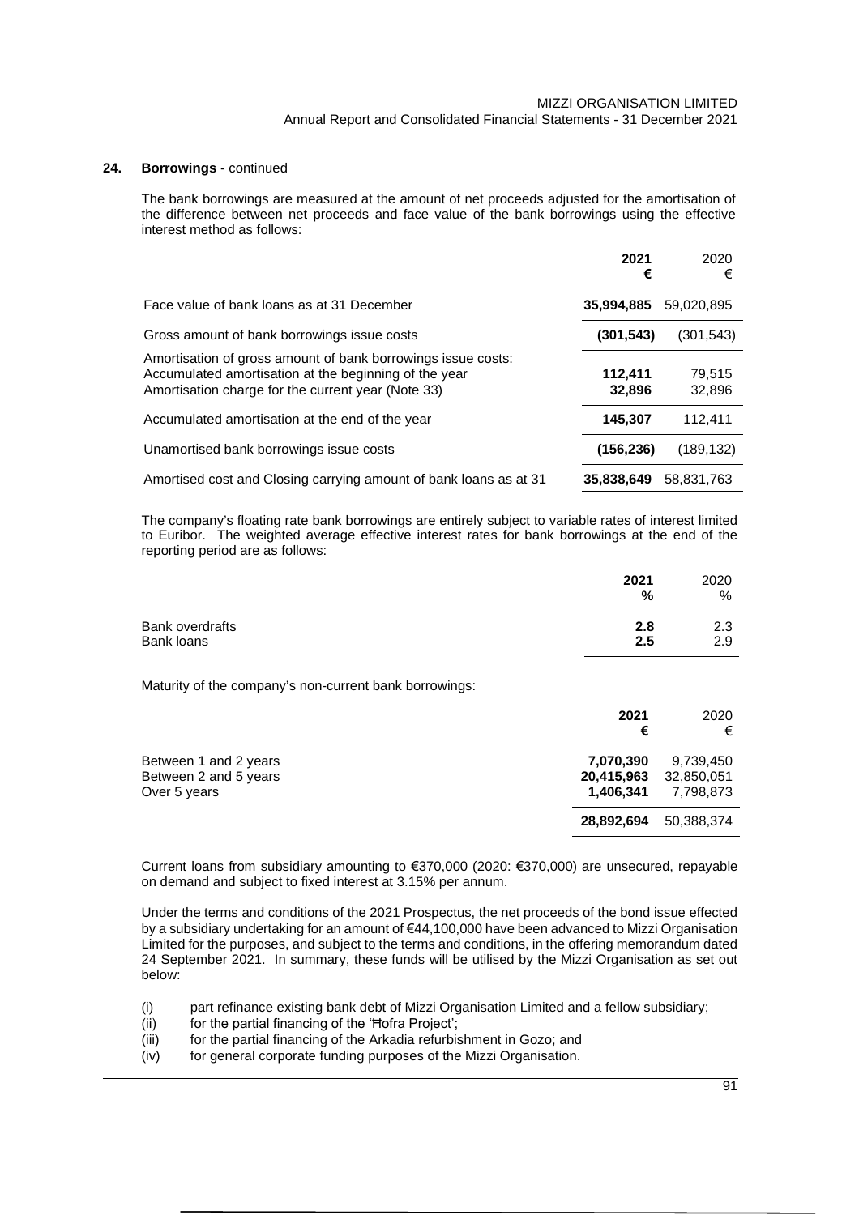## 24. Borrowings - continued

The bank borrowings are measured at the amount of net proceeds adjusted for the amortisation of the difference between net proceeds and face value of the bank borrowings using the effective interest method as follows:

| | **2021** **€** | 2020 € |
|---|---|---|
| Face value of bank loans as at 31 December | **35,994,885** | 59,020,895 |
| Gross amount of bank borrowings issue costs | **(301,543)** | (301,543) |
| Amortisation of gross amount of bank borrowings issue costs: | | |
| Accumulated amortisation at the beginning of the year | **112,411** | 79,515 |
| Amortisation charge for the current year (Note 33) | **32,896** | 32,896 |
| Accumulated amortisation at the end of the year | **145,307** | 112,411 |
| Unamortised bank borrowings issue costs | **(156,236)** | (189,132) |
| Amortised cost and Closing carrying amount of bank loans as at 31 | **35,838,649** | 58,831,763 |

The company's floating rate bank borrowings are entirely subject to variable rates of interest limited to Euribor. The weighted average effective interest rates for bank borrowings at the end of the reporting period are as follows:

| | **2021** **%** | 2020 % |
|---|---|---|
| Bank overdrafts | **2.8** | 2.3 |
| Bank loans | **2.5** | 2.9 |

Maturity of the company's non-current bank borrowings:

| | **2021** **€** | 2020 € |
|---|---|---|
| Between 1 and 2 years | **7,070,390** | 9,739,450 |
| Between 2 and 5 years | **20,415,963** | 32,850,051 |
| Over 5 years | **1,406,341** | 7,798,873 |
| | **28,892,694** | 50,388,374 |

Current loans from subsidiary amounting to €370,000 (2020: €370,000) are unsecured, repayable on demand and subject to fixed interest at 3.15% per annum.

Under the terms and conditions of the 2021 Prospectus, the net proceeds of the bond issue effected by a subsidiary undertaking for an amount of €44,100,000 have been advanced to Mizzi Organisation Limited for the purposes, and subject to the terms and conditions, in the offering memorandum dated 24 September 2021. In summary, these funds will be utilised by the Mizzi Organisation as set out below:

(i) part refinance existing bank debt of Mizzi Organisation Limited and a fellow subsidiary;
(ii) for the partial financing of the 'Ħofra Project';
(iii) for the partial financing of the Arkadia refurbishment in Gozo; and
(iv) for general corporate funding purposes of the Mizzi Organisation.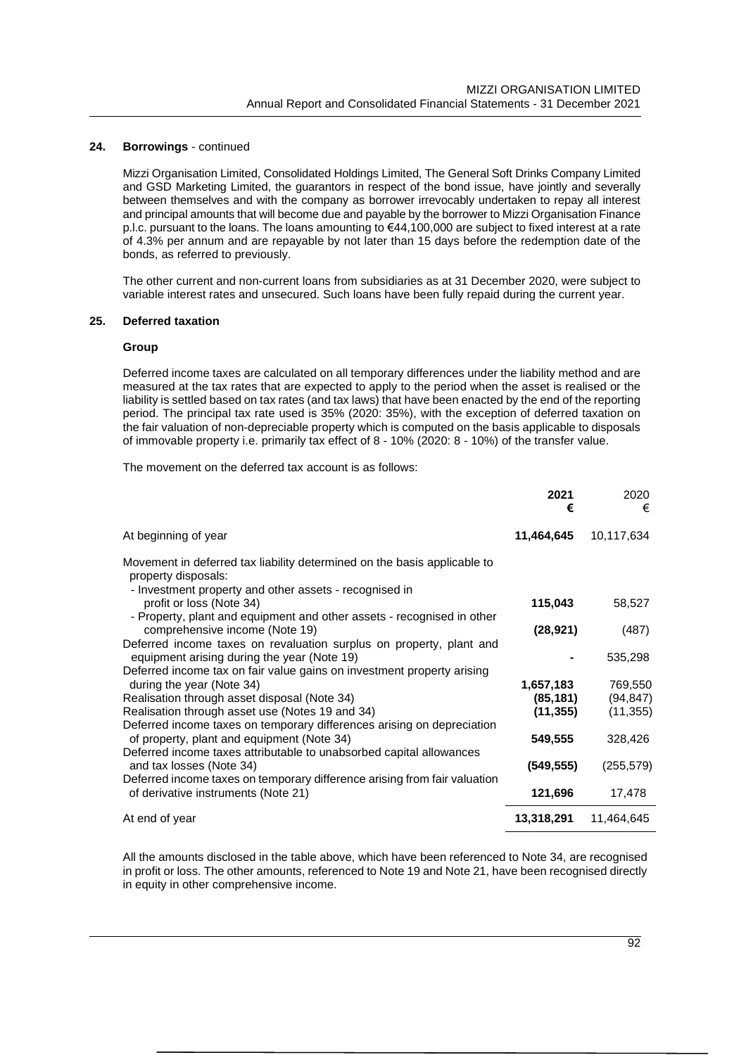## 24. Borrowings - continued

Mizzi Organisation Limited, Consolidated Holdings Limited, The General Soft Drinks Company Limited and GSD Marketing Limited, the guarantors in respect of the bond issue, have jointly and severally between themselves and with the company as borrower irrevocably undertaken to repay all interest and principal amounts that will become due and payable by the borrower to Mizzi Organisation Finance p.l.c. pursuant to the loans. The loans amounting to €44,100,000 are subject to fixed interest at a rate of 4.3% per annum and are repayable by not later than 15 days before the redemption date of the bonds, as referred to previously.

The other current and non-current loans from subsidiaries as at 31 December 2020, were subject to variable interest rates and unsecured. Such loans have been fully repaid during the current year.

## 25. Deferred taxation

### Group

Deferred income taxes are calculated on all temporary differences under the liability method and are measured at the tax rates that are expected to apply to the period when the asset is realised or the liability is settled based on tax rates (and tax laws) that have been enacted by the end of the reporting period. The principal tax rate used is 35% (2020: 35%), with the exception of deferred taxation on the fair valuation of non-depreciable property which is computed on the basis applicable to disposals of immovable property i.e. primarily tax effect of 8 - 10% (2020: 8 - 10%) of the transfer value.

The movement on the deferred tax account is as follows:

| | **2021**<br>**€** | 2020<br>€ |
|---|---|---|
| At beginning of year | **11,464,645** | 10,117,634 |
| Movement in deferred tax liability determined on the basis applicable to property disposals: | | |
| - Investment property and other assets - recognised in profit or loss (Note 34) | **115,043** | 58,527 |
| - Property, plant and equipment and other assets - recognised in other comprehensive income (Note 19) | **(28,921)** | (487) |
| Deferred income taxes on revaluation surplus on property, plant and equipment arising during the year (Note 19) | **-** | 535,298 |
| Deferred income tax on fair value gains on investment property arising during the year (Note 34) | **1,657,183** | 769,550 |
| Realisation through asset disposal (Note 34) | **(85,181)** | (94,847) |
| Realisation through asset use (Notes 19 and 34) | **(11,355)** | (11,355) |
| Deferred income taxes on temporary differences arising on depreciation of property, plant and equipment (Note 34) | **549,555** | 328,426 |
| Deferred income taxes attributable to unabsorbed capital allowances and tax losses (Note 34) | **(549,555)** | (255,579) |
| Deferred income taxes on temporary difference arising from fair valuation of derivative instruments (Note 21) | **121,696** | 17,478 |
| At end of year | **13,318,291** | 11,464,645 |

All the amounts disclosed in the table above, which have been referenced to Note 34, are recognised in profit or loss. The other amounts, referenced to Note 19 and Note 21, have been recognised directly in equity in other comprehensive income.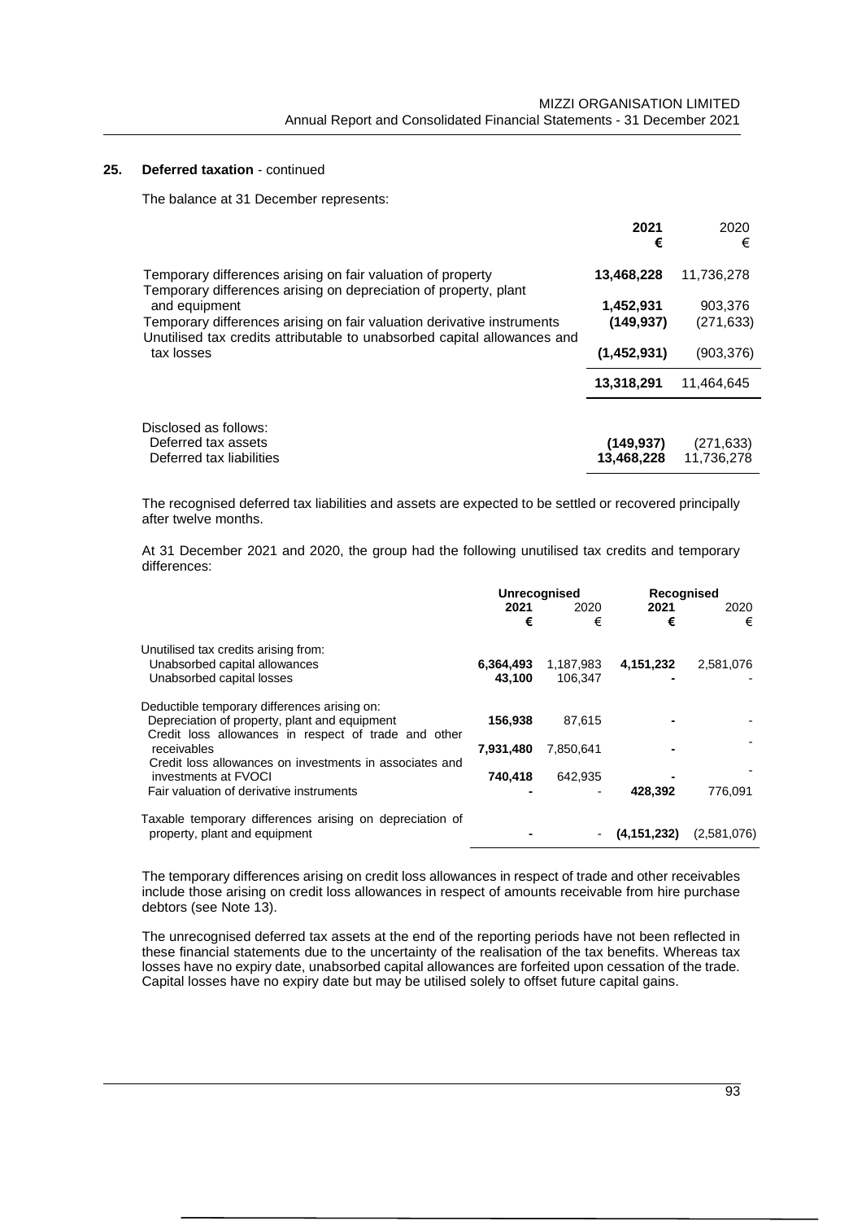## 25. Deferred taxation - continued

The balance at 31 December represents:

| | **2021** | 2020 |
|---|---|---|
| | **€** | € |
| Temporary differences arising on fair valuation of property | **13,468,228** | 11,736,278 |
| Temporary differences arising on depreciation of property, plant and equipment | **1,452,931** | 903,376 |
| Temporary differences arising on fair valuation derivative instruments | **(149,937)** | (271,633) |
| Unutilised tax credits attributable to unabsorbed capital allowances and tax losses | **(1,452,931)** | (903,376) |
| | **13,318,291** | 11,464,645 |
| Disclosed as follows: | | |
| Deferred tax assets | **(149,937)** | (271,633) |
| Deferred tax liabilities | **13,468,228** | 11,736,278 |

The recognised deferred tax liabilities and assets are expected to be settled or recovered principally after twelve months.

At 31 December 2021 and 2020, the group had the following unutilised tax credits and temporary differences:

| | **Unrecognised** | | **Recognised** | |
|---|---|---|---|---|
| | **2021** | 2020 | **2021** | 2020 |
| | **€** | € | **€** | € |
| Unutilised tax credits arising from: | | | | |
| Unabsorbed capital allowances | **6,364,493** | 1,187,983 | **4,151,232** | 2,581,076 |
| Unabsorbed capital losses | **43,100** | 106,347 | **-** | - |
| Deductible temporary differences arising on: | | | | |
| Depreciation of property, plant and equipment | **156,938** | 87,615 | **-** | - |
| Credit loss allowances in respect of trade and other receivables | **7,931,480** | 7,850,641 | **-** | - |
| Credit loss allowances on investments in associates and investments at FVOCI | **740,418** | 642,935 | **-** | - |
| Fair valuation of derivative instruments | **-** | - | **428,392** | 776,091 |
| Taxable temporary differences arising on depreciation of property, plant and equipment | **-** | - | **(4,151,232)** | (2,581,076) |

The temporary differences arising on credit loss allowances in respect of trade and other receivables include those arising on credit loss allowances in respect of amounts receivable from hire purchase debtors (see Note 13).

The unrecognised deferred tax assets at the end of the reporting periods have not been reflected in these financial statements due to the uncertainty of the realisation of the tax benefits. Whereas tax losses have no expiry date, unabsorbed capital allowances are forfeited upon cessation of the trade. Capital losses have no expiry date but may be utilised solely to offset future capital gains.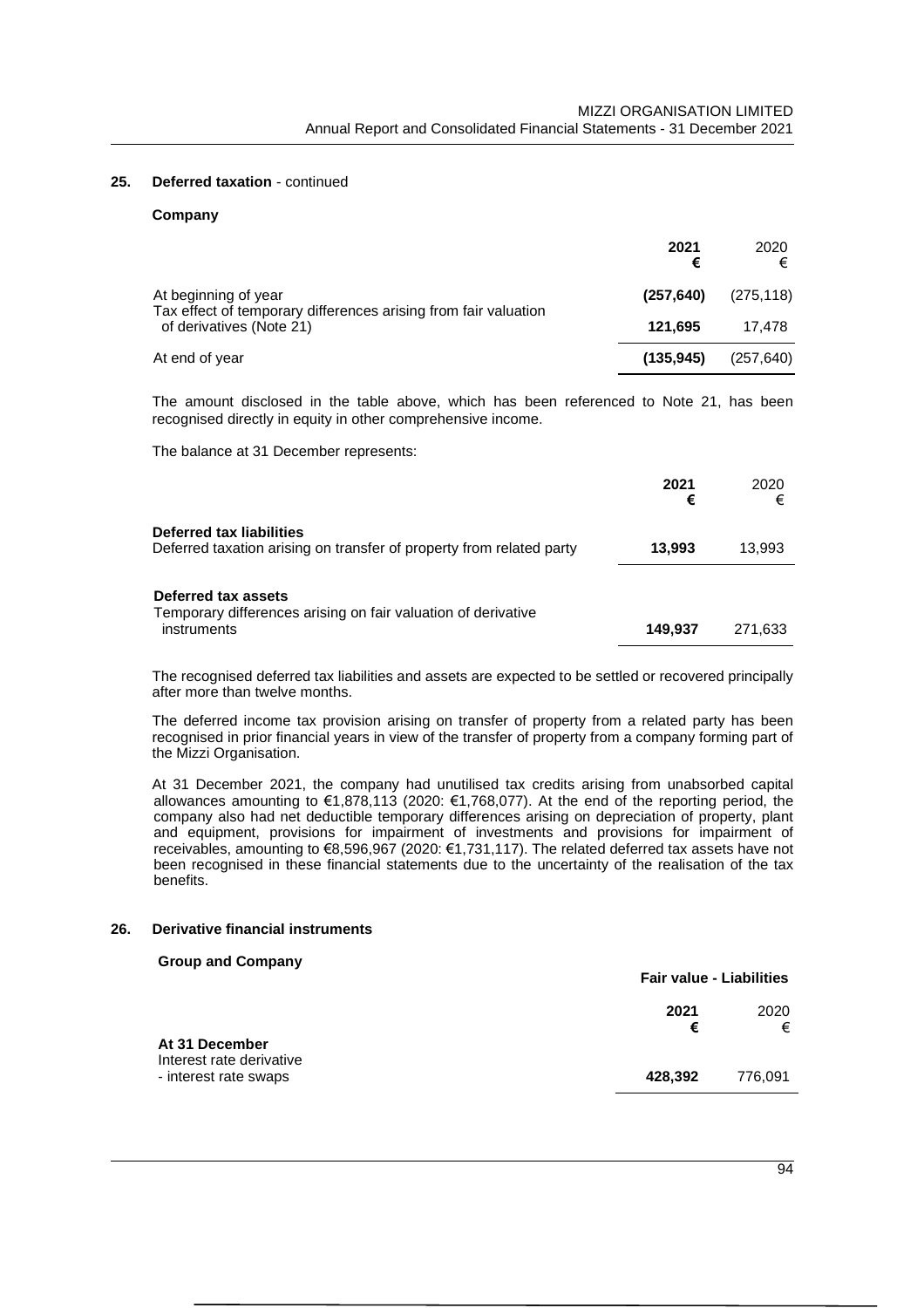## 25. Deferred taxation - continued

### Company

| | 2021 € | 2020 € |
|---|---|---|
| At beginning of year | **(257,640)** | (275,118) |
| Tax effect of temporary differences arising from fair valuation of derivatives (Note 21) | **121,695** | 17,478 |
| At end of year | **(135,945)** | (257,640) |

The amount disclosed in the table above, which has been referenced to Note 21, has been recognised directly in equity in other comprehensive income.

The balance at 31 December represents:

| | 2021 € | 2020 € |
|---|---|---|
| **Deferred tax liabilities** | | |
| Deferred taxation arising on transfer of property from related party | **13,993** | 13,993 |
| **Deferred tax assets** | | |
| Temporary differences arising on fair valuation of derivative instruments | **149,937** | 271,633 |

The recognised deferred tax liabilities and assets are expected to be settled or recovered principally after more than twelve months.

The deferred income tax provision arising on transfer of property from a related party has been recognised in prior financial years in view of the transfer of property from a company forming part of the Mizzi Organisation.

At 31 December 2021, the company had unutilised tax credits arising from unabsorbed capital allowances amounting to €1,878,113 (2020: €1,768,077). At the end of the reporting period, the company also had net deductible temporary differences arising on depreciation of property, plant and equipment, provisions for impairment of investments and provisions for impairment of receivables, amounting to €8,596,967 (2020: €1,731,117). The related deferred tax assets have not been recognised in these financial statements due to the uncertainty of the realisation of the tax benefits.

## 26. Derivative financial instruments

### Group and Company

| | Fair value - Liabilities | |
|---|---|---|
| | 2021 € | 2020 € |
| **At 31 December** | | |
| Interest rate derivative | | |
| - interest rate swaps | **428,392** | 776,091 |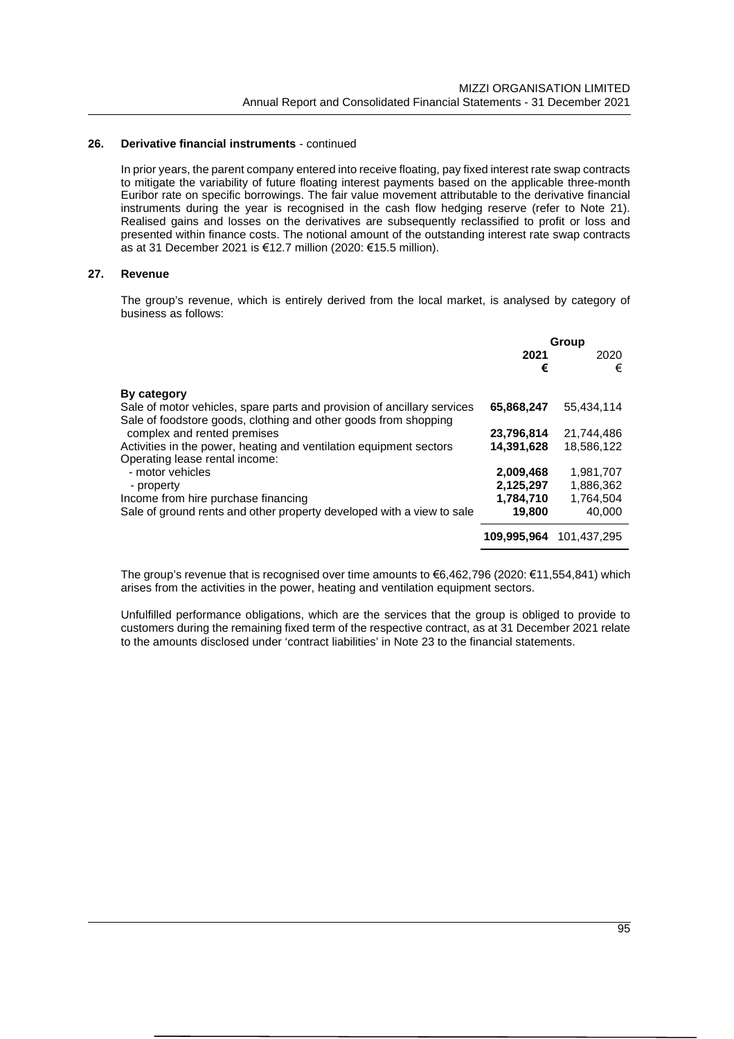## 26. Derivative financial instruments - continued

In prior years, the parent company entered into receive floating, pay fixed interest rate swap contracts to mitigate the variability of future floating interest payments based on the applicable three-month Euribor rate on specific borrowings. The fair value movement attributable to the derivative financial instruments during the year is recognised in the cash flow hedging reserve (refer to Note 21). Realised gains and losses on the derivatives are subsequently reclassified to profit or loss and presented within finance costs. The notional amount of the outstanding interest rate swap contracts as at 31 December 2021 is €12.7 million (2020: €15.5 million).

## 27. Revenue

The group's revenue, which is entirely derived from the local market, is analysed by category of business as follows:

| | Group | |
|---|---|---|
| | **2021** | 2020 |
| | **€** | € |
| **By category** | | |
| Sale of motor vehicles, spare parts and provision of ancillary services | **65,868,247** | 55,434,114 |
| Sale of foodstore goods, clothing and other goods from shopping complex and rented premises | **23,796,814** | 21,744,486 |
| Activities in the power, heating and ventilation equipment sectors | **14,391,628** | 18,586,122 |
| Operating lease rental income: | | |
| - motor vehicles | **2,009,468** | 1,981,707 |
| - property | **2,125,297** | 1,886,362 |
| Income from hire purchase financing | **1,784,710** | 1,764,504 |
| Sale of ground rents and other property developed with a view to sale | **19,800** | 40,000 |
| | **109,995,964** | 101,437,295 |

The group's revenue that is recognised over time amounts to €6,462,796 (2020: €11,554,841) which arises from the activities in the power, heating and ventilation equipment sectors.

Unfulfilled performance obligations, which are the services that the group is obliged to provide to customers during the remaining fixed term of the respective contract, as at 31 December 2021 relate to the amounts disclosed under 'contract liabilities' in Note 23 to the financial statements.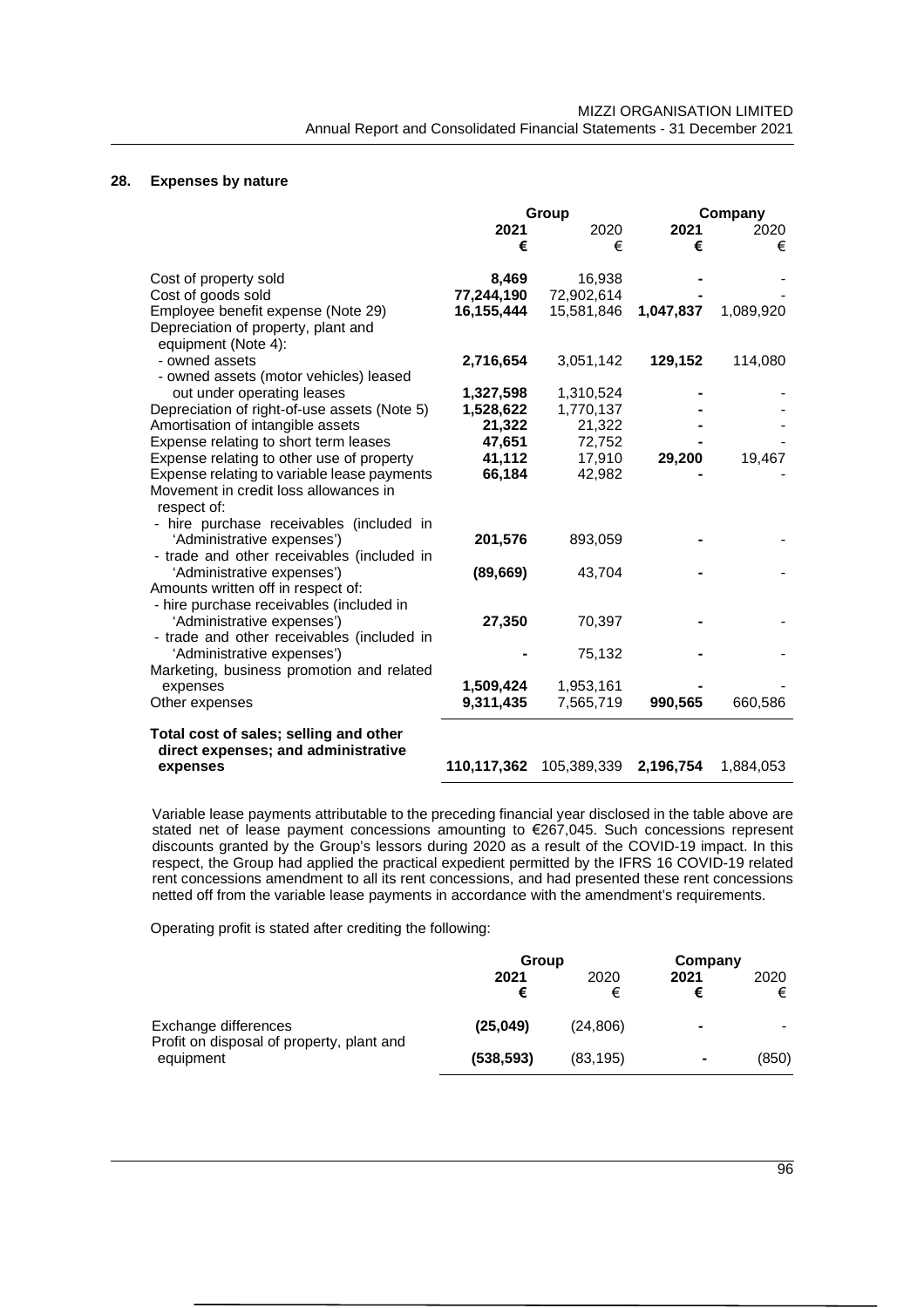## 28. Expenses by nature

| | Group | | Company | |
|---|---|---|---|---|
| | **2021** | 2020 | **2021** | 2020 |
| | **€** | € | **€** | € |
| Cost of property sold | **8,469** | 16,938 | **-** | - |
| Cost of goods sold | **77,244,190** | 72,902,614 | **-** | - |
| Employee benefit expense (Note 29) | **16,155,444** | 15,581,846 | **1,047,837** | 1,089,920 |
| Depreciation of property, plant and equipment (Note 4): | | | | |
| - owned assets | **2,716,654** | 3,051,142 | **129,152** | 114,080 |
| - owned assets (motor vehicles) leased out under operating leases | **1,327,598** | 1,310,524 | **-** | - |
| Depreciation of right-of-use assets (Note 5) | **1,528,622** | 1,770,137 | **-** | - |
| Amortisation of intangible assets | **21,322** | 21,322 | **-** | - |
| Expense relating to short term leases | **47,651** | 72,752 | **-** | - |
| Expense relating to other use of property | **41,112** | 17,910 | **29,200** | 19,467 |
| Expense relating to variable lease payments | **66,184** | 42,982 | **-** | - |
| Movement in credit loss allowances in respect of: | | | | |
| - hire purchase receivables (included in 'Administrative expenses') | **201,576** | 893,059 | **-** | - |
| - trade and other receivables (included in 'Administrative expenses') | **(89,669)** | 43,704 | **-** | - |
| Amounts written off in respect of: | | | | |
| - hire purchase receivables (included in 'Administrative expenses') | **27,350** | 70,397 | **-** | - |
| - trade and other receivables (included in 'Administrative expenses') | **-** | 75,132 | **-** | - |
| Marketing, business promotion and related expenses | **1,509,424** | 1,953,161 | **-** | - |
| Other expenses | **9,311,435** | 7,565,719 | **990,565** | 660,586 |
| **Total cost of sales; selling and other direct expenses; and administrative expenses** | **110,117,362** | 105,389,339 | **2,196,754** | 1,884,053 |

Variable lease payments attributable to the preceding financial year disclosed in the table above are stated net of lease payment concessions amounting to €267,045. Such concessions represent discounts granted by the Group's lessors during 2020 as a result of the COVID-19 impact. In this respect, the Group had applied the practical expedient permitted by the IFRS 16 COVID-19 related rent concessions amendment to all its rent concessions, and had presented these rent concessions netted off from the variable lease payments in accordance with the amendment's requirements.

Operating profit is stated after crediting the following:

| | Group | | Company | |
|---|---|---|---|---|
| | **2021** | 2020 | **2021** | 2020 |
| | **€** | € | **€** | € |
| Exchange differences | **(25,049)** | (24,806) | **-** | - |
| Profit on disposal of property, plant and equipment | **(538,593)** | (83,195) | **-** | (850) |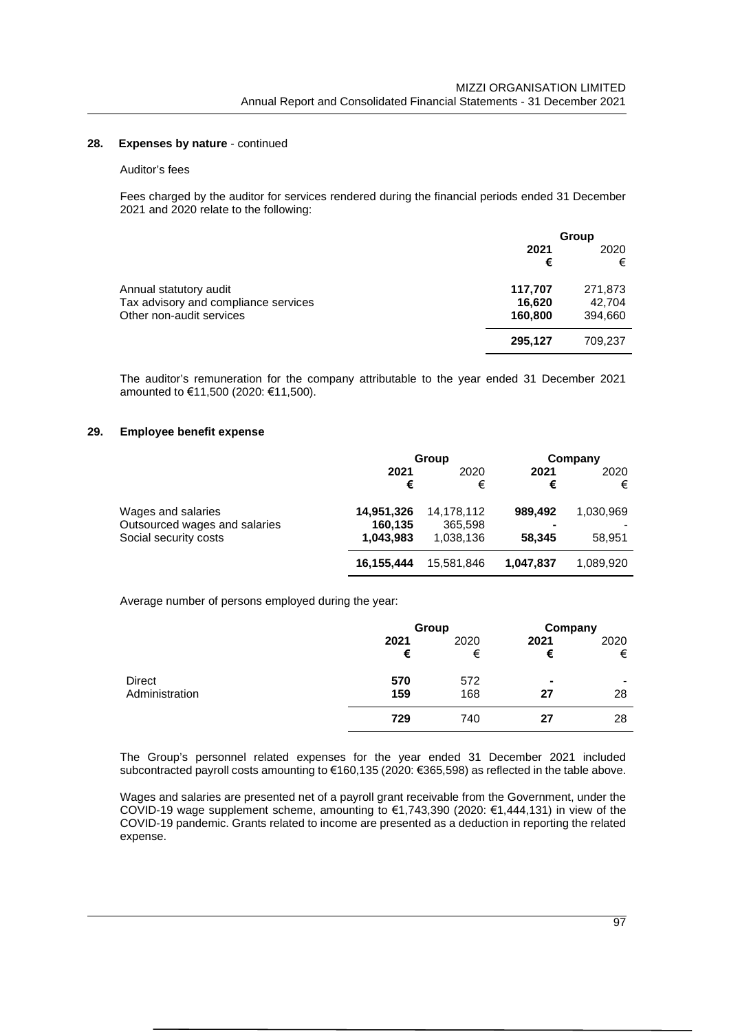**28. Expenses by nature** - continued

Auditor's fees

Fees charged by the auditor for services rendered during the financial periods ended 31 December 2021 and 2020 relate to the following:

| | Group | |
|---|---|---|
| | **2021** | 2020 |
| | **€** | € |
| Annual statutory audit | **117,707** | 271,873 |
| Tax advisory and compliance services | **16,620** | 42,704 |
| Other non-audit services | **160,800** | 394,660 |
| | **295,127** | 709,237 |

The auditor's remuneration for the company attributable to the year ended 31 December 2021 amounted to €11,500 (2020: €11,500).

**29. Employee benefit expense**

| | Group | | Company | |
|---|---|---|---|---|
| | **2021** | 2020 | **2021** | 2020 |
| | **€** | € | **€** | € |
| Wages and salaries | **14,951,326** | 14,178,112 | **989,492** | 1,030,969 |
| Outsourced wages and salaries | **160,135** | 365,598 | **-** | - |
| Social security costs | **1,043,983** | 1,038,136 | **58,345** | 58,951 |
| | **16,155,444** | 15,581,846 | **1,047,837** | 1,089,920 |

Average number of persons employed during the year:

| | Group | | Company | |
|---|---|---|---|---|
| | **2021** | 2020 | **2021** | 2020 |
| | **€** | € | **€** | € |
| Direct | **570** | 572 | **-** | - |
| Administration | **159** | 168 | **27** | 28 |
| | **729** | 740 | **27** | 28 |

The Group's personnel related expenses for the year ended 31 December 2021 included subcontracted payroll costs amounting to €160,135 (2020: €365,598) as reflected in the table above.

Wages and salaries are presented net of a payroll grant receivable from the Government, under the COVID-19 wage supplement scheme, amounting to €1,743,390 (2020: €1,444,131) in view of the COVID-19 pandemic. Grants related to income are presented as a deduction in reporting the related expense.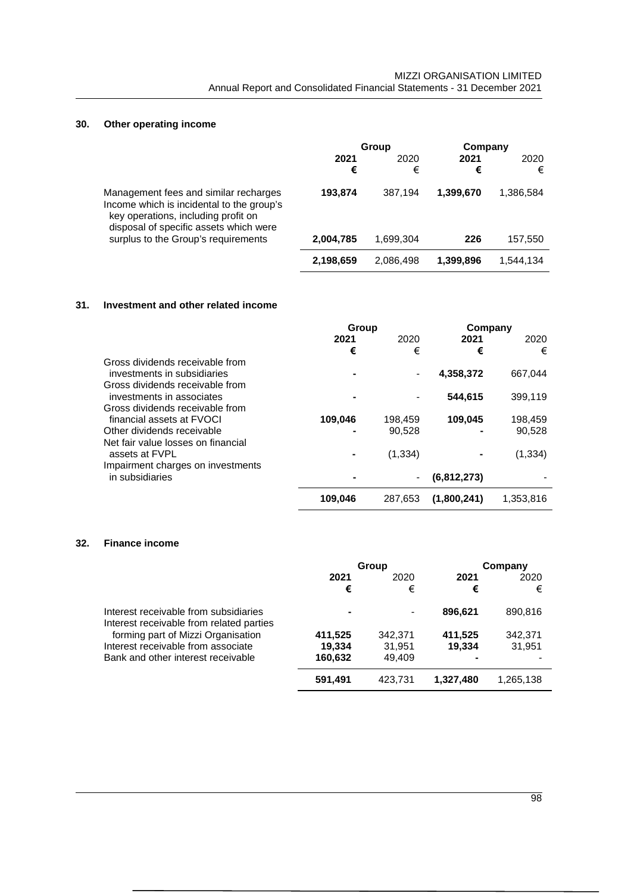## 30. Other operating income

| | Group | | Company | |
|---|---|---|---|---|
| | **2021** | 2020 | **2021** | 2020 |
| | **€** | € | **€** | € |
| Management fees and similar recharges | **193,874** | 387,194 | **1,399,670** | 1,386,584 |
| Income which is incidental to the group's key operations, including profit on disposal of specific assets which were surplus to the Group's requirements | **2,004,785** | 1,699,304 | **226** | 157,550 |
| | **2,198,659** | 2,086,498 | **1,399,896** | 1,544,134 |

## 31. Investment and other related income

| | Group | | Company | |
|---|---|---|---|---|
| | **2021** | 2020 | **2021** | 2020 |
| | **€** | € | **€** | € |
| Gross dividends receivable from investments in subsidiaries | **-** | - | **4,358,372** | 667,044 |
| Gross dividends receivable from investments in associates | **-** | - | **544,615** | 399,119 |
| Gross dividends receivable from financial assets at FVOCI | **109,046** | 198,459 | **109,045** | 198,459 |
| Other dividends receivable | **-** | 90,528 | **-** | 90,528 |
| Net fair value losses on financial assets at FVPL | **-** | (1,334) | **-** | (1,334) |
| Impairment charges on investments in subsidiaries | **-** | - | **(6,812,273)** | - |
| | **109,046** | 287,653 | **(1,800,241)** | 1,353,816 |

## 32. Finance income

| | Group | | Company | |
|---|---|---|---|---|
| | **2021** | 2020 | **2021** | 2020 |
| | **€** | € | **€** | € |
| Interest receivable from subsidiaries | **-** | - | **896,621** | 890,816 |
| Interest receivable from related parties forming part of Mizzi Organisation | **411,525** | 342,371 | **411,525** | 342,371 |
| Interest receivable from associate | **19,334** | 31,951 | **19,334** | 31,951 |
| Bank and other interest receivable | **160,632** | 49,409 | **-** | - |
| | **591,491** | 423,731 | **1,327,480** | 1,265,138 |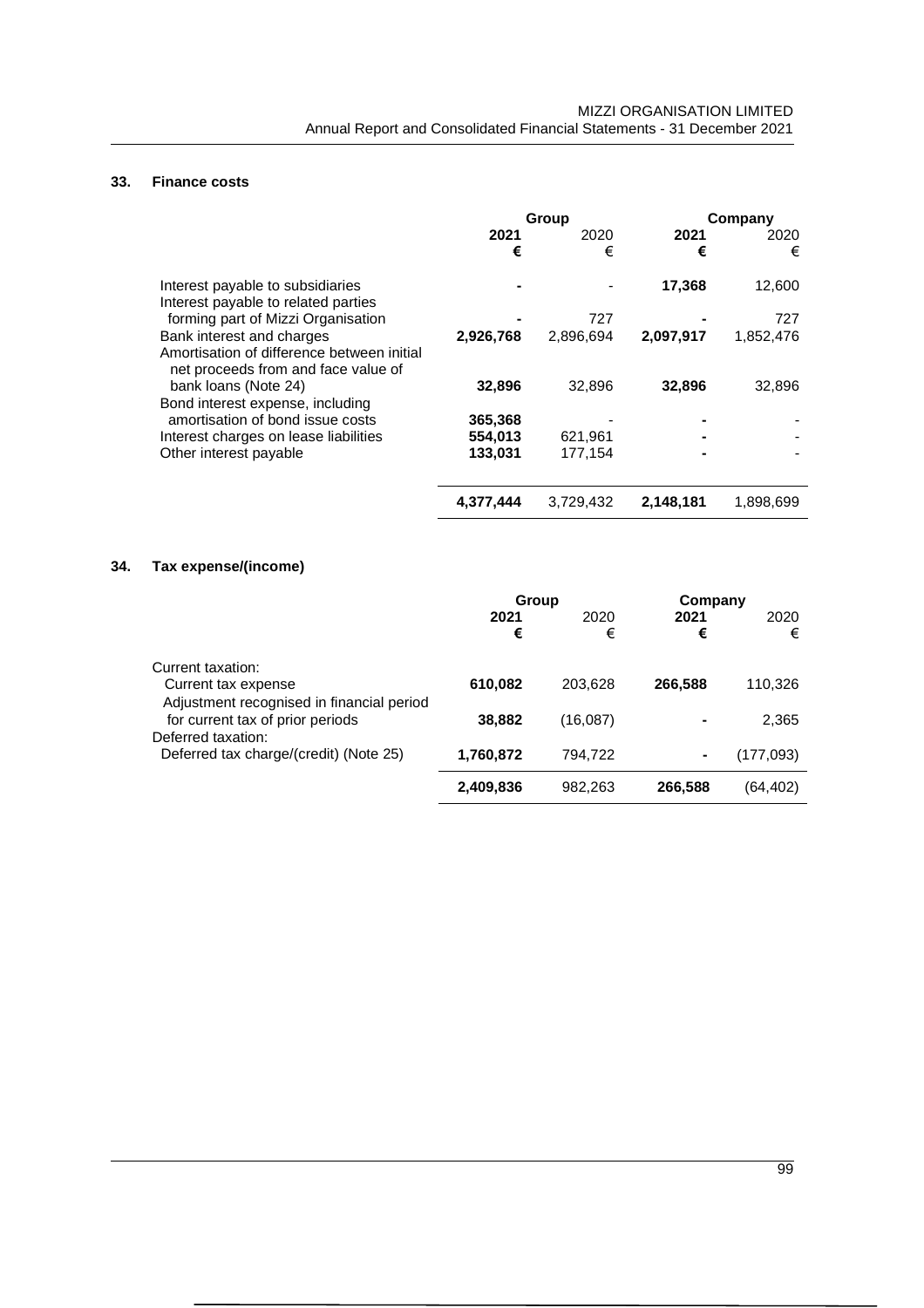## 33. Finance costs

| | Group | | Company | |
|---|---|---|---|---|
| | **2021** | 2020 | **2021** | 2020 |
| | **€** | € | **€** | € |
| Interest payable to subsidiaries | **-** | - | **17,368** | 12,600 |
| Interest payable to related parties forming part of Mizzi Organisation | **-** | 727 | **-** | 727 |
| Bank interest and charges | **2,926,768** | 2,896,694 | **2,097,917** | 1,852,476 |
| Amortisation of difference between initial net proceeds from and face value of bank loans (Note 24) | **32,896** | 32,896 | **32,896** | 32,896 |
| Bond interest expense, including amortisation of bond issue costs | **365,368** | - | **-** | - |
| Interest charges on lease liabilities | **554,013** | 621,961 | **-** | - |
| Other interest payable | **133,031** | 177,154 | **-** | - |
| | **4,377,444** | 3,729,432 | **2,148,181** | 1,898,699 |

## 34. Tax expense/(income)

| | Group | | Company | |
|---|---|---|---|---|
| | **2021** | 2020 | **2021** | 2020 |
| | **€** | € | **€** | € |
| Current taxation: | | | | |
| Current tax expense | **610,082** | 203,628 | **266,588** | 110,326 |
| Adjustment recognised in financial period for current tax of prior periods | **38,882** | (16,087) | **-** | 2,365 |
| Deferred taxation: | | | | |
| Deferred tax charge/(credit) (Note 25) | **1,760,872** | 794,722 | **-** | (177,093) |
| | **2,409,836** | 982,263 | **266,588** | (64,402) |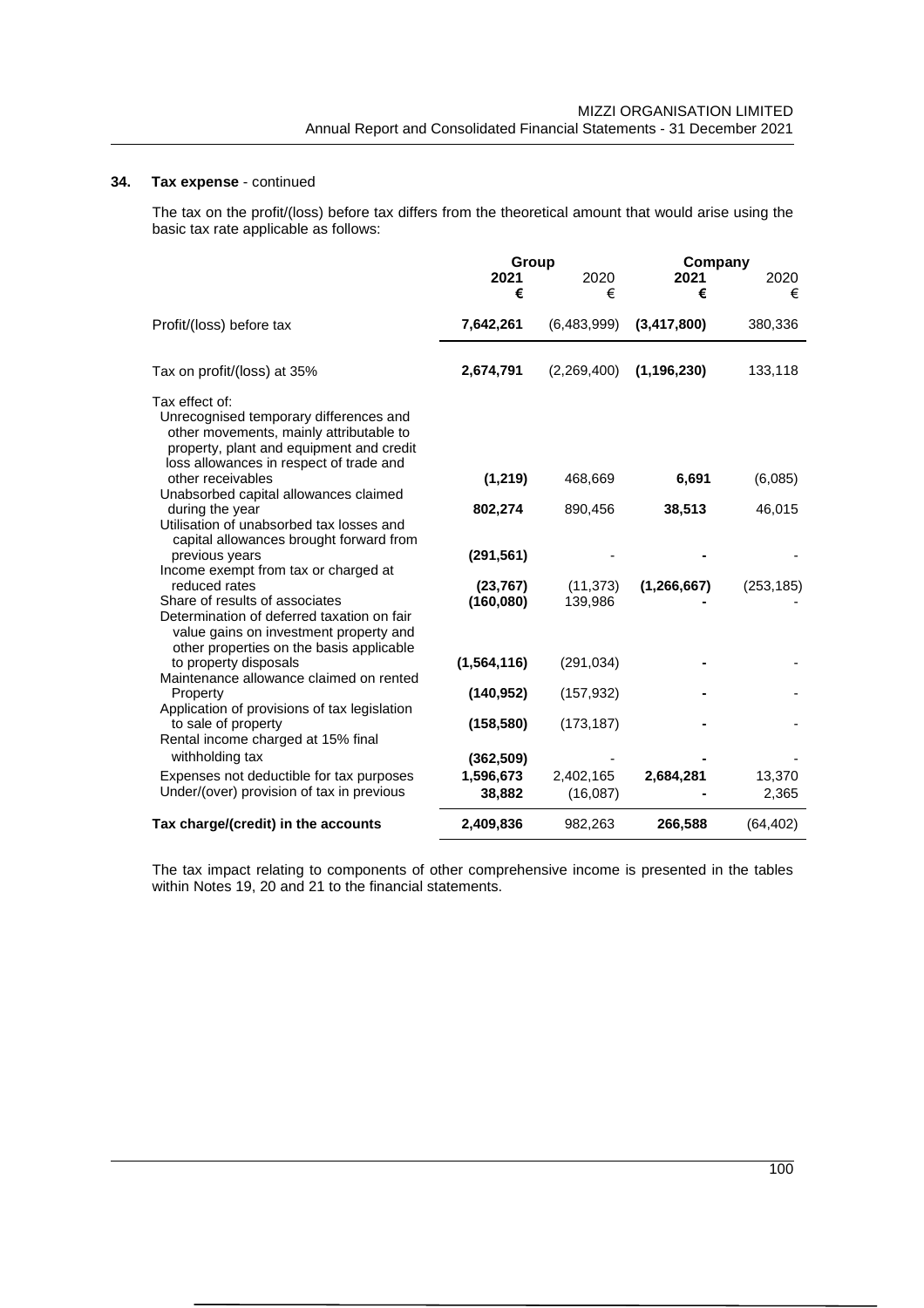## 34. Tax expense - continued

The tax on the profit/(loss) before tax differs from the theoretical amount that would arise using the basic tax rate applicable as follows:

| | Group | | Company | |
|---|---|---|---|---|
| | **2021** | 2020 | **2021** | 2020 |
| | **€** | € | **€** | € |
| Profit/(loss) before tax | **7,642,261** | (6,483,999) | **(3,417,800)** | 380,336 |
| Tax on profit/(loss) at 35% | **2,674,791** | (2,269,400) | **(1,196,230)** | 133,118 |
| Tax effect of: | | | | |
| Unrecognised temporary differences and other movements, mainly attributable to property, plant and equipment and credit loss allowances in respect of trade and other receivables | **(1,219)** | 468,669 | **6,691** | (6,085) |
| Unabsorbed capital allowances claimed during the year | **802,274** | 890,456 | **38,513** | 46,015 |
| Utilisation of unabsorbed tax losses and capital allowances brought forward from previous years | **(291,561)** | - | **-** | - |
| Income exempt from tax or charged at reduced rates | **(23,767)** | (11,373) | **(1,266,667)** | (253,185) |
| Share of results of associates | **(160,080)** | 139,986 | **-** | - |
| Determination of deferred taxation on fair value gains on investment property and other properties on the basis applicable to property disposals | **(1,564,116)** | (291,034) | **-** | - |
| Maintenance allowance claimed on rented Property | **(140,952)** | (157,932) | **-** | - |
| Application of provisions of tax legislation to sale of property | **(158,580)** | (173,187) | **-** | - |
| Rental income charged at 15% final withholding tax | **(362,509)** | - | **-** | - |
| Expenses not deductible for tax purposes | **1,596,673** | 2,402,165 | **2,684,281** | 13,370 |
| Under/(over) provision of tax in previous | **38,882** | (16,087) | **-** | 2,365 |
| **Tax charge/(credit) in the accounts** | **2,409,836** | 982,263 | **266,588** | (64,402) |

The tax impact relating to components of other comprehensive income is presented in the tables within Notes 19, 20 and 21 to the financial statements.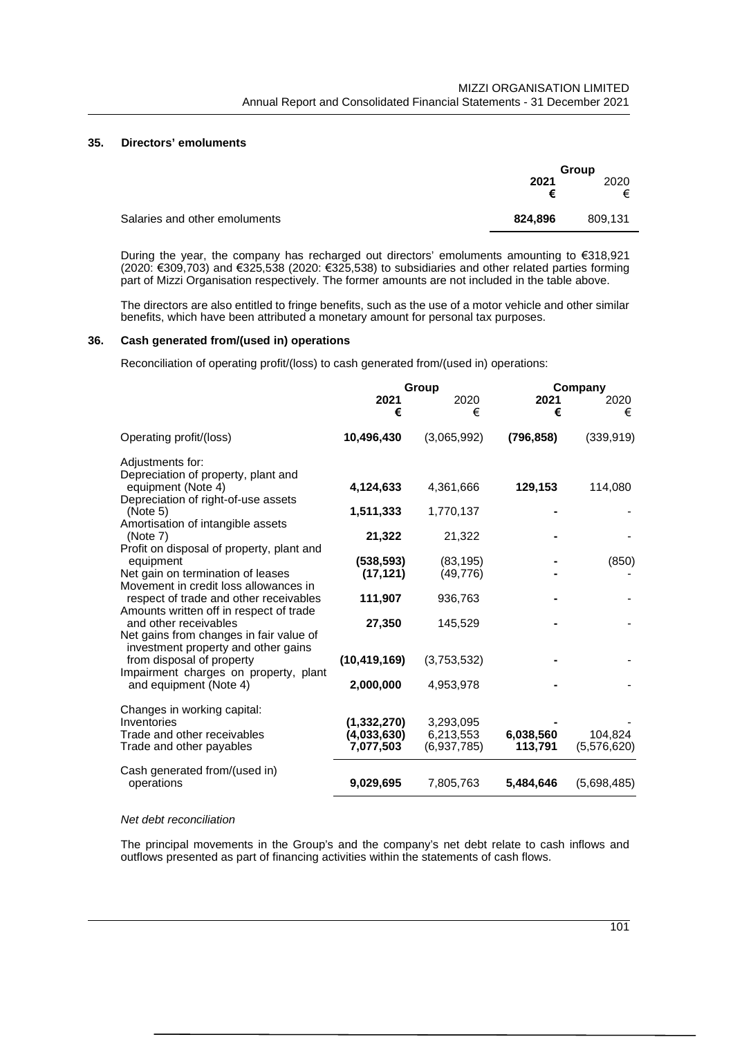## 35. Directors' emoluments

| | Group | |
|---|---|---|
| | **2021** | 2020 |
| | **€** | € |
| Salaries and other emoluments | **824,896** | 809,131 |

During the year, the company has recharged out directors' emoluments amounting to €318,921 (2020: €309,703) and €325,538 (2020: €325,538) to subsidiaries and other related parties forming part of Mizzi Organisation respectively. The former amounts are not included in the table above.

The directors are also entitled to fringe benefits, such as the use of a motor vehicle and other similar benefits, which have been attributed a monetary amount for personal tax purposes.

## 36. Cash generated from/(used in) operations

Reconciliation of operating profit/(loss) to cash generated from/(used in) operations:

| | Group | | Company | |
|---|---|---|---|---|
| | **2021** | 2020 | **2021** | 2020 |
| | **€** | € | **€** | € |
| Operating profit/(loss) | **10,496,430** | (3,065,992) | **(796,858)** | (339,919) |
| Adjustments for: | | | | |
| Depreciation of property, plant and equipment (Note 4) | **4,124,633** | 4,361,666 | **129,153** | 114,080 |
| Depreciation of right-of-use assets (Note 5) | **1,511,333** | 1,770,137 | **-** | - |
| Amortisation of intangible assets (Note 7) | **21,322** | 21,322 | **-** | - |
| Profit on disposal of property, plant and equipment | **(538,593)** | (83,195) | **-** | (850) |
| Net gain on termination of leases | **(17,121)** | (49,776) | **-** | - |
| Movement in credit loss allowances in respect of trade and other receivables | **111,907** | 936,763 | **-** | - |
| Amounts written off in respect of trade and other receivables | **27,350** | 145,529 | **-** | - |
| Net gains from changes in fair value of investment property and other gains from disposal of property | **(10,419,169)** | (3,753,532) | **-** | - |
| Impairment charges on property, plant and equipment (Note 4) | **2,000,000** | 4,953,978 | **-** | - |
| Changes in working capital: | | | | |
| Inventories | **(1,332,270)** | 3,293,095 | **-** | - |
| Trade and other receivables | **(4,033,630)** | 6,213,553 | **6,038,560** | 104,824 |
| Trade and other payables | **7,077,503** | (6,937,785) | **113,791** | (5,576,620) |
| Cash generated from/(used in) operations | **9,029,695** | 7,805,763 | **5,484,646** | (5,698,485) |

*Net debt reconciliation*

The principal movements in the Group's and the company's net debt relate to cash inflows and outflows presented as part of financing activities within the statements of cash flows.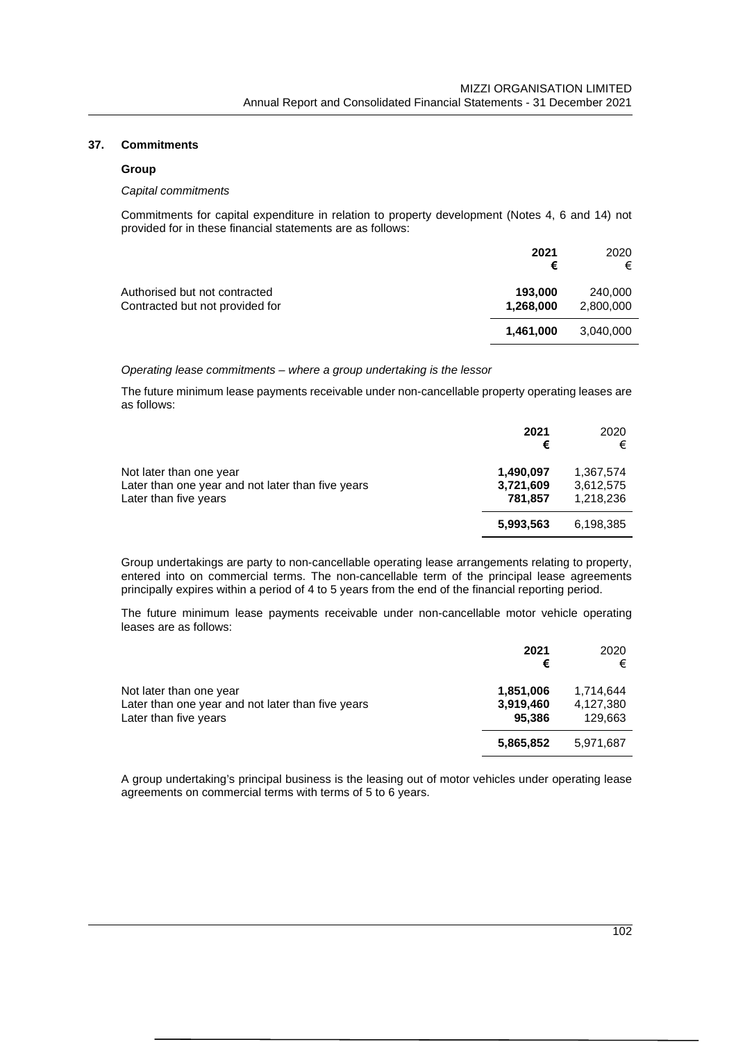## 37. Commitments

### Group

*Capital commitments*

Commitments for capital expenditure in relation to property development (Notes 4, 6 and 14) not provided for in these financial statements are as follows:

| | **2021** | 2020 |
|---|---|---|
| | **€** | € |
| Authorised but not contracted | **193,000** | 240,000 |
| Contracted but not provided for | **1,268,000** | 2,800,000 |
| | **1,461,000** | 3,040,000 |

*Operating lease commitments – where a group undertaking is the lessor*

The future minimum lease payments receivable under non-cancellable property operating leases are as follows:

| | **2021** | 2020 |
|---|---|---|
| | **€** | € |
| Not later than one year | **1,490,097** | 1,367,574 |
| Later than one year and not later than five years | **3,721,609** | 3,612,575 |
| Later than five years | **781,857** | 1,218,236 |
| | **5,993,563** | 6,198,385 |

Group undertakings are party to non-cancellable operating lease arrangements relating to property, entered into on commercial terms. The non-cancellable term of the principal lease agreements principally expires within a period of 4 to 5 years from the end of the financial reporting period.

The future minimum lease payments receivable under non-cancellable motor vehicle operating leases are as follows:

| | **2021** | 2020 |
|---|---|---|
| | **€** | € |
| Not later than one year | **1,851,006** | 1,714,644 |
| Later than one year and not later than five years | **3,919,460** | 4,127,380 |
| Later than five years | **95,386** | 129,663 |
| | **5,865,852** | 5,971,687 |

A group undertaking's principal business is the leasing out of motor vehicles under operating lease agreements on commercial terms with terms of 5 to 6 years.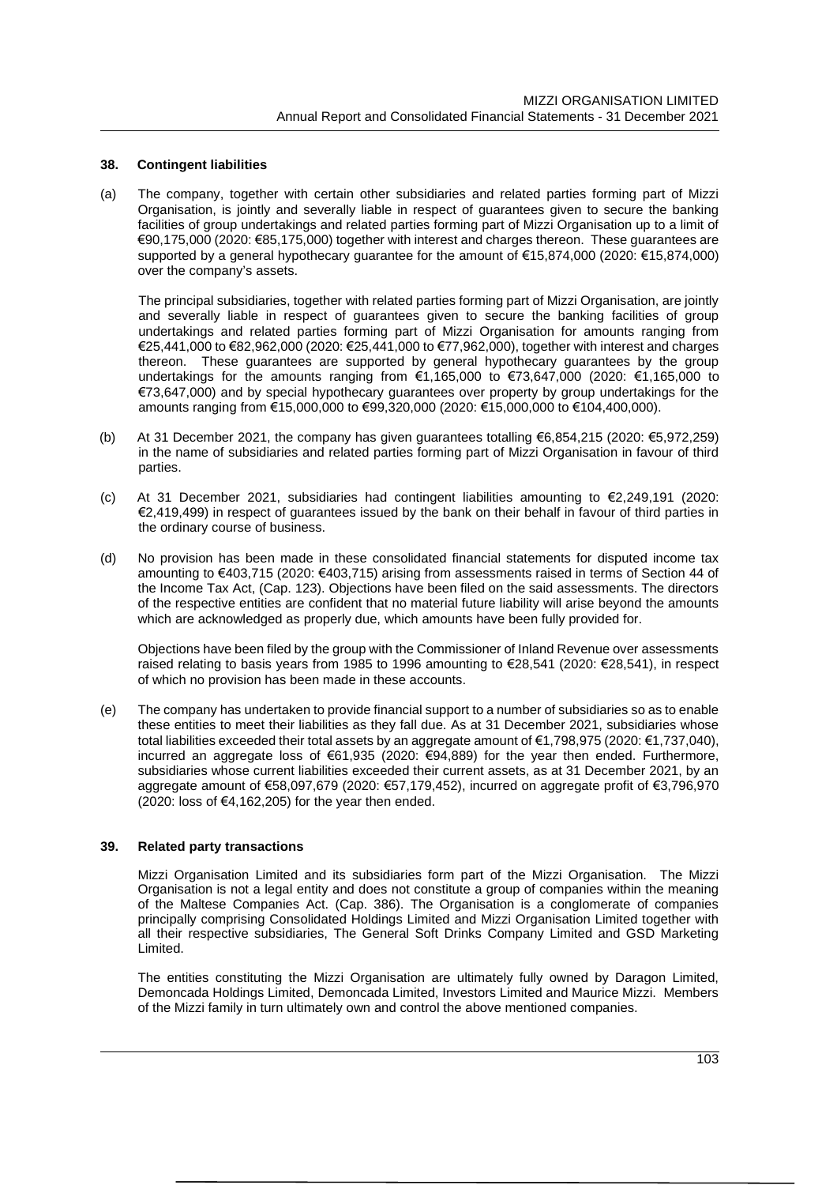## 38. Contingent liabilities

(a) The company, together with certain other subsidiaries and related parties forming part of Mizzi Organisation, is jointly and severally liable in respect of guarantees given to secure the banking facilities of group undertakings and related parties forming part of Mizzi Organisation up to a limit of €90,175,000 (2020: €85,175,000) together with interest and charges thereon. These guarantees are supported by a general hypothecary guarantee for the amount of €15,874,000 (2020: €15,874,000) over the company's assets.

The principal subsidiaries, together with related parties forming part of Mizzi Organisation, are jointly and severally liable in respect of guarantees given to secure the banking facilities of group undertakings and related parties forming part of Mizzi Organisation for amounts ranging from €25,441,000 to €82,962,000 (2020: €25,441,000 to €77,962,000), together with interest and charges thereon. These guarantees are supported by general hypothecary guarantees by the group undertakings for the amounts ranging from €1,165,000 to €73,647,000 (2020: €1,165,000 to €73,647,000) and by special hypothecary guarantees over property by group undertakings for the amounts ranging from €15,000,000 to €99,320,000 (2020: €15,000,000 to €104,400,000).

(b) At 31 December 2021, the company has given guarantees totalling €6,854,215 (2020: €5,972,259) in the name of subsidiaries and related parties forming part of Mizzi Organisation in favour of third parties.

(c) At 31 December 2021, subsidiaries had contingent liabilities amounting to €2,249,191 (2020: €2,419,499) in respect of guarantees issued by the bank on their behalf in favour of third parties in the ordinary course of business.

(d) No provision has been made in these consolidated financial statements for disputed income tax amounting to €403,715 (2020: €403,715) arising from assessments raised in terms of Section 44 of the Income Tax Act, (Cap. 123). Objections have been filed on the said assessments. The directors of the respective entities are confident that no material future liability will arise beyond the amounts which are acknowledged as properly due, which amounts have been fully provided for.

Objections have been filed by the group with the Commissioner of Inland Revenue over assessments raised relating to basis years from 1985 to 1996 amounting to €28,541 (2020: €28,541), in respect of which no provision has been made in these accounts.

(e) The company has undertaken to provide financial support to a number of subsidiaries so as to enable these entities to meet their liabilities as they fall due. As at 31 December 2021, subsidiaries whose total liabilities exceeded their total assets by an aggregate amount of €1,798,975 (2020: €1,737,040), incurred an aggregate loss of €61,935 (2020: €94,889) for the year then ended. Furthermore, subsidiaries whose current liabilities exceeded their current assets, as at 31 December 2021, by an aggregate amount of €58,097,679 (2020: €57,179,452), incurred on aggregate profit of €3,796,970 (2020: loss of €4,162,205) for the year then ended.

## 39. Related party transactions

Mizzi Organisation Limited and its subsidiaries form part of the Mizzi Organisation. The Mizzi Organisation is not a legal entity and does not constitute a group of companies within the meaning of the Maltese Companies Act. (Cap. 386). The Organisation is a conglomerate of companies principally comprising Consolidated Holdings Limited and Mizzi Organisation Limited together with all their respective subsidiaries, The General Soft Drinks Company Limited and GSD Marketing Limited.

The entities constituting the Mizzi Organisation are ultimately fully owned by Daragon Limited, Demoncada Holdings Limited, Demoncada Limited, Investors Limited and Maurice Mizzi. Members of the Mizzi family in turn ultimately own and control the above mentioned companies.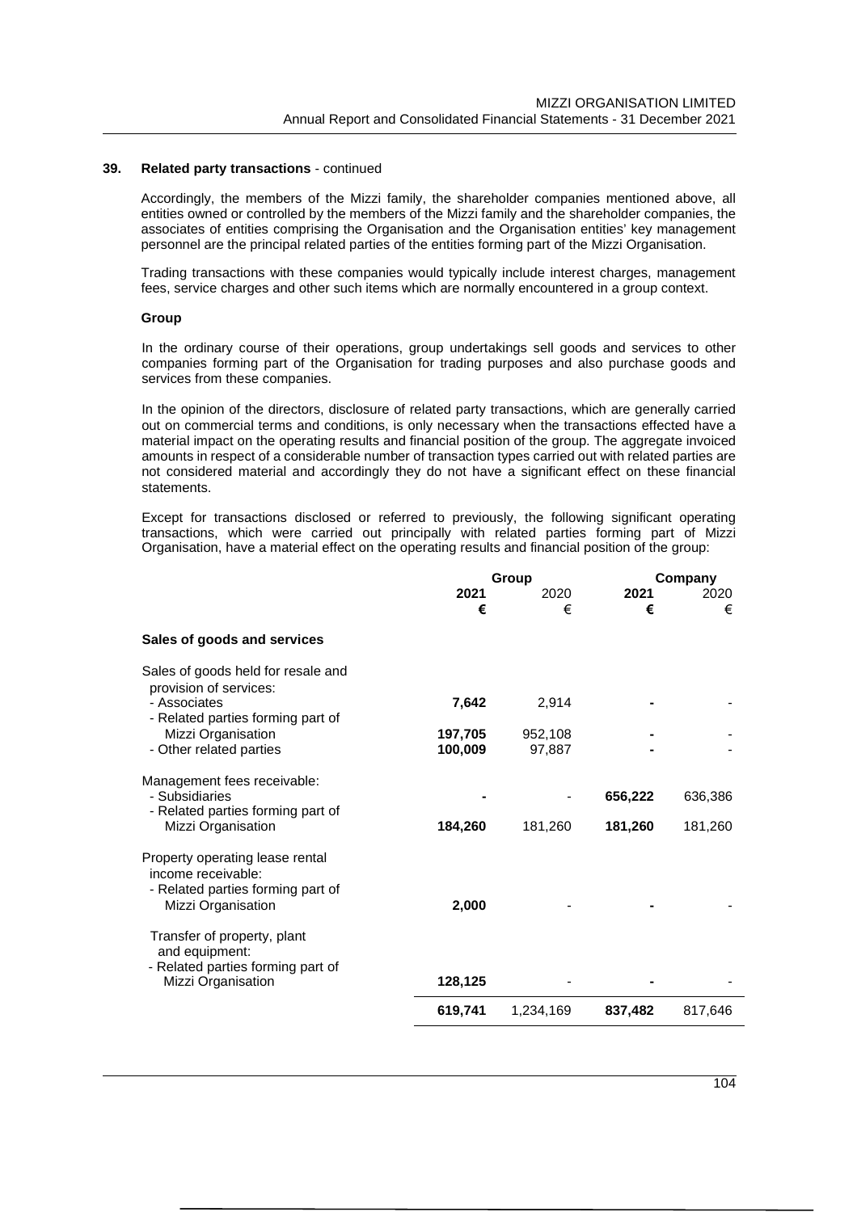### 39. Related party transactions - continued

Accordingly, the members of the Mizzi family, the shareholder companies mentioned above, all entities owned or controlled by the members of the Mizzi family and the shareholder companies, the associates of entities comprising the Organisation and the Organisation entities' key management personnel are the principal related parties of the entities forming part of the Mizzi Organisation.

Trading transactions with these companies would typically include interest charges, management fees, service charges and other such items which are normally encountered in a group context.

#### Group

In the ordinary course of their operations, group undertakings sell goods and services to other companies forming part of the Organisation for trading purposes and also purchase goods and services from these companies.

In the opinion of the directors, disclosure of related party transactions, which are generally carried out on commercial terms and conditions, is only necessary when the transactions effected have a material impact on the operating results and financial position of the group. The aggregate invoiced amounts in respect of a considerable number of transaction types carried out with related parties are not considered material and accordingly they do not have a significant effect on these financial statements.

Except for transactions disclosed or referred to previously, the following significant operating transactions, which were carried out principally with related parties forming part of Mizzi Organisation, have a material effect on the operating results and financial position of the group:

| | Group | | Company | |
|---|---|---|---|---|
| | **2021** | 2020 | **2021** | 2020 |
| | **€** | € | **€** | € |
| **Sales of goods and services** | | | | |
| Sales of goods held for resale and provision of services: | | | | |
| - Associates | **7,642** | 2,914 | **-** | - |
| - Related parties forming part of Mizzi Organisation | **197,705** | 952,108 | **-** | - |
| - Other related parties | **100,009** | 97,887 | **-** | - |
| Management fees receivable: | | | | |
| - Subsidiaries | **-** | - | **656,222** | 636,386 |
| - Related parties forming part of Mizzi Organisation | **184,260** | 181,260 | **181,260** | 181,260 |
| Property operating lease rental income receivable: | | | | |
| - Related parties forming part of Mizzi Organisation | **2,000** | - | **-** | - |
| Transfer of property, plant and equipment: | | | | |
| - Related parties forming part of Mizzi Organisation | **128,125** | - | **-** | - |
| | **619,741** | 1,234,169 | **837,482** | 817,646 |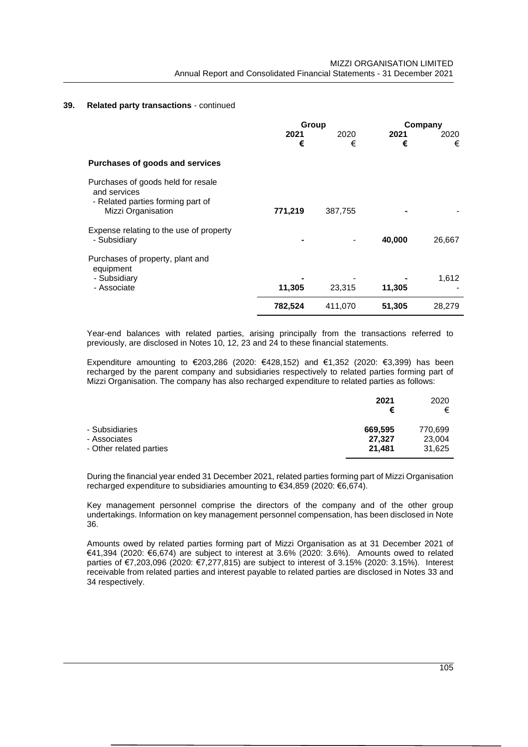## 39. Related party transactions - continued

| | Group | | Company | |
|---|---|---|---|---|
| | **2021** | 2020 | **2021** | 2020 |
| | **€** | € | **€** | € |
| **Purchases of goods and services** | | | | |
| Purchases of goods held for resale and services | | | | |
| - Related parties forming part of Mizzi Organisation | **771,219** | 387,755 | **-** | - |
| Expense relating to the use of property | | | | |
| - Subsidiary | **-** | - | **40,000** | 26,667 |
| Purchases of property, plant and equipment | | | | |
| - Subsidiary | **-** | - | **-** | 1,612 |
| - Associate | **11,305** | 23,315 | **11,305** | - |
| | **782,524** | 411,070 | **51,305** | 28,279 |

Year-end balances with related parties, arising principally from the transactions referred to previously, are disclosed in Notes 10, 12, 23 and 24 to these financial statements.

Expenditure amounting to €203,286 (2020: €428,152) and €1,352 (2020: €3,399) has been recharged by the parent company and subsidiaries respectively to related parties forming part of Mizzi Organisation. The company has also recharged expenditure to related parties as follows:

| | **2021** | 2020 |
|---|---|---|
| | **€** | € |
| - Subsidiaries | **669,595** | 770,699 |
| - Associates | **27,327** | 23,004 |
| - Other related parties | **21,481** | 31,625 |

During the financial year ended 31 December 2021, related parties forming part of Mizzi Organisation recharged expenditure to subsidiaries amounting to €34,859 (2020: €6,674).

Key management personnel comprise the directors of the company and of the other group undertakings. Information on key management personnel compensation, has been disclosed in Note 36.

Amounts owed by related parties forming part of Mizzi Organisation as at 31 December 2021 of €41,394 (2020: €6,674) are subject to interest at 3.6% (2020: 3.6%). Amounts owed to related parties of €7,203,096 (2020: €7,277,815) are subject to interest of 3.15% (2020: 3.15%). Interest receivable from related parties and interest payable to related parties are disclosed in Notes 33 and 34 respectively.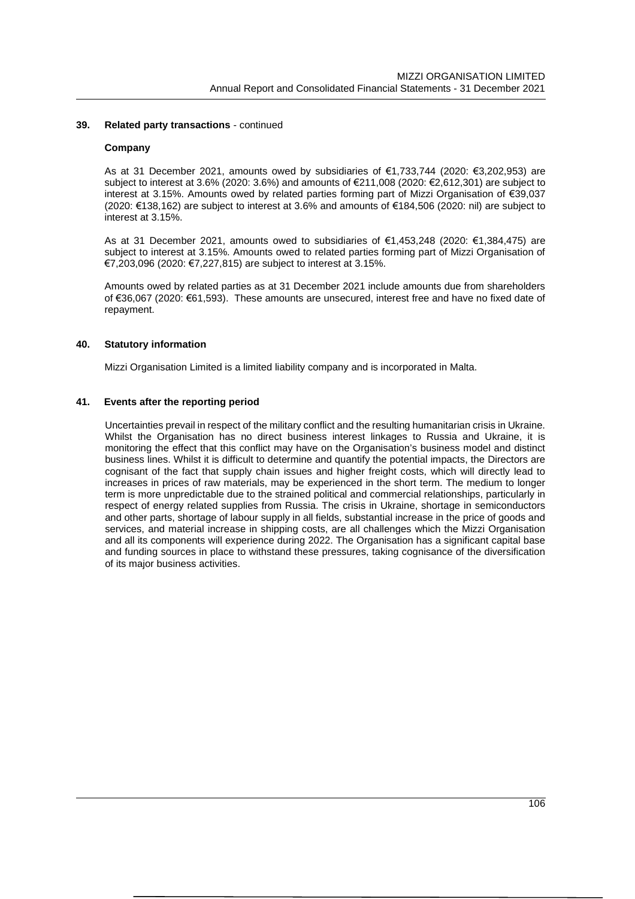## 39. Related party transactions - continued

### Company

As at 31 December 2021, amounts owed by subsidiaries of €1,733,744 (2020: €3,202,953) are subject to interest at 3.6% (2020: 3.6%) and amounts of €211,008 (2020: €2,612,301) are subject to interest at 3.15%. Amounts owed by related parties forming part of Mizzi Organisation of €39,037 (2020: €138,162) are subject to interest at 3.6% and amounts of €184,506 (2020: nil) are subject to interest at 3.15%.

As at 31 December 2021, amounts owed to subsidiaries of €1,453,248 (2020: €1,384,475) are subject to interest at 3.15%. Amounts owed to related parties forming part of Mizzi Organisation of €7,203,096 (2020: €7,227,815) are subject to interest at 3.15%.

Amounts owed by related parties as at 31 December 2021 include amounts due from shareholders of €36,067 (2020: €61,593). These amounts are unsecured, interest free and have no fixed date of repayment.

## 40. Statutory information

Mizzi Organisation Limited is a limited liability company and is incorporated in Malta.

## 41. Events after the reporting period

Uncertainties prevail in respect of the military conflict and the resulting humanitarian crisis in Ukraine. Whilst the Organisation has no direct business interest linkages to Russia and Ukraine, it is monitoring the effect that this conflict may have on the Organisation's business model and distinct business lines. Whilst it is difficult to determine and quantify the potential impacts, the Directors are cognisant of the fact that supply chain issues and higher freight costs, which will directly lead to increases in prices of raw materials, may be experienced in the short term. The medium to longer term is more unpredictable due to the strained political and commercial relationships, particularly in respect of energy related supplies from Russia. The crisis in Ukraine, shortage in semiconductors and other parts, shortage of labour supply in all fields, substantial increase in the price of goods and services, and material increase in shipping costs, are all challenges which the Mizzi Organisation and all its components will experience during 2022. The Organisation has a significant capital base and funding sources in place to withstand these pressures, taking cognisance of the diversification of its major business activities.